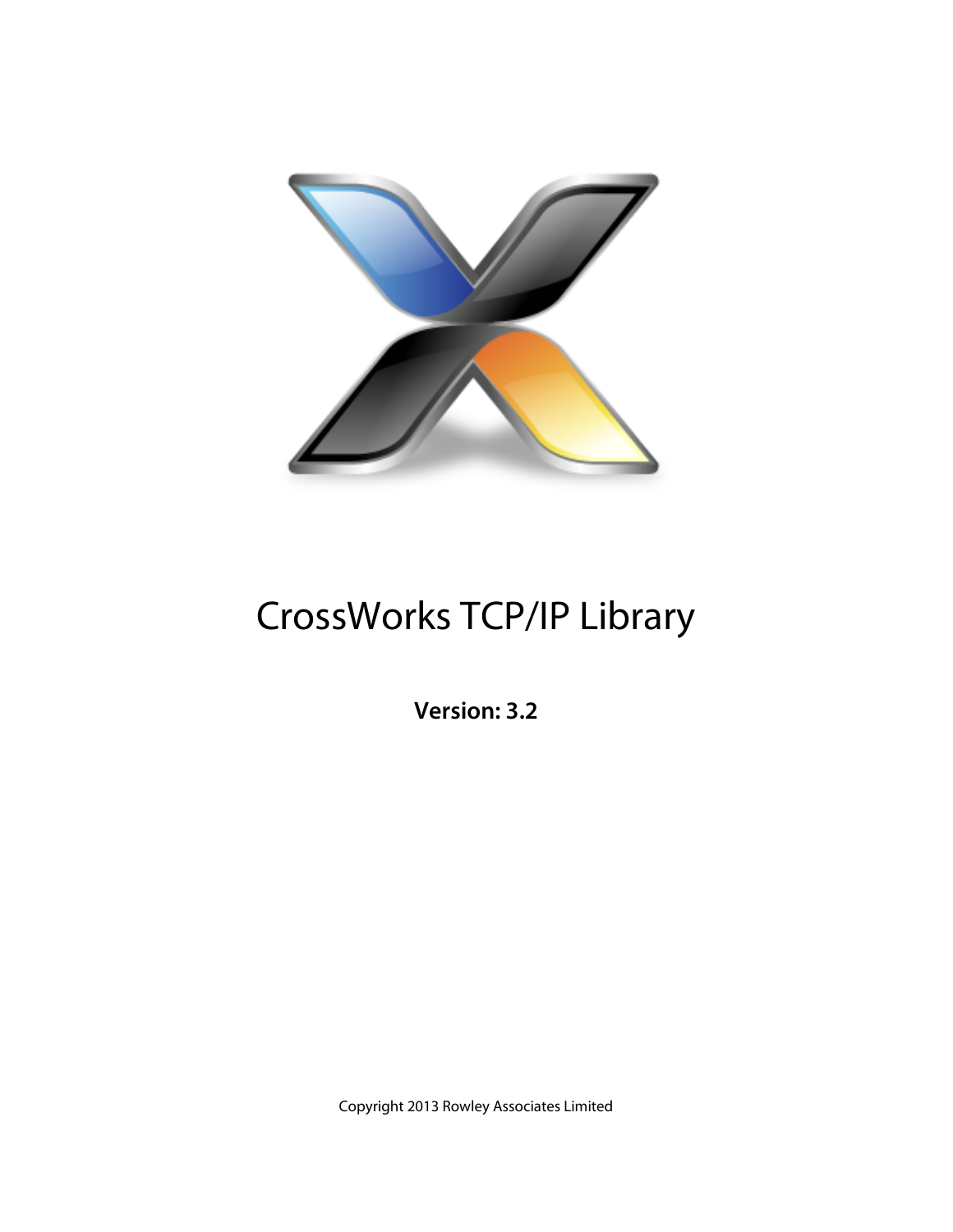# CrossWorks TCP/IP Library

**Version: 3.2**

Copyright 2013 Rowley Associates Limited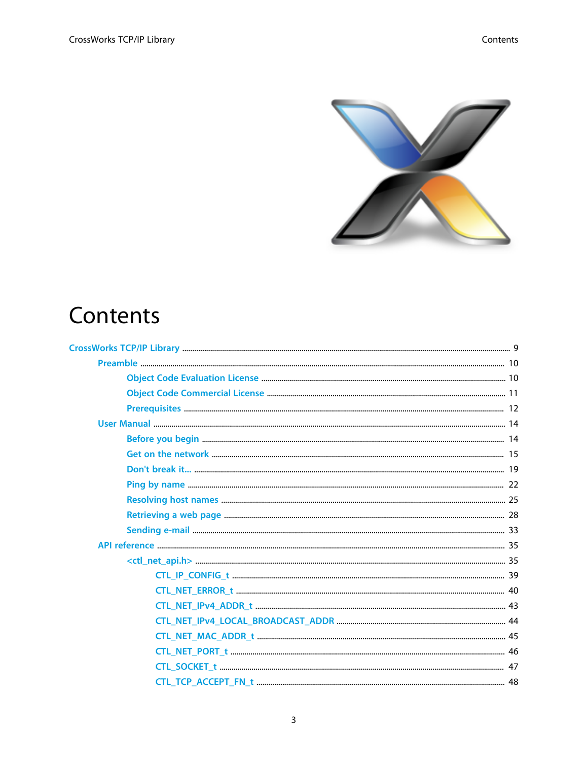# Contents

- CrossWorks TCP/IP Library ..... 9
  - Preamble ..... 10
    - Object Code Evaluation License ..... 10
    - Object Code Commercial License ..... 11
    - Prerequisites ..... 12
  - User Manual ..... 14
    - Before you begin ..... 14
    - Get on the network ..... 15
    - Don't break it... ..... 19
    - Ping by name ..... 22
    - Resolving host names ..... 25
    - Retrieving a web page ..... 28
    - Sending e-mail ..... 33
  - API reference ..... 35
    - <ctl_net_api.h> ..... 35
      - CTL_IP_CONFIG_t ..... 39
      - CTL_NET_ERROR_t ..... 40
      - CTL_NET_IPv4_ADDR_t ..... 43
      - CTL_NET_IPv4_LOCAL_BROADCAST_ADDR ..... 44
      - CTL_NET_MAC_ADDR_t ..... 45
      - CTL_NET_PORT_t ..... 46
      - CTL_SOCKET_t ..... 47
      - CTL_TCP_ACCEPT_FN_t ..... 48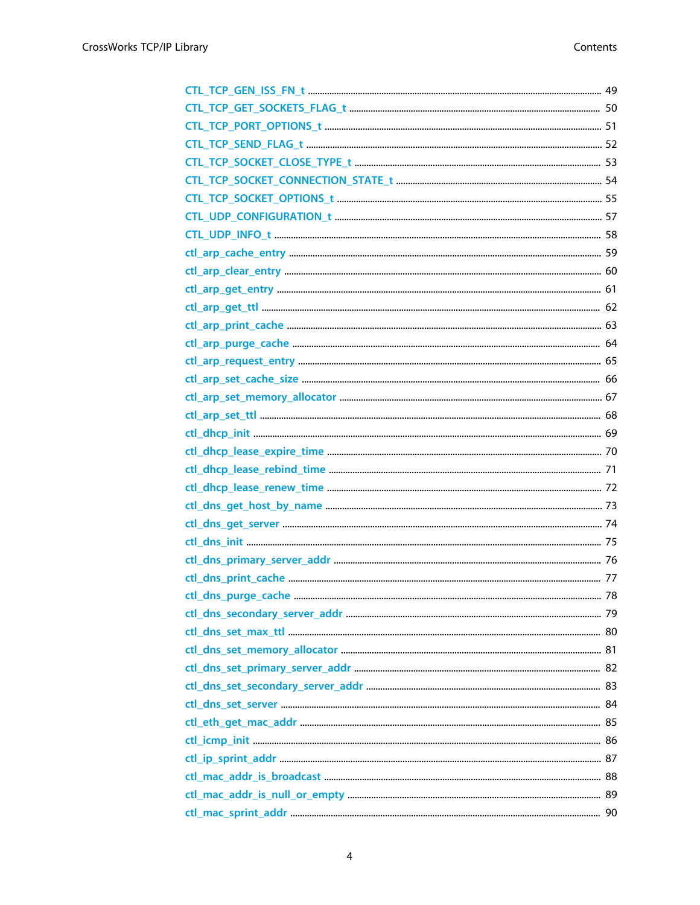CTL_TCP_GEN_ISS_FN_t ..... 49
CTL_TCP_GET_SOCKETS_FLAG_t ..... 50
CTL_TCP_PORT_OPTIONS_t ..... 51
CTL_TCP_SEND_FLAG_t ..... 52
CTL_TCP_SOCKET_CLOSE_TYPE_t ..... 53
CTL_TCP_SOCKET_CONNECTION_STATE_t ..... 54
CTL_TCP_SOCKET_OPTIONS_t ..... 55
CTL_UDP_CONFIGURATION_t ..... 57
CTL_UDP_INFO_t ..... 58
ctl_arp_cache_entry ..... 59
ctl_arp_clear_entry ..... 60
ctl_arp_get_entry ..... 61
ctl_arp_get_ttl ..... 62
ctl_arp_print_cache ..... 63
ctl_arp_purge_cache ..... 64
ctl_arp_request_entry ..... 65
ctl_arp_set_cache_size ..... 66
ctl_arp_set_memory_allocator ..... 67
ctl_arp_set_ttl ..... 68
ctl_dhcp_init ..... 69
ctl_dhcp_lease_expire_time ..... 70
ctl_dhcp_lease_rebind_time ..... 71
ctl_dhcp_lease_renew_time ..... 72
ctl_dns_get_host_by_name ..... 73
ctl_dns_get_server ..... 74
ctl_dns_init ..... 75
ctl_dns_primary_server_addr ..... 76
ctl_dns_print_cache ..... 77
ctl_dns_purge_cache ..... 78
ctl_dns_secondary_server_addr ..... 79
ctl_dns_set_max_ttl ..... 80
ctl_dns_set_memory_allocator ..... 81
ctl_dns_set_primary_server_addr ..... 82
ctl_dns_set_secondary_server_addr ..... 83
ctl_dns_set_server ..... 84
ctl_eth_get_mac_addr ..... 85
ctl_icmp_init ..... 86
ctl_ip_sprint_addr ..... 87
ctl_mac_addr_is_broadcast ..... 88
ctl_mac_addr_is_null_or_empty ..... 89
ctl_mac_sprint_addr ..... 90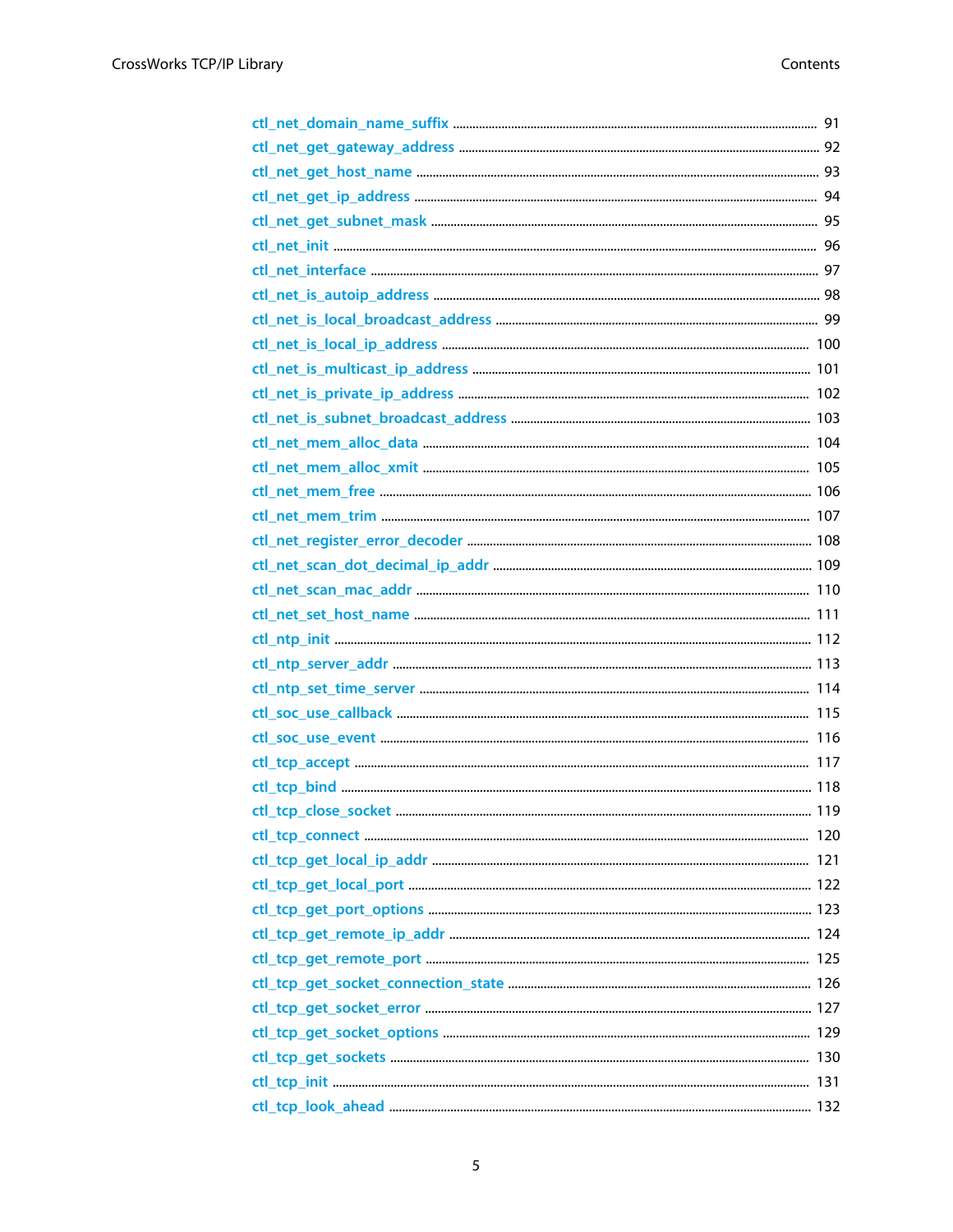ctl_net_domain_name_suffix ........ 91
ctl_net_get_gateway_address ........ 92
ctl_net_get_host_name ........ 93
ctl_net_get_ip_address ........ 94
ctl_net_get_subnet_mask ........ 95
ctl_net_init ........ 96
ctl_net_interface ........ 97
ctl_net_is_autoip_address ........ 98
ctl_net_is_local_broadcast_address ........ 99
ctl_net_is_local_ip_address ........ 100
ctl_net_is_multicast_ip_address ........ 101
ctl_net_is_private_ip_address ........ 102
ctl_net_is_subnet_broadcast_address ........ 103
ctl_net_mem_alloc_data ........ 104
ctl_net_mem_alloc_xmit ........ 105
ctl_net_mem_free ........ 106
ctl_net_mem_trim ........ 107
ctl_net_register_error_decoder ........ 108
ctl_net_scan_dot_decimal_ip_addr ........ 109
ctl_net_scan_mac_addr ........ 110
ctl_net_set_host_name ........ 111
ctl_ntp_init ........ 112
ctl_ntp_server_addr ........ 113
ctl_ntp_set_time_server ........ 114
ctl_soc_use_callback ........ 115
ctl_soc_use_event ........ 116
ctl_tcp_accept ........ 117
ctl_tcp_bind ........ 118
ctl_tcp_close_socket ........ 119
ctl_tcp_connect ........ 120
ctl_tcp_get_local_ip_addr ........ 121
ctl_tcp_get_local_port ........ 122
ctl_tcp_get_port_options ........ 123
ctl_tcp_get_remote_ip_addr ........ 124
ctl_tcp_get_remote_port ........ 125
ctl_tcp_get_socket_connection_state ........ 126
ctl_tcp_get_socket_error ........ 127
ctl_tcp_get_socket_options ........ 129
ctl_tcp_get_sockets ........ 130
ctl_tcp_init ........ 131
ctl_tcp_look_ahead ........ 132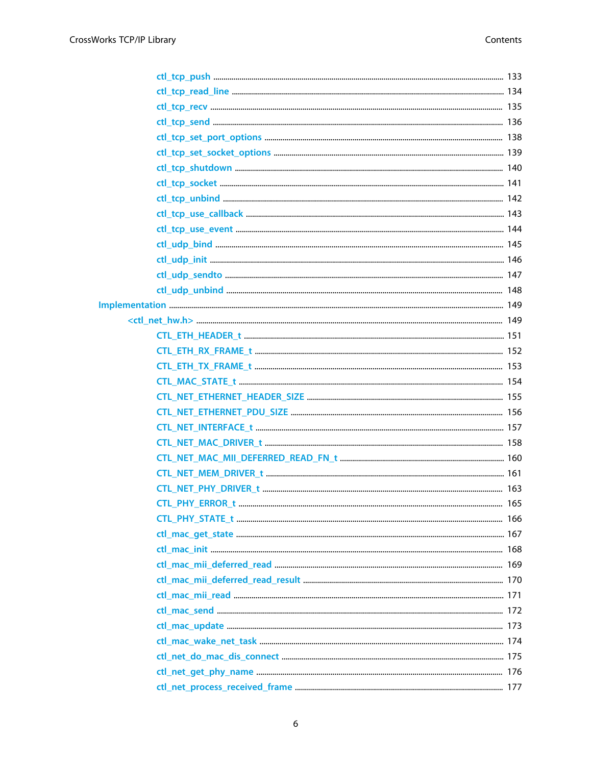ctl_tcp_push ........ 133

ctl_tcp_read_line ........ 134

ctl_tcp_recv ........ 135

ctl_tcp_send ........ 136

ctl_tcp_set_port_options ........ 138

ctl_tcp_set_socket_options ........ 139

ctl_tcp_shutdown ........ 140

ctl_tcp_socket ........ 141

ctl_tcp_unbind ........ 142

ctl_tcp_use_callback ........ 143

ctl_tcp_use_event ........ 144

ctl_udp_bind ........ 145

ctl_udp_init ........ 146

ctl_udp_sendto ........ 147

ctl_udp_unbind ........ 148

Implementation ........ 149

<ctl_net_hw.h> ........ 149

CTL_ETH_HEADER_t ........ 151

CTL_ETH_RX_FRAME_t ........ 152

CTL_ETH_TX_FRAME_t ........ 153

CTL_MAC_STATE_t ........ 154

CTL_NET_ETHERNET_HEADER_SIZE ........ 155

CTL_NET_ETHERNET_PDU_SIZE ........ 156

CTL_NET_INTERFACE_t ........ 157

CTL_NET_MAC_DRIVER_t ........ 158

CTL_NET_MAC_MII_DEFERRED_READ_FN_t ........ 160

CTL_NET_MEM_DRIVER_t ........ 161

CTL_NET_PHY_DRIVER_t ........ 163

CTL_PHY_ERROR_t ........ 165

CTL_PHY_STATE_t ........ 166

ctl_mac_get_state ........ 167

ctl_mac_init ........ 168

ctl_mac_mii_deferred_read ........ 169

ctl_mac_mii_deferred_read_result ........ 170

ctl_mac_mii_read ........ 171

ctl_mac_send ........ 172

ctl_mac_update ........ 173

ctl_mac_wake_net_task ........ 174

ctl_net_do_mac_dis_connect ........ 175

ctl_net_get_phy_name ........ 176

ctl_net_process_received_frame ........ 177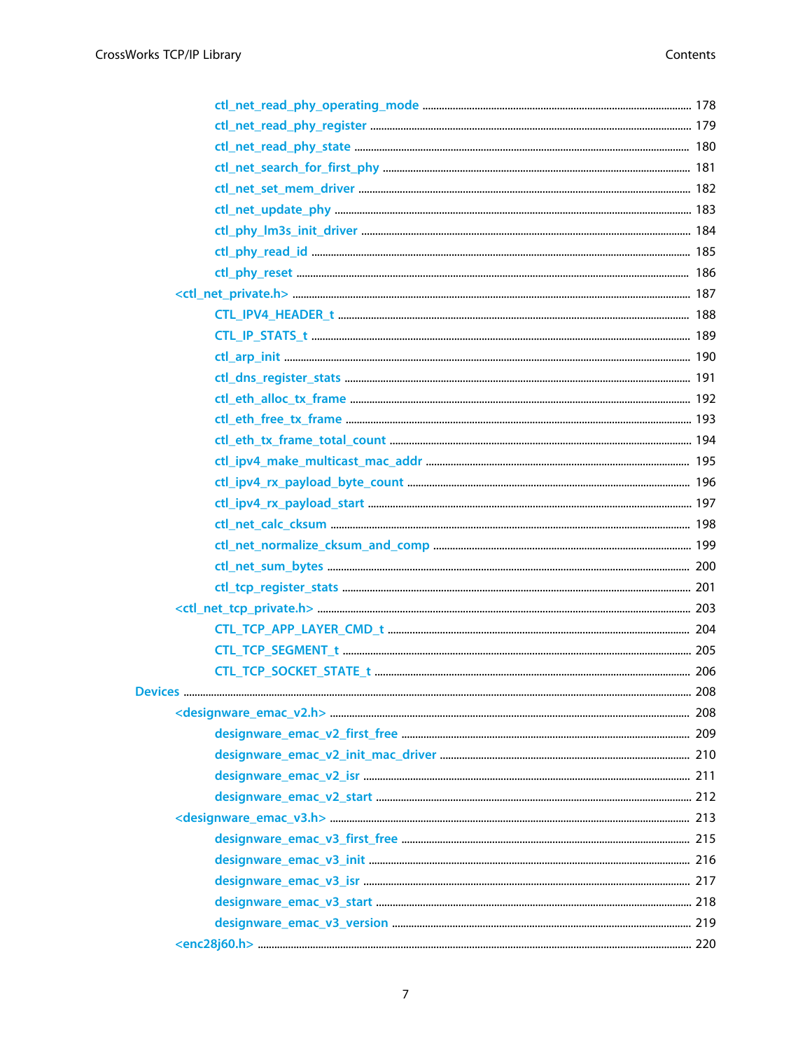ctl_net_read_phy_operating_mode ..... 178
ctl_net_read_phy_register ..... 179
ctl_net_read_phy_state ..... 180
ctl_net_search_for_first_phy ..... 181
ctl_net_set_mem_driver ..... 182
ctl_net_update_phy ..... 183
ctl_phy_lm3s_init_driver ..... 184
ctl_phy_read_id ..... 185
ctl_phy_reset ..... 186

<ctl_net_private.h> ..... 187

CTL_IPV4_HEADER_t ..... 188
CTL_IP_STATS_t ..... 189
ctl_arp_init ..... 190
ctl_dns_register_stats ..... 191
ctl_eth_alloc_tx_frame ..... 192
ctl_eth_free_tx_frame ..... 193
ctl_eth_tx_frame_total_count ..... 194
ctl_ipv4_make_multicast_mac_addr ..... 195
ctl_ipv4_rx_payload_byte_count ..... 196
ctl_ipv4_rx_payload_start ..... 197
ctl_net_calc_cksum ..... 198
ctl_net_normalize_cksum_and_comp ..... 199
ctl_net_sum_bytes ..... 200
ctl_tcp_register_stats ..... 201

<ctl_net_tcp_private.h> ..... 203

CTL_TCP_APP_LAYER_CMD_t ..... 204
CTL_TCP_SEGMENT_t ..... 205
CTL_TCP_SOCKET_STATE_t ..... 206

Devices ..... 208

<designware_emac_v2.h> ..... 208

designware_emac_v2_first_free ..... 209
designware_emac_v2_init_mac_driver ..... 210
designware_emac_v2_isr ..... 211
designware_emac_v2_start ..... 212

<designware_emac_v3.h> ..... 213

designware_emac_v3_first_free ..... 215
designware_emac_v3_init ..... 216
designware_emac_v3_isr ..... 217
designware_emac_v3_start ..... 218
designware_emac_v3_version ..... 219

<enc28j60.h> ..... 220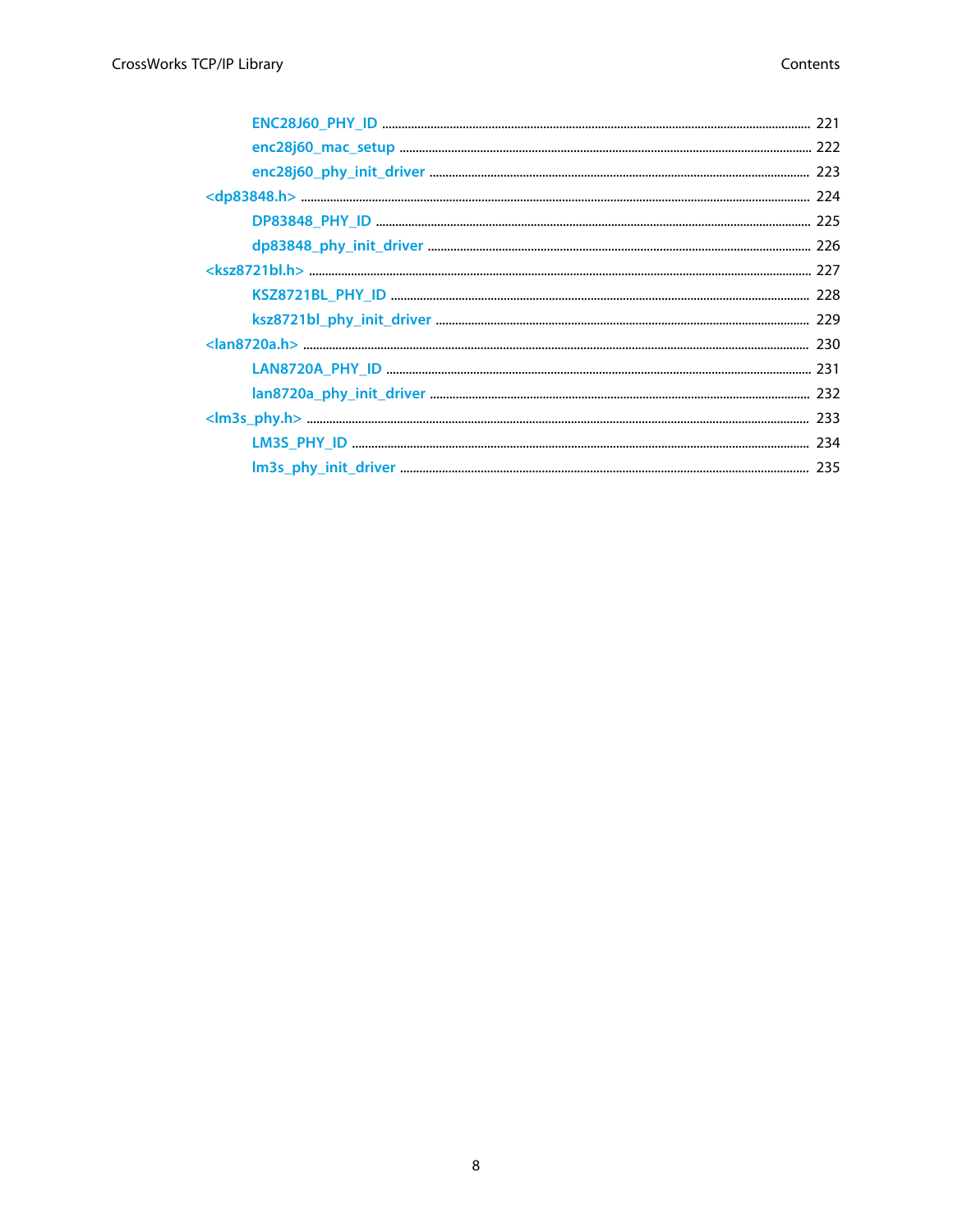- ENC28J60_PHY_ID ........ 221
- enc28j60_mac_setup ........ 222
- enc28j60_phy_init_driver ........ 223

<dp83848.h> ........ 224

- DP83848_PHY_ID ........ 225
- dp83848_phy_init_driver ........ 226

<ksz8721bl.h> ........ 227

- KSZ8721BL_PHY_ID ........ 228
- ksz8721bl_phy_init_driver ........ 229

<lan8720a.h> ........ 230

- LAN8720A_PHY_ID ........ 231
- lan8720a_phy_init_driver ........ 232

<lm3s_phy.h> ........ 233

- LM3S_PHY_ID ........ 234
- lm3s_phy_init_driver ........ 235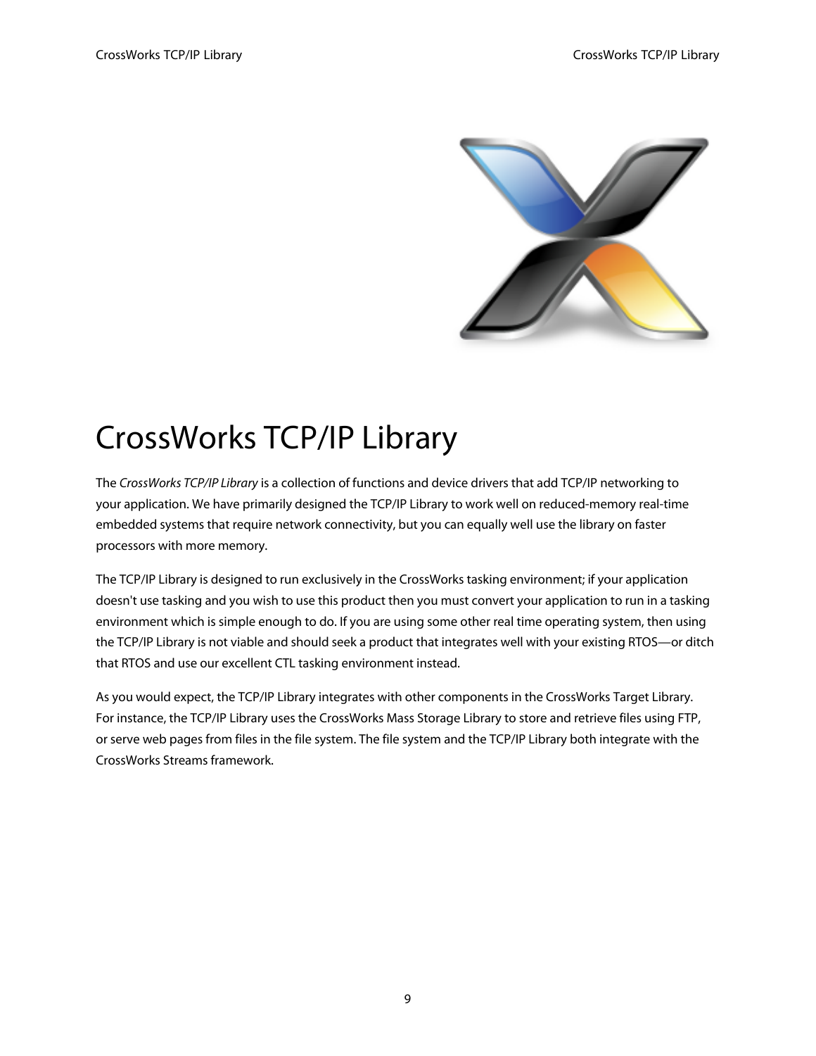# CrossWorks TCP/IP Library

The *CrossWorks TCP/IP Library* is a collection of functions and device drivers that add TCP/IP networking to your application. We have primarily designed the TCP/IP Library to work well on reduced-memory real-time embedded systems that require network connectivity, but you can equally well use the library on faster processors with more memory.

The TCP/IP Library is designed to run exclusively in the CrossWorks tasking environment; if your application doesn't use tasking and you wish to use this product then you must convert your application to run in a tasking environment which is simple enough to do. If you are using some other real time operating system, then using the TCP/IP Library is not viable and should seek a product that integrates well with your existing RTOS—or ditch that RTOS and use our excellent CTL tasking environment instead.

As you would expect, the TCP/IP Library integrates with other components in the CrossWorks Target Library. For instance, the TCP/IP Library uses the CrossWorks Mass Storage Library to store and retrieve files using FTP, or serve web pages from files in the file system. The file system and the TCP/IP Library both integrate with the CrossWorks Streams framework.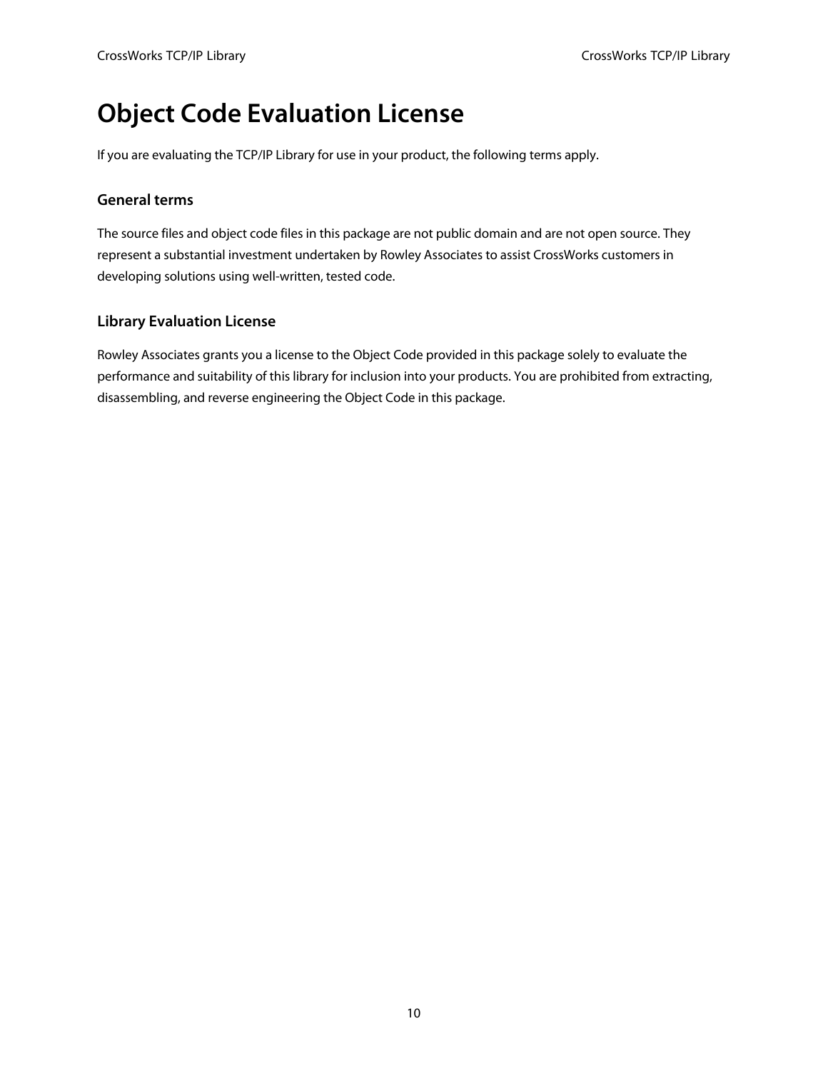# Object Code Evaluation License

If you are evaluating the TCP/IP Library for use in your product, the following terms apply.

## General terms

The source files and object code files in this package are not public domain and are not open source. They represent a substantial investment undertaken by Rowley Associates to assist CrossWorks customers in developing solutions using well-written, tested code.

## Library Evaluation License

Rowley Associates grants you a license to the Object Code provided in this package solely to evaluate the performance and suitability of this library for inclusion into your products. You are prohibited from extracting, disassembling, and reverse engineering the Object Code in this package.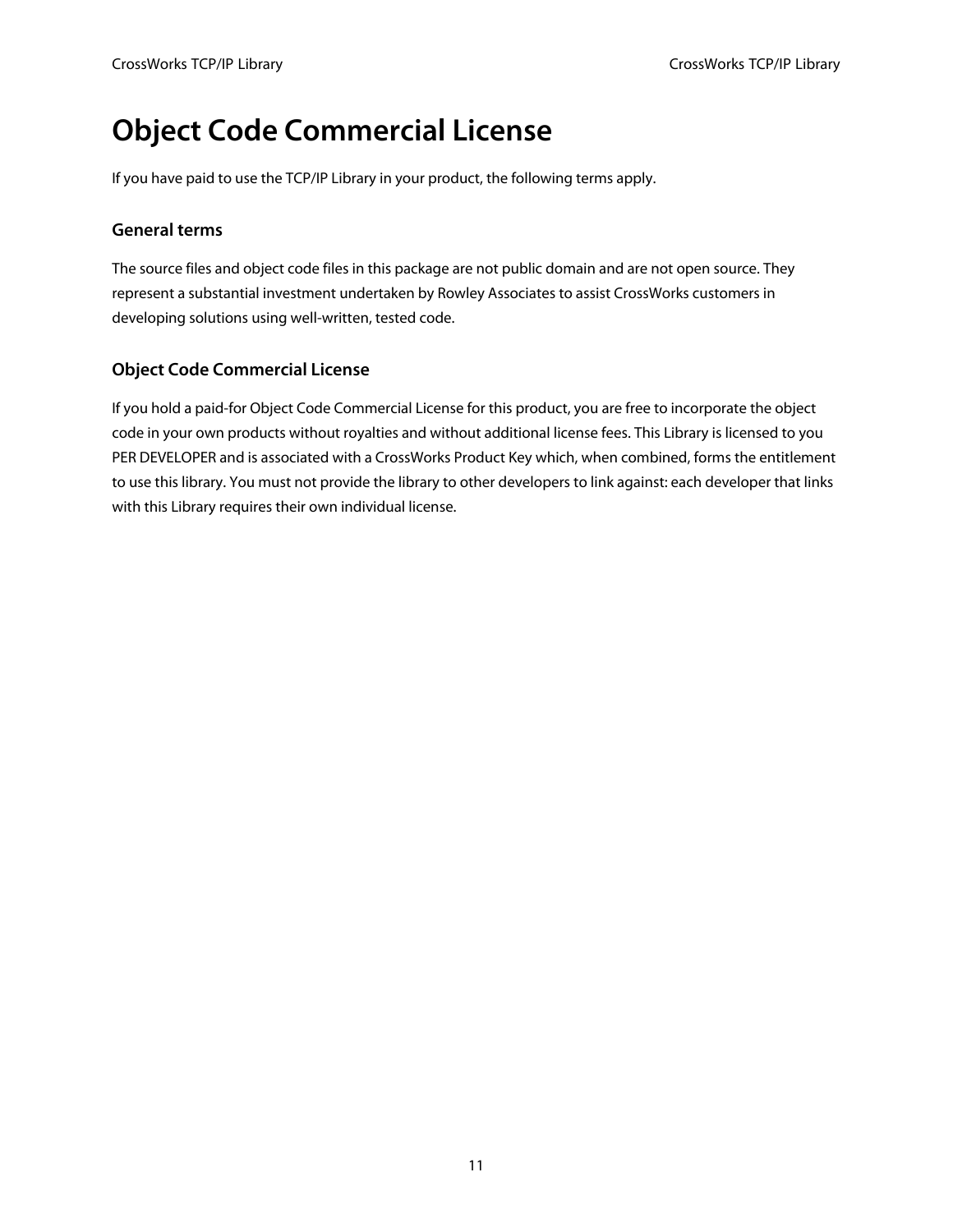# Object Code Commercial License

If you have paid to use the TCP/IP Library in your product, the following terms apply.

### General terms

The source files and object code files in this package are not public domain and are not open source. They represent a substantial investment undertaken by Rowley Associates to assist CrossWorks customers in developing solutions using well-written, tested code.

### Object Code Commercial License

If you hold a paid-for Object Code Commercial License for this product, you are free to incorporate the object code in your own products without royalties and without additional license fees. This Library is licensed to you PER DEVELOPER and is associated with a CrossWorks Product Key which, when combined, forms the entitlement to use this library. You must not provide the library to other developers to link against: each developer that links with this Library requires their own individual license.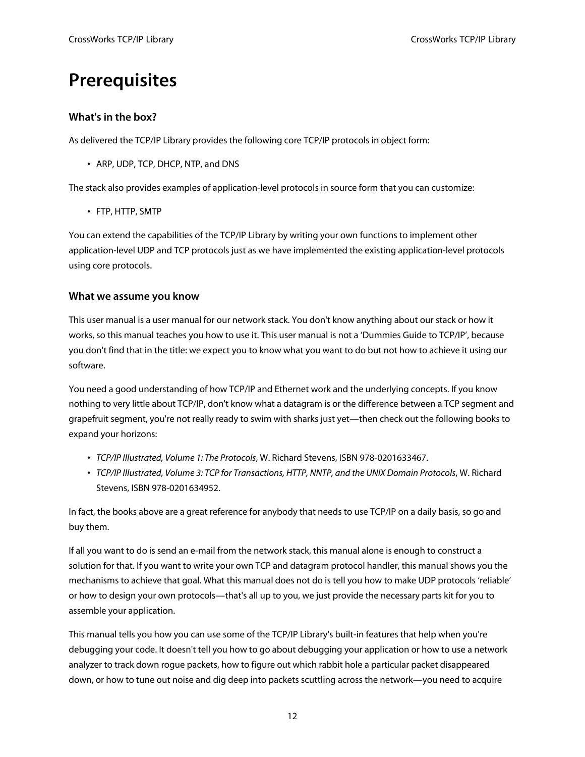# Prerequisites

### What's in the box?

As delivered the TCP/IP Library provides the following core TCP/IP protocols in object form:

- ARP, UDP, TCP, DHCP, NTP, and DNS

The stack also provides examples of application-level protocols in source form that you can customize:

- FTP, HTTP, SMTP

You can extend the capabilities of the TCP/IP Library by writing your own functions to implement other application-level UDP and TCP protocols just as we have implemented the existing application-level protocols using core protocols.

### What we assume you know

This user manual is a user manual for our network stack. You don't know anything about our stack or how it works, so this manual teaches you how to use it. This user manual is not a 'Dummies Guide to TCP/IP', because you don't find that in the title: we expect you to know what you want to do but not how to achieve it using our software.

You need a good understanding of how TCP/IP and Ethernet work and the underlying concepts. If you know nothing to very little about TCP/IP, don't know what a datagram is or the difference between a TCP segment and grapefruit segment, you're not really ready to swim with sharks just yet—then check out the following books to expand your horizons:

- *TCP/IP Illustrated, Volume 1: The Protocols*, W. Richard Stevens, ISBN 978-0201633467.
- *TCP/IP Illustrated, Volume 3: TCP for Transactions, HTTP, NNTP, and the UNIX Domain Protocols*, W. Richard Stevens, ISBN 978-0201634952.

In fact, the books above are a great reference for anybody that needs to use TCP/IP on a daily basis, so go and buy them.

If all you want to do is send an e-mail from the network stack, this manual alone is enough to construct a solution for that. If you want to write your own TCP and datagram protocol handler, this manual shows you the mechanisms to achieve that goal. What this manual does not do is tell you how to make UDP protocols 'reliable' or how to design your own protocols—that's all up to you, we just provide the necessary parts kit for you to assemble your application.

This manual tells you how you can use some of the TCP/IP Library's built-in features that help when you're debugging your code. It doesn't tell you how to go about debugging your application or how to use a network analyzer to track down rogue packets, how to figure out which rabbit hole a particular packet disappeared down, or how to tune out noise and dig deep into packets scuttling across the network—you need to acquire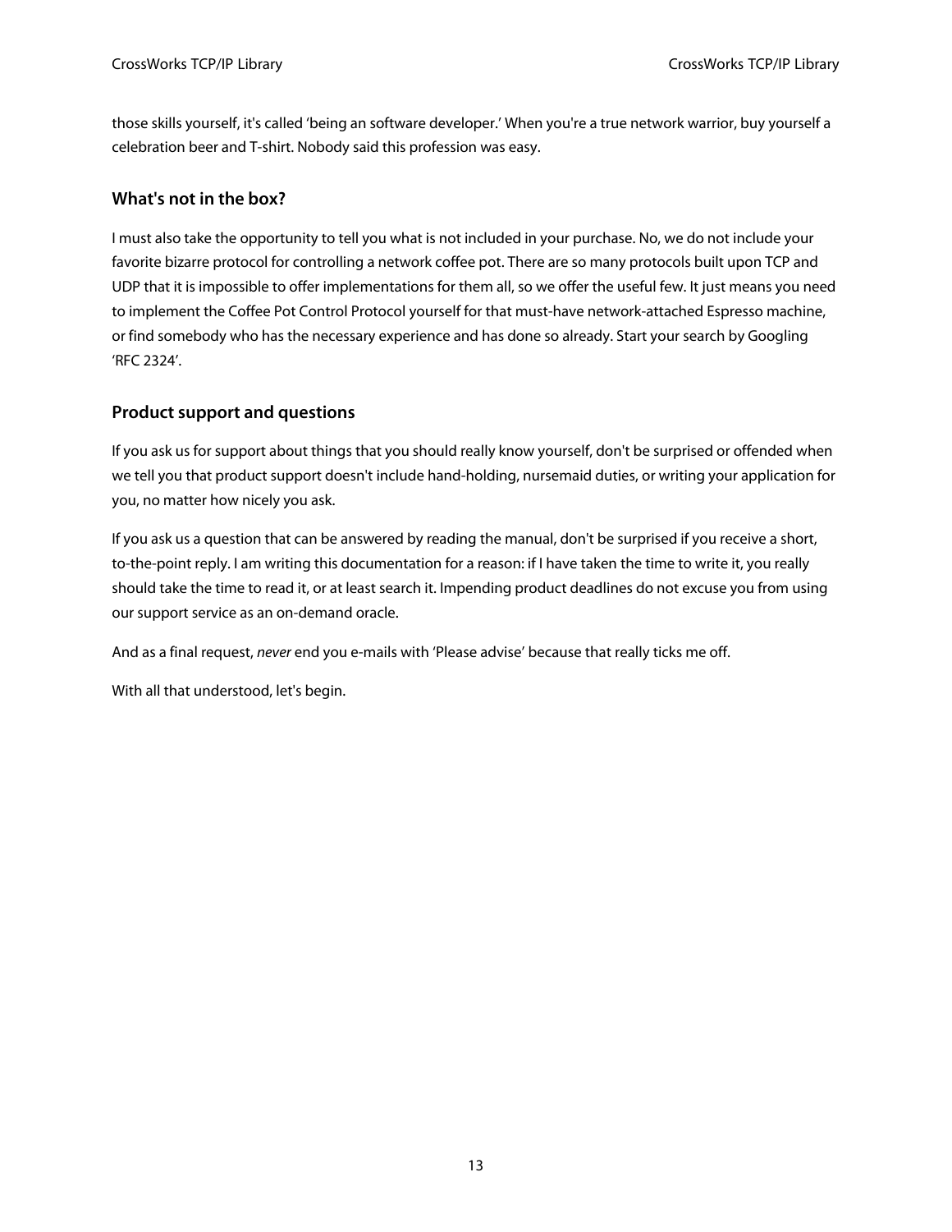those skills yourself, it's called ‘being an software developer.’ When you're a true network warrior, buy yourself a celebration beer and T-shirt. Nobody said this profession was easy.

### What's not in the box?

I must also take the opportunity to tell you what is not included in your purchase. No, we do not include your favorite bizarre protocol for controlling a network coffee pot. There are so many protocols built upon TCP and UDP that it is impossible to offer implementations for them all, so we offer the useful few. It just means you need to implement the Coffee Pot Control Protocol yourself for that must-have network-attached Espresso machine, or find somebody who has the necessary experience and has done so already. Start your search by Googling ‘RFC 2324’.

### Product support and questions

If you ask us for support about things that you should really know yourself, don't be surprised or offended when we tell you that product support doesn't include hand-holding, nursemaid duties, or writing your application for you, no matter how nicely you ask.

If you ask us a question that can be answered by reading the manual, don't be surprised if you receive a short, to-the-point reply. I am writing this documentation for a reason: if I have taken the time to write it, you really should take the time to read it, or at least search it. Impending product deadlines do not excuse you from using our support service as an on-demand oracle.

And as a final request, *never* end you e-mails with ‘Please advise’ because that really ticks me off.

With all that understood, let's begin.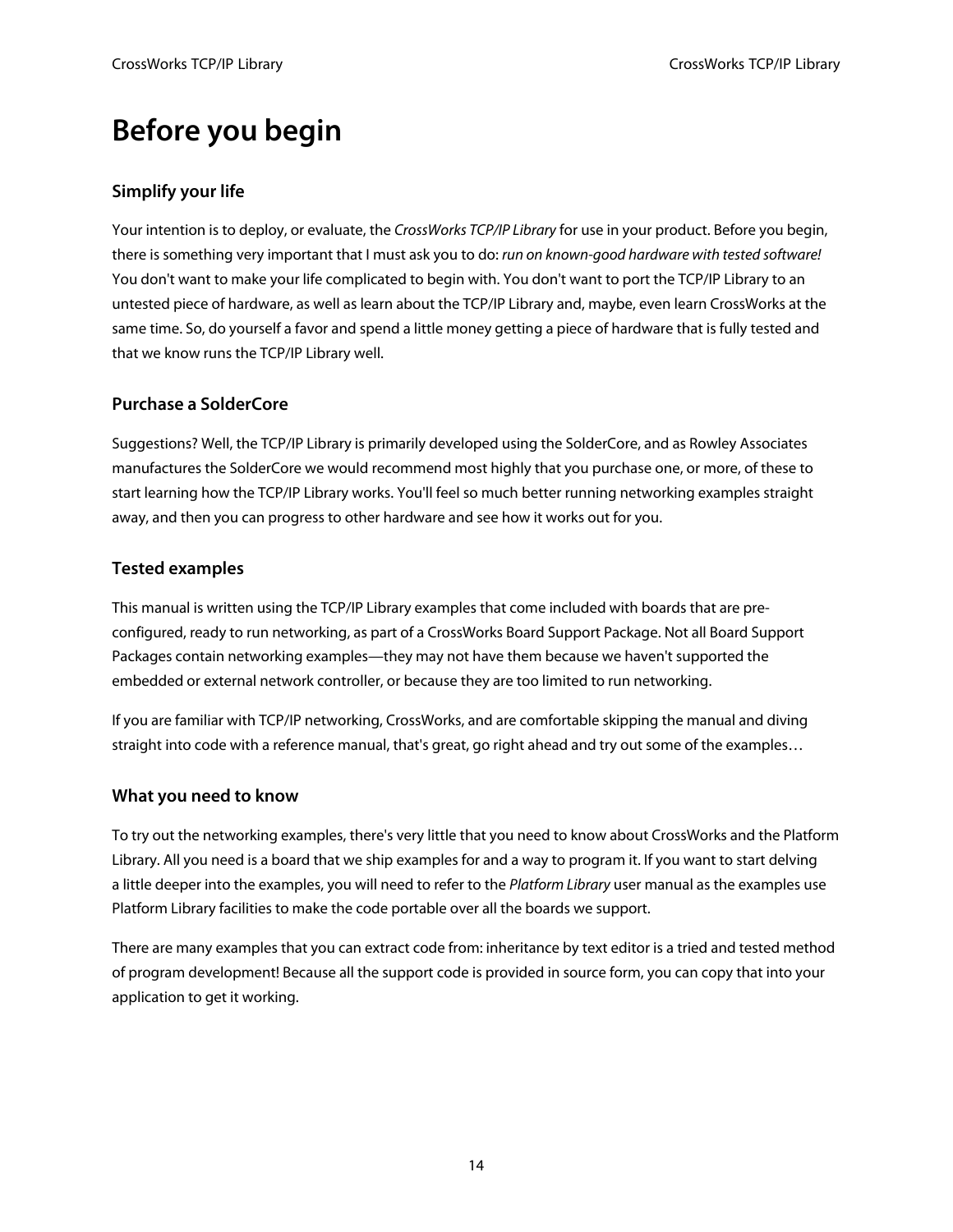# Before you begin

## Simplify your life

Your intention is to deploy, or evaluate, the *CrossWorks TCP/IP Library* for use in your product. Before you begin, there is something very important that I must ask you to do: *run on known-good hardware with tested software!* You don't want to make your life complicated to begin with. You don't want to port the TCP/IP Library to an untested piece of hardware, as well as learn about the TCP/IP Library and, maybe, even learn CrossWorks at the same time. So, do yourself a favor and spend a little money getting a piece of hardware that is fully tested and that we know runs the TCP/IP Library well.

## Purchase a SolderCore

Suggestions? Well, the TCP/IP Library is primarily developed using the SolderCore, and as Rowley Associates manufactures the SolderCore we would recommend most highly that you purchase one, or more, of these to start learning how the TCP/IP Library works. You'll feel so much better running networking examples straight away, and then you can progress to other hardware and see how it works out for you.

## Tested examples

This manual is written using the TCP/IP Library examples that come included with boards that are pre-configured, ready to run networking, as part of a CrossWorks Board Support Package. Not all Board Support Packages contain networking examples—they may not have them because we haven't supported the embedded or external network controller, or because they are too limited to run networking.

If you are familiar with TCP/IP networking, CrossWorks, and are comfortable skipping the manual and diving straight into code with a reference manual, that's great, go right ahead and try out some of the examples…

## What you need to know

To try out the networking examples, there's very little that you need to know about CrossWorks and the Platform Library. All you need is a board that we ship examples for and a way to program it. If you want to start delving a little deeper into the examples, you will need to refer to the *Platform Library* user manual as the examples use Platform Library facilities to make the code portable over all the boards we support.

There are many examples that you can extract code from: inheritance by text editor is a tried and tested method of program development! Because all the support code is provided in source form, you can copy that into your application to get it working.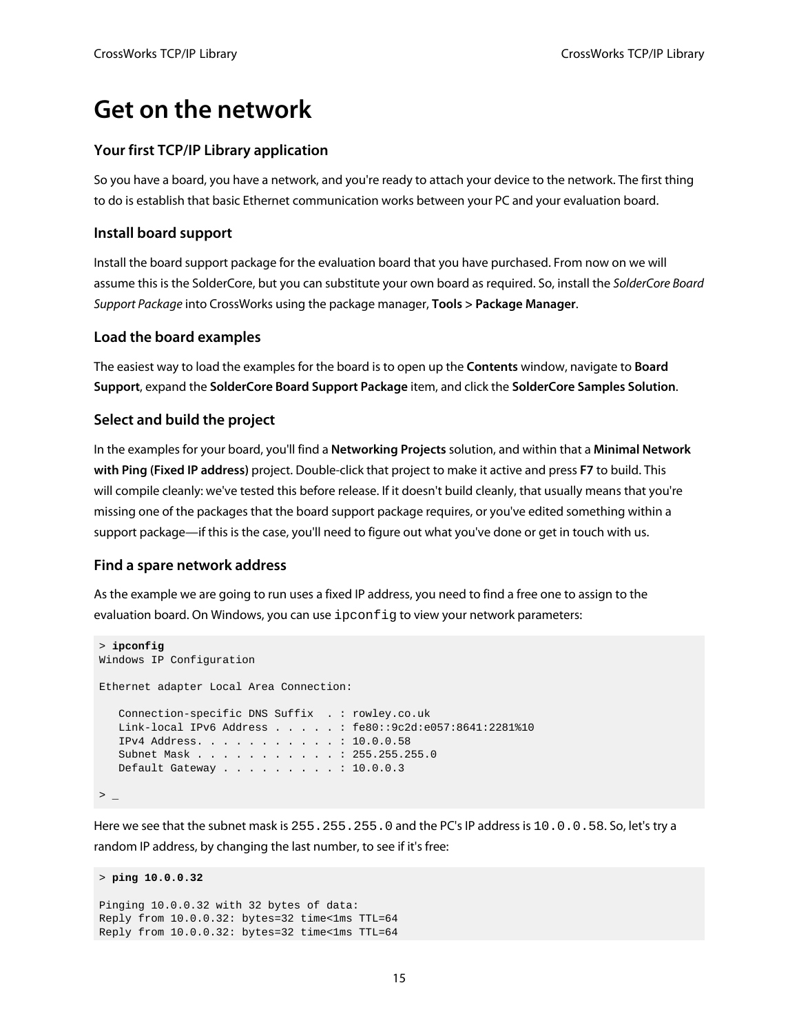# Get on the network

### Your first TCP/IP Library application

So you have a board, you have a network, and you're ready to attach your device to the network. The first thing to do is establish that basic Ethernet communication works between your PC and your evaluation board.

### Install board support

Install the board support package for the evaluation board that you have purchased. From now on we will assume this is the SolderCore, but you can substitute your own board as required. So, install the *SolderCore Board Support Package* into CrossWorks using the package manager, **Tools > Package Manager**.

### Load the board examples

The easiest way to load the examples for the board is to open up the **Contents** window, navigate to **Board Support**, expand the **SolderCore Board Support Package** item, and click the **SolderCore Samples Solution**.

### Select and build the project

In the examples for your board, you'll find a **Networking Projects** solution, and within that a **Minimal Network with Ping (Fixed IP address)** project. Double-click that project to make it active and press **F7** to build. This will compile cleanly: we've tested this before release. If it doesn't build cleanly, that usually means that you're missing one of the packages that the board support package requires, or you've edited something within a support package—if this is the case, you'll need to figure out what you've done or get in touch with us.

### Find a spare network address

As the example we are going to run uses a fixed IP address, you need to find a free one to assign to the evaluation board. On Windows, you can use `ipconfig` to view your network parameters:

```
> ipconfig
Windows IP Configuration

Ethernet adapter Local Area Connection:

   Connection-specific DNS Suffix  . : rowley.co.uk
   Link-local IPv6 Address . . . . . : fe80::9c2d:e057:8641:2281%10
   IPv4 Address. . . . . . . . . . . : 10.0.0.58
   Subnet Mask . . . . . . . . . . . : 255.255.255.0
   Default Gateway . . . . . . . . . : 10.0.0.3

> _
```

Here we see that the subnet mask is `255.255.255.0` and the PC's IP address is `10.0.0.58`. So, let's try a random IP address, by changing the last number, to see if it's free:

```
> ping 10.0.0.32

Pinging 10.0.0.32 with 32 bytes of data:
Reply from 10.0.0.32: bytes=32 time<1ms TTL=64
Reply from 10.0.0.32: bytes=32 time<1ms TTL=64
```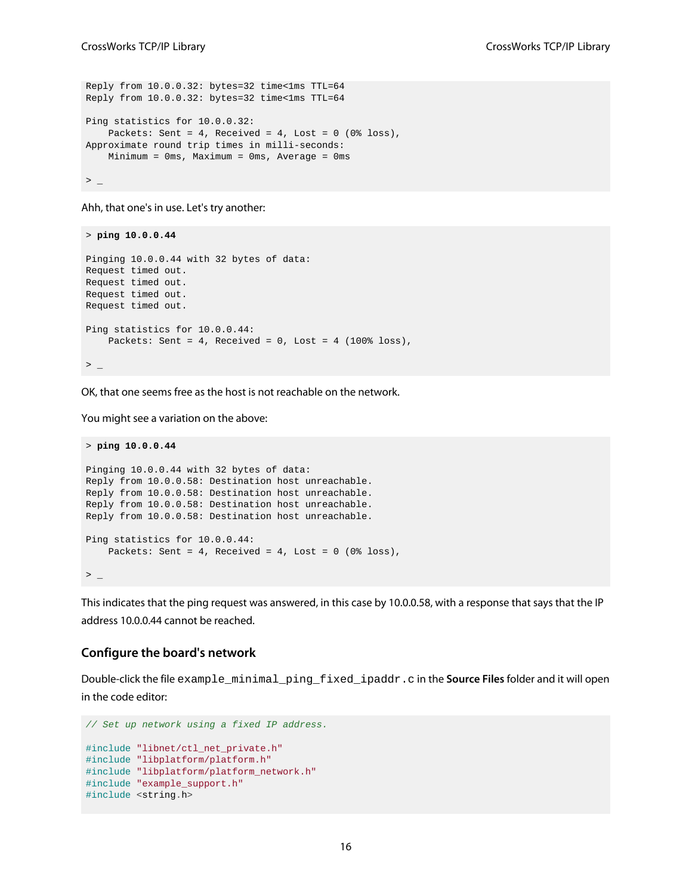```
Reply from 10.0.0.32: bytes=32 time<1ms TTL=64
Reply from 10.0.0.32: bytes=32 time<1ms TTL=64

Ping statistics for 10.0.0.32:
    Packets: Sent = 4, Received = 4, Lost = 0 (0% loss),
Approximate round trip times in milli-seconds:
    Minimum = 0ms, Maximum = 0ms, Average = 0ms

> _
```

Ahh, that one's in use. Let's try another:

```
> ping 10.0.0.44

Pinging 10.0.0.44 with 32 bytes of data:
Request timed out.
Request timed out.
Request timed out.
Request timed out.

Ping statistics for 10.0.0.44:
    Packets: Sent = 4, Received = 0, Lost = 4 (100% loss),

> _
```

OK, that one seems free as the host is not reachable on the network.

You might see a variation on the above:

```
> ping 10.0.0.44

Pinging 10.0.0.44 with 32 bytes of data:
Reply from 10.0.0.58: Destination host unreachable.
Reply from 10.0.0.58: Destination host unreachable.
Reply from 10.0.0.58: Destination host unreachable.
Reply from 10.0.0.58: Destination host unreachable.

Ping statistics for 10.0.0.44:
    Packets: Sent = 4, Received = 4, Lost = 0 (0% loss),

> _
```

This indicates that the ping request was answered, in this case by 10.0.0.58, with a response that says that the IP address 10.0.0.44 cannot be reached.

### Configure the board's network

Double-click the file `example_minimal_ping_fixed_ipaddr.c` in the **Source Files** folder and it will open in the code editor:

```
// Set up network using a fixed IP address.

#include "libnet/ctl_net_private.h"
#include "libplatform/platform.h"
#include "libplatform/platform_network.h"
#include "example_support.h"
#include <string.h>
```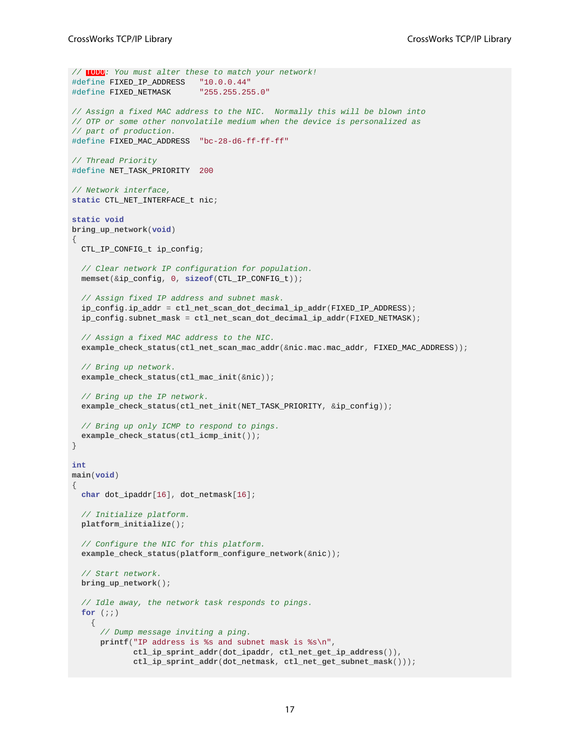```c
// TODO: You must alter these to match your network!
#define FIXED_IP_ADDRESS   "10.0.0.44"
#define FIXED_NETMASK      "255.255.255.0"

// Assign a fixed MAC address to the NIC.  Normally this will be blown into
// OTP or some other nonvolatile medium when the device is personalized as
// part of production.
#define FIXED_MAC_ADDRESS  "bc-28-d6-ff-ff-ff"

// Thread Priority
#define NET_TASK_PRIORITY  200

// Network interface,
static CTL_NET_INTERFACE_t nic;

static void
bring_up_network(void)
{
  CTL_IP_CONFIG_t ip_config;

  // Clear network IP configuration for population.
  memset(&ip_config, 0, sizeof(CTL_IP_CONFIG_t));

  // Assign fixed IP address and subnet mask.
  ip_config.ip_addr = ctl_net_scan_dot_decimal_ip_addr(FIXED_IP_ADDRESS);
  ip_config.subnet_mask = ctl_net_scan_dot_decimal_ip_addr(FIXED_NETMASK);

  // Assign a fixed MAC address to the NIC.
  example_check_status(ctl_net_scan_mac_addr(&nic.mac.mac_addr, FIXED_MAC_ADDRESS));

  // Bring up network.
  example_check_status(ctl_mac_init(&nic));

  // Bring up the IP network.
  example_check_status(ctl_net_init(NET_TASK_PRIORITY, &ip_config));

  // Bring up only ICMP to respond to pings.
  example_check_status(ctl_icmp_init());
}

int
main(void)
{
  char dot_ipaddr[16], dot_netmask[16];

  // Initialize platform.
  platform_initialize();

  // Configure the NIC for this platform.
  example_check_status(platform_configure_network(&nic));

  // Start network.
  bring_up_network();

  // Idle away, the network task responds to pings.
  for (;;)
    {
      // Dump message inviting a ping.
      printf("IP address is %s and subnet mask is %s\n",
             ctl_ip_sprint_addr(dot_ipaddr, ctl_net_get_ip_address()),
             ctl_ip_sprint_addr(dot_netmask, ctl_net_get_subnet_mask()));
```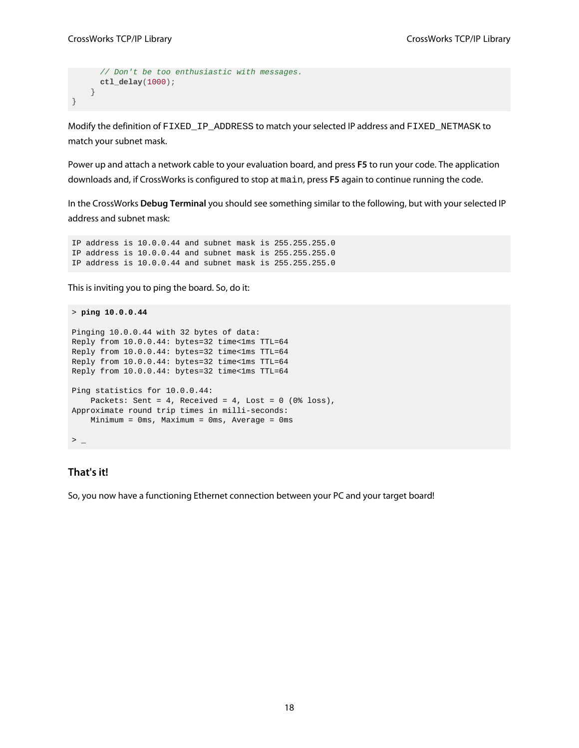```
      // Don't be too enthusiastic with messages.
      ctl_delay(1000);
    }
}
```

Modify the definition of `FIXED_IP_ADDRESS` to match your selected IP address and `FIXED_NETMASK` to match your subnet mask.

Power up and attach a network cable to your evaluation board, and press **F5** to run your code. The application downloads and, if CrossWorks is configured to stop at `main`, press **F5** again to continue running the code.

In the CrossWorks **Debug Terminal** you should see something similar to the following, but with your selected IP address and subnet mask:

```
IP address is 10.0.0.44 and subnet mask is 255.255.255.0
IP address is 10.0.0.44 and subnet mask is 255.255.255.0
IP address is 10.0.0.44 and subnet mask is 255.255.255.0
```

This is inviting you to ping the board. So, do it:

```
> ping 10.0.0.44

Pinging 10.0.0.44 with 32 bytes of data:
Reply from 10.0.0.44: bytes=32 time<1ms TTL=64
Reply from 10.0.0.44: bytes=32 time<1ms TTL=64
Reply from 10.0.0.44: bytes=32 time<1ms TTL=64
Reply from 10.0.0.44: bytes=32 time<1ms TTL=64

Ping statistics for 10.0.0.44:
    Packets: Sent = 4, Received = 4, Lost = 0 (0% loss),
Approximate round trip times in milli-seconds:
    Minimum = 0ms, Maximum = 0ms, Average = 0ms

> _
```

### That's it!

So, you now have a functioning Ethernet connection between your PC and your target board!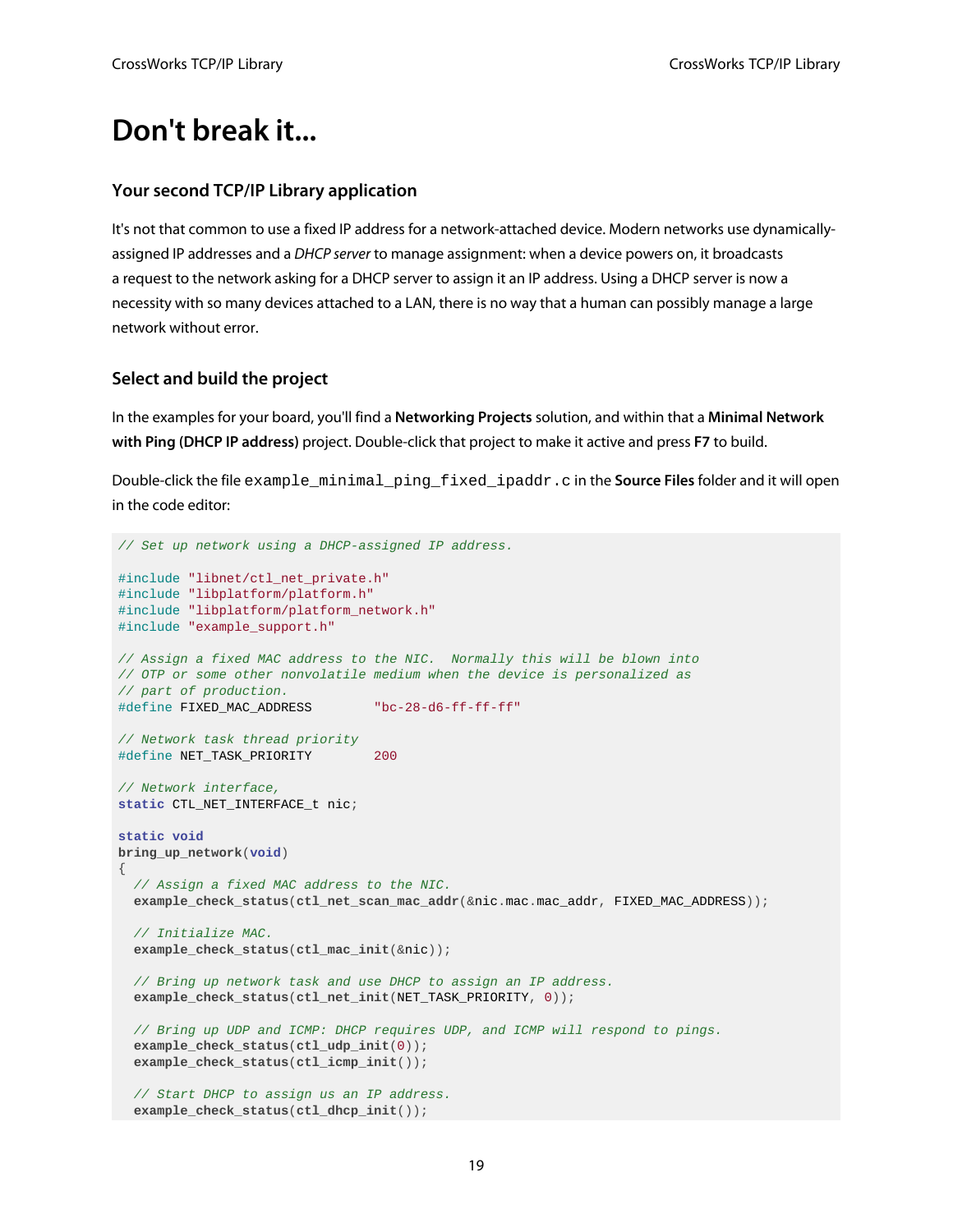# Don't break it...

### Your second TCP/IP Library application

It's not that common to use a fixed IP address for a network-attached device. Modern networks use dynamically-assigned IP addresses and a *DHCP server* to manage assignment: when a device powers on, it broadcasts a request to the network asking for a DHCP server to assign it an IP address. Using a DHCP server is now a necessity with so many devices attached to a LAN, there is no way that a human can possibly manage a large network without error.

### Select and build the project

In the examples for your board, you'll find a **Networking Projects** solution, and within that a **Minimal Network with Ping (DHCP IP address)** project. Double-click that project to make it active and press **F7** to build.

Double-click the file `example_minimal_ping_fixed_ipaddr.c` in the **Source Files** folder and it will open in the code editor:

```
// Set up network using a DHCP-assigned IP address.

#include "libnet/ctl_net_private.h"
#include "libplatform/platform.h"
#include "libplatform/platform_network.h"
#include "example_support.h"

// Assign a fixed MAC address to the NIC.  Normally this will be blown into
// OTP or some other nonvolatile medium when the device is personalized as
// part of production.
#define FIXED_MAC_ADDRESS        "bc-28-d6-ff-ff-ff"

// Network task thread priority
#define NET_TASK_PRIORITY        200

// Network interface,
static CTL_NET_INTERFACE_t nic;

static void
bring_up_network(void)
{
  // Assign a fixed MAC address to the NIC.
  example_check_status(ctl_net_scan_mac_addr(&nic.mac.mac_addr, FIXED_MAC_ADDRESS));

  // Initialize MAC.
  example_check_status(ctl_mac_init(&nic));

  // Bring up network task and use DHCP to assign an IP address.
  example_check_status(ctl_net_init(NET_TASK_PRIORITY, 0));

  // Bring up UDP and ICMP: DHCP requires UDP, and ICMP will respond to pings.
  example_check_status(ctl_udp_init(0));
  example_check_status(ctl_icmp_init());

  // Start DHCP to assign us an IP address.
  example_check_status(ctl_dhcp_init());
```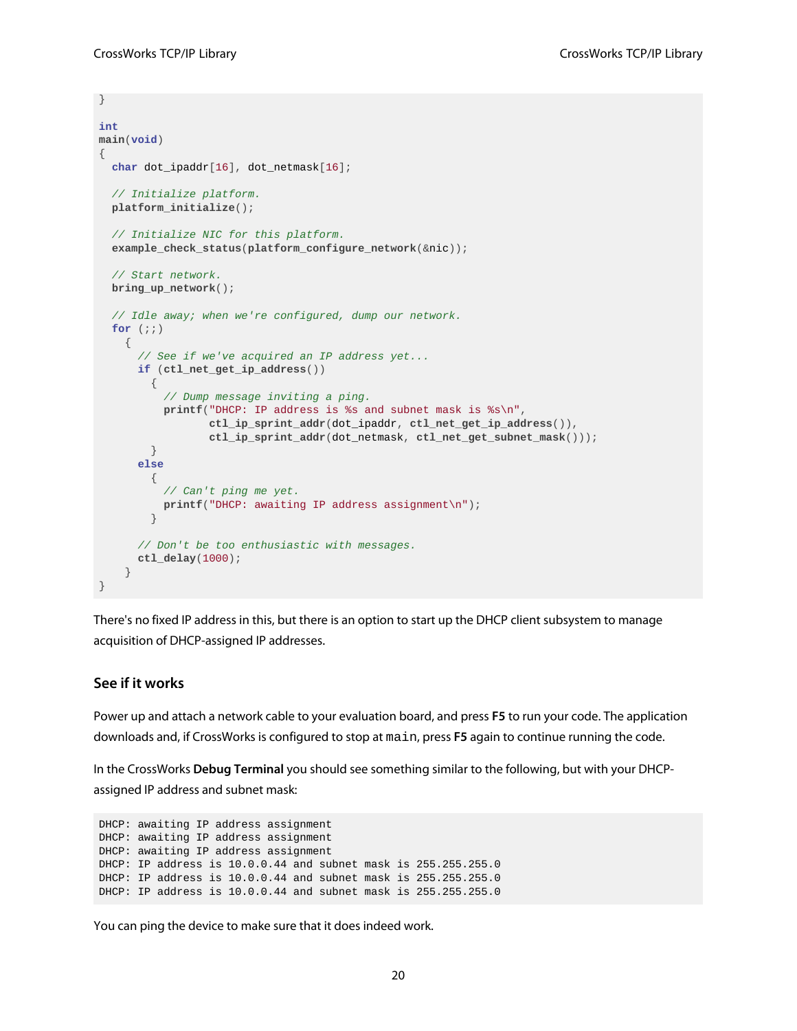```
}

int
main(void)
{
  char dot_ipaddr[16], dot_netmask[16];

  // Initialize platform.
  platform_initialize();

  // Initialize NIC for this platform.
  example_check_status(platform_configure_network(&nic));

  // Start network.
  bring_up_network();

  // Idle away; when we're configured, dump our network.
  for (;;)
    {
      // See if we've acquired an IP address yet...
      if (ctl_net_get_ip_address())
        {
          // Dump message inviting a ping.
          printf("DHCP: IP address is %s and subnet mask is %s\n",
                 ctl_ip_sprint_addr(dot_ipaddr, ctl_net_get_ip_address()),
                 ctl_ip_sprint_addr(dot_netmask, ctl_net_get_subnet_mask()));
        }
      else
        {
          // Can't ping me yet.
          printf("DHCP: awaiting IP address assignment\n");
        }

      // Don't be too enthusiastic with messages.
      ctl_delay(1000);
    }
}
```

There's no fixed IP address in this, but there is an option to start up the DHCP client subsystem to manage acquisition of DHCP-assigned IP addresses.

## See if it works

Power up and attach a network cable to your evaluation board, and press **F5** to run your code. The application downloads and, if CrossWorks is configured to stop at `main`, press **F5** again to continue running the code.

In the CrossWorks **Debug Terminal** you should see something similar to the following, but with your DHCP-assigned IP address and subnet mask:

```
DHCP: awaiting IP address assignment
DHCP: awaiting IP address assignment
DHCP: awaiting IP address assignment
DHCP: IP address is 10.0.0.44 and subnet mask is 255.255.255.0
DHCP: IP address is 10.0.0.44 and subnet mask is 255.255.255.0
DHCP: IP address is 10.0.0.44 and subnet mask is 255.255.255.0
```

You can ping the device to make sure that it does indeed work.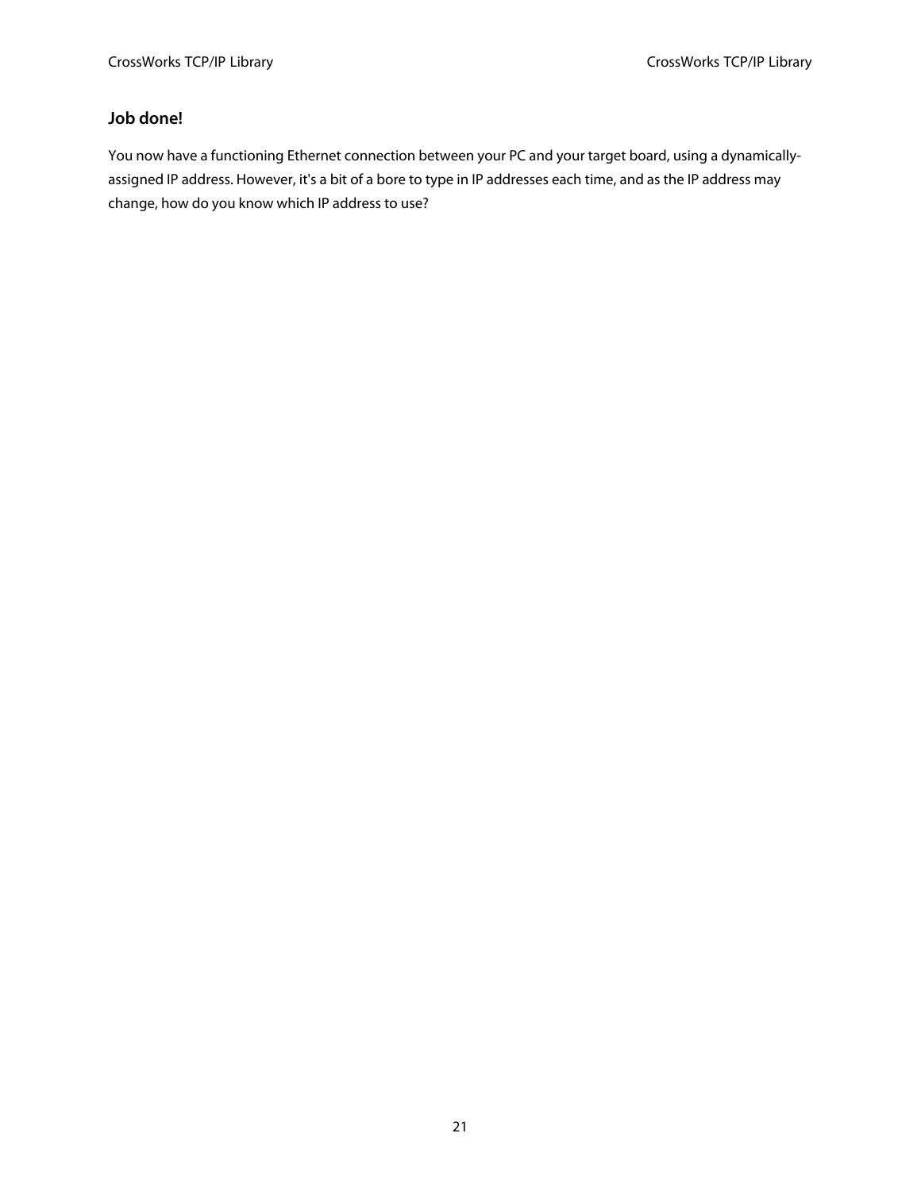## Job done!

You now have a functioning Ethernet connection between your PC and your target board, using a dynamically-assigned IP address. However, it's a bit of a bore to type in IP addresses each time, and as the IP address may change, how do you know which IP address to use?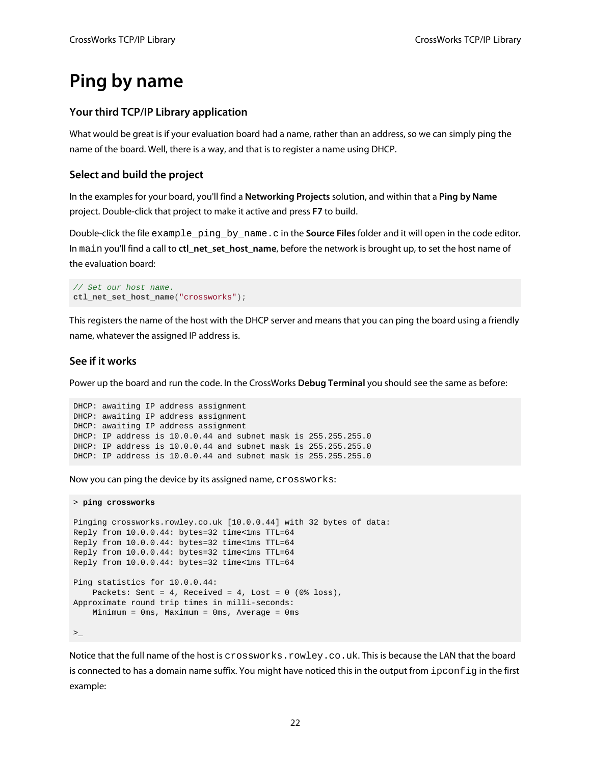# Ping by name

### Your third TCP/IP Library application

What would be great is if your evaluation board had a name, rather than an address, so we can simply ping the name of the board. Well, there is a way, and that is to register a name using DHCP.

### Select and build the project

In the examples for your board, you'll find a **Networking Projects** solution, and within that a **Ping by Name** project. Double-click that project to make it active and press **F7** to build.

Double-click the file `example_ping_by_name.c` in the **Source Files** folder and it will open in the code editor. In `main` you'll find a call to **ctl_net_set_host_name**, before the network is brought up, to set the host name of the evaluation board:

```
// Set our host name.
ctl_net_set_host_name("crossworks");
```

This registers the name of the host with the DHCP server and means that you can ping the board using a friendly name, whatever the assigned IP address is.

### See if it works

Power up the board and run the code. In the CrossWorks **Debug Terminal** you should see the same as before:

```
DHCP: awaiting IP address assignment
DHCP: awaiting IP address assignment
DHCP: awaiting IP address assignment
DHCP: IP address is 10.0.0.44 and subnet mask is 255.255.255.0
DHCP: IP address is 10.0.0.44 and subnet mask is 255.255.255.0
DHCP: IP address is 10.0.0.44 and subnet mask is 255.255.255.0
```

Now you can ping the device by its assigned name, `crossworks`:

```
> ping crossworks

Pinging crossworks.rowley.co.uk [10.0.0.44] with 32 bytes of data:
Reply from 10.0.0.44: bytes=32 time<1ms TTL=64
Reply from 10.0.0.44: bytes=32 time<1ms TTL=64
Reply from 10.0.0.44: bytes=32 time<1ms TTL=64
Reply from 10.0.0.44: bytes=32 time<1ms TTL=64

Ping statistics for 10.0.0.44:
    Packets: Sent = 4, Received = 4, Lost = 0 (0% loss),
Approximate round trip times in milli-seconds:
    Minimum = 0ms, Maximum = 0ms, Average = 0ms

>_
```

Notice that the full name of the host is `crossworks.rowley.co.uk`. This is because the LAN that the board is connected to has a domain name suffix. You might have noticed this in the output from `ipconfig` in the first example: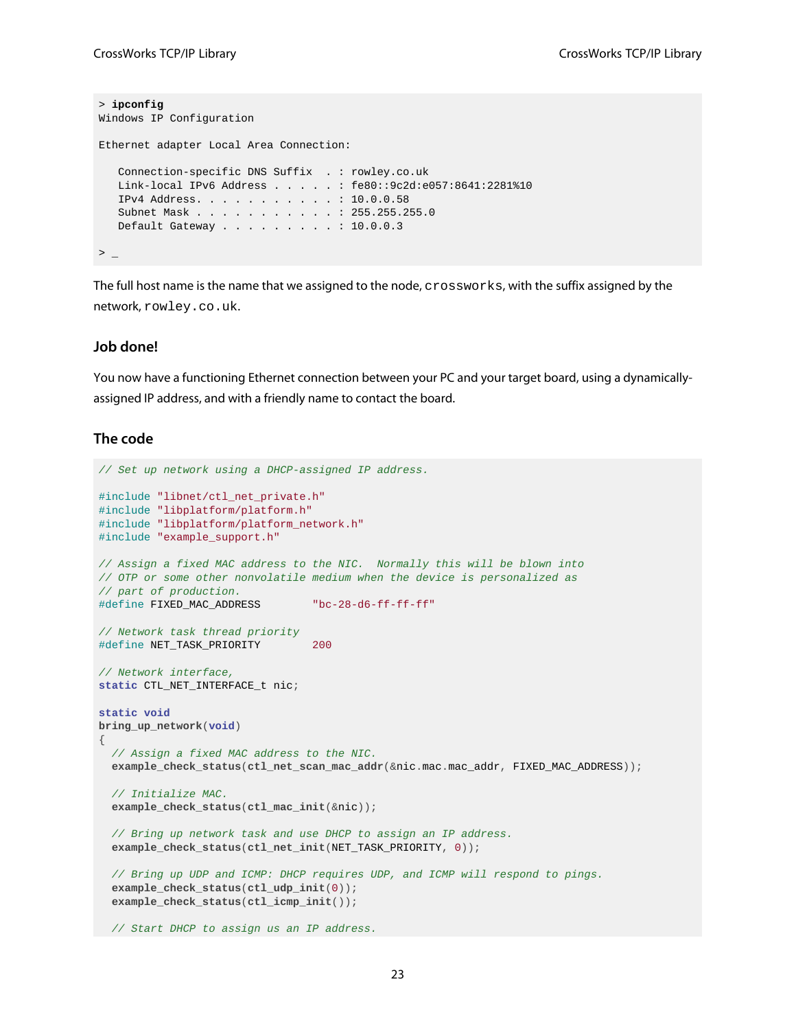```
> ipconfig
Windows IP Configuration

Ethernet adapter Local Area Connection:

   Connection-specific DNS Suffix  . : rowley.co.uk
   Link-local IPv6 Address . . . . . : fe80::9c2d:e057:8641:2281%10
   IPv4 Address. . . . . . . . . . . : 10.0.0.58
   Subnet Mask . . . . . . . . . . . : 255.255.255.0
   Default Gateway . . . . . . . . . : 10.0.0.3

> _
```

The full host name is the name that we assigned to the node, `crossworks`, with the suffix assigned by the network, `rowley.co.uk`.

### Job done!

You now have a functioning Ethernet connection between your PC and your target board, using a dynamically-assigned IP address, and with a friendly name to contact the board.

### The code

```
// Set up network using a DHCP-assigned IP address.

#include "libnet/ctl_net_private.h"
#include "libplatform/platform.h"
#include "libplatform/platform_network.h"
#include "example_support.h"

// Assign a fixed MAC address to the NIC.  Normally this will be blown into
// OTP or some other nonvolatile medium when the device is personalized as
// part of production.
#define FIXED_MAC_ADDRESS        "bc-28-d6-ff-ff-ff"

// Network task thread priority
#define NET_TASK_PRIORITY        200

// Network interface,
static CTL_NET_INTERFACE_t nic;

static void
bring_up_network(void)
{
  // Assign a fixed MAC address to the NIC.
  example_check_status(ctl_net_scan_mac_addr(&nic.mac.mac_addr, FIXED_MAC_ADDRESS));

  // Initialize MAC.
  example_check_status(ctl_mac_init(&nic));

  // Bring up network task and use DHCP to assign an IP address.
  example_check_status(ctl_net_init(NET_TASK_PRIORITY, 0));

  // Bring up UDP and ICMP: DHCP requires UDP, and ICMP will respond to pings.
  example_check_status(ctl_udp_init(0));
  example_check_status(ctl_icmp_init());

  // Start DHCP to assign us an IP address.
```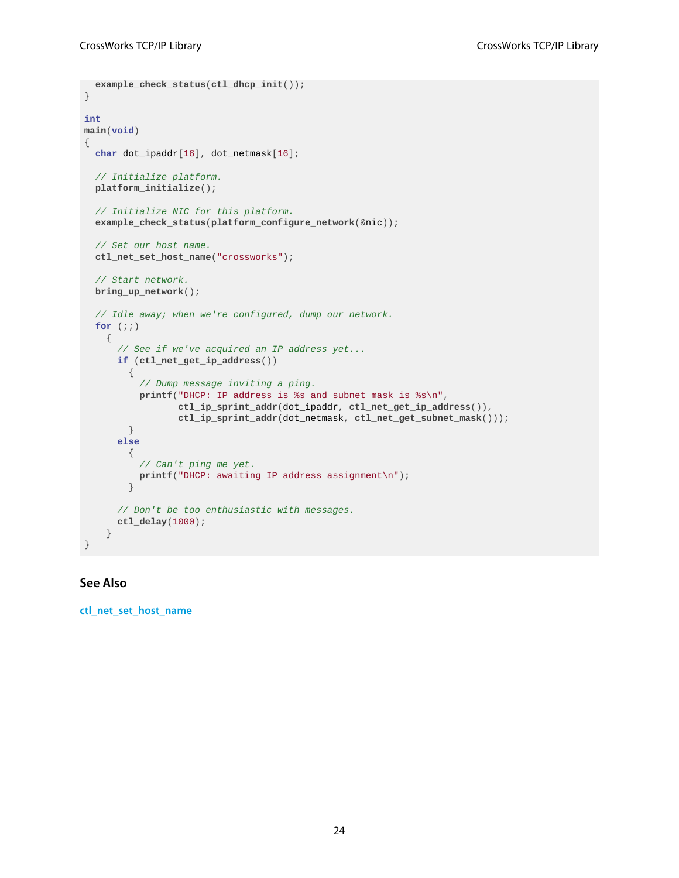```
  example_check_status(ctl_dhcp_init());
}

int
main(void)
{
  char dot_ipaddr[16], dot_netmask[16];

  // Initialize platform.
  platform_initialize();

  // Initialize NIC for this platform.
  example_check_status(platform_configure_network(&nic));

  // Set our host name.
  ctl_net_set_host_name("crossworks");

  // Start network.
  bring_up_network();

  // Idle away; when we're configured, dump our network.
  for (;;)
    {
      // See if we've acquired an IP address yet...
      if (ctl_net_get_ip_address())
        {
          // Dump message inviting a ping.
          printf("DHCP: IP address is %s and subnet mask is %s\n",
                 ctl_ip_sprint_addr(dot_ipaddr, ctl_net_get_ip_address()),
                 ctl_ip_sprint_addr(dot_netmask, ctl_net_get_subnet_mask()));
        }
      else
        {
          // Can't ping me yet.
          printf("DHCP: awaiting IP address assignment\n");
        }

      // Don't be too enthusiastic with messages.
      ctl_delay(1000);
    }
}
```

## See Also

ctl_net_set_host_name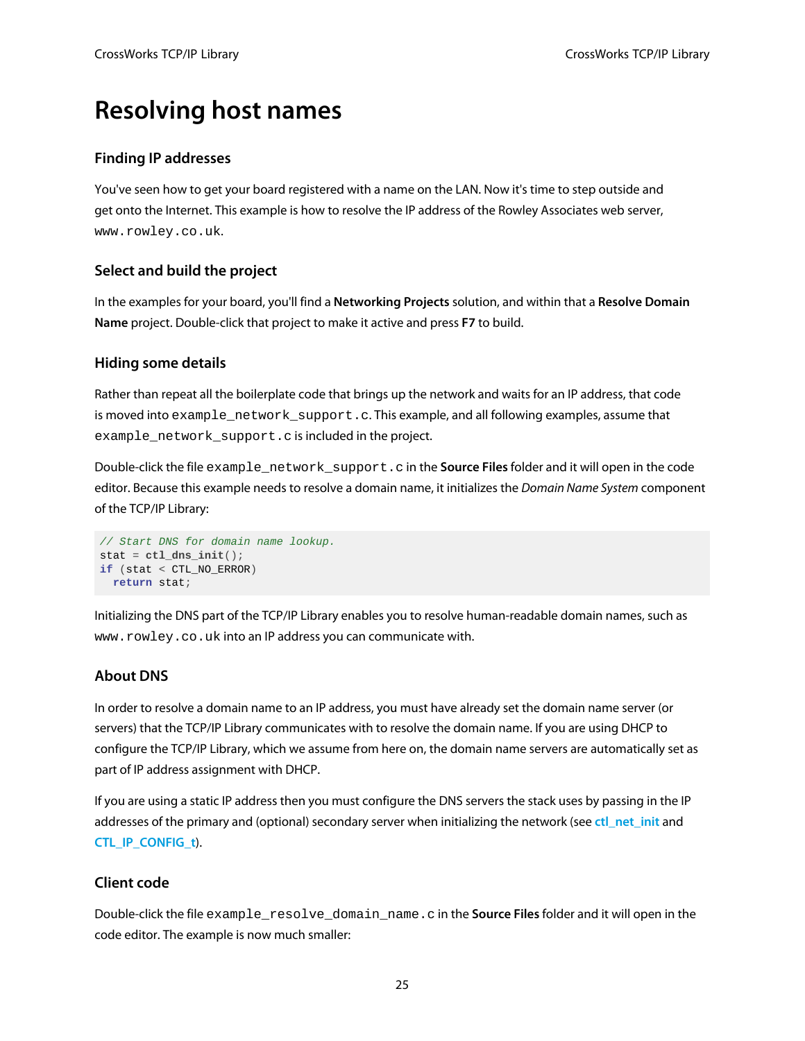# Resolving host names

### Finding IP addresses

You've seen how to get your board registered with a name on the LAN. Now it's time to step outside and get onto the Internet. This example is how to resolve the IP address of the Rowley Associates web server, `www.rowley.co.uk`.

### Select and build the project

In the examples for your board, you'll find a **Networking Projects** solution, and within that a **Resolve Domain Name** project. Double-click that project to make it active and press **F7** to build.

### Hiding some details

Rather than repeat all the boilerplate code that brings up the network and waits for an IP address, that code is moved into `example_network_support.c`. This example, and all following examples, assume that `example_network_support.c` is included in the project.

Double-click the file `example_network_support.c` in the **Source Files** folder and it will open in the code editor. Because this example needs to resolve a domain name, it initializes the *Domain Name System* component of the TCP/IP Library:

```
// Start DNS for domain name lookup.
stat = ctl_dns_init();
if (stat < CTL_NO_ERROR)
  return stat;
```

Initializing the DNS part of the TCP/IP Library enables you to resolve human-readable domain names, such as `www.rowley.co.uk` into an IP address you can communicate with.

### About DNS

In order to resolve a domain name to an IP address, you must have already set the domain name server (or servers) that the TCP/IP Library communicates with to resolve the domain name. If you are using DHCP to configure the TCP/IP Library, which we assume from here on, the domain name servers are automatically set as part of IP address assignment with DHCP.

If you are using a static IP address then you must configure the DNS servers the stack uses by passing in the IP addresses of the primary and (optional) secondary server when initializing the network (see **ctl_net_init** and **CTL_IP_CONFIG_t**).

### Client code

Double-click the file `example_resolve_domain_name.c` in the **Source Files** folder and it will open in the code editor. The example is now much smaller: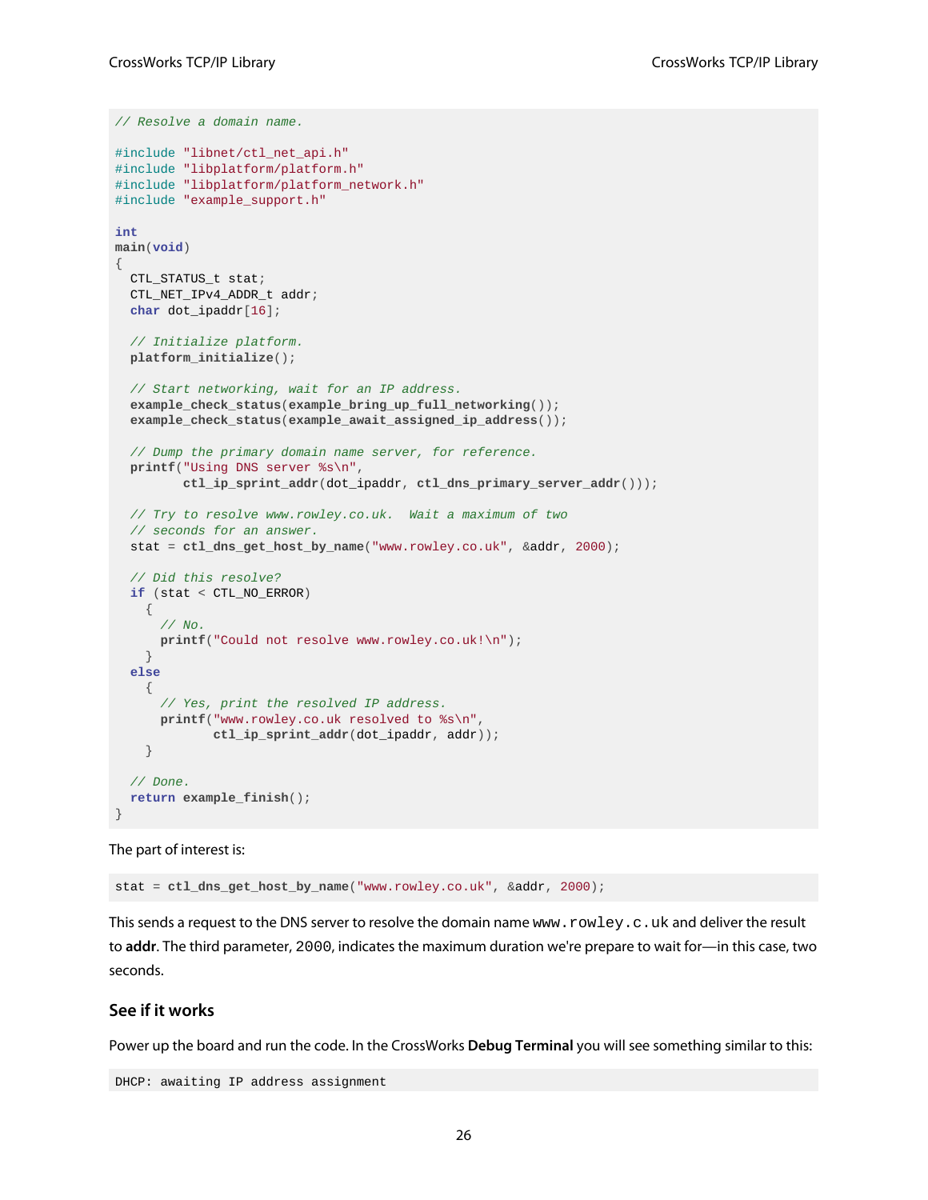```
// Resolve a domain name.

#include "libnet/ctl_net_api.h"
#include "libplatform/platform.h"
#include "libplatform/platform_network.h"
#include "example_support.h"

int
main(void)
{
  CTL_STATUS_t stat;
  CTL_NET_IPv4_ADDR_t addr;
  char dot_ipaddr[16];

  // Initialize platform.
  platform_initialize();

  // Start networking, wait for an IP address.
  example_check_status(example_bring_up_full_networking());
  example_check_status(example_await_assigned_ip_address());

  // Dump the primary domain name server, for reference.
  printf("Using DNS server %s\n",
         ctl_ip_sprint_addr(dot_ipaddr, ctl_dns_primary_server_addr()));

  // Try to resolve www.rowley.co.uk.  Wait a maximum of two
  // seconds for an answer.
  stat = ctl_dns_get_host_by_name("www.rowley.co.uk", &addr, 2000);

  // Did this resolve?
  if (stat < CTL_NO_ERROR)
    {
      // No.
      printf("Could not resolve www.rowley.co.uk!\n");
    }
  else
    {
      // Yes, print the resolved IP address.
      printf("www.rowley.co.uk resolved to %s\n",
             ctl_ip_sprint_addr(dot_ipaddr, addr));
    }

  // Done.
  return example_finish();
}
```

The part of interest is:

```
stat = ctl_dns_get_host_by_name("www.rowley.co.uk", &addr, 2000);
```

This sends a request to the DNS server to resolve the domain name `www.rowley.c.uk` and deliver the result to **addr**. The third parameter, `2000`, indicates the maximum duration we're prepare to wait for—in this case, two seconds.

### See if it works

Power up the board and run the code. In the CrossWorks **Debug Terminal** you will see something similar to this:

```
DHCP: awaiting IP address assignment
```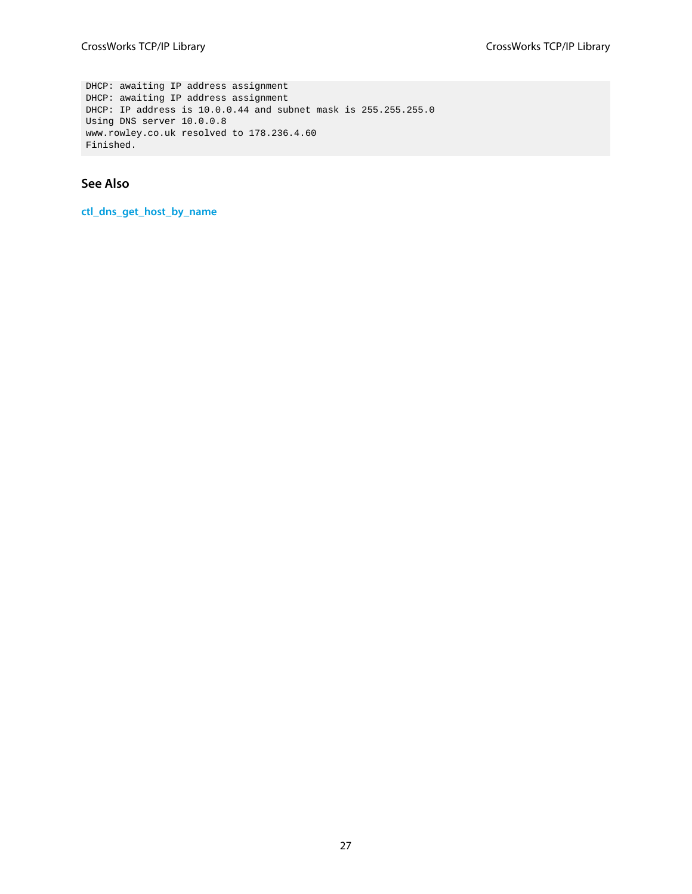```
DHCP: awaiting IP address assignment
DHCP: awaiting IP address assignment
DHCP: IP address is 10.0.0.44 and subnet mask is 255.255.255.0
Using DNS server 10.0.0.8
www.rowley.co.uk resolved to 178.236.4.60
Finished.
```

### See Also

**ctl_dns_get_host_by_name**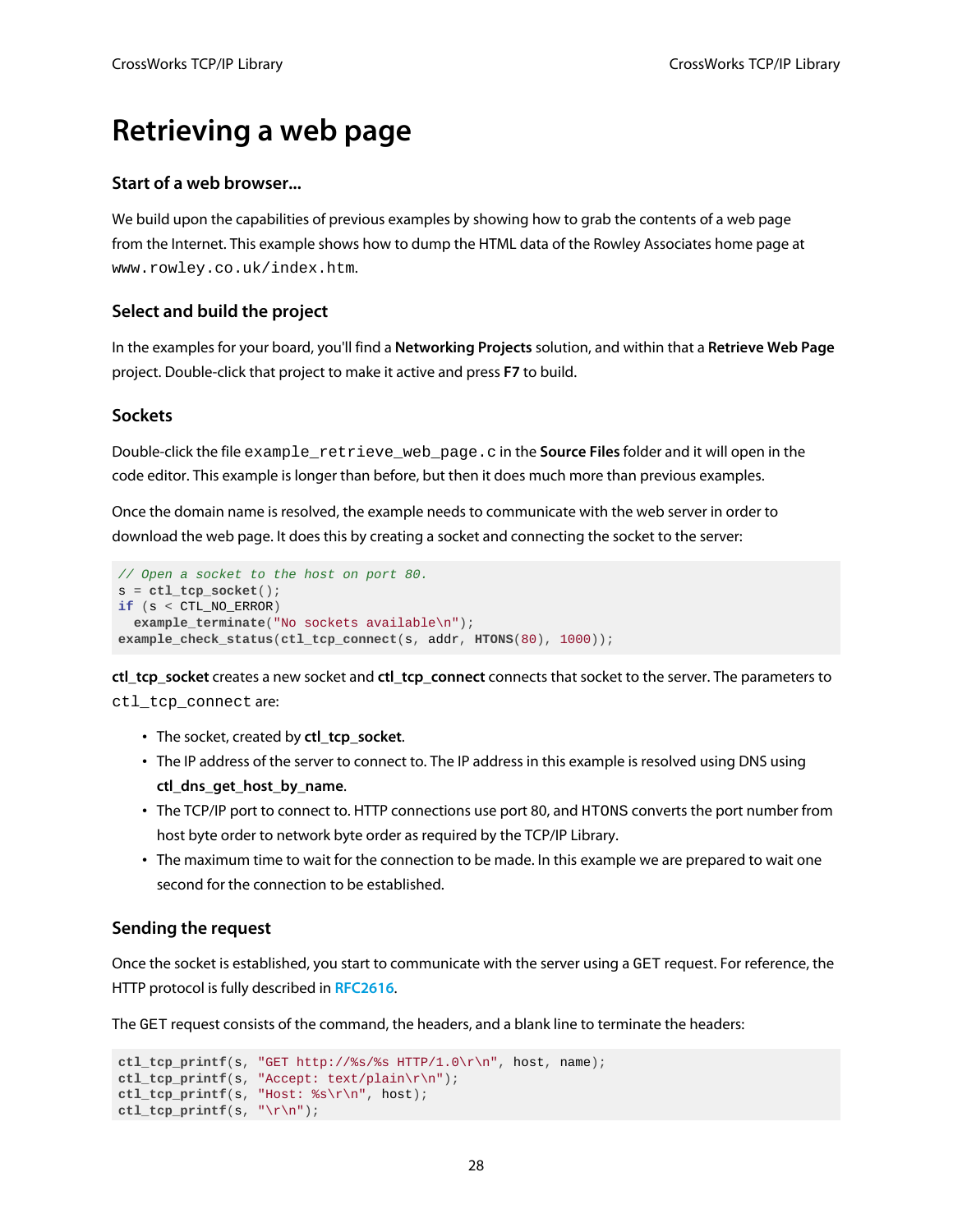# Retrieving a web page

### Start of a web browser...

We build upon the capabilities of previous examples by showing how to grab the contents of a web page from the Internet. This example shows how to dump the HTML data of the Rowley Associates home page at `www.rowley.co.uk/index.htm`.

### Select and build the project

In the examples for your board, you'll find a **Networking Projects** solution, and within that a **Retrieve Web Page** project. Double-click that project to make it active and press **F7** to build.

### Sockets

Double-click the file `example_retrieve_web_page.c` in the **Source Files** folder and it will open in the code editor. This example is longer than before, but then it does much more than previous examples.

Once the domain name is resolved, the example needs to communicate with the web server in order to download the web page. It does this by creating a socket and connecting the socket to the server:

```
// Open a socket to the host on port 80.
s = ctl_tcp_socket();
if (s < CTL_NO_ERROR)
  example_terminate("No sockets available\n");
example_check_status(ctl_tcp_connect(s, addr, HTONS(80), 1000));
```

**ctl_tcp_socket** creates a new socket and **ctl_tcp_connect** connects that socket to the server. The parameters to `ctl_tcp_connect` are:

- The socket, created by **ctl_tcp_socket**.
- The IP address of the server to connect to. The IP address in this example is resolved using DNS using **ctl_dns_get_host_by_name**.
- The TCP/IP port to connect to. HTTP connections use port 80, and HTONS converts the port number from host byte order to network byte order as required by the TCP/IP Library.
- The maximum time to wait for the connection to be made. In this example we are prepared to wait one second for the connection to be established.

### Sending the request

Once the socket is established, you start to communicate with the server using a GET request. For reference, the HTTP protocol is fully described in RFC2616.

The GET request consists of the command, the headers, and a blank line to terminate the headers:

```
ctl_tcp_printf(s, "GET http://%s/%s HTTP/1.0\r\n", host, name);
ctl_tcp_printf(s, "Accept: text/plain\r\n");
ctl_tcp_printf(s, "Host: %s\r\n", host);
ctl_tcp_printf(s, "\r\n");
```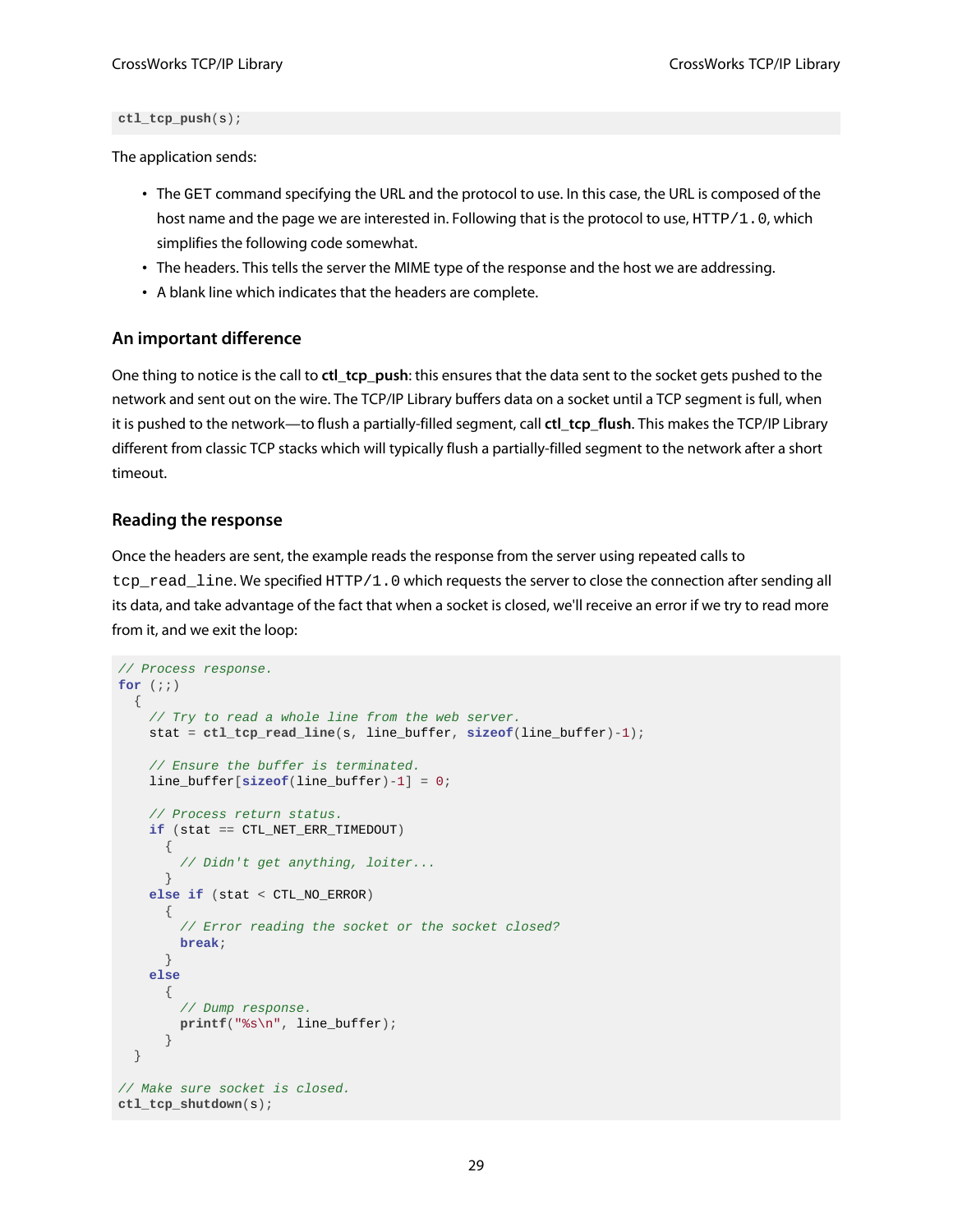```
ctl_tcp_push(s);
```

The application sends:

- The GET command specifying the URL and the protocol to use. In this case, the URL is composed of the host name and the page we are interested in. Following that is the protocol to use, HTTP/1.0, which simplifies the following code somewhat.
- The headers. This tells the server the MIME type of the response and the host we are addressing.
- A blank line which indicates that the headers are complete.

### An important difference

One thing to notice is the call to **ctl_tcp_push**: this ensures that the data sent to the socket gets pushed to the network and sent out on the wire. The TCP/IP Library buffers data on a socket until a TCP segment is full, when it is pushed to the network—to flush a partially-filled segment, call **ctl_tcp_flush**. This makes the TCP/IP Library different from classic TCP stacks which will typically flush a partially-filled segment to the network after a short timeout.

### Reading the response

Once the headers are sent, the example reads the response from the server using repeated calls to `tcp_read_line`. We specified HTTP/1.0 which requests the server to close the connection after sending all its data, and take advantage of the fact that when a socket is closed, we'll receive an error if we try to read more from it, and we exit the loop:

```
// Process response.
for (;;)
  {
    // Try to read a whole line from the web server.
    stat = ctl_tcp_read_line(s, line_buffer, sizeof(line_buffer)-1);

    // Ensure the buffer is terminated.
    line_buffer[sizeof(line_buffer)-1] = 0;

    // Process return status.
    if (stat == CTL_NET_ERR_TIMEDOUT)
      {
        // Didn't get anything, loiter...
      }
    else if (stat < CTL_NO_ERROR)
      {
        // Error reading the socket or the socket closed?
        break;
      }
    else
      {
        // Dump response.
        printf("%s\n", line_buffer);
      }
  }

// Make sure socket is closed.
ctl_tcp_shutdown(s);
```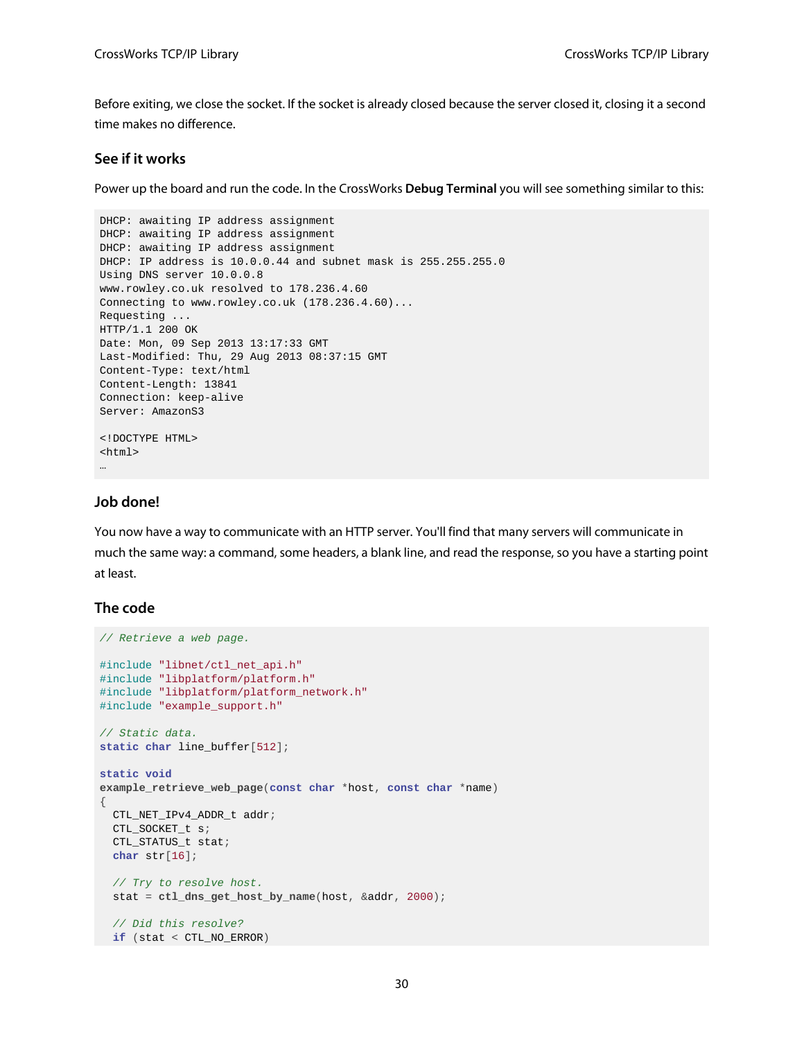Before exiting, we close the socket. If the socket is already closed because the server closed it, closing it a second time makes no difference.

### See if it works

Power up the board and run the code. In the CrossWorks **Debug Terminal** you will see something similar to this:

```
DHCP: awaiting IP address assignment
DHCP: awaiting IP address assignment
DHCP: awaiting IP address assignment
DHCP: IP address is 10.0.0.44 and subnet mask is 255.255.255.0
Using DNS server 10.0.0.8
www.rowley.co.uk resolved to 178.236.4.60
Connecting to www.rowley.co.uk (178.236.4.60)...
Requesting ...
HTTP/1.1 200 OK
Date: Mon, 09 Sep 2013 13:17:33 GMT
Last-Modified: Thu, 29 Aug 2013 08:37:15 GMT
Content-Type: text/html
Content-Length: 13841
Connection: keep-alive
Server: AmazonS3

<!DOCTYPE HTML>
<html>
…
```

### Job done!

You now have a way to communicate with an HTTP server. You'll find that many servers will communicate in much the same way: a command, some headers, a blank line, and read the response, so you have a starting point at least.

### The code

```
// Retrieve a web page.

#include "libnet/ctl_net_api.h"
#include "libplatform/platform.h"
#include "libplatform/platform_network.h"
#include "example_support.h"

// Static data.
static char line_buffer[512];

static void
example_retrieve_web_page(const char *host, const char *name)
{
  CTL_NET_IPv4_ADDR_t addr;
  CTL_SOCKET_t s;
  CTL_STATUS_t stat;
  char str[16];

  // Try to resolve host.
  stat = ctl_dns_get_host_by_name(host, &addr, 2000);

  // Did this resolve?
  if (stat < CTL_NO_ERROR)
```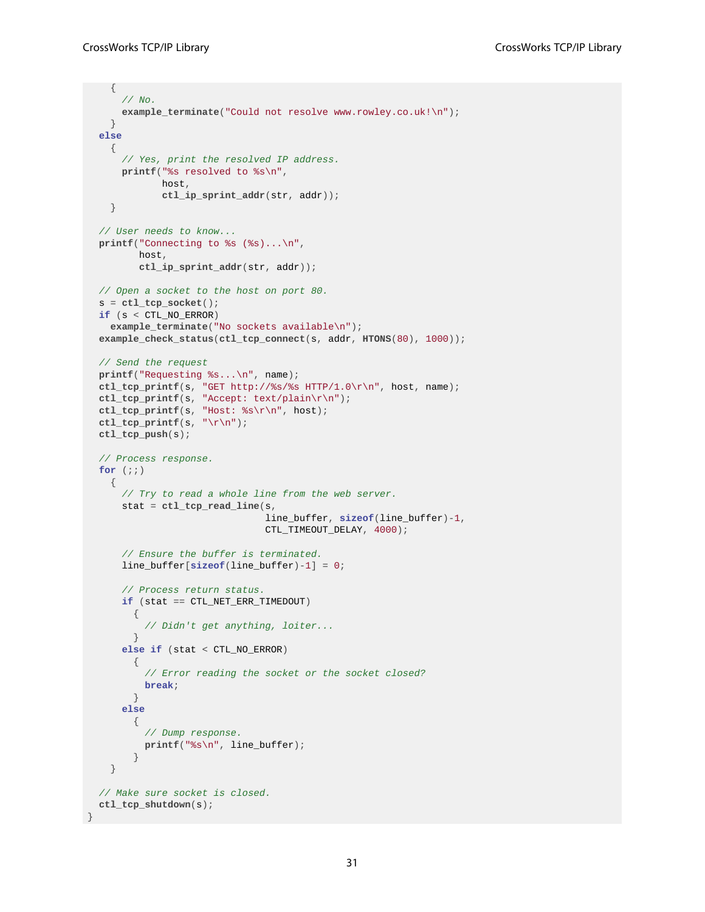```
    {
      // No.
      example_terminate("Could not resolve www.rowley.co.uk!\n");
    }
  else
    {
      // Yes, print the resolved IP address.
      printf("%s resolved to %s\n",
             host,
             ctl_ip_sprint_addr(str, addr));
    }

  // User needs to know...
  printf("Connecting to %s (%s)...\n",
         host,
         ctl_ip_sprint_addr(str, addr));

  // Open a socket to the host on port 80.
  s = ctl_tcp_socket();
  if (s < CTL_NO_ERROR)
    example_terminate("No sockets available\n");
  example_check_status(ctl_tcp_connect(s, addr, HTONS(80), 1000));

  // Send the request
  printf("Requesting %s...\n", name);
  ctl_tcp_printf(s, "GET http://%s/%s HTTP/1.0\r\n", host, name);
  ctl_tcp_printf(s, "Accept: text/plain\r\n");
  ctl_tcp_printf(s, "Host: %s\r\n", host);
  ctl_tcp_printf(s, "\r\n");
  ctl_tcp_push(s);

  // Process response.
  for (;;)
    {
      // Try to read a whole line from the web server.
      stat = ctl_tcp_read_line(s,
                               line_buffer, sizeof(line_buffer)-1,
                               CTL_TIMEOUT_DELAY, 4000);

      // Ensure the buffer is terminated.
      line_buffer[sizeof(line_buffer)-1] = 0;

      // Process return status.
      if (stat == CTL_NET_ERR_TIMEDOUT)
        {
          // Didn't get anything, loiter...
        }
      else if (stat < CTL_NO_ERROR)
        {
          // Error reading the socket or the socket closed?
          break;
        }
      else
        {
          // Dump response.
          printf("%s\n", line_buffer);
        }
    }

  // Make sure socket is closed.
  ctl_tcp_shutdown(s);
}
```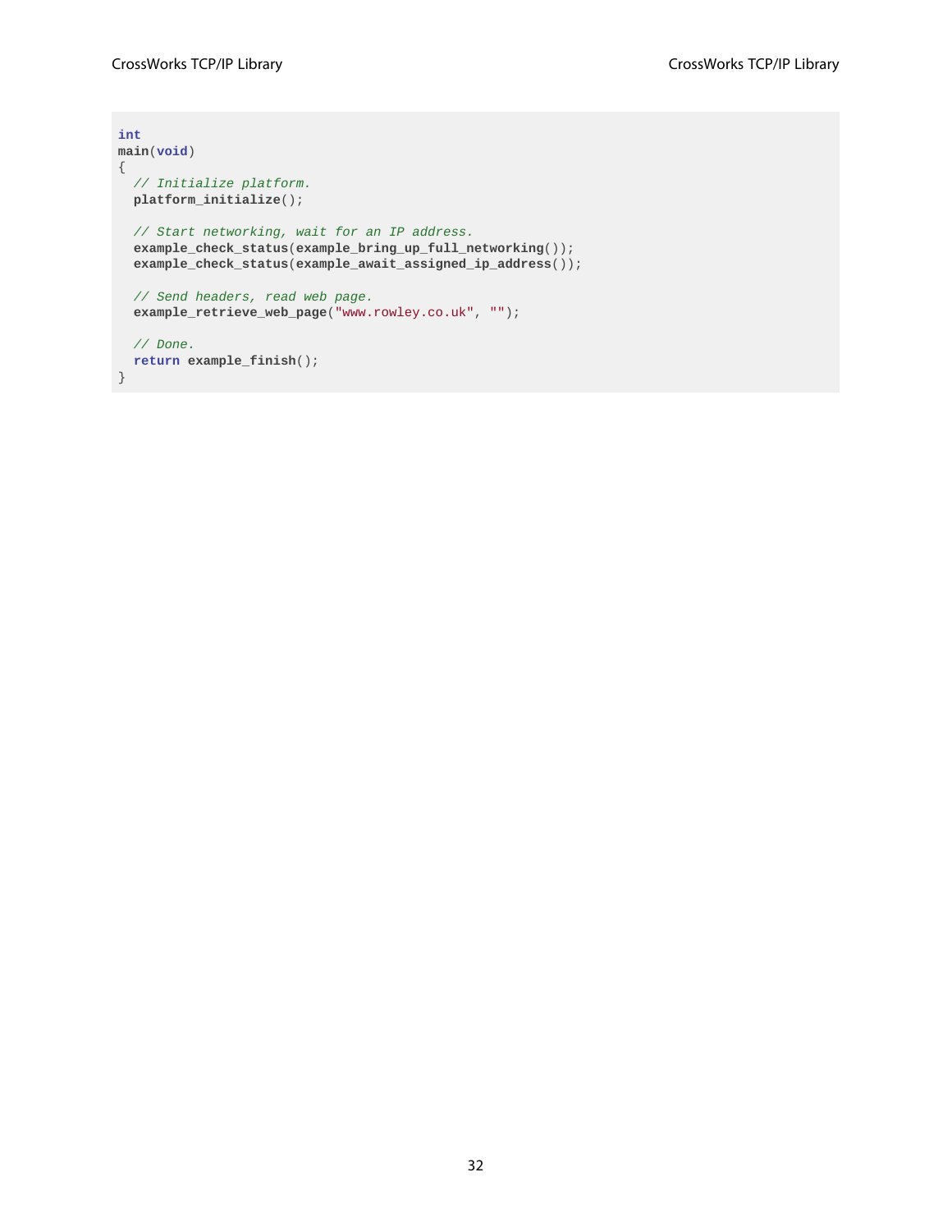```
int
main(void)
{
  // Initialize platform.
  platform_initialize();

  // Start networking, wait for an IP address.
  example_check_status(example_bring_up_full_networking());
  example_check_status(example_await_assigned_ip_address());

  // Send headers, read web page.
  example_retrieve_web_page("www.rowley.co.uk", "");

  // Done.
  return example_finish();
}
```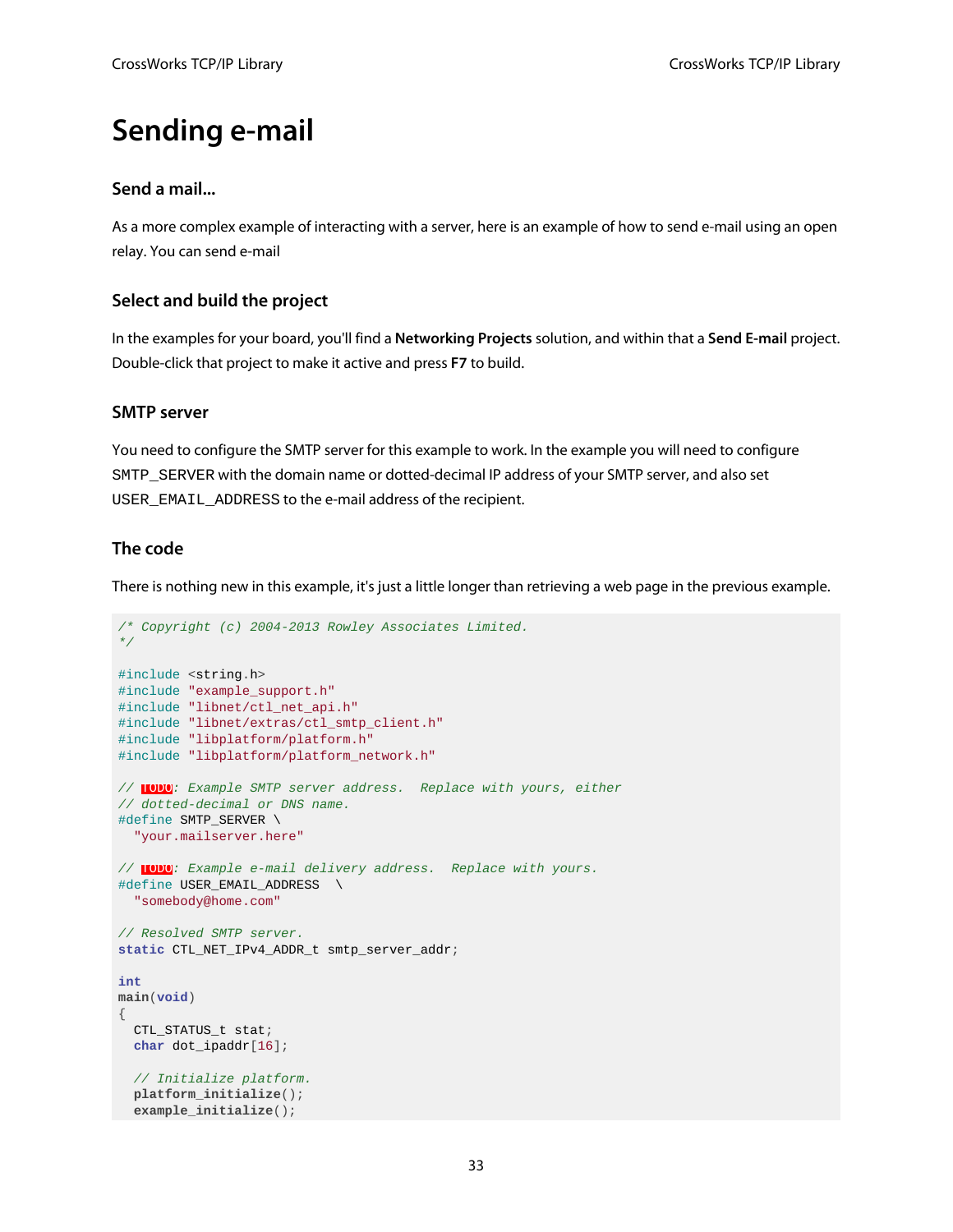# Sending e-mail

### Send a mail...

As a more complex example of interacting with a server, here is an example of how to send e-mail using an open relay. You can send e-mail

### Select and build the project

In the examples for your board, you'll find a **Networking Projects** solution, and within that a **Send E-mail** project. Double-click that project to make it active and press **F7** to build.

### SMTP server

You need to configure the SMTP server for this example to work. In the example you will need to configure SMTP_SERVER with the domain name or dotted-decimal IP address of your SMTP server, and also set USER_EMAIL_ADDRESS to the e-mail address of the recipient.

### The code

There is nothing new in this example, it's just a little longer than retrieving a web page in the previous example.

```
/* Copyright (c) 2004-2013 Rowley Associates Limited.
*/

#include <string.h>
#include "example_support.h"
#include "libnet/ctl_net_api.h"
#include "libnet/extras/ctl_smtp_client.h"
#include "libplatform/platform.h"
#include "libplatform/platform_network.h"

// TODO: Example SMTP server address.  Replace with yours, either
// dotted-decimal or DNS name.
#define SMTP_SERVER \
  "your.mailserver.here"

// TODO: Example e-mail delivery address.  Replace with yours.
#define USER_EMAIL_ADDRESS  \
  "somebody@home.com"

// Resolved SMTP server.
static CTL_NET_IPv4_ADDR_t smtp_server_addr;

int
main(void)
{
  CTL_STATUS_t stat;
  char dot_ipaddr[16];

  // Initialize platform.
  platform_initialize();
  example_initialize();
```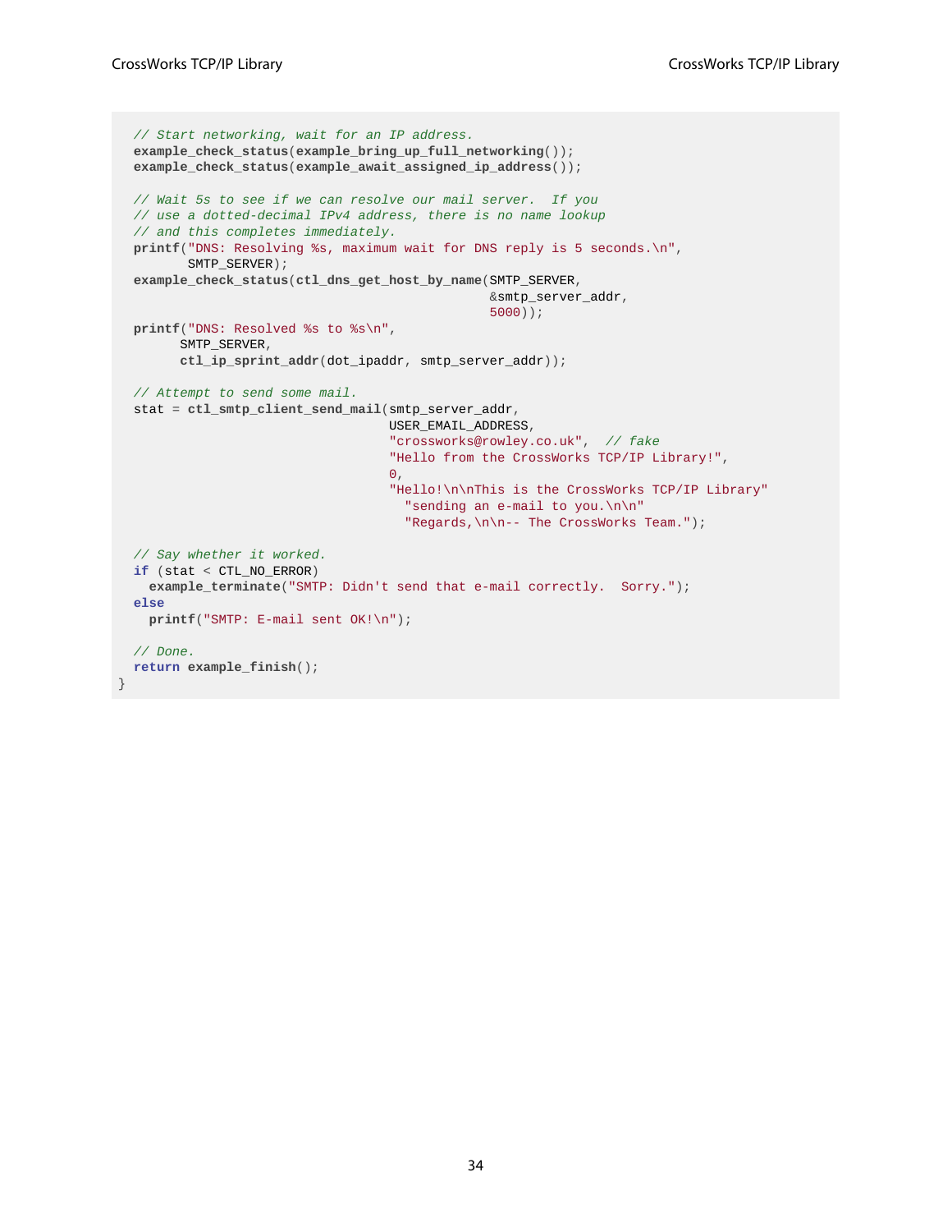```
  // Start networking, wait for an IP address.
  example_check_status(example_bring_up_full_networking());
  example_check_status(example_await_assigned_ip_address());

  // Wait 5s to see if we can resolve our mail server.  If you
  // use a dotted-decimal IPv4 address, there is no name lookup
  // and this completes immediately.
  printf("DNS: Resolving %s, maximum wait for DNS reply is 5 seconds.\n",
         SMTP_SERVER);
  example_check_status(ctl_dns_get_host_by_name(SMTP_SERVER,
                                                &smtp_server_addr,
                                                5000));
  printf("DNS: Resolved %s to %s\n",
        SMTP_SERVER,
        ctl_ip_sprint_addr(dot_ipaddr, smtp_server_addr));

  // Attempt to send some mail.
  stat = ctl_smtp_client_send_mail(smtp_server_addr,
                                   USER_EMAIL_ADDRESS,
                                   "crossworks@rowley.co.uk",  // fake
                                   "Hello from the CrossWorks TCP/IP Library!",
                                   0,
                                   "Hello!\n\nThis is the CrossWorks TCP/IP Library"
                                     "sending an e-mail to you.\n\n"
                                     "Regards,\n\n-- The CrossWorks Team.");

  // Say whether it worked.
  if (stat < CTL_NO_ERROR)
    example_terminate("SMTP: Didn't send that e-mail correctly.  Sorry.");
  else
    printf("SMTP: E-mail sent OK!\n");

  // Done.
  return example_finish();
}
```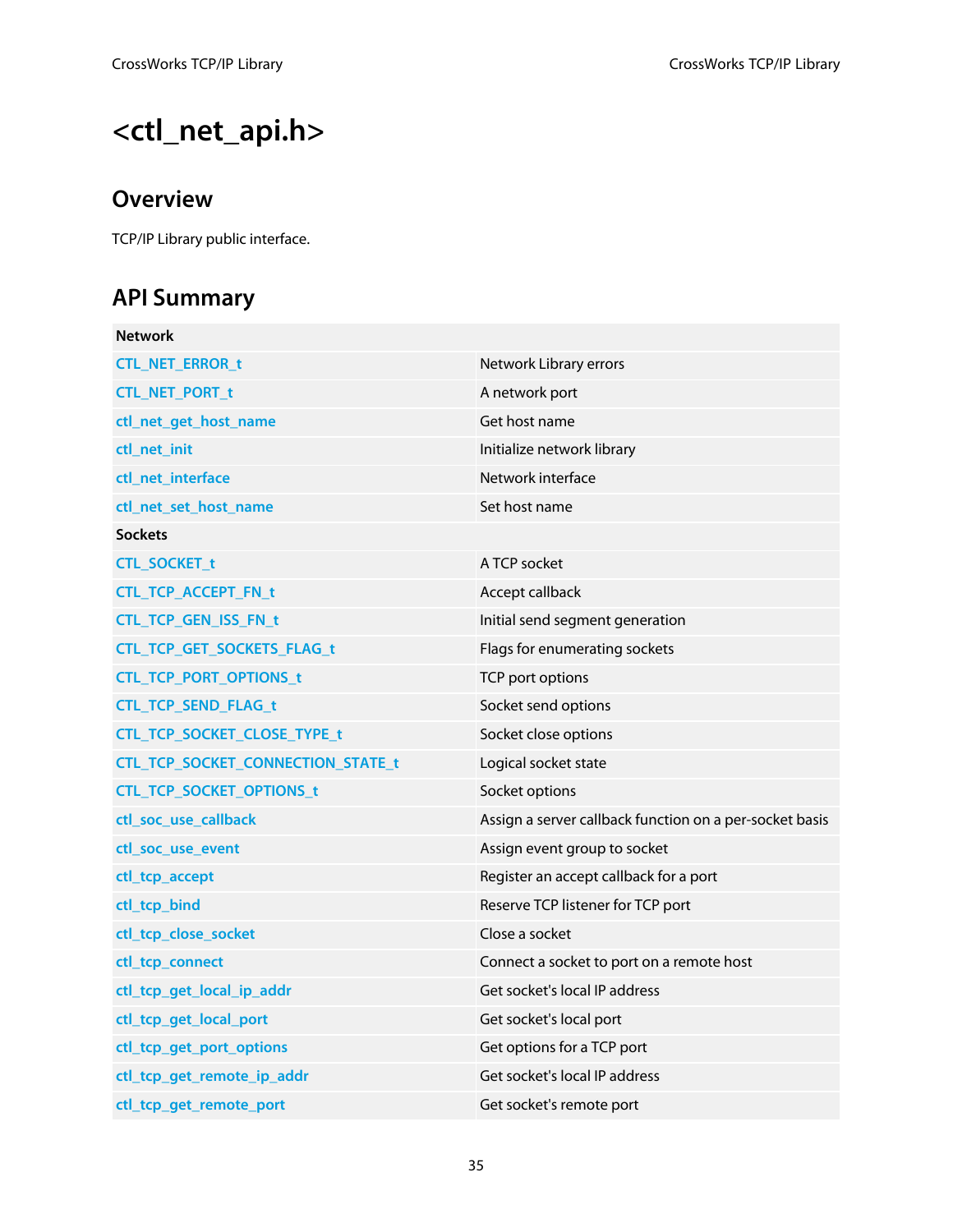# <ctl_net_api.h>

## Overview

TCP/IP Library public interface.

## API Summary

| Network | |
|---|---|
| CTL_NET_ERROR_t | Network Library errors |
| CTL_NET_PORT_t | A network port |
| ctl_net_get_host_name | Get host name |
| ctl_net_init | Initialize network library |
| ctl_net_interface | Network interface |
| ctl_net_set_host_name | Set host name |
| **Sockets** | |
| CTL_SOCKET_t | A TCP socket |
| CTL_TCP_ACCEPT_FN_t | Accept callback |
| CTL_TCP_GEN_ISS_FN_t | Initial send segment generation |
| CTL_TCP_GET_SOCKETS_FLAG_t | Flags for enumerating sockets |
| CTL_TCP_PORT_OPTIONS_t | TCP port options |
| CTL_TCP_SEND_FLAG_t | Socket send options |
| CTL_TCP_SOCKET_CLOSE_TYPE_t | Socket close options |
| CTL_TCP_SOCKET_CONNECTION_STATE_t | Logical socket state |
| CTL_TCP_SOCKET_OPTIONS_t | Socket options |
| ctl_soc_use_callback | Assign a server callback function on a per-socket basis |
| ctl_soc_use_event | Assign event group to socket |
| ctl_tcp_accept | Register an accept callback for a port |
| ctl_tcp_bind | Reserve TCP listener for TCP port |
| ctl_tcp_close_socket | Close a socket |
| ctl_tcp_connect | Connect a socket to port on a remote host |
| ctl_tcp_get_local_ip_addr | Get socket's local IP address |
| ctl_tcp_get_local_port | Get socket's local port |
| ctl_tcp_get_port_options | Get options for a TCP port |
| ctl_tcp_get_remote_ip_addr | Get socket's local IP address |
| ctl_tcp_get_remote_port | Get socket's remote port |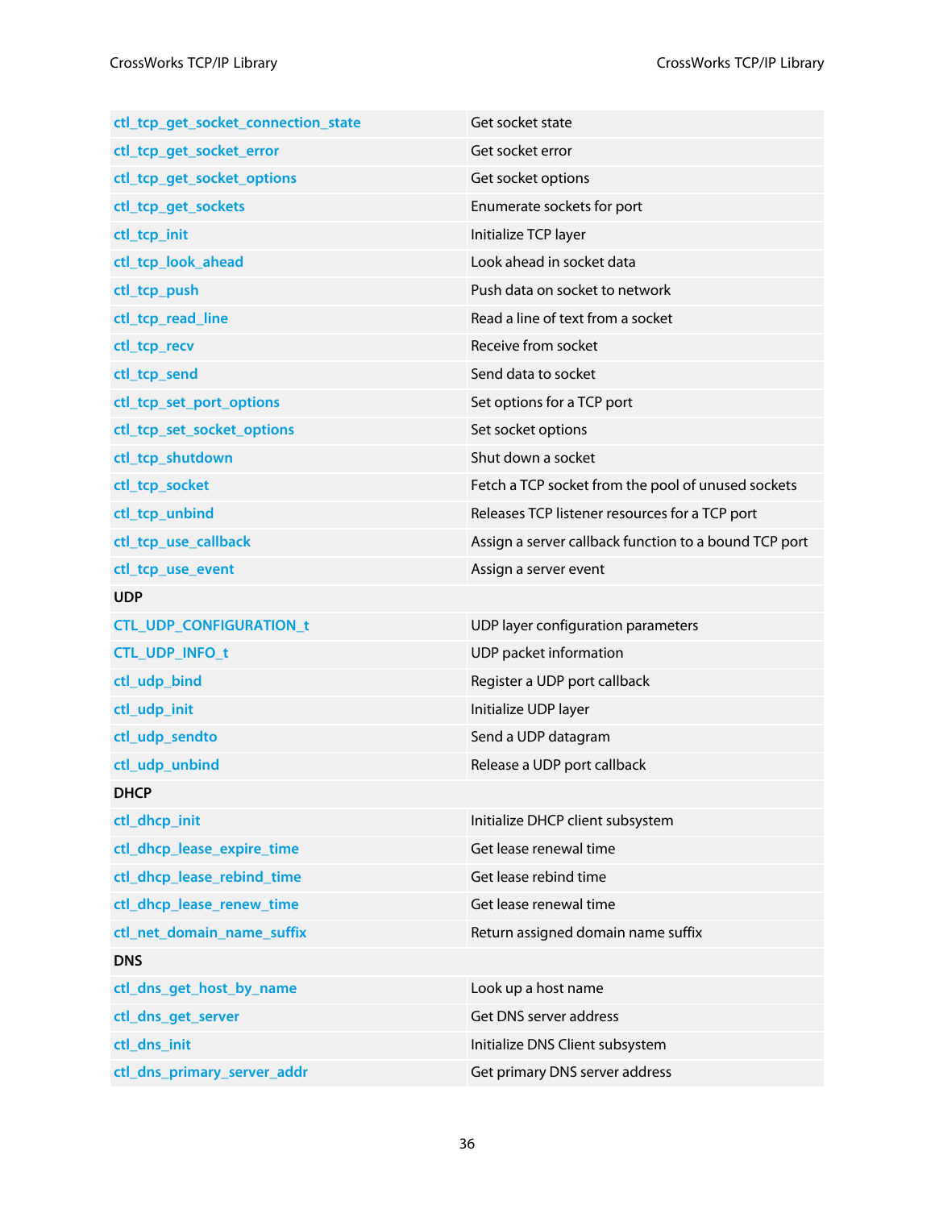| | |
|---|---|
| ctl_tcp_get_socket_connection_state | Get socket state |
| ctl_tcp_get_socket_error | Get socket error |
| ctl_tcp_get_socket_options | Get socket options |
| ctl_tcp_get_sockets | Enumerate sockets for port |
| ctl_tcp_init | Initialize TCP layer |
| ctl_tcp_look_ahead | Look ahead in socket data |
| ctl_tcp_push | Push data on socket to network |
| ctl_tcp_read_line | Read a line of text from a socket |
| ctl_tcp_recv | Receive from socket |
| ctl_tcp_send | Send data to socket |
| ctl_tcp_set_port_options | Set options for a TCP port |
| ctl_tcp_set_socket_options | Set socket options |
| ctl_tcp_shutdown | Shut down a socket |
| ctl_tcp_socket | Fetch a TCP socket from the pool of unused sockets |
| ctl_tcp_unbind | Releases TCP listener resources for a TCP port |
| ctl_tcp_use_callback | Assign a server callback function to a bound TCP port |
| ctl_tcp_use_event | Assign a server event |
| **UDP** | |
| CTL_UDP_CONFIGURATION_t | UDP layer configuration parameters |
| CTL_UDP_INFO_t | UDP packet information |
| ctl_udp_bind | Register a UDP port callback |
| ctl_udp_init | Initialize UDP layer |
| ctl_udp_sendto | Send a UDP datagram |
| ctl_udp_unbind | Release a UDP port callback |
| **DHCP** | |
| ctl_dhcp_init | Initialize DHCP client subsystem |
| ctl_dhcp_lease_expire_time | Get lease renewal time |
| ctl_dhcp_lease_rebind_time | Get lease rebind time |
| ctl_dhcp_lease_renew_time | Get lease renewal time |
| ctl_net_domain_name_suffix | Return assigned domain name suffix |
| **DNS** | |
| ctl_dns_get_host_by_name | Look up a host name |
| ctl_dns_get_server | Get DNS server address |
| ctl_dns_init | Initialize DNS Client subsystem |
| ctl_dns_primary_server_addr | Get primary DNS server address |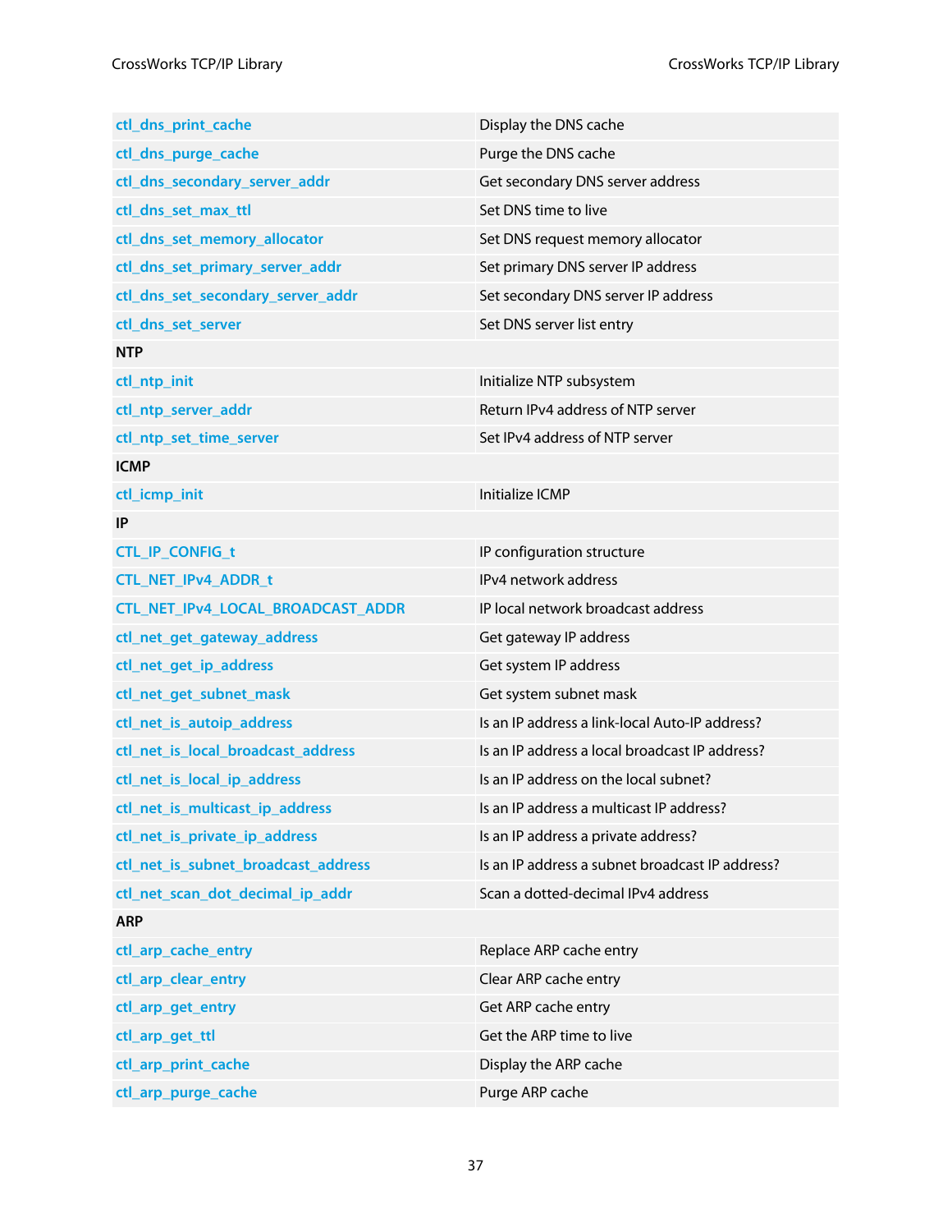| | |
|---|---|
| ctl_dns_print_cache | Display the DNS cache |
| ctl_dns_purge_cache | Purge the DNS cache |
| ctl_dns_secondary_server_addr | Get secondary DNS server address |
| ctl_dns_set_max_ttl | Set DNS time to live |
| ctl_dns_set_memory_allocator | Set DNS request memory allocator |
| ctl_dns_set_primary_server_addr | Set primary DNS server IP address |
| ctl_dns_set_secondary_server_addr | Set secondary DNS server IP address |
| ctl_dns_set_server | Set DNS server list entry |
| **NTP** | |
| ctl_ntp_init | Initialize NTP subsystem |
| ctl_ntp_server_addr | Return IPv4 address of NTP server |
| ctl_ntp_set_time_server | Set IPv4 address of NTP server |
| **ICMP** | |
| ctl_icmp_init | Initialize ICMP |
| **IP** | |
| CTL_IP_CONFIG_t | IP configuration structure |
| CTL_NET_IPv4_ADDR_t | IPv4 network address |
| CTL_NET_IPv4_LOCAL_BROADCAST_ADDR | IP local network broadcast address |
| ctl_net_get_gateway_address | Get gateway IP address |
| ctl_net_get_ip_address | Get system IP address |
| ctl_net_get_subnet_mask | Get system subnet mask |
| ctl_net_is_autoip_address | Is an IP address a link-local Auto-IP address? |
| ctl_net_is_local_broadcast_address | Is an IP address a local broadcast IP address? |
| ctl_net_is_local_ip_address | Is an IP address on the local subnet? |
| ctl_net_is_multicast_ip_address | Is an IP address a multicast IP address? |
| ctl_net_is_private_ip_address | Is an IP address a private address? |
| ctl_net_is_subnet_broadcast_address | Is an IP address a subnet broadcast IP address? |
| ctl_net_scan_dot_decimal_ip_addr | Scan a dotted-decimal IPv4 address |
| **ARP** | |
| ctl_arp_cache_entry | Replace ARP cache entry |
| ctl_arp_clear_entry | Clear ARP cache entry |
| ctl_arp_get_entry | Get ARP cache entry |
| ctl_arp_get_ttl | Get the ARP time to live |
| ctl_arp_print_cache | Display the ARP cache |
| ctl_arp_purge_cache | Purge ARP cache |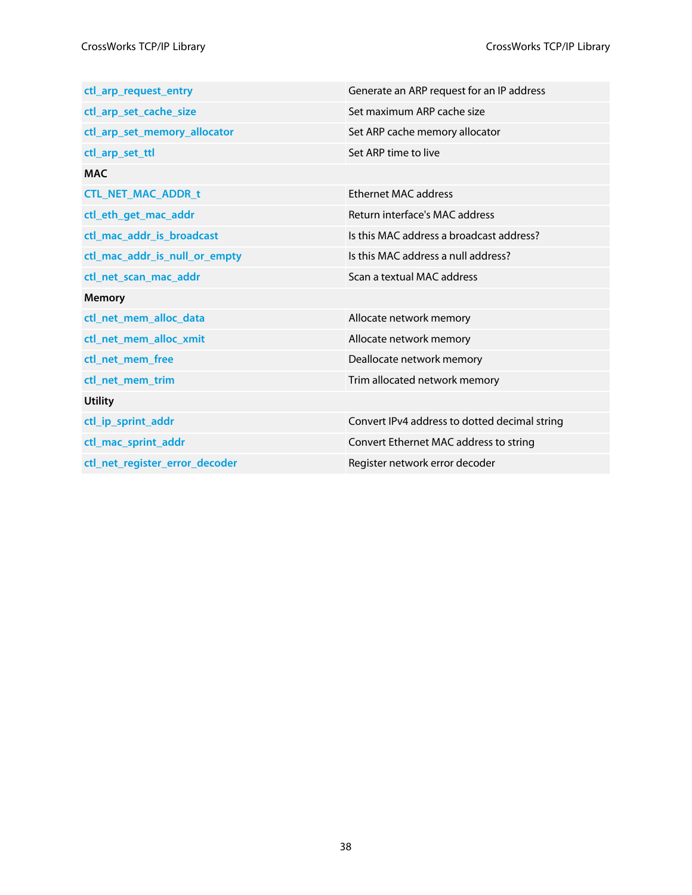| | |
|---|---|
| ctl_arp_request_entry | Generate an ARP request for an IP address |
| ctl_arp_set_cache_size | Set maximum ARP cache size |
| ctl_arp_set_memory_allocator | Set ARP cache memory allocator |
| ctl_arp_set_ttl | Set ARP time to live |
| **MAC** | |
| CTL_NET_MAC_ADDR_t | Ethernet MAC address |
| ctl_eth_get_mac_addr | Return interface's MAC address |
| ctl_mac_addr_is_broadcast | Is this MAC address a broadcast address? |
| ctl_mac_addr_is_null_or_empty | Is this MAC address a null address? |
| ctl_net_scan_mac_addr | Scan a textual MAC address |
| **Memory** | |
| ctl_net_mem_alloc_data | Allocate network memory |
| ctl_net_mem_alloc_xmit | Allocate network memory |
| ctl_net_mem_free | Deallocate network memory |
| ctl_net_mem_trim | Trim allocated network memory |
| **Utility** | |
| ctl_ip_sprint_addr | Convert IPv4 address to dotted decimal string |
| ctl_mac_sprint_addr | Convert Ethernet MAC address to string |
| ctl_net_register_error_decoder | Register network error decoder |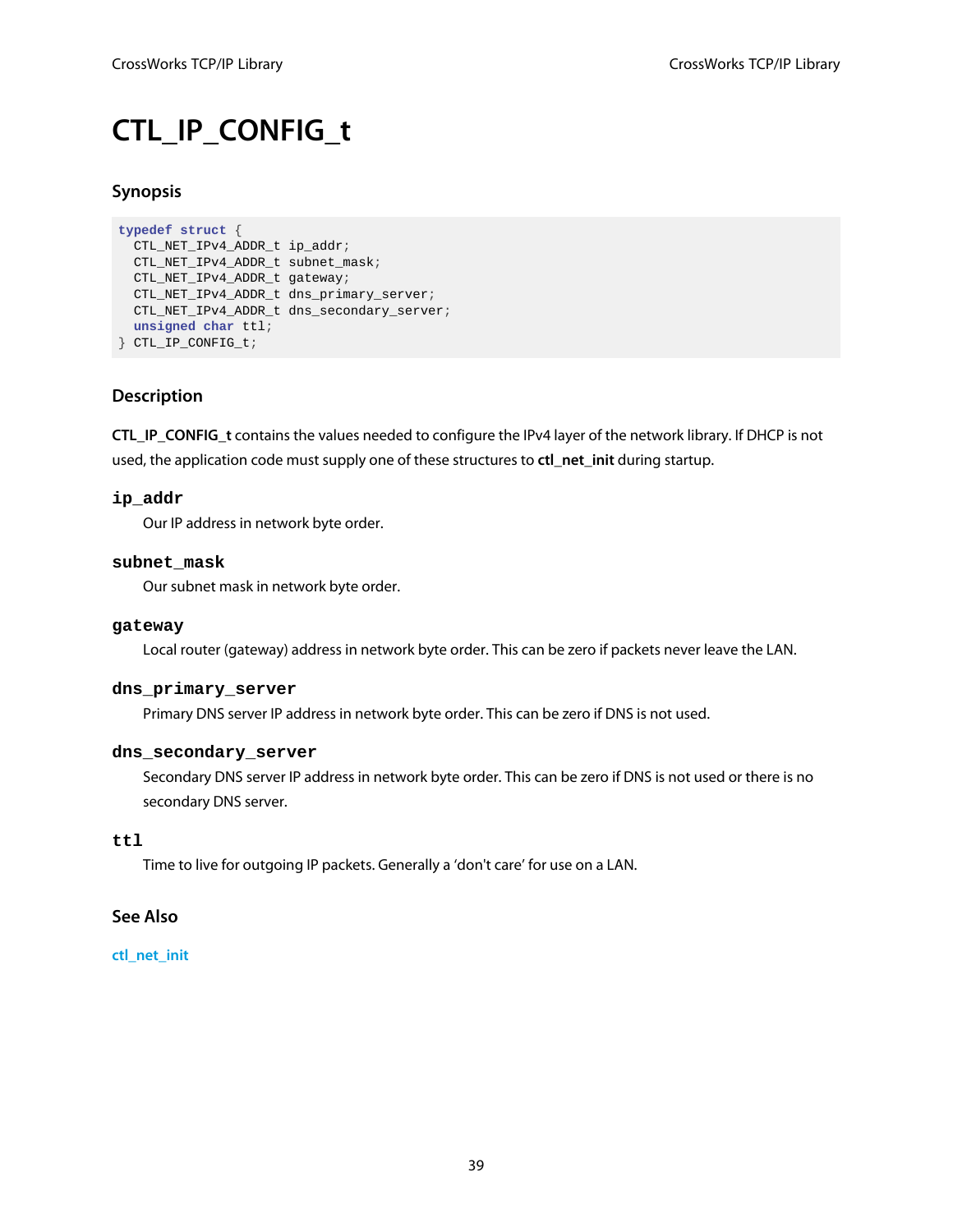# CTL_IP_CONFIG_t

## Synopsis

```
typedef struct {
  CTL_NET_IPv4_ADDR_t ip_addr;
  CTL_NET_IPv4_ADDR_t subnet_mask;
  CTL_NET_IPv4_ADDR_t gateway;
  CTL_NET_IPv4_ADDR_t dns_primary_server;
  CTL_NET_IPv4_ADDR_t dns_secondary_server;
  unsigned char ttl;
} CTL_IP_CONFIG_t;
```

## Description

**CTL_IP_CONFIG_t** contains the values needed to configure the IPv4 layer of the network library. If DHCP is not used, the application code must supply one of these structures to **ctl_net_init** during startup.

### `ip_addr`

Our IP address in network byte order.

### `subnet_mask`

Our subnet mask in network byte order.

### `gateway`

Local router (gateway) address in network byte order. This can be zero if packets never leave the LAN.

### `dns_primary_server`

Primary DNS server IP address in network byte order. This can be zero if DNS is not used.

### `dns_secondary_server`

Secondary DNS server IP address in network byte order. This can be zero if DNS is not used or there is no secondary DNS server.

### `ttl`

Time to live for outgoing IP packets. Generally a 'don't care' for use on a LAN.

## See Also

ctl_net_init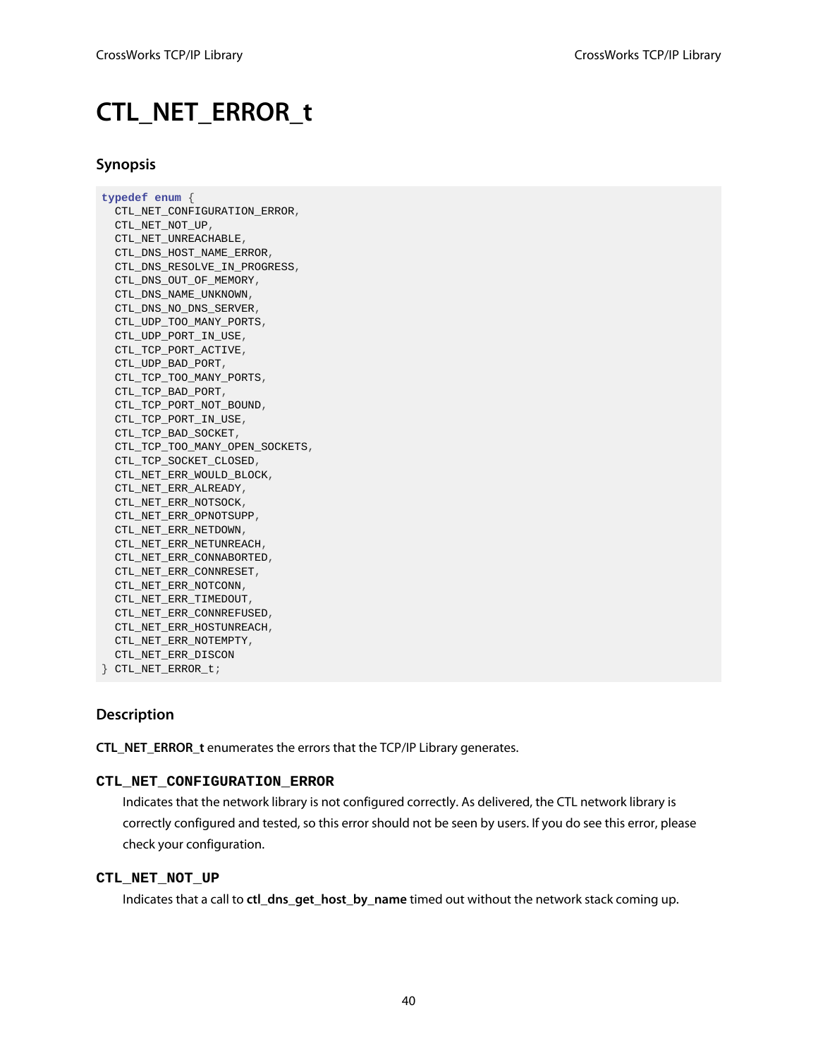# CTL_NET_ERROR_t

## Synopsis

```
typedef enum {
  CTL_NET_CONFIGURATION_ERROR,
  CTL_NET_NOT_UP,
  CTL_NET_UNREACHABLE,
  CTL_DNS_HOST_NAME_ERROR,
  CTL_DNS_RESOLVE_IN_PROGRESS,
  CTL_DNS_OUT_OF_MEMORY,
  CTL_DNS_NAME_UNKNOWN,
  CTL_DNS_NO_DNS_SERVER,
  CTL_UDP_TOO_MANY_PORTS,
  CTL_UDP_PORT_IN_USE,
  CTL_TCP_PORT_ACTIVE,
  CTL_UDP_BAD_PORT,
  CTL_TCP_TOO_MANY_PORTS,
  CTL_TCP_BAD_PORT,
  CTL_TCP_PORT_NOT_BOUND,
  CTL_TCP_PORT_IN_USE,
  CTL_TCP_BAD_SOCKET,
  CTL_TCP_TOO_MANY_OPEN_SOCKETS,
  CTL_TCP_SOCKET_CLOSED,
  CTL_NET_ERR_WOULD_BLOCK,
  CTL_NET_ERR_ALREADY,
  CTL_NET_ERR_NOTSOCK,
  CTL_NET_ERR_OPNOTSUPP,
  CTL_NET_ERR_NETDOWN,
  CTL_NET_ERR_NETUNREACH,
  CTL_NET_ERR_CONNABORTED,
  CTL_NET_ERR_CONNRESET,
  CTL_NET_ERR_NOTCONN,
  CTL_NET_ERR_TIMEDOUT,
  CTL_NET_ERR_CONNREFUSED,
  CTL_NET_ERR_HOSTUNREACH,
  CTL_NET_ERR_NOTEMPTY,
  CTL_NET_ERR_DISCON
} CTL_NET_ERROR_t;
```

## Description

**CTL_NET_ERROR_t** enumerates the errors that the TCP/IP Library generates.

### CTL_NET_CONFIGURATION_ERROR

Indicates that the network library is not configured correctly. As delivered, the CTL network library is correctly configured and tested, so this error should not be seen by users. If you do see this error, please check your configuration.

### CTL_NET_NOT_UP

Indicates that a call to **ctl_dns_get_host_by_name** timed out without the network stack coming up.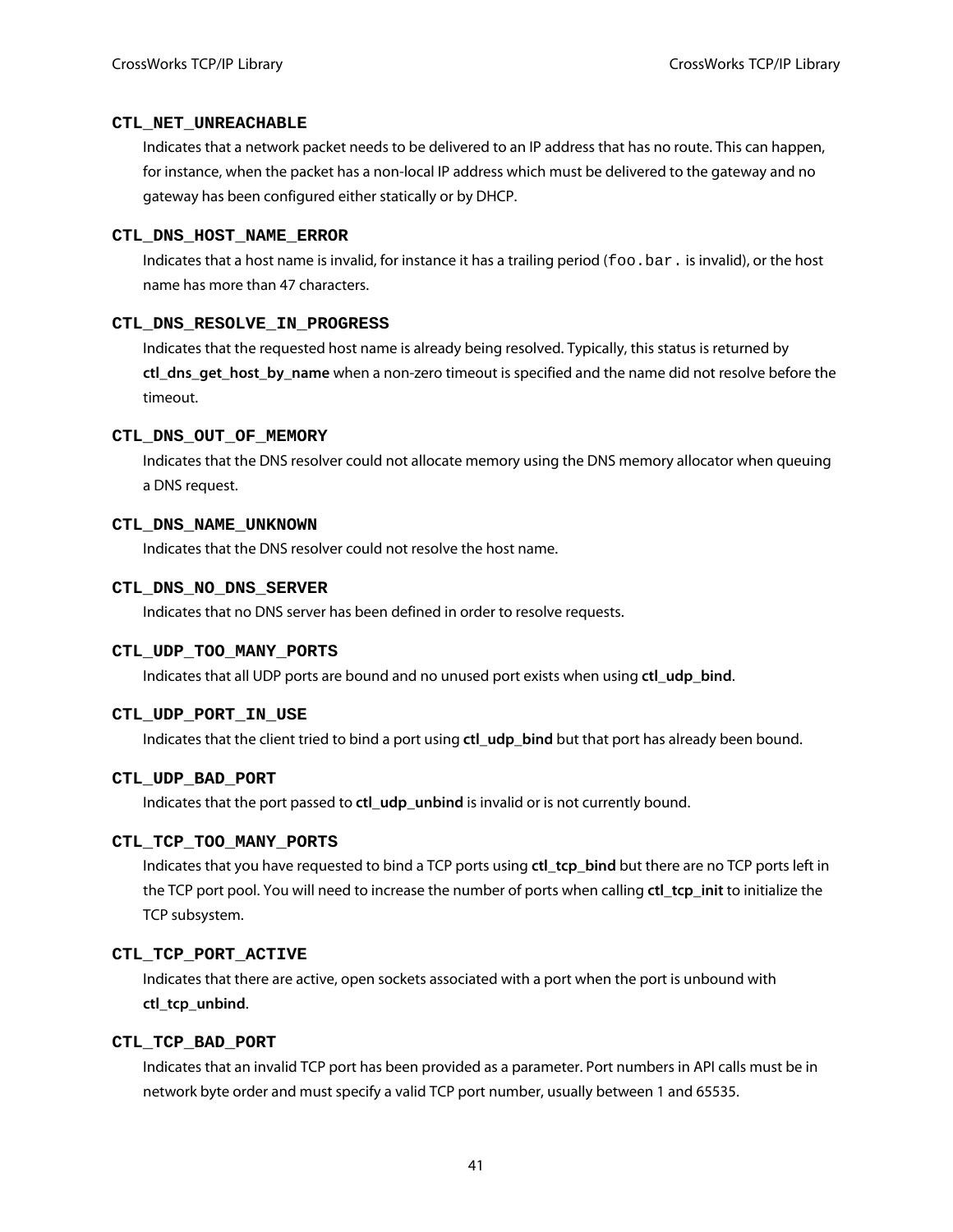#### CTL_NET_UNREACHABLE

Indicates that a network packet needs to be delivered to an IP address that has no route. This can happen, for instance, when the packet has a non-local IP address which must be delivered to the gateway and no gateway has been configured either statically or by DHCP.

#### CTL_DNS_HOST_NAME_ERROR

Indicates that a host name is invalid, for instance it has a trailing period (`foo.bar.` is invalid), or the host name has more than 47 characters.

#### CTL_DNS_RESOLVE_IN_PROGRESS

Indicates that the requested host name is already being resolved. Typically, this status is returned by **ctl_dns_get_host_by_name** when a non-zero timeout is specified and the name did not resolve before the timeout.

#### CTL_DNS_OUT_OF_MEMORY

Indicates that the DNS resolver could not allocate memory using the DNS memory allocator when queuing a DNS request.

#### CTL_DNS_NAME_UNKNOWN

Indicates that the DNS resolver could not resolve the host name.

#### CTL_DNS_NO_DNS_SERVER

Indicates that no DNS server has been defined in order to resolve requests.

#### CTL_UDP_TOO_MANY_PORTS

Indicates that all UDP ports are bound and no unused port exists when using **ctl_udp_bind**.

#### CTL_UDP_PORT_IN_USE

Indicates that the client tried to bind a port using **ctl_udp_bind** but that port has already been bound.

#### CTL_UDP_BAD_PORT

Indicates that the port passed to **ctl_udp_unbind** is invalid or is not currently bound.

#### CTL_TCP_TOO_MANY_PORTS

Indicates that you have requested to bind a TCP ports using **ctl_tcp_bind** but there are no TCP ports left in the TCP port pool. You will need to increase the number of ports when calling **ctl_tcp_init** to initialize the TCP subsystem.

#### CTL_TCP_PORT_ACTIVE

Indicates that there are active, open sockets associated with a port when the port is unbound with **ctl_tcp_unbind**.

#### CTL_TCP_BAD_PORT

Indicates that an invalid TCP port has been provided as a parameter. Port numbers in API calls must be in network byte order and must specify a valid TCP port number, usually between 1 and 65535.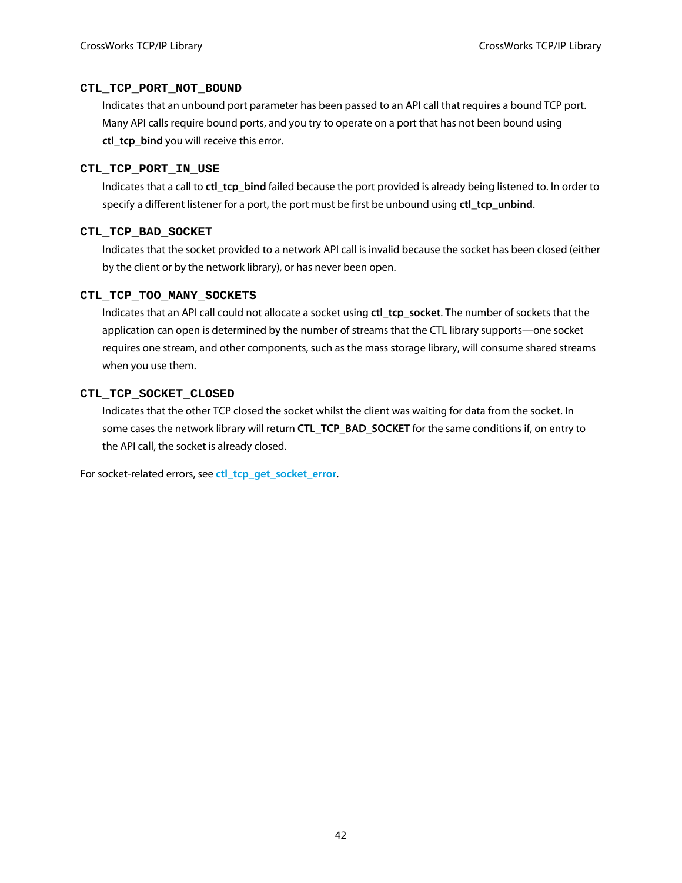**CTL_TCP_PORT_NOT_BOUND**

Indicates that an unbound port parameter has been passed to an API call that requires a bound TCP port. Many API calls require bound ports, and you try to operate on a port that has not been bound using **ctl_tcp_bind** you will receive this error.

**CTL_TCP_PORT_IN_USE**

Indicates that a call to **ctl_tcp_bind** failed because the port provided is already being listened to. In order to specify a different listener for a port, the port must be first be unbound using **ctl_tcp_unbind**.

**CTL_TCP_BAD_SOCKET**

Indicates that the socket provided to a network API call is invalid because the socket has been closed (either by the client or by the network library), or has never been open.

**CTL_TCP_TOO_MANY_SOCKETS**

Indicates that an API call could not allocate a socket using **ctl_tcp_socket**. The number of sockets that the application can open is determined by the number of streams that the CTL library supports—one socket requires one stream, and other components, such as the mass storage library, will consume shared streams when you use them.

**CTL_TCP_SOCKET_CLOSED**

Indicates that the other TCP closed the socket whilst the client was waiting for data from the socket. In some cases the network library will return **CTL_TCP_BAD_SOCKET** for the same conditions if, on entry to the API call, the socket is already closed.

For socket-related errors, see **ctl_tcp_get_socket_error**.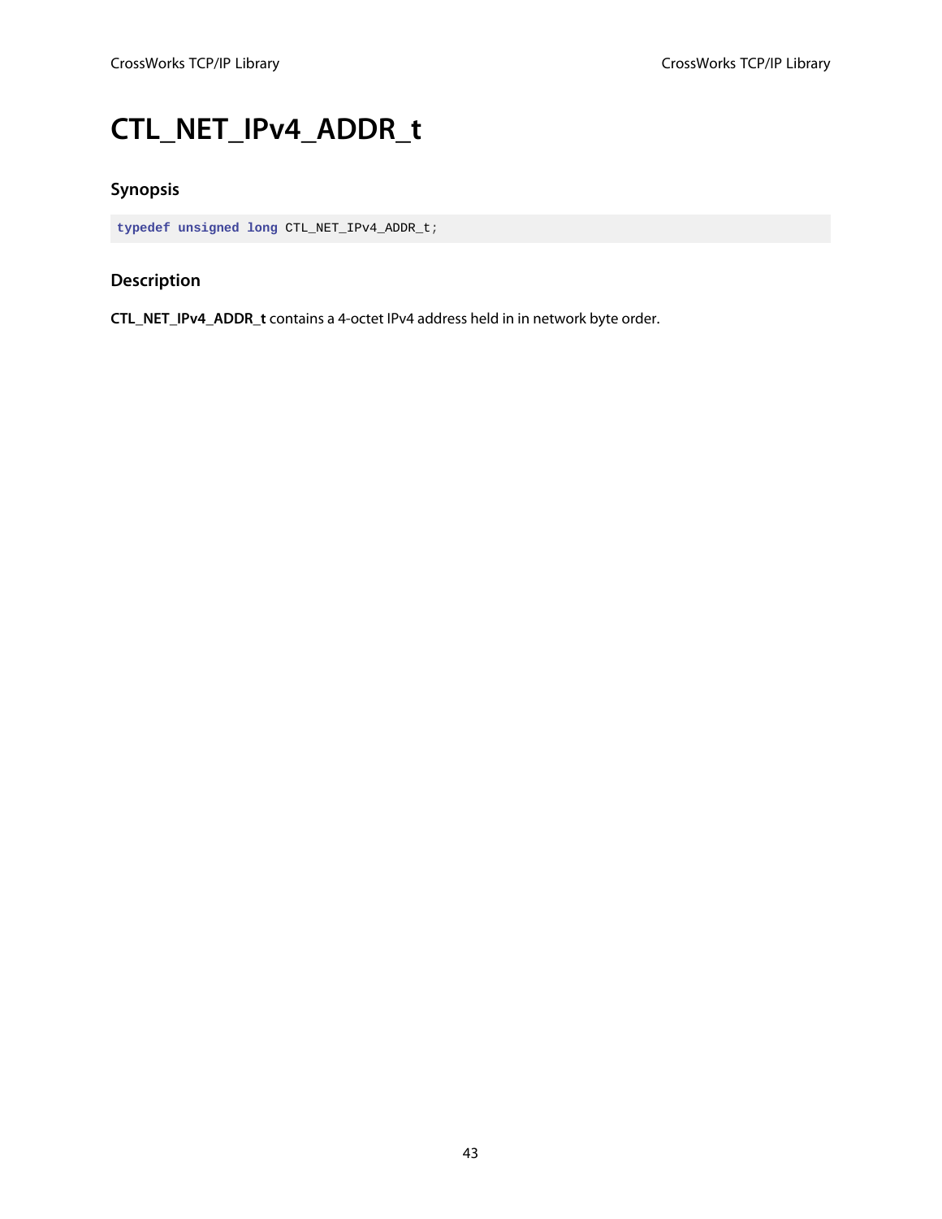# CTL_NET_IPv4_ADDR_t

## Synopsis

```
typedef unsigned long CTL_NET_IPv4_ADDR_t;
```

## Description

**CTL_NET_IPv4_ADDR_t** contains a 4-octet IPv4 address held in in network byte order.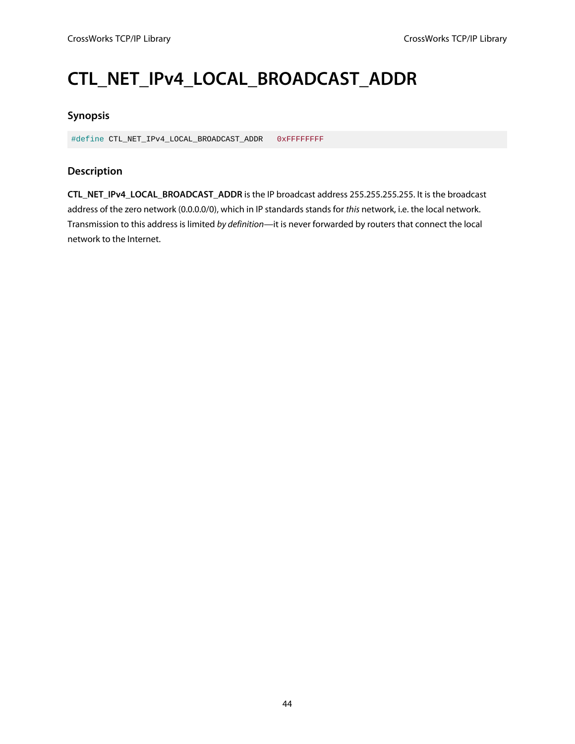# CTL_NET_IPv4_LOCAL_BROADCAST_ADDR

### Synopsis

```
#define CTL_NET_IPv4_LOCAL_BROADCAST_ADDR   0xFFFFFFFF
```

### Description

**CTL_NET_IPv4_LOCAL_BROADCAST_ADDR** is the IP broadcast address 255.255.255.255. It is the broadcast address of the zero network (0.0.0.0/0), which in IP standards stands for *this* network, i.e. the local network. Transmission to this address is limited *by definition*—it is never forwarded by routers that connect the local network to the Internet.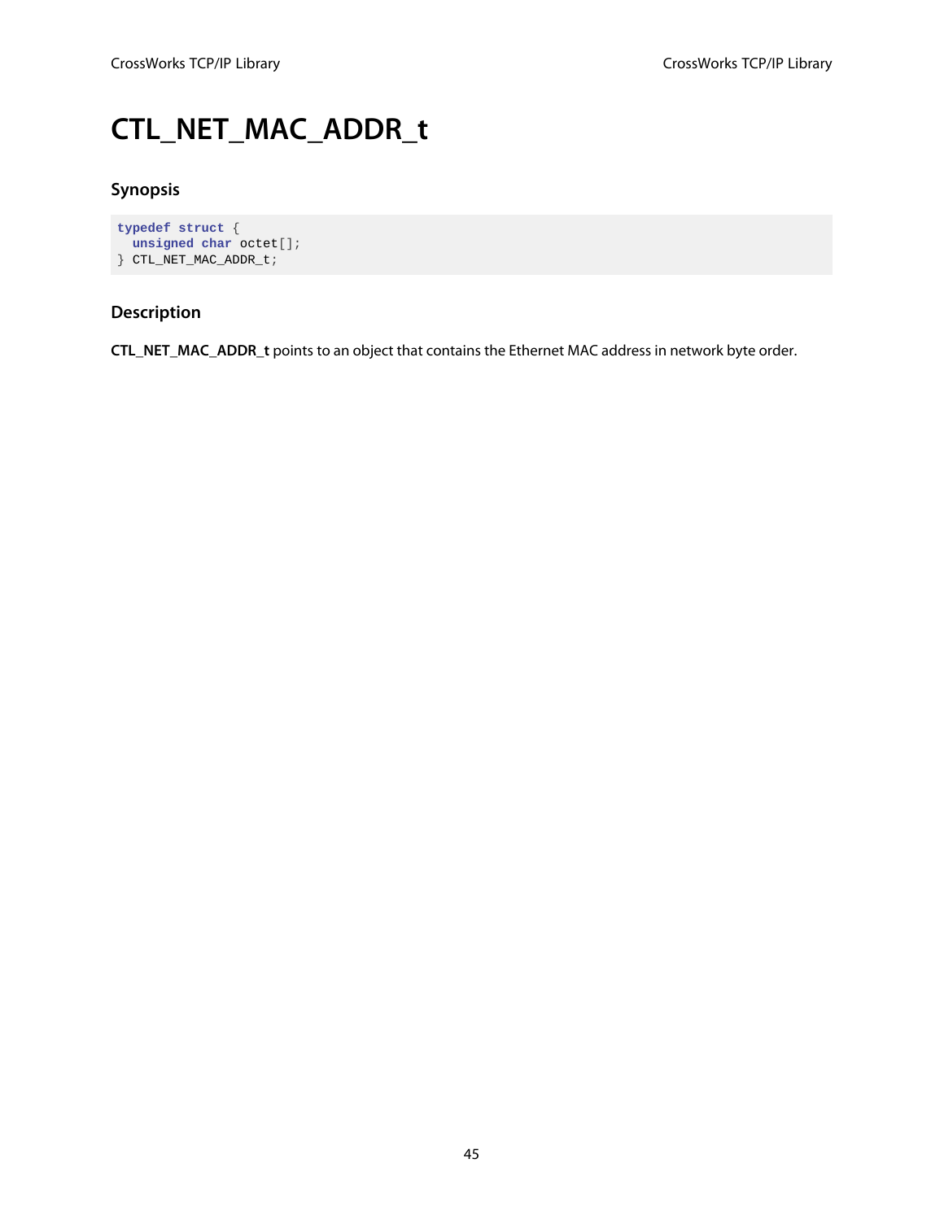# CTL_NET_MAC_ADDR_t

### Synopsis

```
typedef struct {
  unsigned char octet[];
} CTL_NET_MAC_ADDR_t;
```

### Description

**CTL_NET_MAC_ADDR_t** points to an object that contains the Ethernet MAC address in network byte order.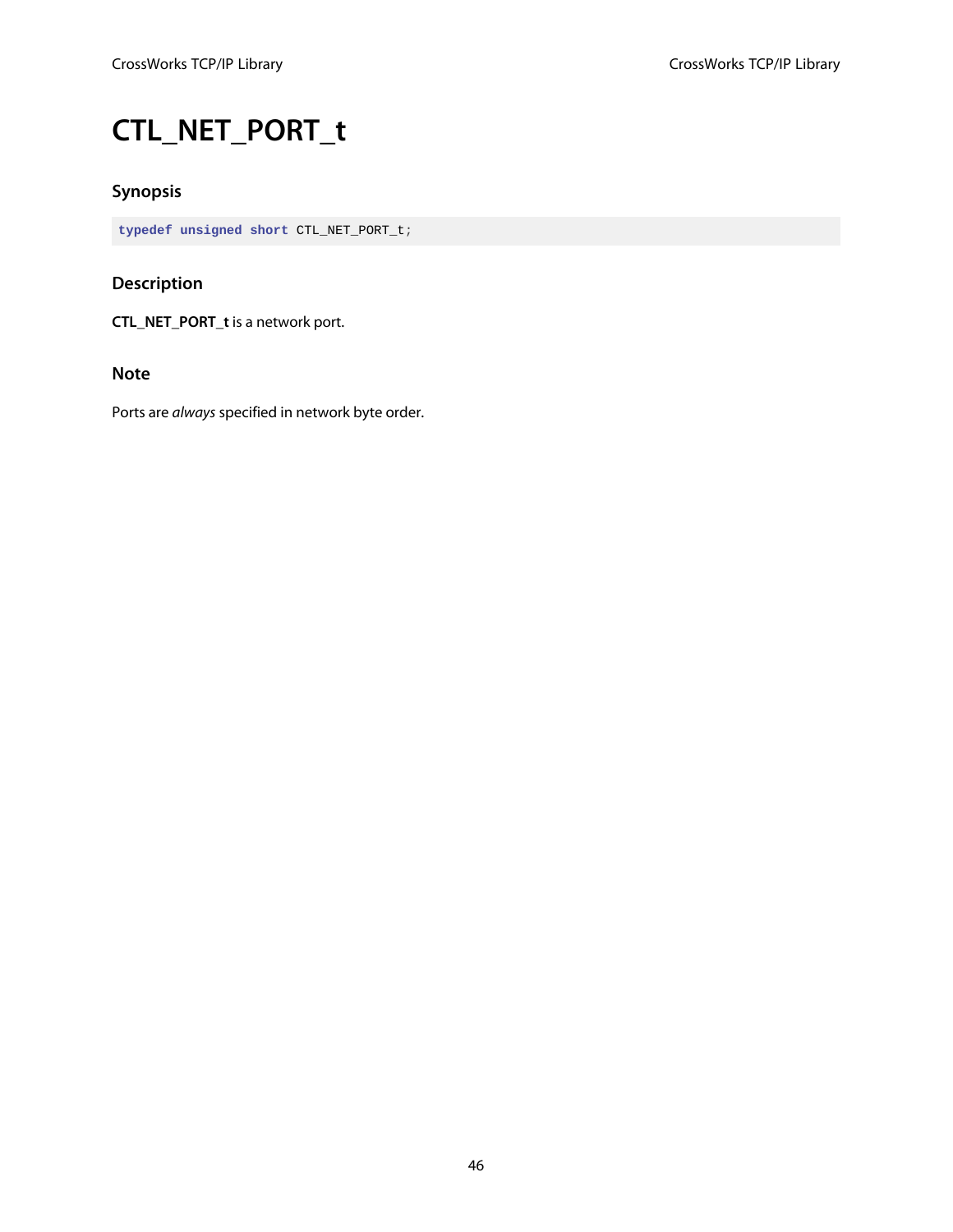# CTL_NET_PORT_t

### Synopsis

```
typedef unsigned short CTL_NET_PORT_t;
```

### Description

**CTL_NET_PORT_t** is a network port.

### Note

Ports are *always* specified in network byte order.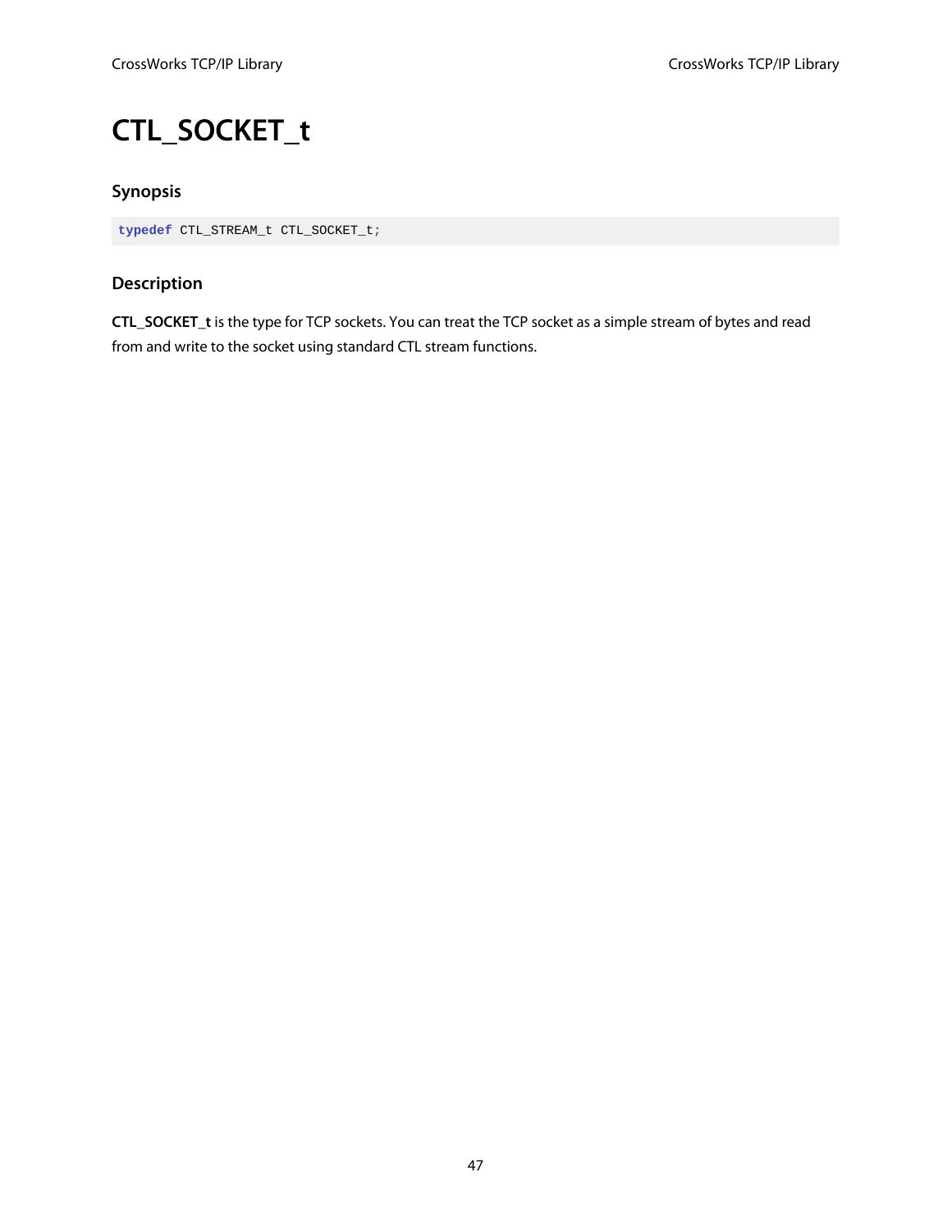# CTL_SOCKET_t

### Synopsis

```
typedef CTL_STREAM_t CTL_SOCKET_t;
```

### Description

**CTL_SOCKET_t** is the type for TCP sockets. You can treat the TCP socket as a simple stream of bytes and read from and write to the socket using standard CTL stream functions.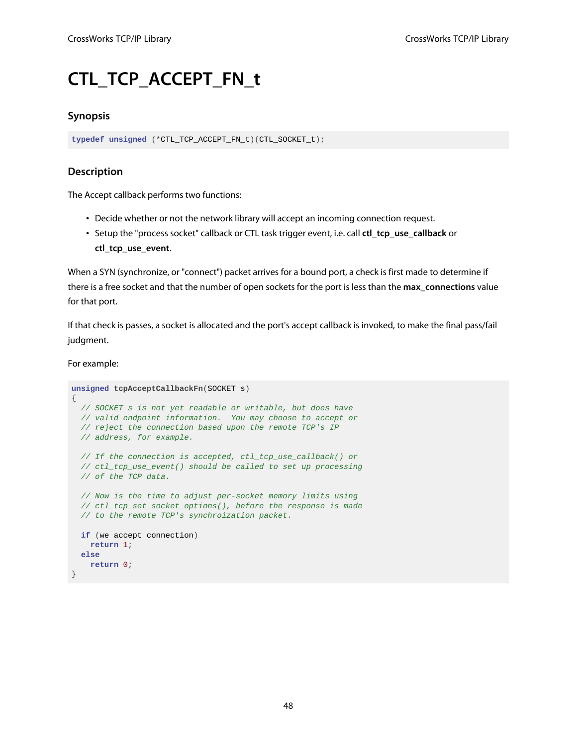# CTL_TCP_ACCEPT_FN_t

## Synopsis

```
typedef unsigned (*CTL_TCP_ACCEPT_FN_t)(CTL_SOCKET_t);
```

## Description

The Accept callback performs two functions:

- Decide whether or not the network library will accept an incoming connection request.
- Setup the "process socket" callback or CTL task trigger event, i.e. call **ctl_tcp_use_callback** or **ctl_tcp_use_event**.

When a SYN (synchronize, or "connect") packet arrives for a bound port, a check is first made to determine if there is a free socket and that the number of open sockets for the port is less than the **max_connections** value for that port.

If that check is passes, a socket is allocated and the port's accept callback is invoked, to make the final pass/fail judgment.

For example:

```
unsigned tcpAcceptCallbackFn(SOCKET s)
{
  // SOCKET s is not yet readable or writable, but does have
  // valid endpoint information.  You may choose to accept or
  // reject the connection based upon the remote TCP's IP
  // address, for example.

  // If the connection is accepted, ctl_tcp_use_callback() or
  // ctl_tcp_use_event() should be called to set up processing
  // of the TCP data.

  // Now is the time to adjust per-socket memory limits using
  // ctl_tcp_set_socket_options(), before the response is made
  // to the remote TCP's synchroization packet.

  if (we accept connection)
    return 1;
  else
    return 0;
}
```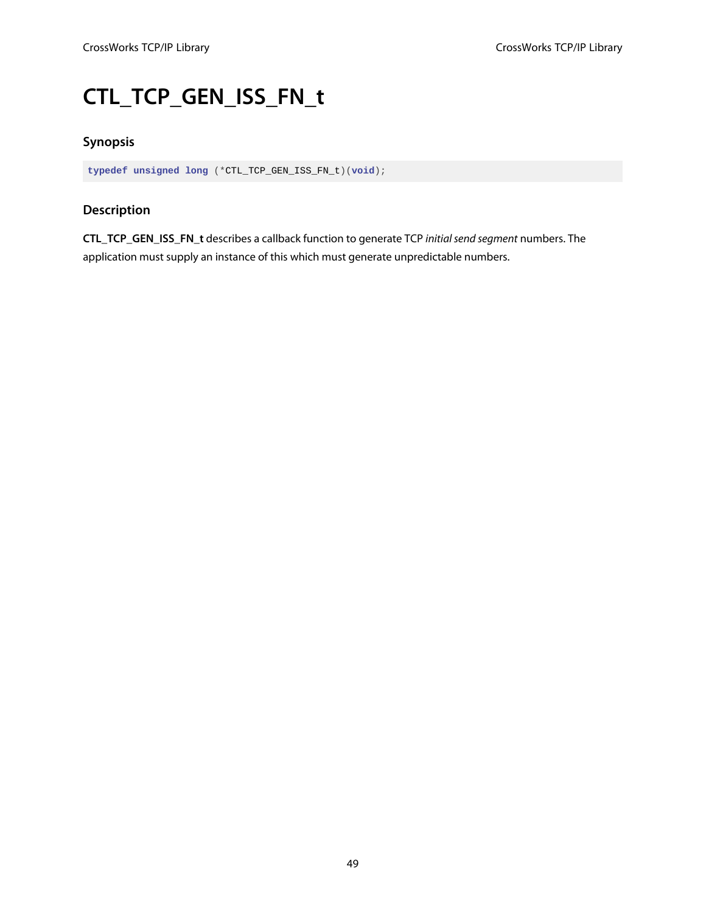# CTL_TCP_GEN_ISS_FN_t

### Synopsis

```
typedef unsigned long (*CTL_TCP_GEN_ISS_FN_t)(void);
```

### Description

**CTL_TCP_GEN_ISS_FN_t** describes a callback function to generate TCP *initial send segment* numbers. The application must supply an instance of this which must generate unpredictable numbers.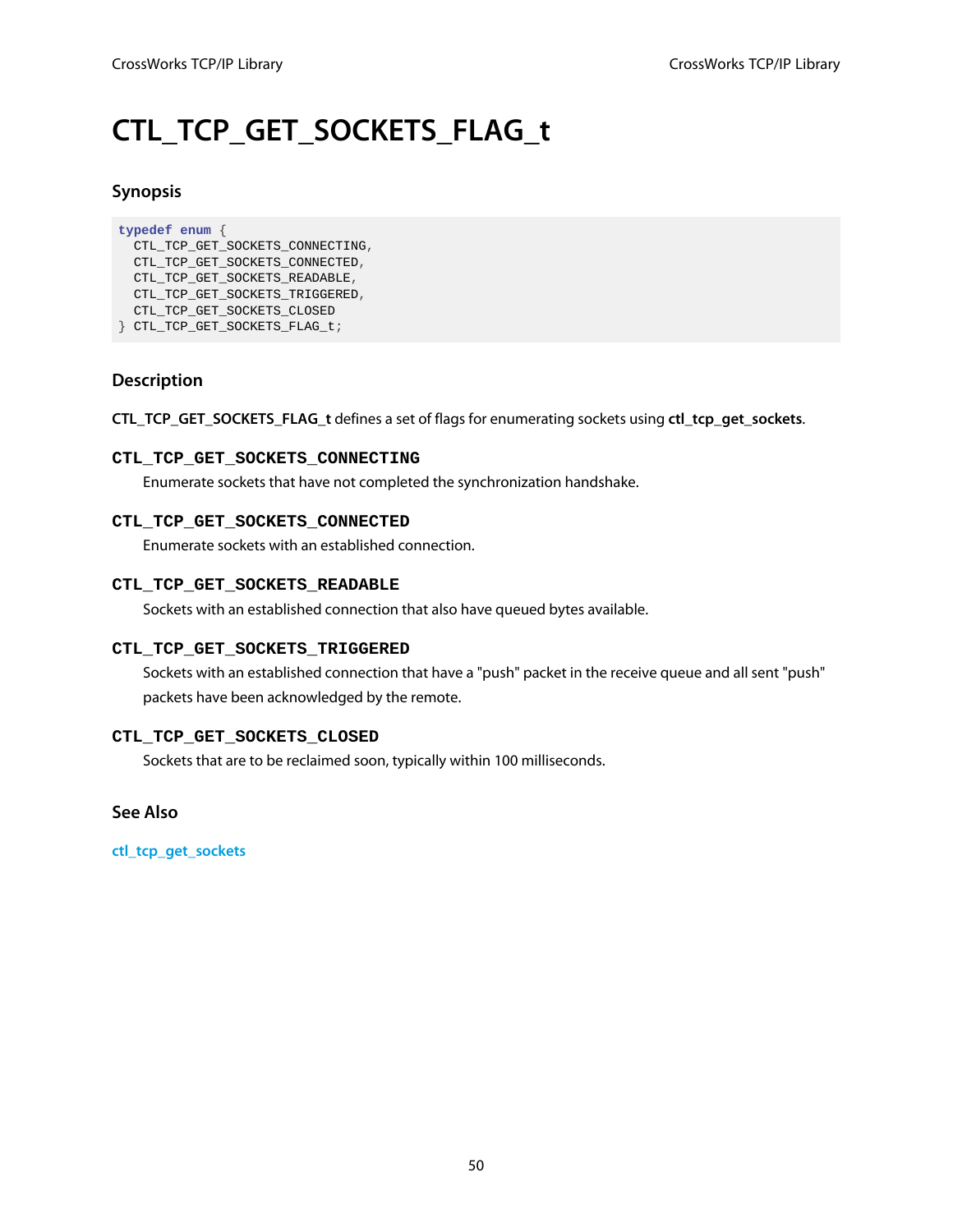# CTL_TCP_GET_SOCKETS_FLAG_t

### Synopsis

```
typedef enum {
  CTL_TCP_GET_SOCKETS_CONNECTING,
  CTL_TCP_GET_SOCKETS_CONNECTED,
  CTL_TCP_GET_SOCKETS_READABLE,
  CTL_TCP_GET_SOCKETS_TRIGGERED,
  CTL_TCP_GET_SOCKETS_CLOSED
} CTL_TCP_GET_SOCKETS_FLAG_t;
```

### Description

**CTL_TCP_GET_SOCKETS_FLAG_t** defines a set of flags for enumerating sockets using **ctl_tcp_get_sockets**.

**`CTL_TCP_GET_SOCKETS_CONNECTING`**

Enumerate sockets that have not completed the synchronization handshake.

**`CTL_TCP_GET_SOCKETS_CONNECTED`**

Enumerate sockets with an established connection.

**`CTL_TCP_GET_SOCKETS_READABLE`**

Sockets with an established connection that also have queued bytes available.

**`CTL_TCP_GET_SOCKETS_TRIGGERED`**

Sockets with an established connection that have a "push" packet in the receive queue and all sent "push" packets have been acknowledged by the remote.

**`CTL_TCP_GET_SOCKETS_CLOSED`**

Sockets that are to be reclaimed soon, typically within 100 milliseconds.

### See Also

ctl_tcp_get_sockets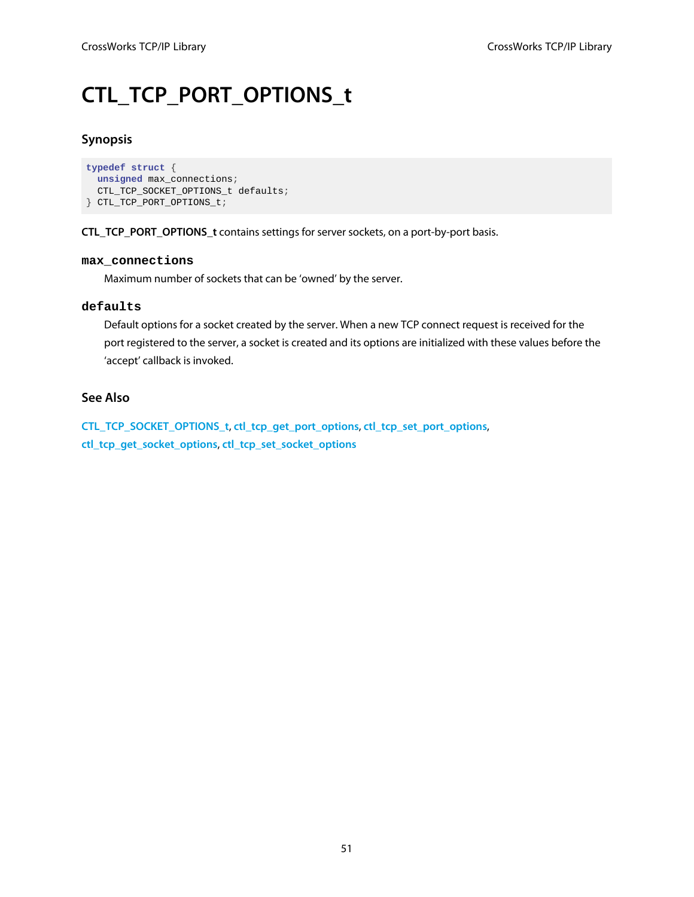# CTL_TCP_PORT_OPTIONS_t

## Synopsis

```
typedef struct {
  unsigned max_connections;
  CTL_TCP_SOCKET_OPTIONS_t defaults;
} CTL_TCP_PORT_OPTIONS_t;
```

**CTL_TCP_PORT_OPTIONS_t** contains settings for server sockets, on a port-by-port basis.

### max_connections

Maximum number of sockets that can be 'owned' by the server.

### defaults

Default options for a socket created by the server. When a new TCP connect request is received for the port registered to the server, a socket is created and its options are initialized with these values before the 'accept' callback is invoked.

## See Also

CTL_TCP_SOCKET_OPTIONS_t, ctl_tcp_get_port_options, ctl_tcp_set_port_options, ctl_tcp_get_socket_options, ctl_tcp_set_socket_options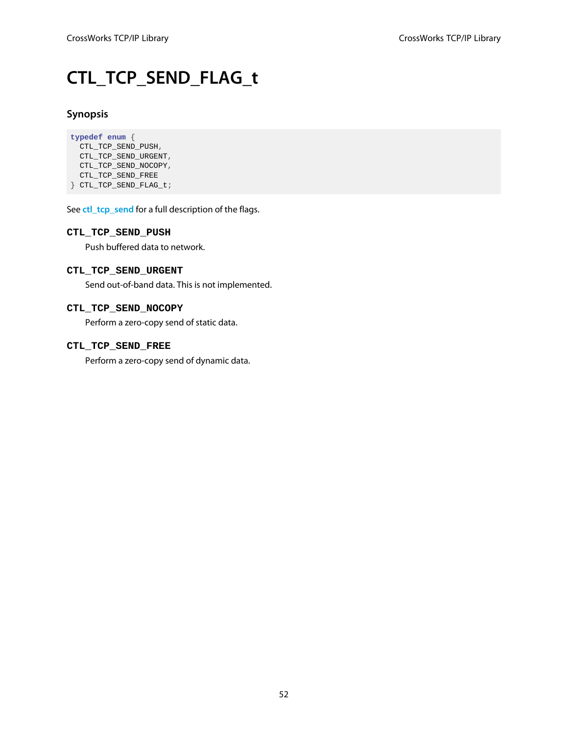# CTL_TCP_SEND_FLAG_t

### Synopsis

```
typedef enum {
  CTL_TCP_SEND_PUSH,
  CTL_TCP_SEND_URGENT,
  CTL_TCP_SEND_NOCOPY,
  CTL_TCP_SEND_FREE
} CTL_TCP_SEND_FLAG_t;
```

See ctl_tcp_send for a full description of the flags.

**CTL_TCP_SEND_PUSH**

Push buffered data to network.

**CTL_TCP_SEND_URGENT**

Send out-of-band data. This is not implemented.

**CTL_TCP_SEND_NOCOPY**

Perform a zero-copy send of static data.

**CTL_TCP_SEND_FREE**

Perform a zero-copy send of dynamic data.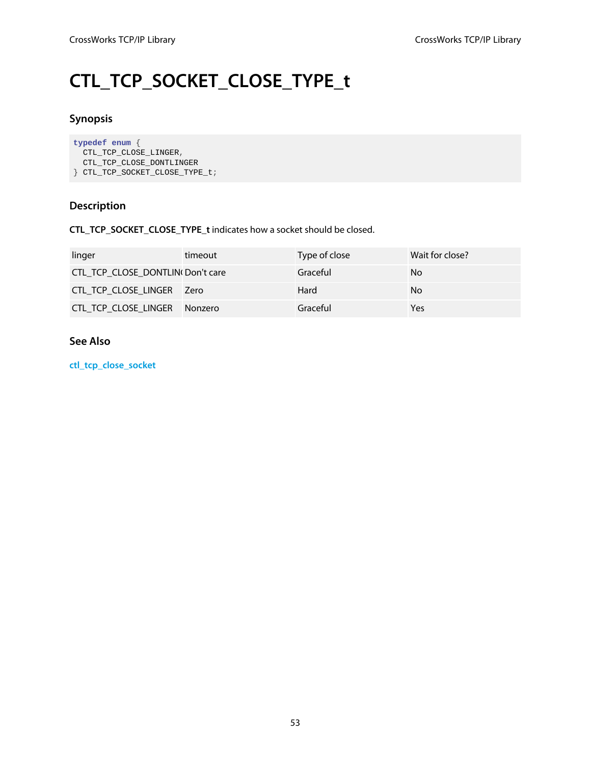# CTL_TCP_SOCKET_CLOSE_TYPE_t

## Synopsis

```
typedef enum {
  CTL_TCP_CLOSE_LINGER,
  CTL_TCP_CLOSE_DONTLINGER
} CTL_TCP_SOCKET_CLOSE_TYPE_t;
```

## Description

**CTL_TCP_SOCKET_CLOSE_TYPE_t** indicates how a socket should be closed.

| linger | timeout | Type of close | Wait for close? |
|---|---|---|---|
| CTL_TCP_CLOSE_DONTLINGER | Don't care | Graceful | No |
| CTL_TCP_CLOSE_LINGER | Zero | Hard | No |
| CTL_TCP_CLOSE_LINGER | Nonzero | Graceful | Yes |

## See Also

ctl_tcp_close_socket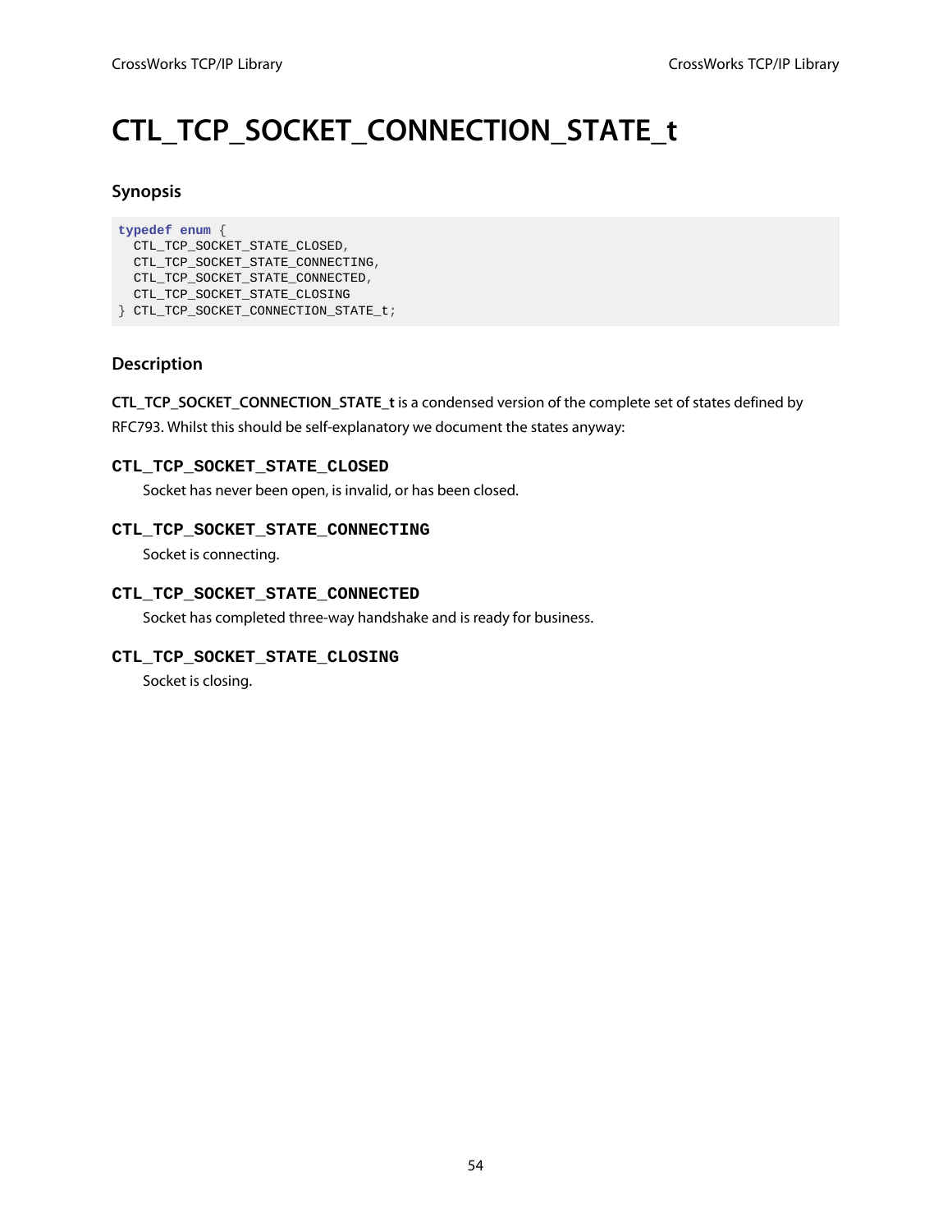# CTL_TCP_SOCKET_CONNECTION_STATE_t

## Synopsis

```
typedef enum {
  CTL_TCP_SOCKET_STATE_CLOSED,
  CTL_TCP_SOCKET_STATE_CONNECTING,
  CTL_TCP_SOCKET_STATE_CONNECTED,
  CTL_TCP_SOCKET_STATE_CLOSING
} CTL_TCP_SOCKET_CONNECTION_STATE_t;
```

## Description

**CTL_TCP_SOCKET_CONNECTION_STATE_t** is a condensed version of the complete set of states defined by RFC793. Whilst this should be self-explanatory we document the states anyway:

**CTL_TCP_SOCKET_STATE_CLOSED**

Socket has never been open, is invalid, or has been closed.

**CTL_TCP_SOCKET_STATE_CONNECTING**

Socket is connecting.

**CTL_TCP_SOCKET_STATE_CONNECTED**

Socket has completed three-way handshake and is ready for business.

**CTL_TCP_SOCKET_STATE_CLOSING**

Socket is closing.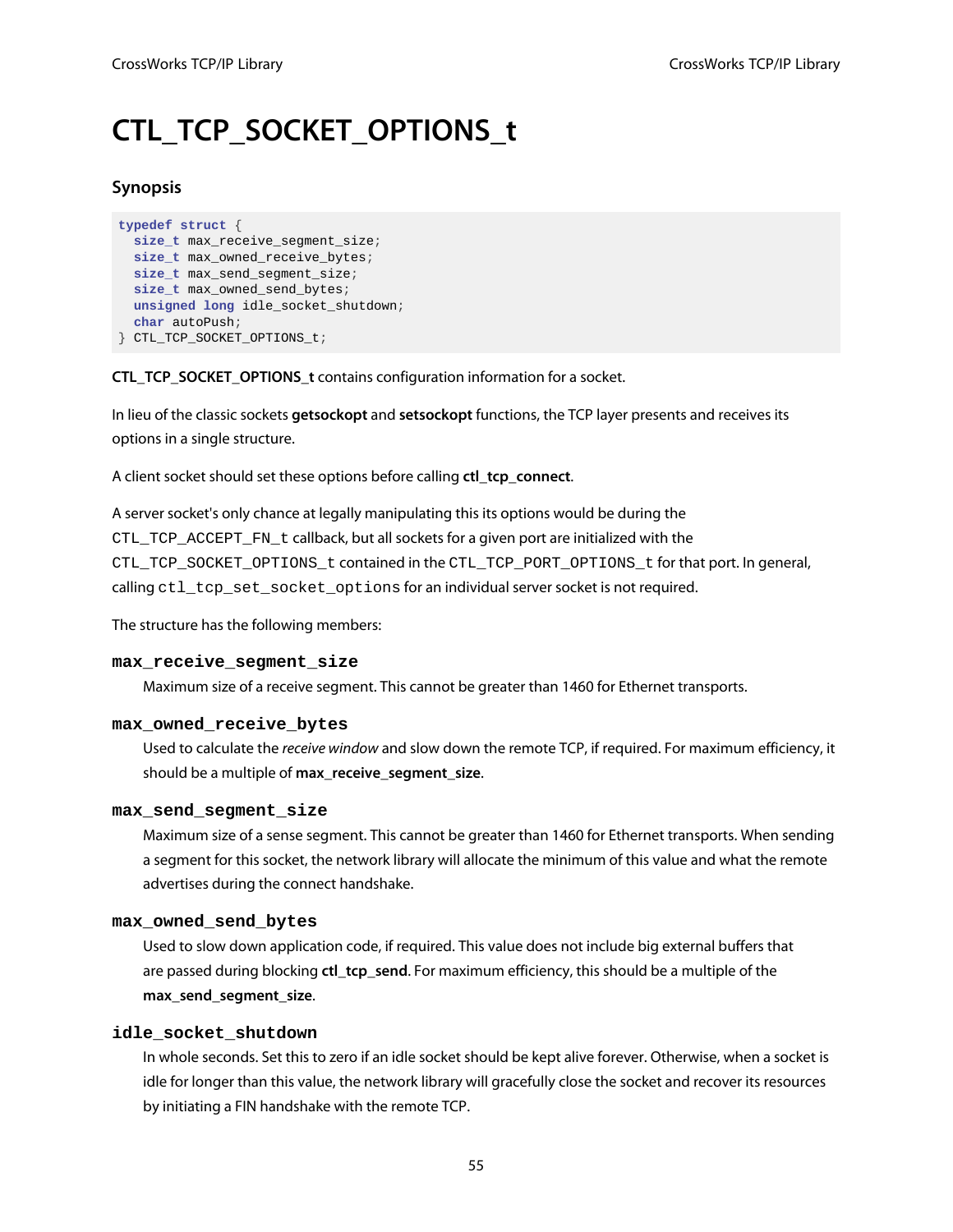# CTL_TCP_SOCKET_OPTIONS_t

## Synopsis

```
typedef struct {
  size_t max_receive_segment_size;
  size_t max_owned_receive_bytes;
  size_t max_send_segment_size;
  size_t max_owned_send_bytes;
  unsigned long idle_socket_shutdown;
  char autoPush;
} CTL_TCP_SOCKET_OPTIONS_t;
```

**CTL_TCP_SOCKET_OPTIONS_t** contains configuration information for a socket.

In lieu of the classic sockets **getsockopt** and **setsockopt** functions, the TCP layer presents and receives its options in a single structure.

A client socket should set these options before calling **ctl_tcp_connect**.

A server socket's only chance at legally manipulating this its options would be during the `CTL_TCP_ACCEPT_FN_t` callback, but all sockets for a given port are initialized with the `CTL_TCP_SOCKET_OPTIONS_t` contained in the `CTL_TCP_PORT_OPTIONS_t` for that port. In general, calling `ctl_tcp_set_socket_options` for an individual server socket is not required.

The structure has the following members:

### max_receive_segment_size

Maximum size of a receive segment. This cannot be greater than 1460 for Ethernet transports.

### max_owned_receive_bytes

Used to calculate the *receive window* and slow down the remote TCP, if required. For maximum efficiency, it should be a multiple of **max_receive_segment_size**.

### max_send_segment_size

Maximum size of a sense segment. This cannot be greater than 1460 for Ethernet transports. When sending a segment for this socket, the network library will allocate the minimum of this value and what the remote advertises during the connect handshake.

### max_owned_send_bytes

Used to slow down application code, if required. This value does not include big external buffers that are passed during blocking **ctl_tcp_send**. For maximum efficiency, this should be a multiple of the **max_send_segment_size**.

### idle_socket_shutdown

In whole seconds. Set this to zero if an idle socket should be kept alive forever. Otherwise, when a socket is idle for longer than this value, the network library will gracefully close the socket and recover its resources by initiating a FIN handshake with the remote TCP.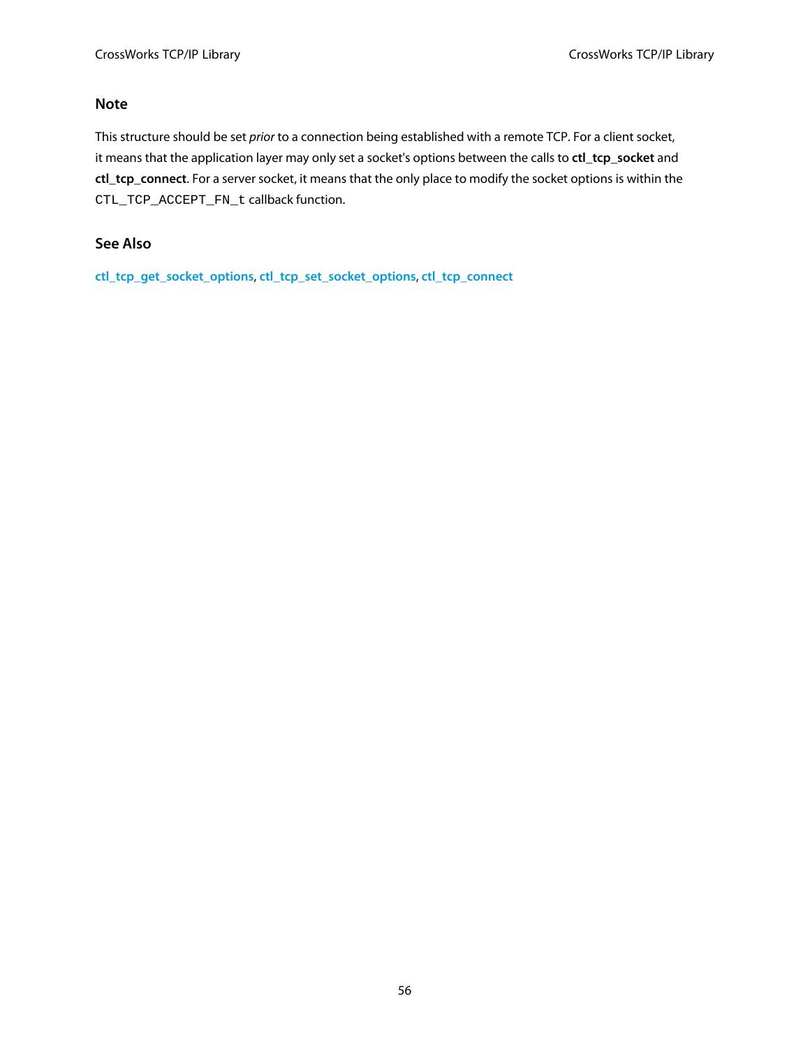#### Note

This structure should be set *prior* to a connection being established with a remote TCP. For a client socket, it means that the application layer may only set a socket's options between the calls to **ctl_tcp_socket** and **ctl_tcp_connect**. For a server socket, it means that the only place to modify the socket options is within the `CTL_TCP_ACCEPT_FN_t` callback function.

#### See Also

**ctl_tcp_get_socket_options**, **ctl_tcp_set_socket_options**, **ctl_tcp_connect**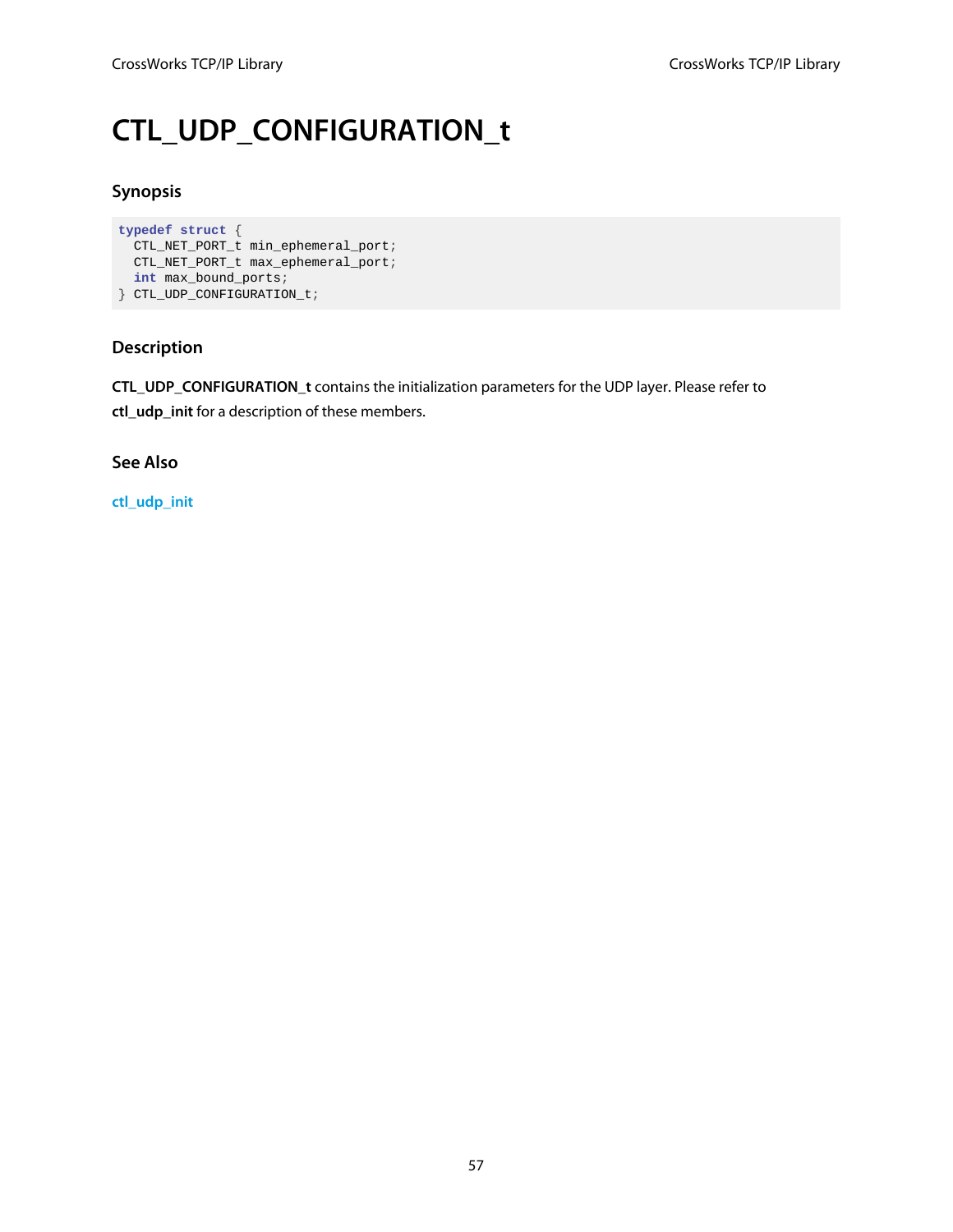# CTL_UDP_CONFIGURATION_t

### Synopsis

```
typedef struct {
  CTL_NET_PORT_t min_ephemeral_port;
  CTL_NET_PORT_t max_ephemeral_port;
  int max_bound_ports;
} CTL_UDP_CONFIGURATION_t;
```

### Description

**CTL_UDP_CONFIGURATION_t** contains the initialization parameters for the UDP layer. Please refer to **ctl_udp_init** for a description of these members.

### See Also

ctl_udp_init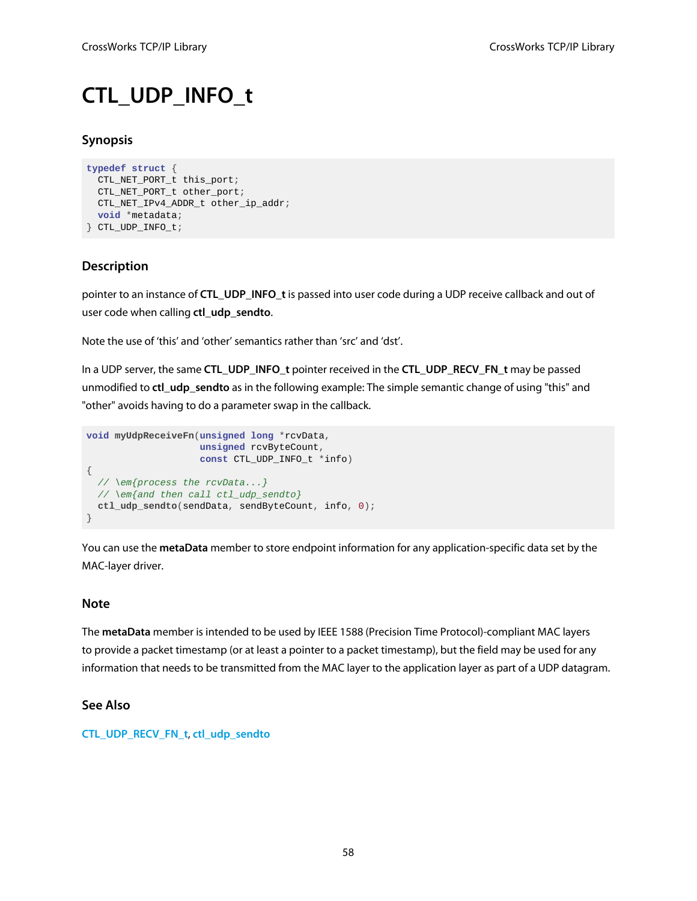# CTL_UDP_INFO_t

## Synopsis

```
typedef struct {
  CTL_NET_PORT_t this_port;
  CTL_NET_PORT_t other_port;
  CTL_NET_IPv4_ADDR_t other_ip_addr;
  void *metadata;
} CTL_UDP_INFO_t;
```

## Description

pointer to an instance of **CTL_UDP_INFO_t** is passed into user code during a UDP receive callback and out of user code when calling **ctl_udp_sendto**.

Note the use of 'this' and 'other' semantics rather than 'src' and 'dst'.

In a UDP server, the same **CTL_UDP_INFO_t** pointer received in the **CTL_UDP_RECV_FN_t** may be passed unmodified to **ctl_udp_sendto** as in the following example: The simple semantic change of using "this" and "other" avoids having to do a parameter swap in the callback.

```
void myUdpReceiveFn(unsigned long *rcvData,
                    unsigned rcvByteCount,
                    const CTL_UDP_INFO_t *info)
{
  // \em{process the rcvData...}
  // \em{and then call ctl_udp_sendto}
  ctl_udp_sendto(sendData, sendByteCount, info, 0);
}
```

You can use the **metaData** member to store endpoint information for any application-specific data set by the MAC-layer driver.

## Note

The **metaData** member is intended to be used by IEEE 1588 (Precision Time Protocol)-compliant MAC layers to provide a packet timestamp (or at least a pointer to a packet timestamp), but the field may be used for any information that needs to be transmitted from the MAC layer to the application layer as part of a UDP datagram.

## See Also

**CTL_UDP_RECV_FN_t**, **ctl_udp_sendto**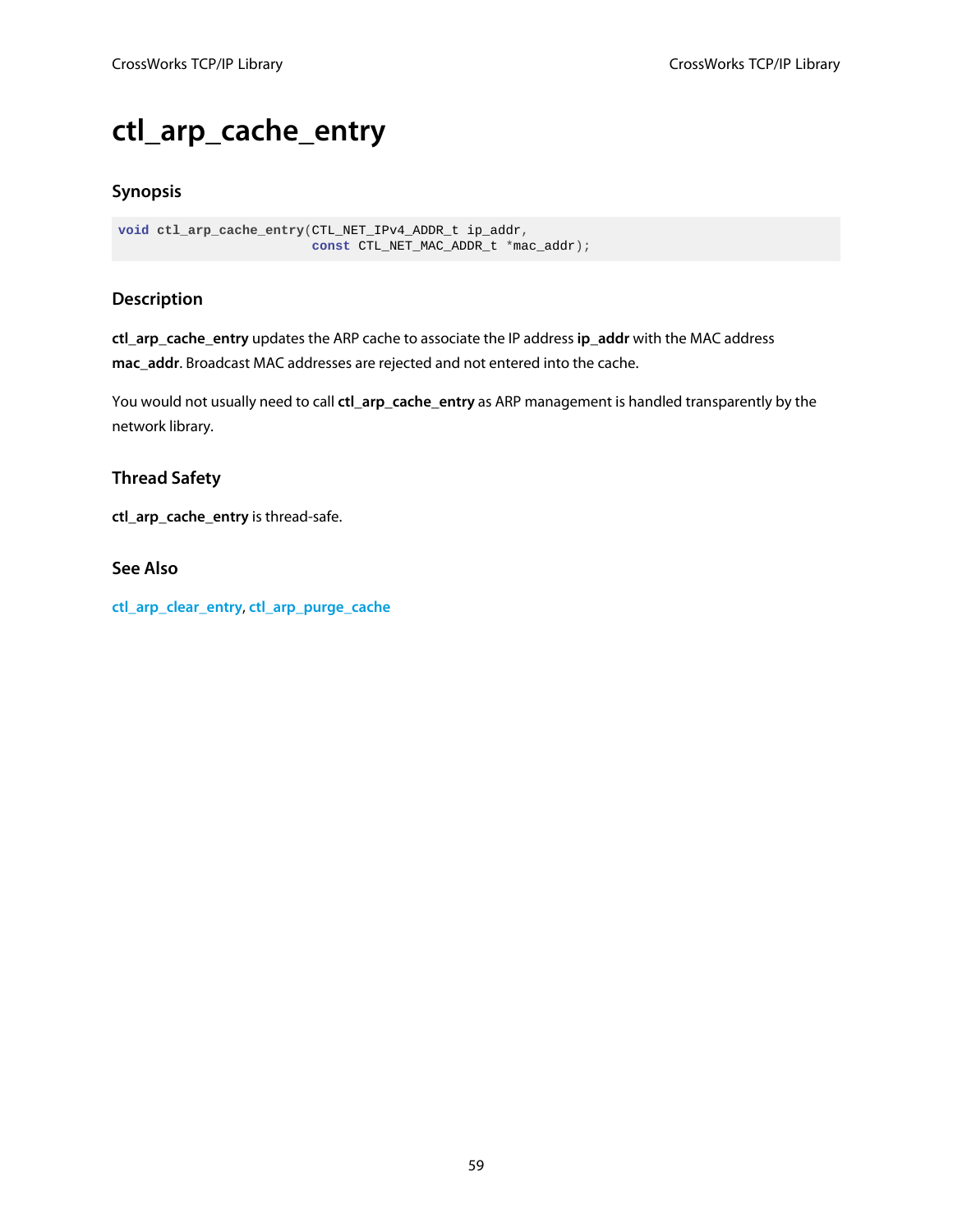# ctl_arp_cache_entry

## Synopsis

```
void ctl_arp_cache_entry(CTL_NET_IPv4_ADDR_t ip_addr,
                         const CTL_NET_MAC_ADDR_t *mac_addr);
```

## Description

**ctl_arp_cache_entry** updates the ARP cache to associate the IP address **ip_addr** with the MAC address **mac_addr**. Broadcast MAC addresses are rejected and not entered into the cache.

You would not usually need to call **ctl_arp_cache_entry** as ARP management is handled transparently by the network library.

## Thread Safety

**ctl_arp_cache_entry** is thread-safe.

## See Also

ctl_arp_clear_entry, ctl_arp_purge_cache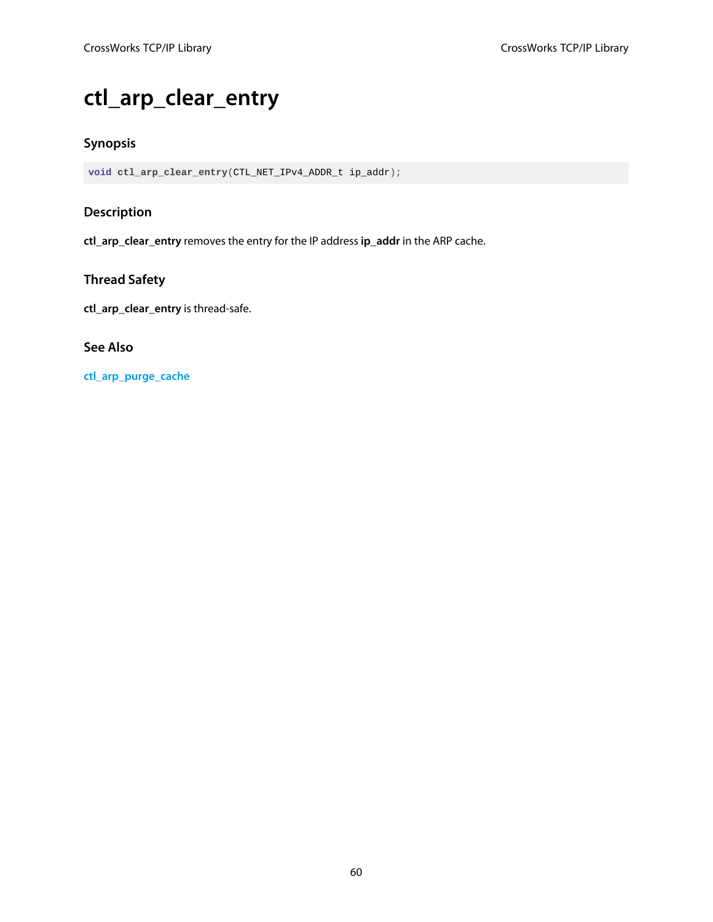# ctl_arp_clear_entry

## Synopsis

```
void ctl_arp_clear_entry(CTL_NET_IPv4_ADDR_t ip_addr);
```

## Description

**ctl_arp_clear_entry** removes the entry for the IP address **ip_addr** in the ARP cache.

## Thread Safety

**ctl_arp_clear_entry** is thread-safe.

## See Also

**ctl_arp_purge_cache**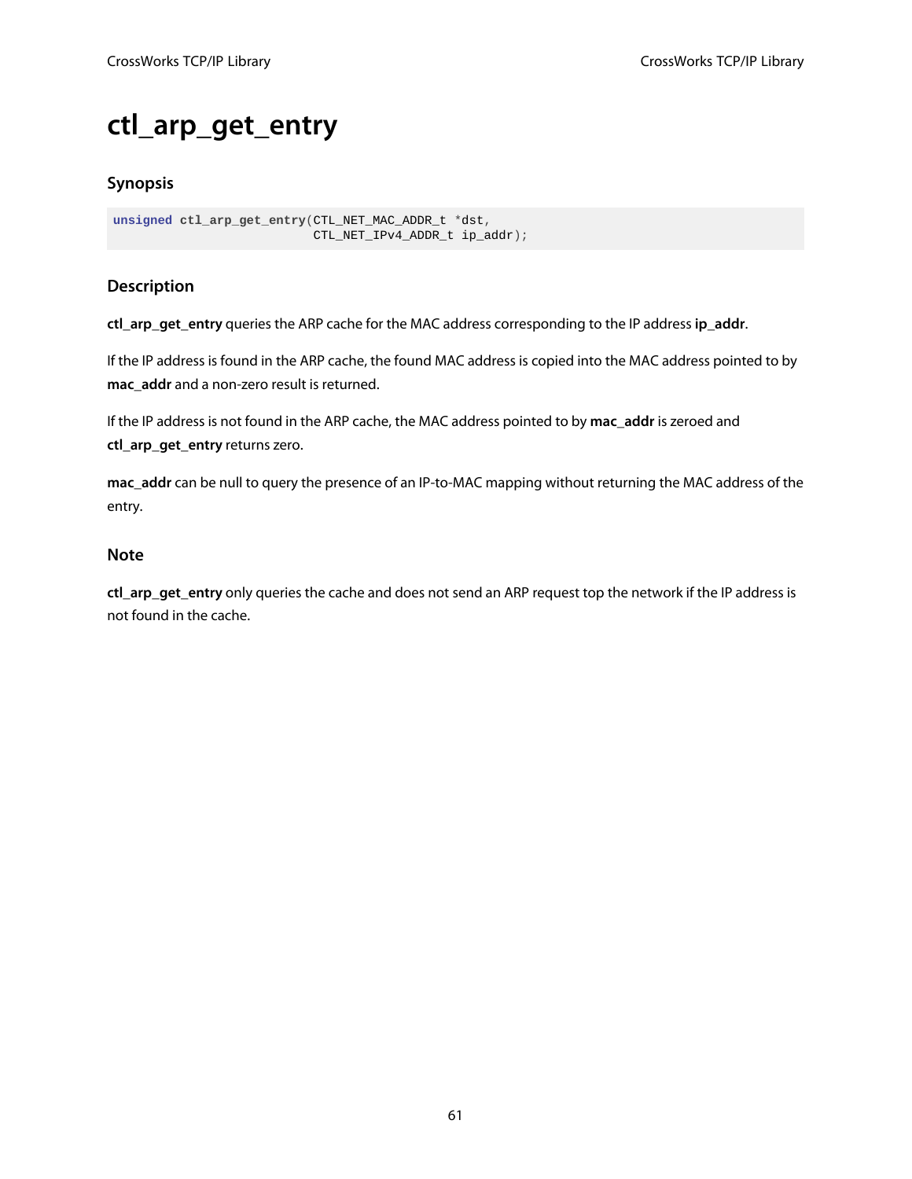# ctl_arp_get_entry

## Synopsis

```
unsigned ctl_arp_get_entry(CTL_NET_MAC_ADDR_t *dst,
                           CTL_NET_IPv4_ADDR_t ip_addr);
```

## Description

**ctl_arp_get_entry** queries the ARP cache for the MAC address corresponding to the IP address **ip_addr**.

If the IP address is found in the ARP cache, the found MAC address is copied into the MAC address pointed to by **mac_addr** and a non-zero result is returned.

If the IP address is not found in the ARP cache, the MAC address pointed to by **mac_addr** is zeroed and **ctl_arp_get_entry** returns zero.

**mac_addr** can be null to query the presence of an IP-to-MAC mapping without returning the MAC address of the entry.

## Note

**ctl_arp_get_entry** only queries the cache and does not send an ARP request top the network if the IP address is not found in the cache.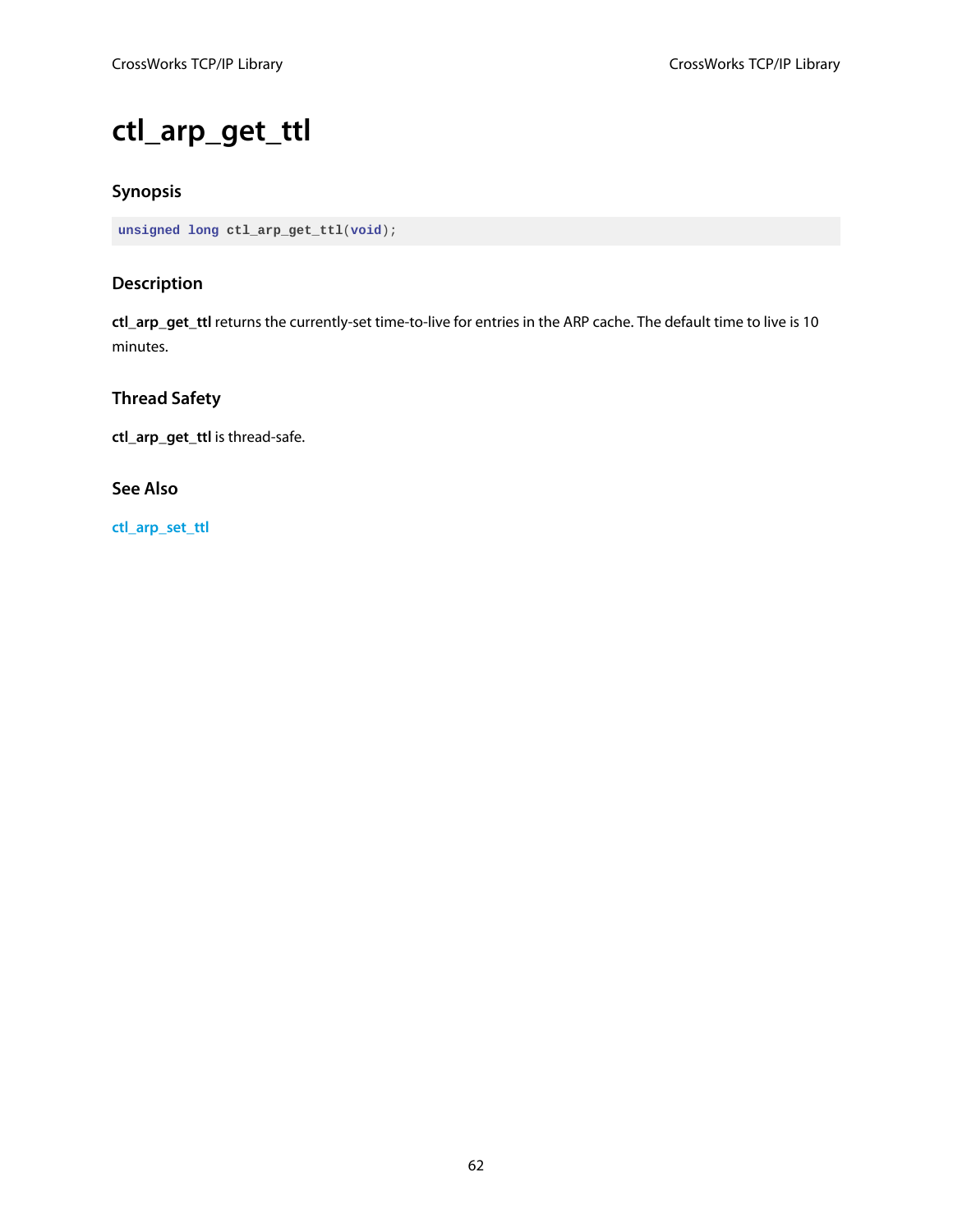# ctl_arp_get_ttl

## Synopsis

```
unsigned long ctl_arp_get_ttl(void);
```

## Description

**ctl_arp_get_ttl** returns the currently-set time-to-live for entries in the ARP cache. The default time to live is 10 minutes.

## Thread Safety

**ctl_arp_get_ttl** is thread-safe.

## See Also

**ctl_arp_set_ttl**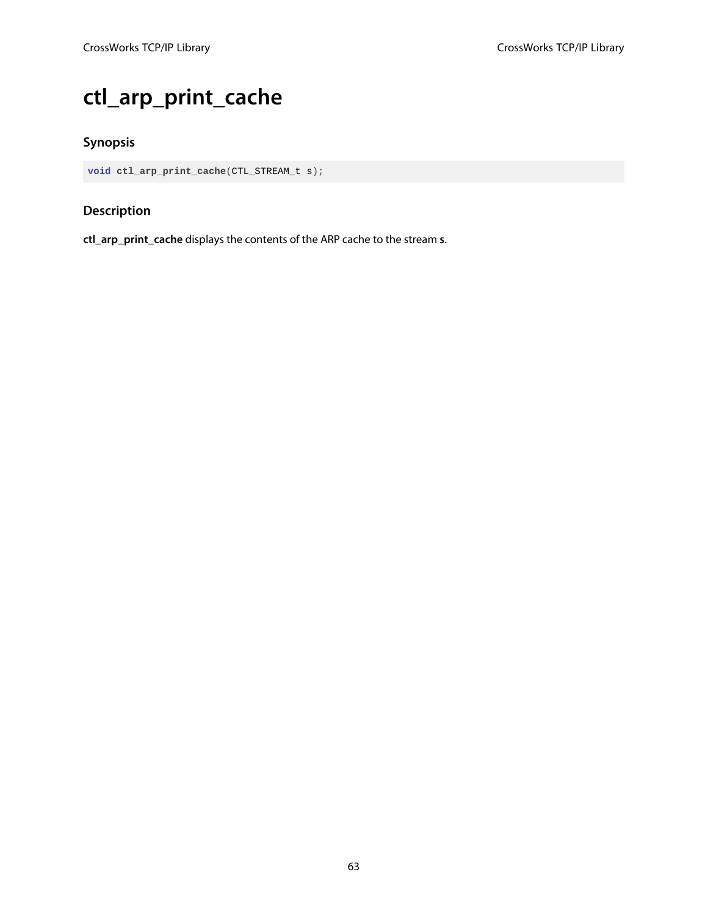# ctl_arp_print_cache

### Synopsis

```
void ctl_arp_print_cache(CTL_STREAM_t s);
```

### Description

**ctl_arp_print_cache** displays the contents of the ARP cache to the stream **s**.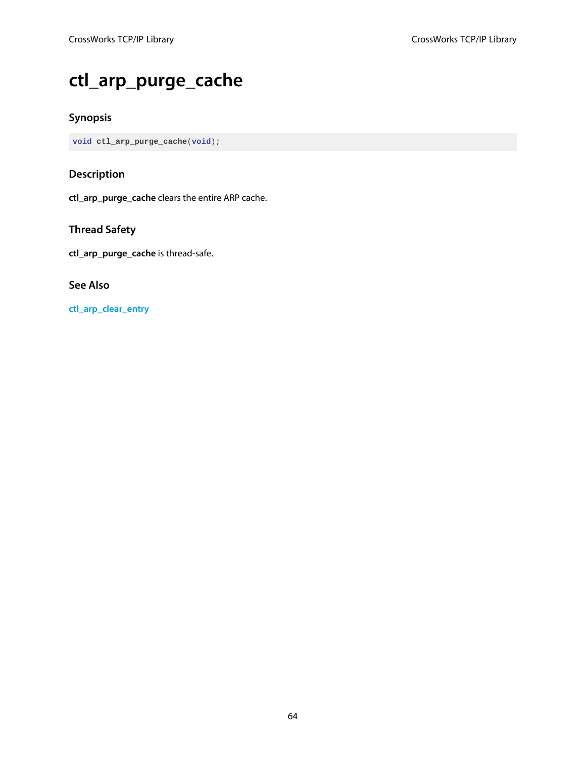# ctl_arp_purge_cache

### Synopsis

```
void ctl_arp_purge_cache(void);
```

### Description

**ctl_arp_purge_cache** clears the entire ARP cache.

### Thread Safety

**ctl_arp_purge_cache** is thread-safe.

### See Also

ctl_arp_clear_entry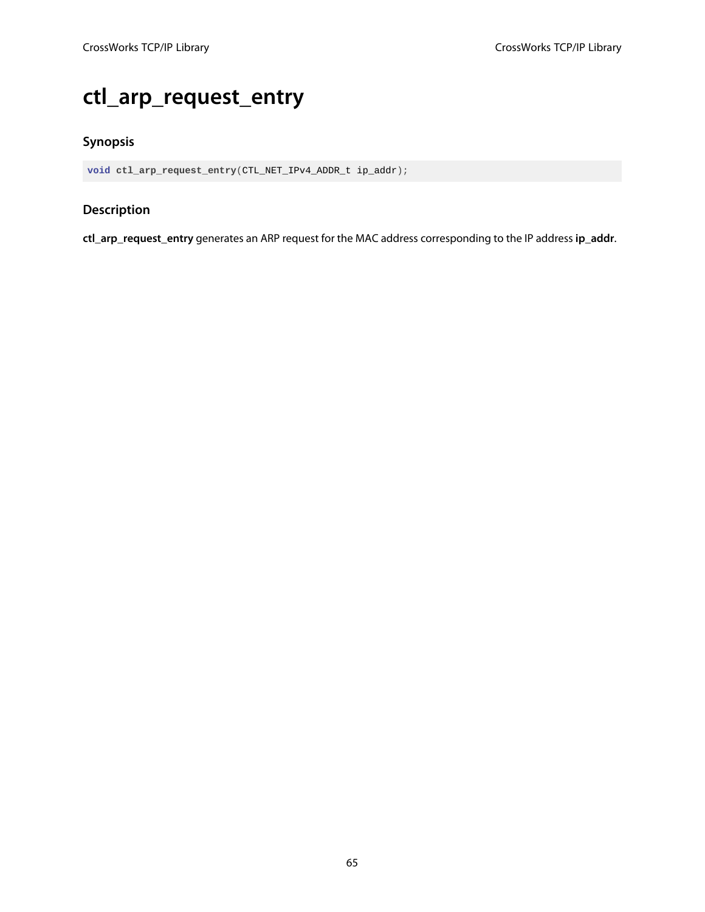# ctl_arp_request_entry

## Synopsis

```
void ctl_arp_request_entry(CTL_NET_IPv4_ADDR_t ip_addr);
```

## Description

**ctl_arp_request_entry** generates an ARP request for the MAC address corresponding to the IP address **ip_addr**.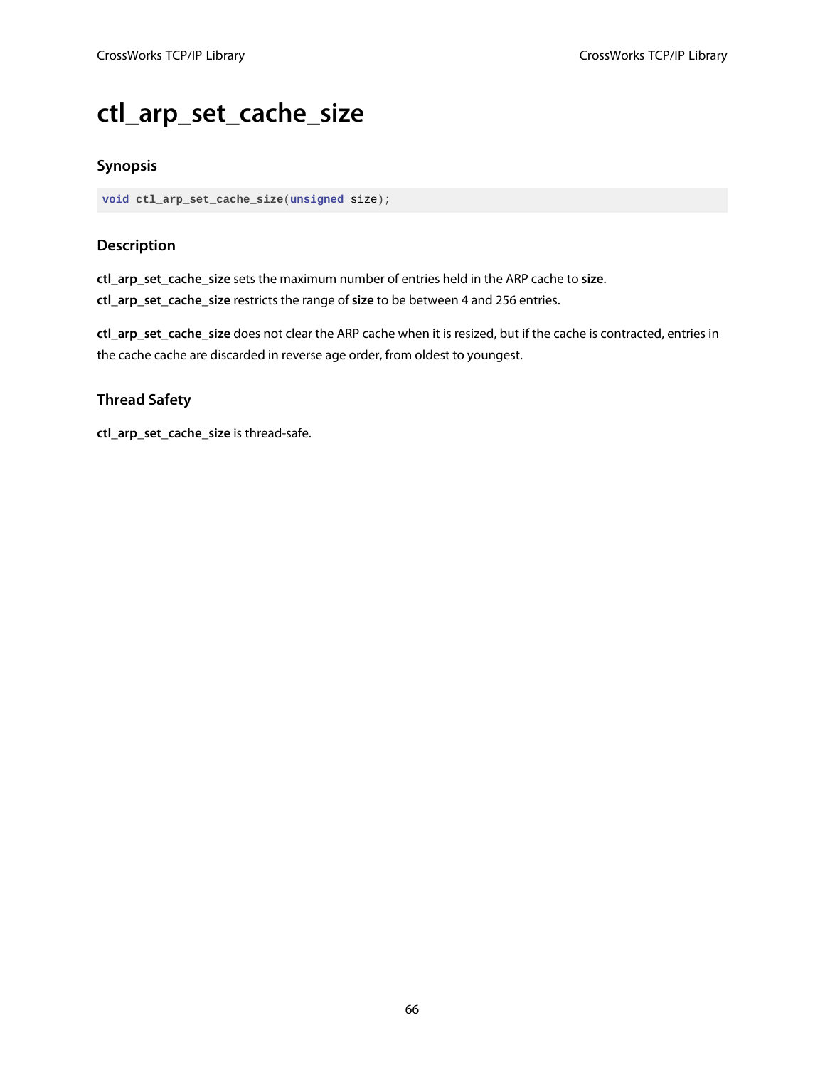# ctl_arp_set_cache_size

## Synopsis

```
void ctl_arp_set_cache_size(unsigned size);
```

## Description

**ctl_arp_set_cache_size** sets the maximum number of entries held in the ARP cache to **size**. **ctl_arp_set_cache_size** restricts the range of **size** to be between 4 and 256 entries.

**ctl_arp_set_cache_size** does not clear the ARP cache when it is resized, but if the cache is contracted, entries in the cache cache are discarded in reverse age order, from oldest to youngest.

## Thread Safety

**ctl_arp_set_cache_size** is thread-safe.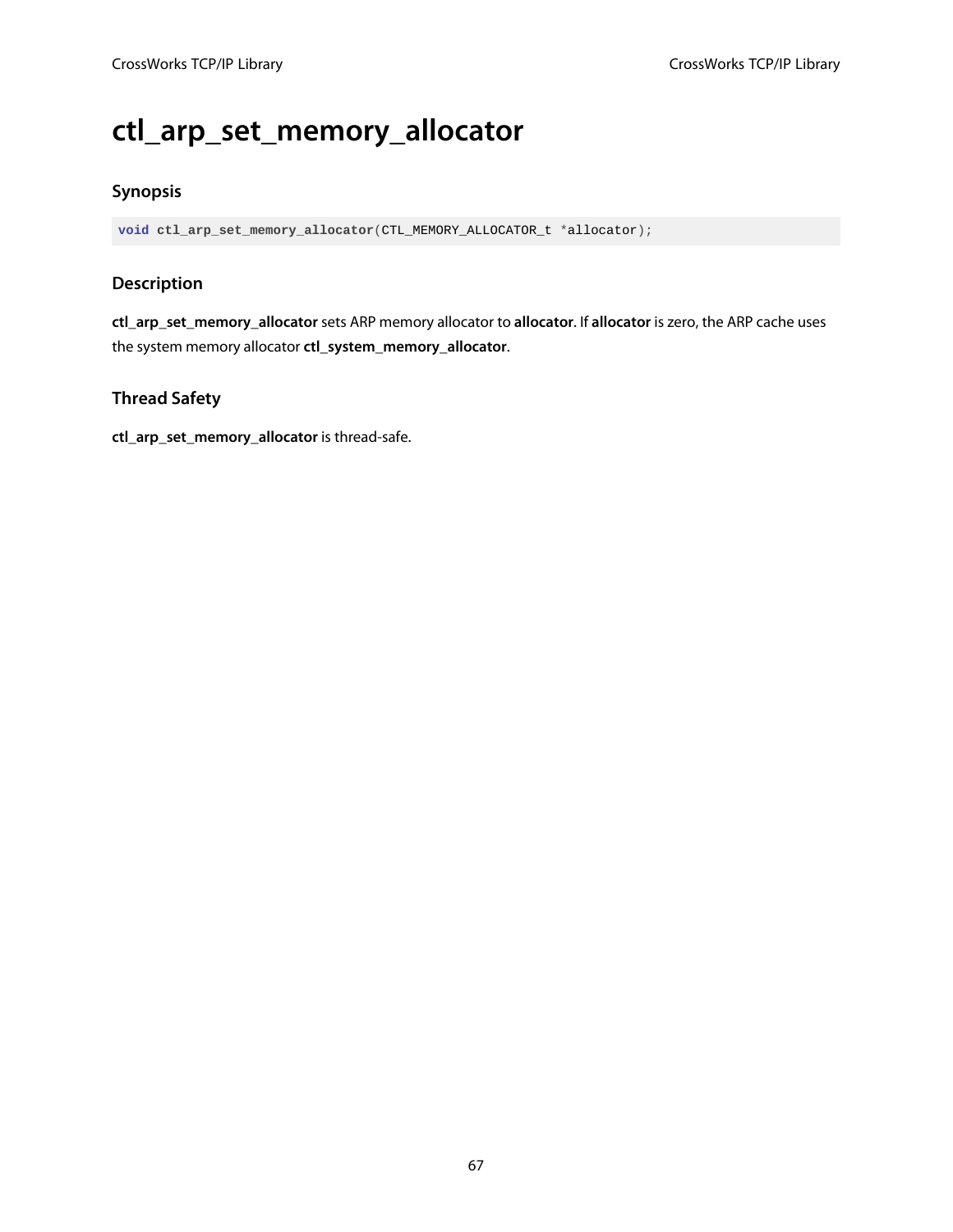# ctl_arp_set_memory_allocator

## Synopsis

```
void ctl_arp_set_memory_allocator(CTL_MEMORY_ALLOCATOR_t *allocator);
```

## Description

**ctl_arp_set_memory_allocator** sets ARP memory allocator to **allocator**. If **allocator** is zero, the ARP cache uses the system memory allocator **ctl_system_memory_allocator**.

## Thread Safety

**ctl_arp_set_memory_allocator** is thread-safe.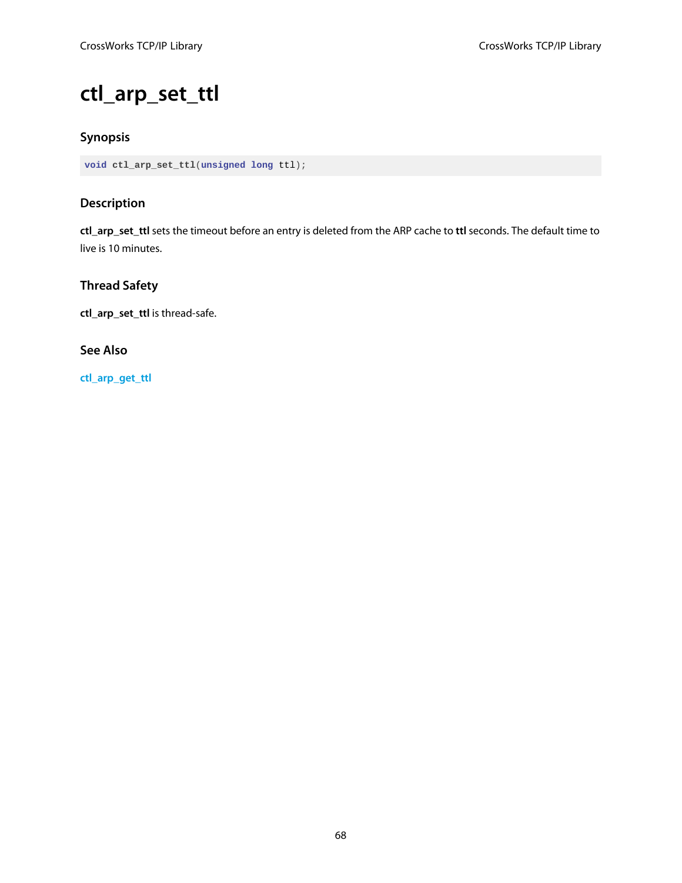# ctl_arp_set_ttl

## Synopsis

```
void ctl_arp_set_ttl(unsigned long ttl);
```

## Description

**ctl_arp_set_ttl** sets the timeout before an entry is deleted from the ARP cache to **ttl** seconds. The default time to live is 10 minutes.

## Thread Safety

**ctl_arp_set_ttl** is thread-safe.

## See Also

ctl_arp_get_ttl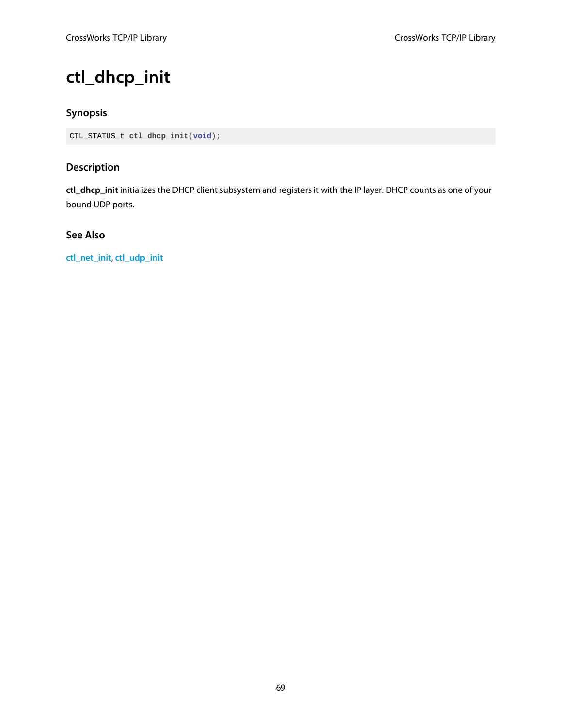# ctl_dhcp_init

### Synopsis

```
CTL_STATUS_t ctl_dhcp_init(void);
```

### Description

**ctl_dhcp_init** initializes the DHCP client subsystem and registers it with the IP layer. DHCP counts as one of your bound UDP ports.

### See Also

ctl_net_init, ctl_udp_init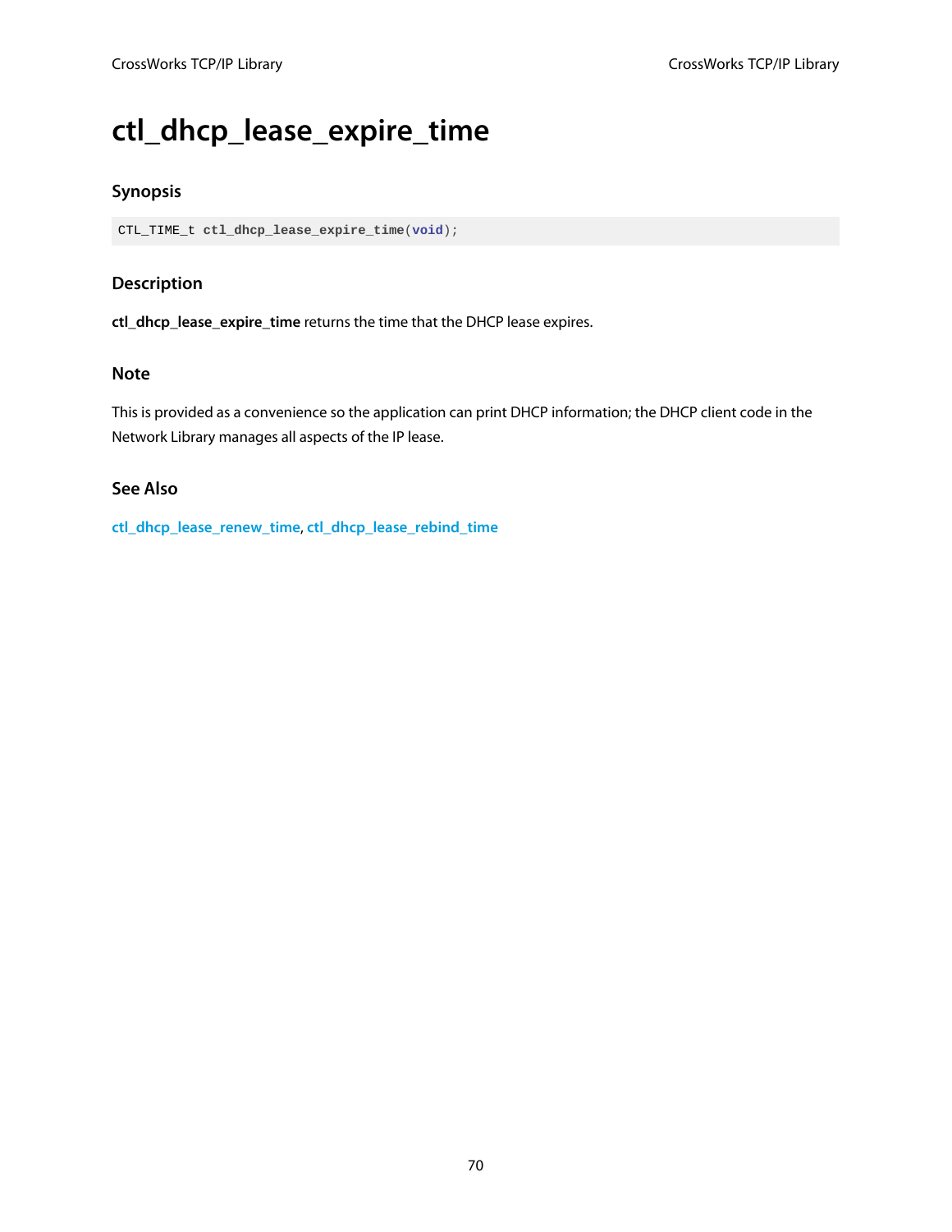# ctl_dhcp_lease_expire_time

## Synopsis

```
CTL_TIME_t ctl_dhcp_lease_expire_time(void);
```

## Description

**ctl_dhcp_lease_expire_time** returns the time that the DHCP lease expires.

## Note

This is provided as a convenience so the application can print DHCP information; the DHCP client code in the Network Library manages all aspects of the IP lease.

## See Also

**ctl_dhcp_lease_renew_time**, **ctl_dhcp_lease_rebind_time**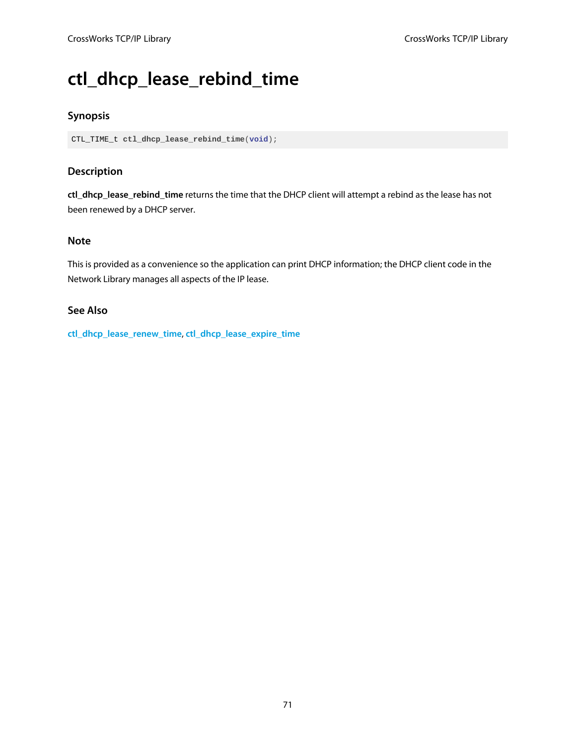# ctl_dhcp_lease_rebind_time

### Synopsis

```
CTL_TIME_t ctl_dhcp_lease_rebind_time(void);
```

### Description

**ctl_dhcp_lease_rebind_time** returns the time that the DHCP client will attempt a rebind as the lease has not been renewed by a DHCP server.

### Note

This is provided as a convenience so the application can print DHCP information; the DHCP client code in the Network Library manages all aspects of the IP lease.

### See Also

**ctl_dhcp_lease_renew_time**, **ctl_dhcp_lease_expire_time**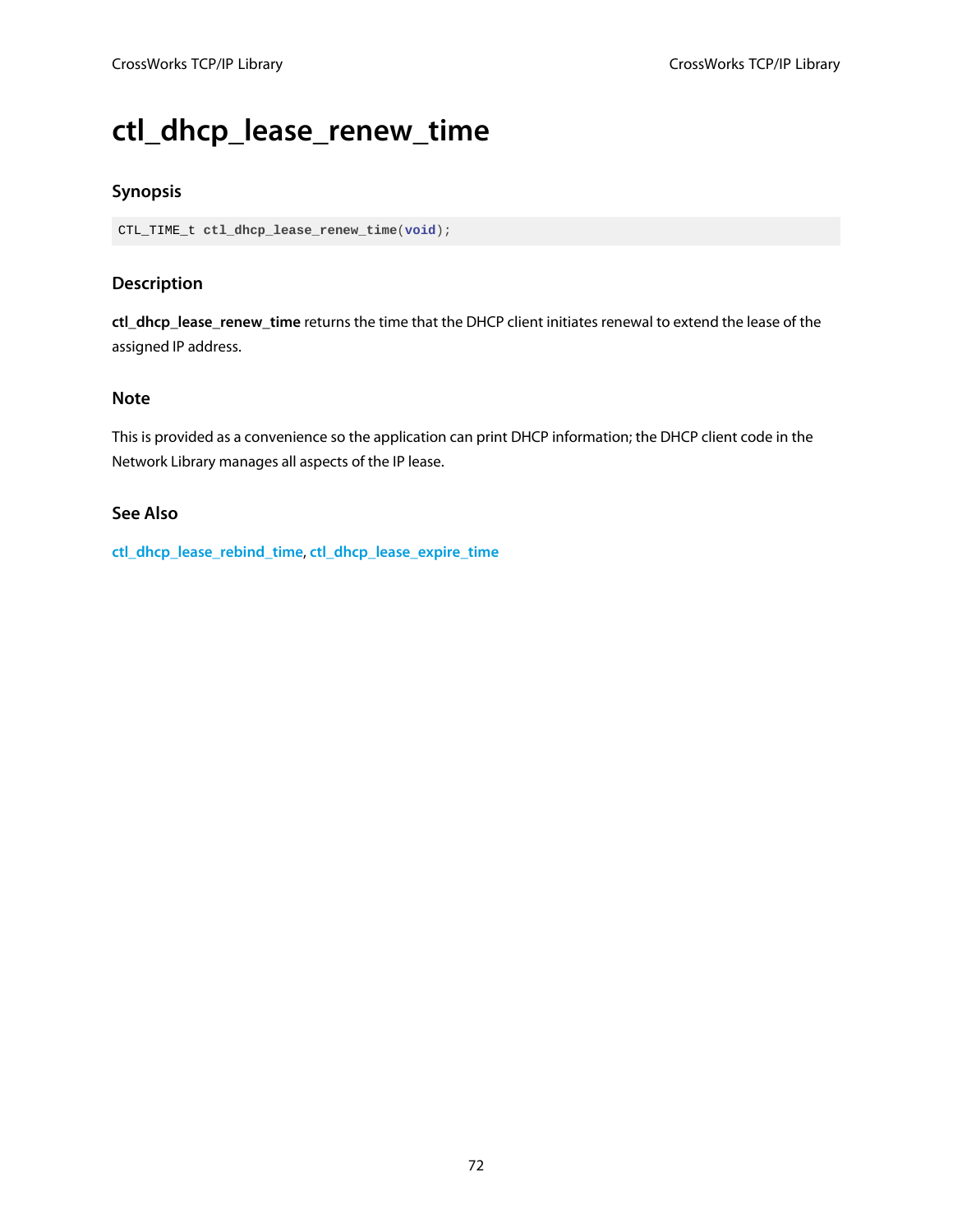# ctl_dhcp_lease_renew_time

### Synopsis

```
CTL_TIME_t ctl_dhcp_lease_renew_time(void);
```

### Description

**ctl_dhcp_lease_renew_time** returns the time that the DHCP client initiates renewal to extend the lease of the assigned IP address.

### Note

This is provided as a convenience so the application can print DHCP information; the DHCP client code in the Network Library manages all aspects of the IP lease.

### See Also

**ctl_dhcp_lease_rebind_time**, **ctl_dhcp_lease_expire_time**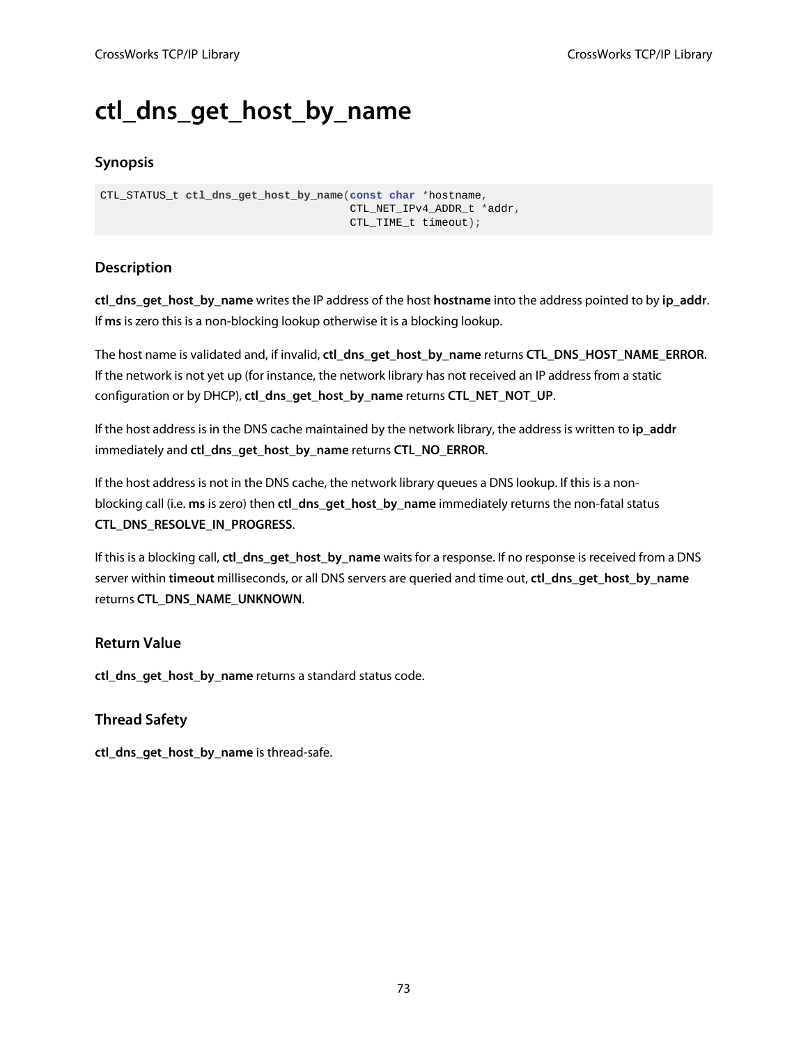# ctl_dns_get_host_by_name

## Synopsis

```
CTL_STATUS_t ctl_dns_get_host_by_name(const char *hostname,
                                      CTL_NET_IPv4_ADDR_t *addr,
                                      CTL_TIME_t timeout);
```

## Description

**ctl_dns_get_host_by_name** writes the IP address of the host **hostname** into the address pointed to by **ip_addr**. If **ms** is zero this is a non-blocking lookup otherwise it is a blocking lookup.

The host name is validated and, if invalid, **ctl_dns_get_host_by_name** returns **CTL_DNS_HOST_NAME_ERROR**. If the network is not yet up (for instance, the network library has not received an IP address from a static configuration or by DHCP), **ctl_dns_get_host_by_name** returns **CTL_NET_NOT_UP**.

If the host address is in the DNS cache maintained by the network library, the address is written to **ip_addr** immediately and **ctl_dns_get_host_by_name** returns **CTL_NO_ERROR**.

If the host address is not in the DNS cache, the network library queues a DNS lookup. If this is a non-blocking call (i.e. **ms** is zero) then **ctl_dns_get_host_by_name** immediately returns the non-fatal status **CTL_DNS_RESOLVE_IN_PROGRESS**.

If this is a blocking call, **ctl_dns_get_host_by_name** waits for a response. If no response is received from a DNS server within **timeout** milliseconds, or all DNS servers are queried and time out, **ctl_dns_get_host_by_name** returns **CTL_DNS_NAME_UNKNOWN**.

## Return Value

**ctl_dns_get_host_by_name** returns a standard status code.

## Thread Safety

**ctl_dns_get_host_by_name** is thread-safe.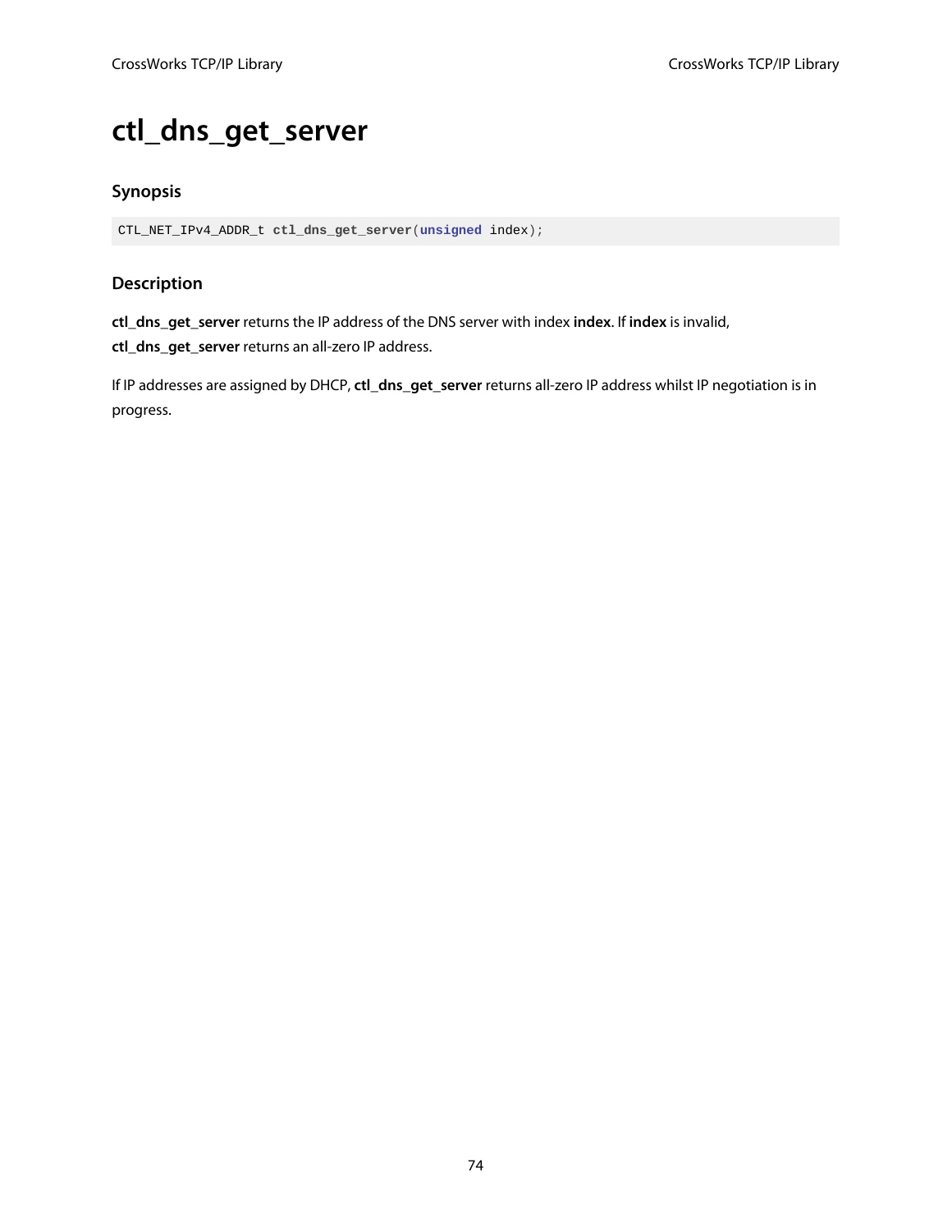# ctl_dns_get_server

### Synopsis

```
CTL_NET_IPv4_ADDR_t ctl_dns_get_server(unsigned index);
```

### Description

**ctl_dns_get_server** returns the IP address of the DNS server with index **index**. If **index** is invalid, **ctl_dns_get_server** returns an all-zero IP address.

If IP addresses are assigned by DHCP, **ctl_dns_get_server** returns all-zero IP address whilst IP negotiation is in progress.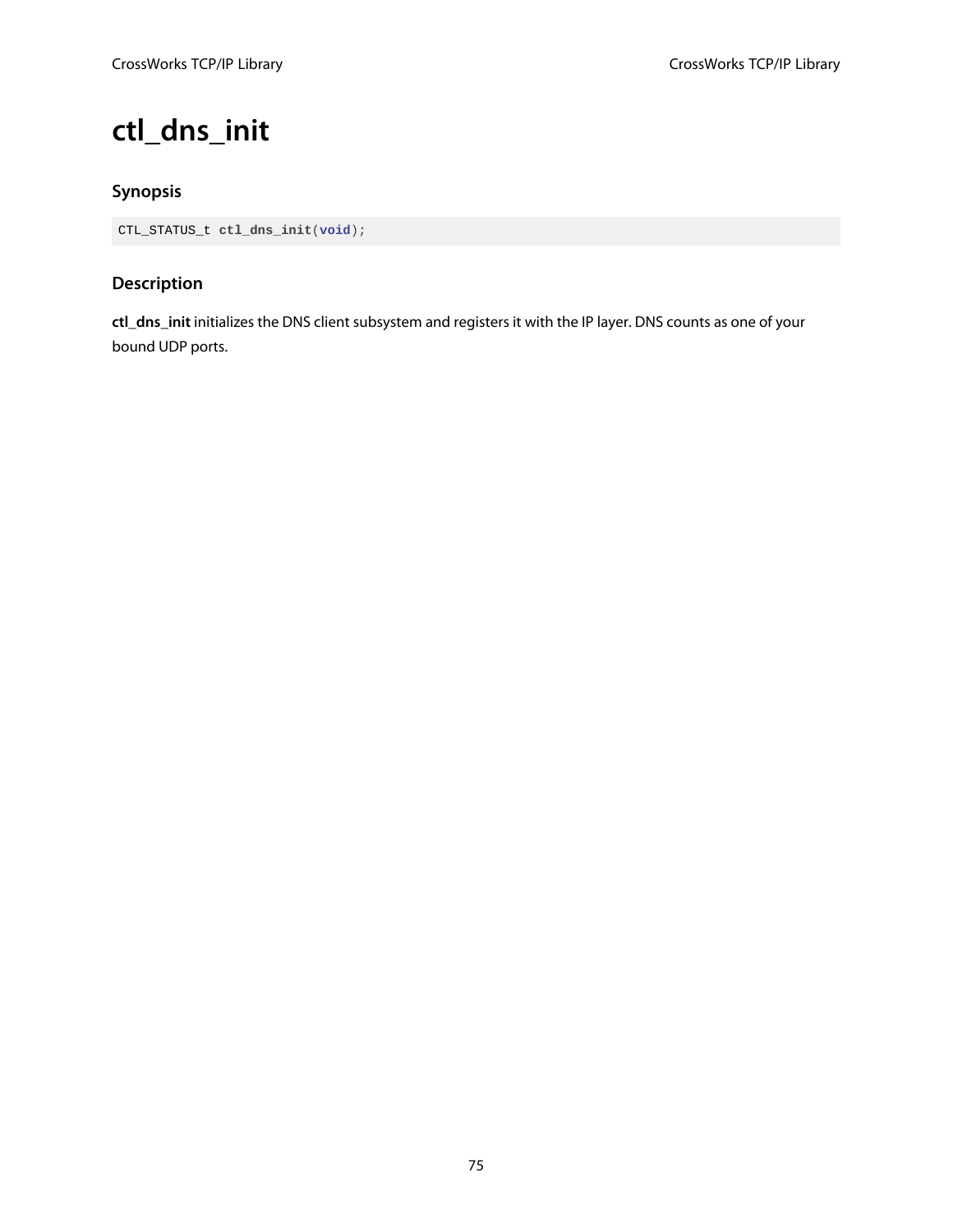# ctl_dns_init

### Synopsis

```
CTL_STATUS_t ctl_dns_init(void);
```

### Description

**ctl_dns_init** initializes the DNS client subsystem and registers it with the IP layer. DNS counts as one of your bound UDP ports.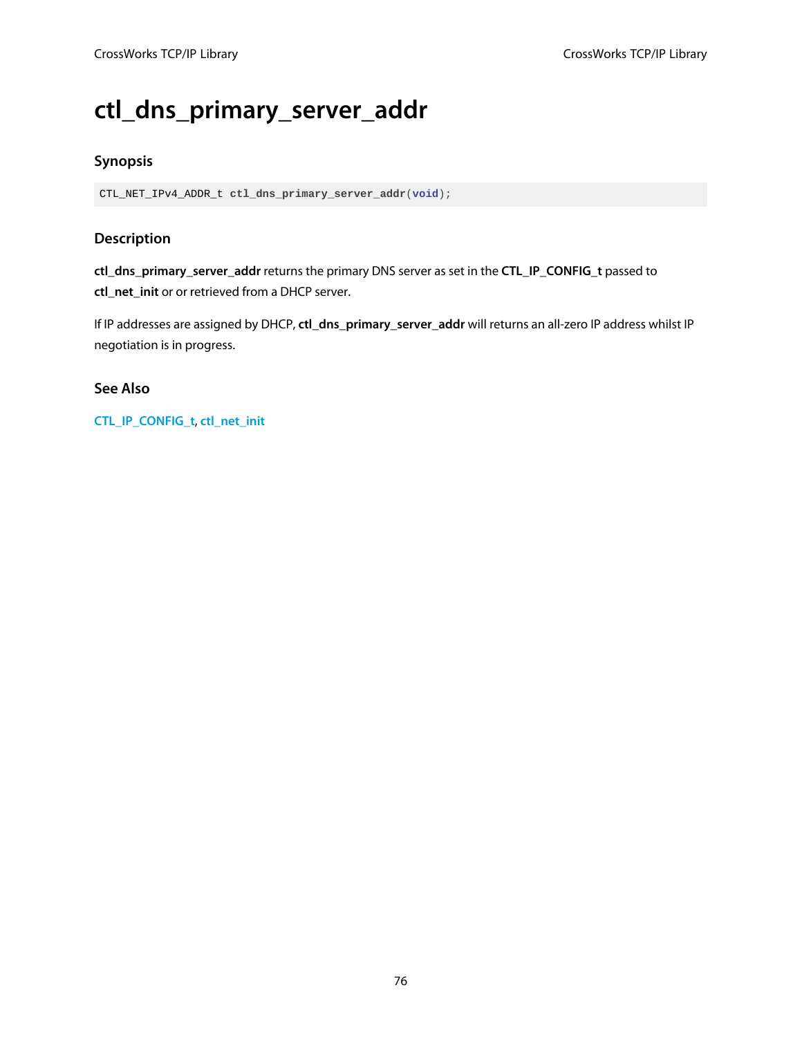# ctl_dns_primary_server_addr

## Synopsis

```
CTL_NET_IPv4_ADDR_t ctl_dns_primary_server_addr(void);
```

## Description

**ctl_dns_primary_server_addr** returns the primary DNS server as set in the **CTL_IP_CONFIG_t** passed to **ctl_net_init** or or retrieved from a DHCP server.

If IP addresses are assigned by DHCP, **ctl_dns_primary_server_addr** will returns an all-zero IP address whilst IP negotiation is in progress.

## See Also

**CTL_IP_CONFIG_t**, **ctl_net_init**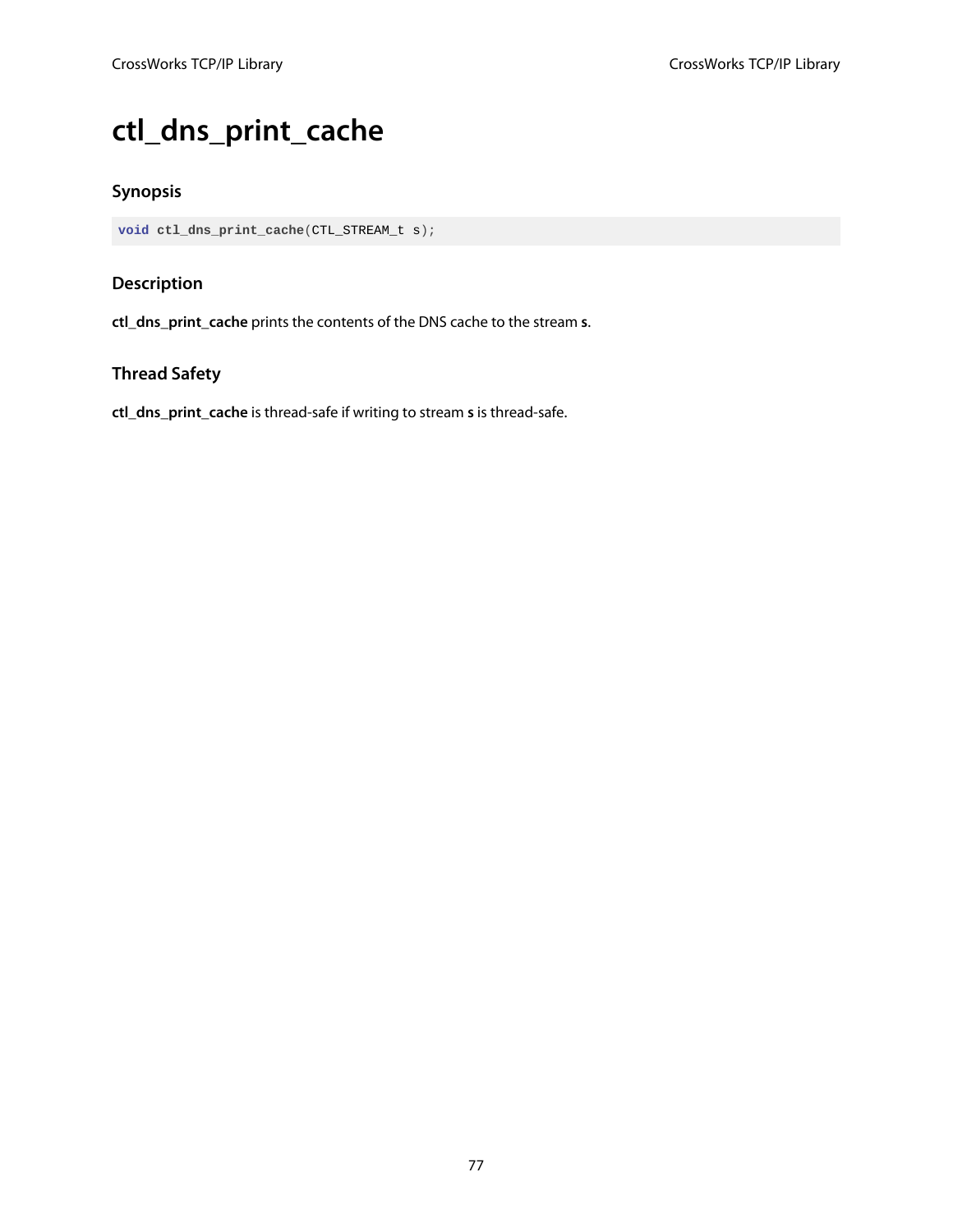# ctl_dns_print_cache

## Synopsis

```
void ctl_dns_print_cache(CTL_STREAM_t s);
```

## Description

**ctl_dns_print_cache** prints the contents of the DNS cache to the stream **s**.

## Thread Safety

**ctl_dns_print_cache** is thread-safe if writing to stream **s** is thread-safe.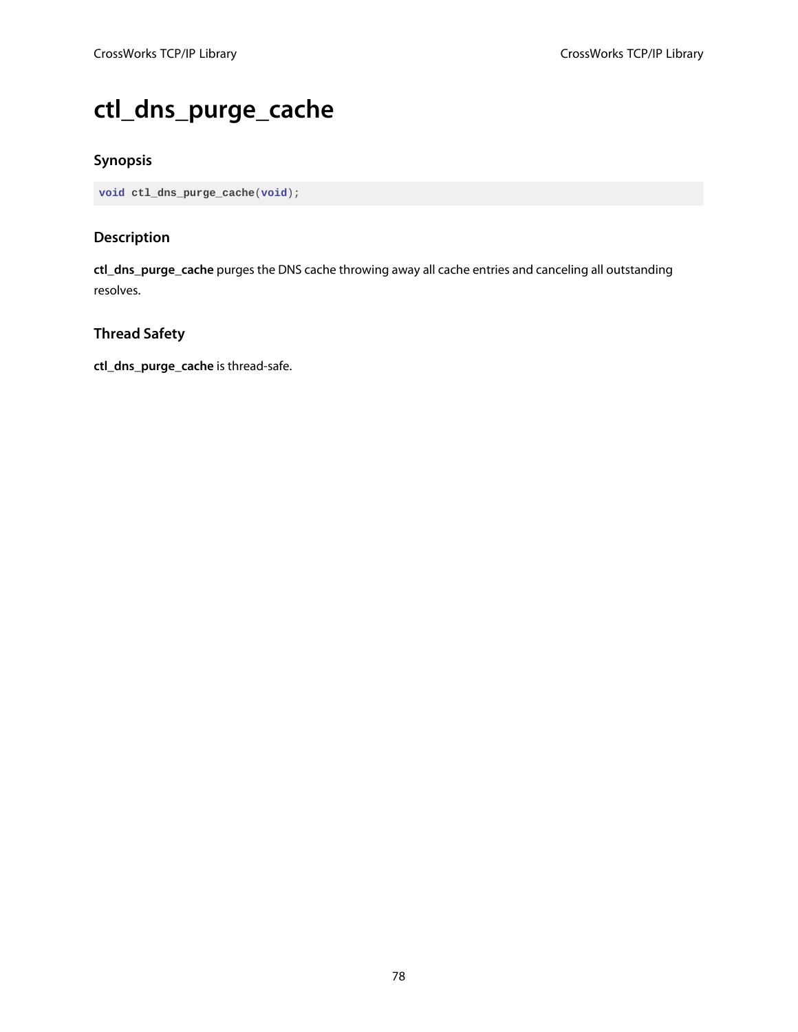# ctl_dns_purge_cache

### Synopsis

```
void ctl_dns_purge_cache(void);
```

### Description

**ctl_dns_purge_cache** purges the DNS cache throwing away all cache entries and canceling all outstanding resolves.

### Thread Safety

**ctl_dns_purge_cache** is thread-safe.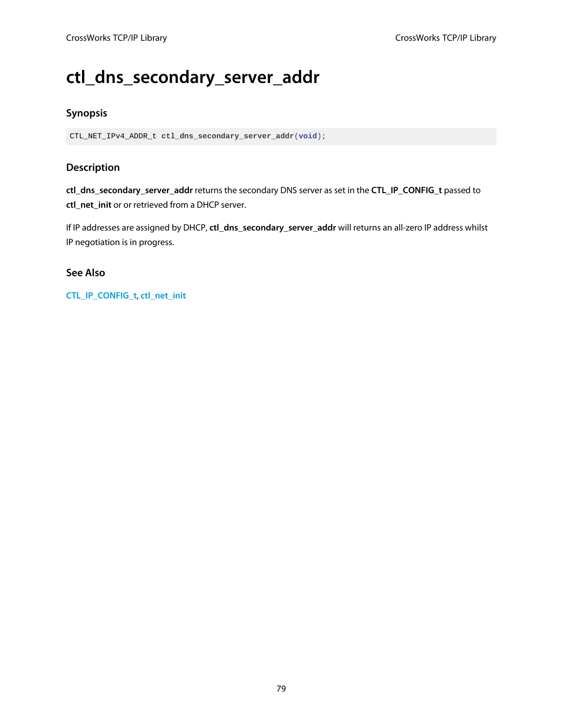# ctl_dns_secondary_server_addr

## Synopsis

```
CTL_NET_IPv4_ADDR_t ctl_dns_secondary_server_addr(void);
```

## Description

**ctl_dns_secondary_server_addr** returns the secondary DNS server as set in the **CTL_IP_CONFIG_t** passed to **ctl_net_init** or or retrieved from a DHCP server.

If IP addresses are assigned by DHCP, **ctl_dns_secondary_server_addr** will returns an all-zero IP address whilst IP negotiation is in progress.

## See Also

CTL_IP_CONFIG_t, ctl_net_init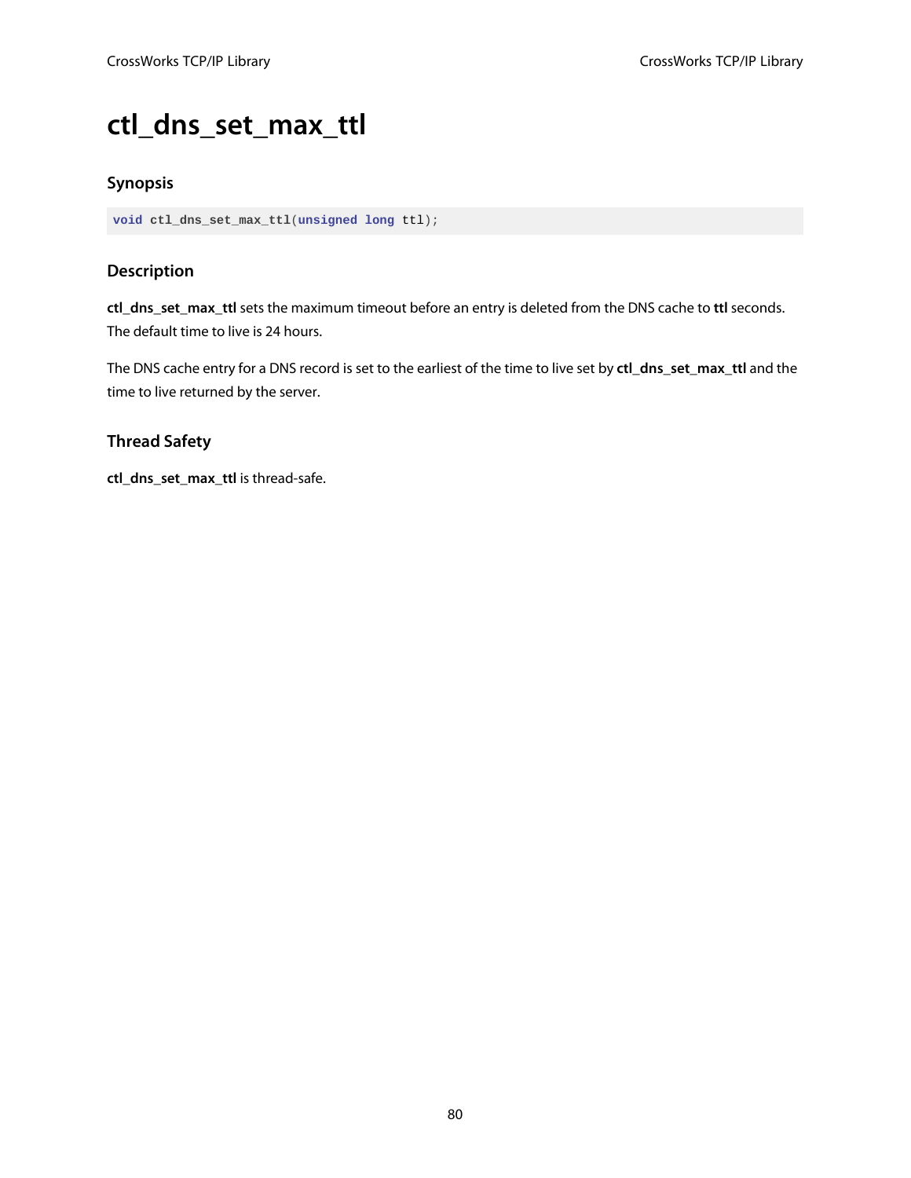# ctl_dns_set_max_ttl

## Synopsis

```
void ctl_dns_set_max_ttl(unsigned long ttl);
```

## Description

**ctl_dns_set_max_ttl** sets the maximum timeout before an entry is deleted from the DNS cache to **ttl** seconds. The default time to live is 24 hours.

The DNS cache entry for a DNS record is set to the earliest of the time to live set by **ctl_dns_set_max_ttl** and the time to live returned by the server.

## Thread Safety

**ctl_dns_set_max_ttl** is thread-safe.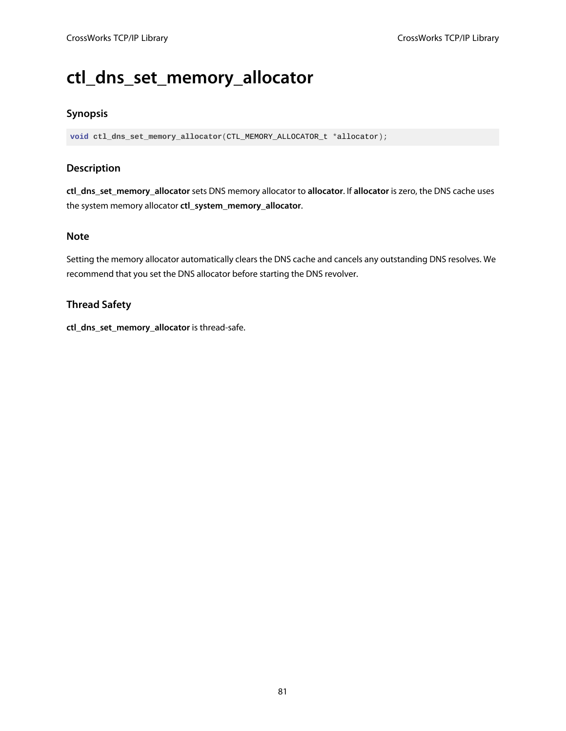# ctl_dns_set_memory_allocator

## Synopsis

```
void ctl_dns_set_memory_allocator(CTL_MEMORY_ALLOCATOR_t *allocator);
```

## Description

**ctl_dns_set_memory_allocator** sets DNS memory allocator to **allocator**. If **allocator** is zero, the DNS cache uses the system memory allocator **ctl_system_memory_allocator**.

## Note

Setting the memory allocator automatically clears the DNS cache and cancels any outstanding DNS resolves. We recommend that you set the DNS allocator before starting the DNS revolver.

## Thread Safety

**ctl_dns_set_memory_allocator** is thread-safe.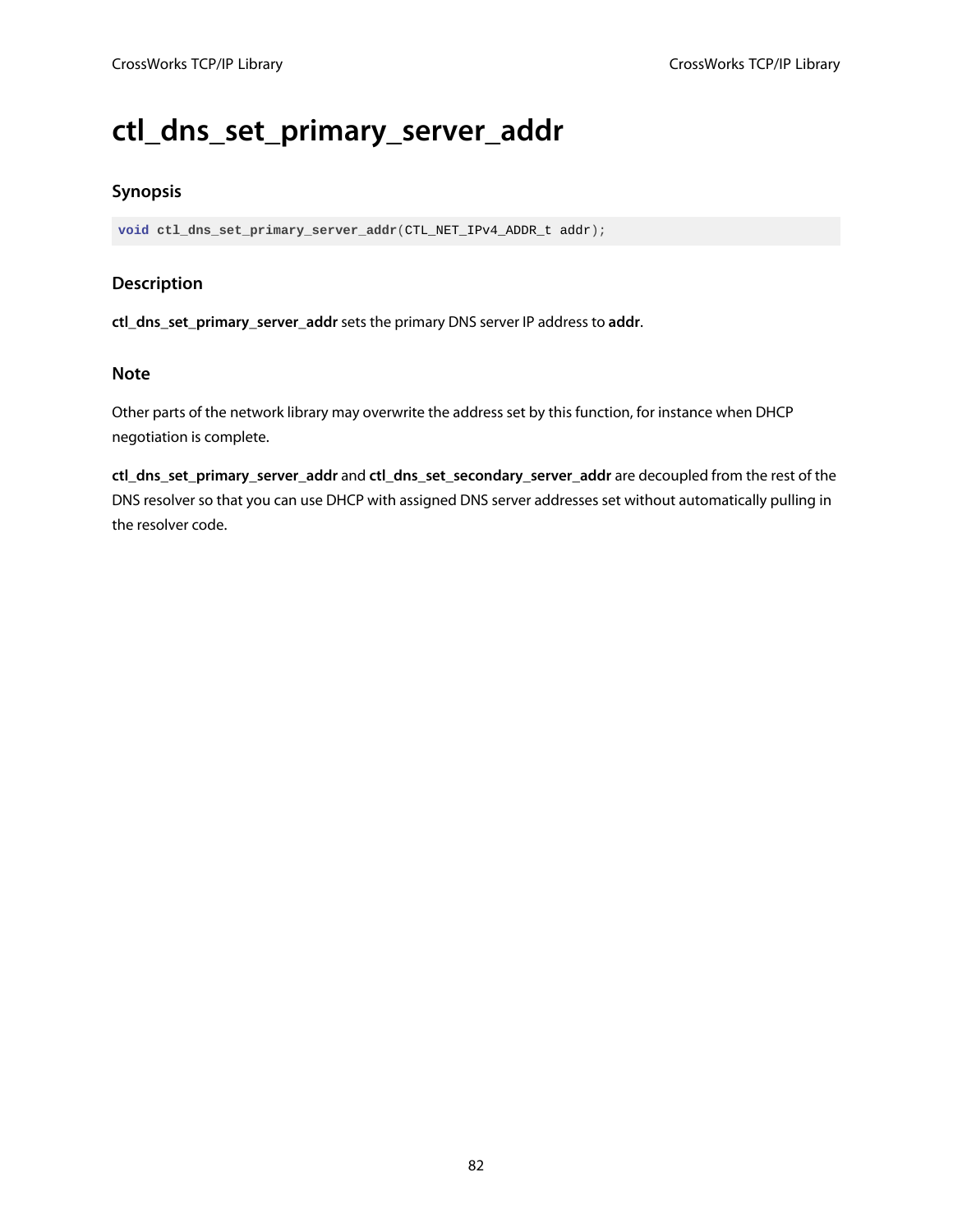# ctl_dns_set_primary_server_addr

## Synopsis

```
void ctl_dns_set_primary_server_addr(CTL_NET_IPv4_ADDR_t addr);
```

## Description

**ctl_dns_set_primary_server_addr** sets the primary DNS server IP address to **addr**.

## Note

Other parts of the network library may overwrite the address set by this function, for instance when DHCP negotiation is complete.

**ctl_dns_set_primary_server_addr** and **ctl_dns_set_secondary_server_addr** are decoupled from the rest of the DNS resolver so that you can use DHCP with assigned DNS server addresses set without automatically pulling in the resolver code.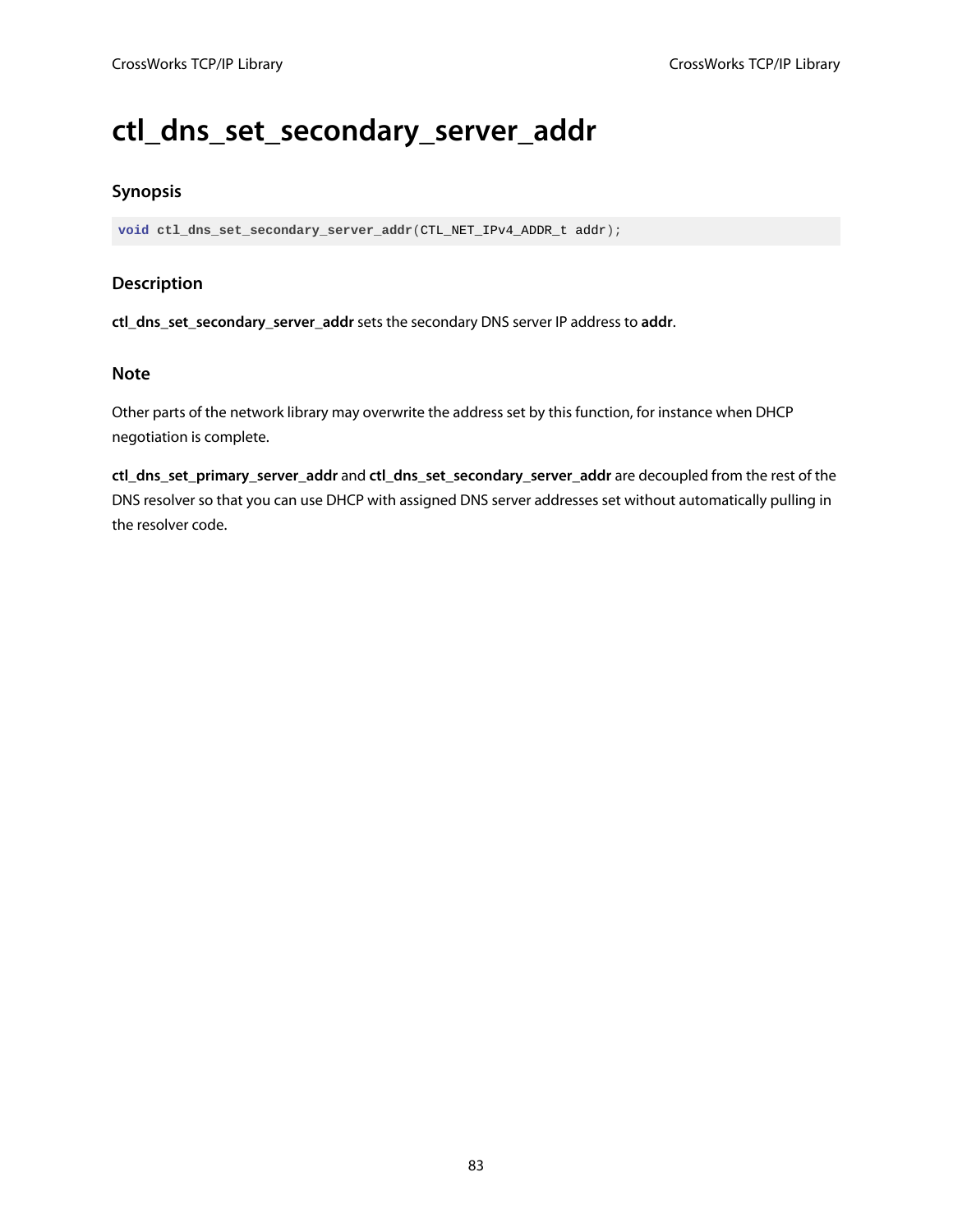# ctl_dns_set_secondary_server_addr

## Synopsis

```
void ctl_dns_set_secondary_server_addr(CTL_NET_IPv4_ADDR_t addr);
```

## Description

**ctl_dns_set_secondary_server_addr** sets the secondary DNS server IP address to **addr**.

## Note

Other parts of the network library may overwrite the address set by this function, for instance when DHCP negotiation is complete.

**ctl_dns_set_primary_server_addr** and **ctl_dns_set_secondary_server_addr** are decoupled from the rest of the DNS resolver so that you can use DHCP with assigned DNS server addresses set without automatically pulling in the resolver code.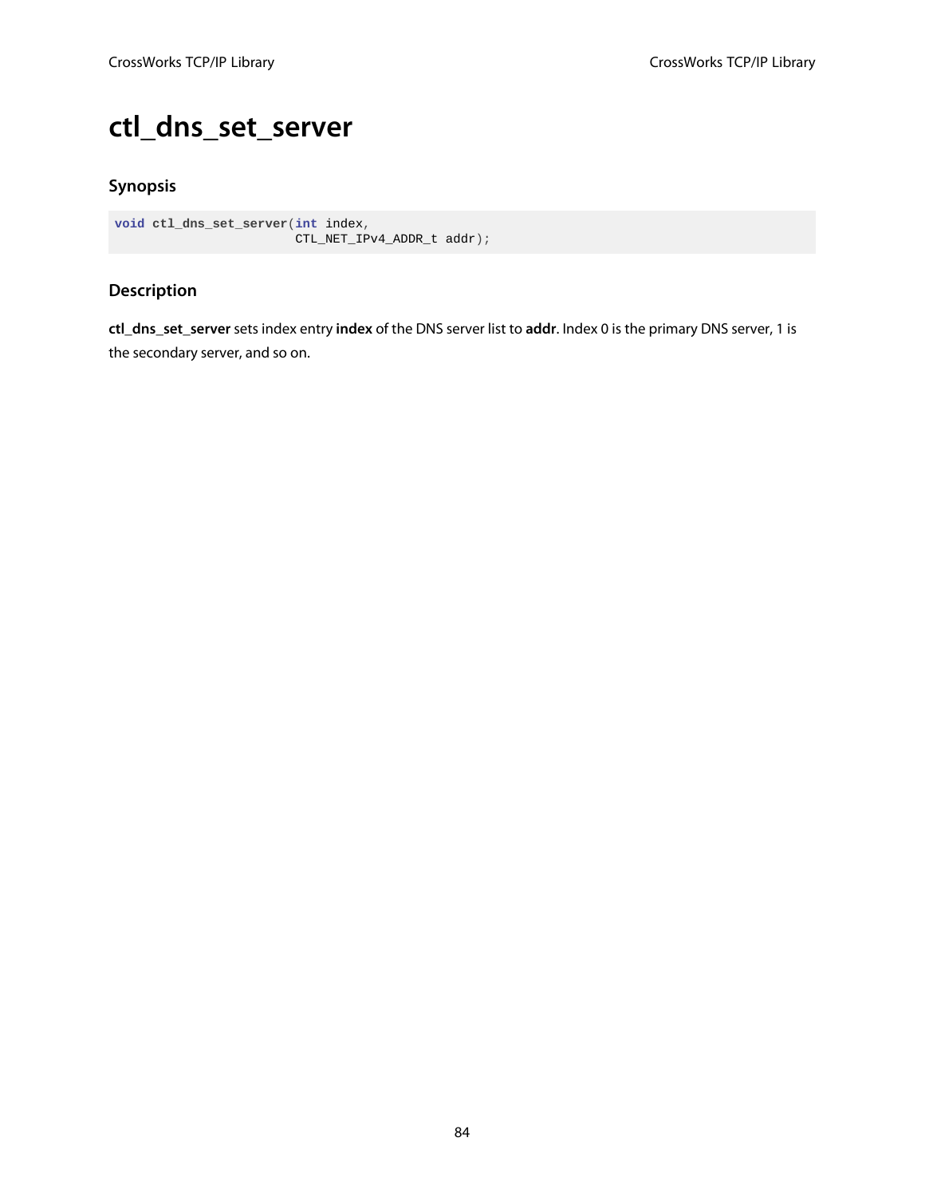# ctl_dns_set_server

## Synopsis

```
void ctl_dns_set_server(int index,
                        CTL_NET_IPv4_ADDR_t addr);
```

## Description

**ctl_dns_set_server** sets index entry **index** of the DNS server list to **addr**. Index 0 is the primary DNS server, 1 is the secondary server, and so on.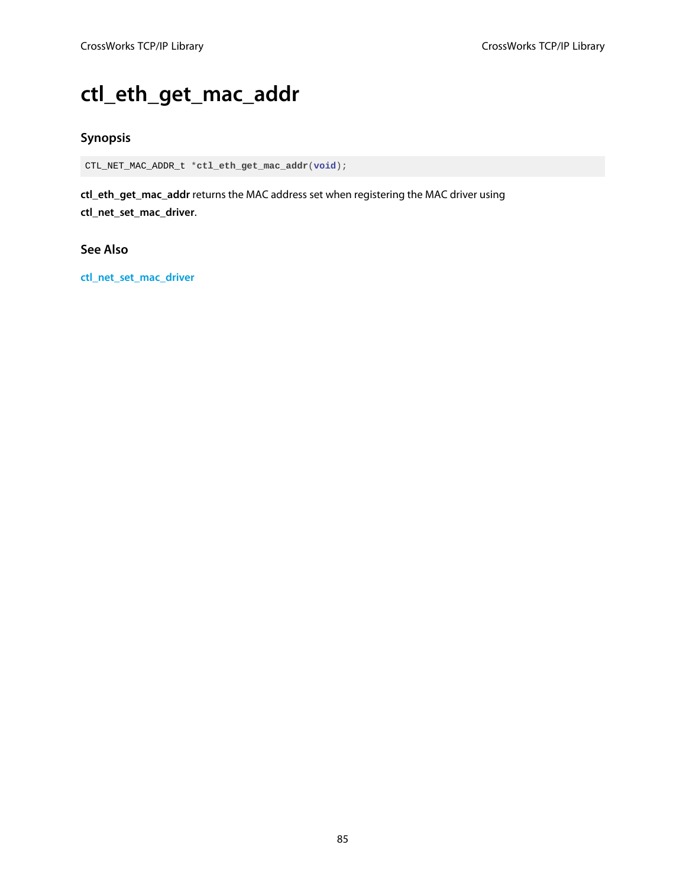# ctl_eth_get_mac_addr

## Synopsis

```
CTL_NET_MAC_ADDR_t *ctl_eth_get_mac_addr(void);
```

**ctl_eth_get_mac_addr** returns the MAC address set when registering the MAC driver using **ctl_net_set_mac_driver**.

## See Also

ctl_net_set_mac_driver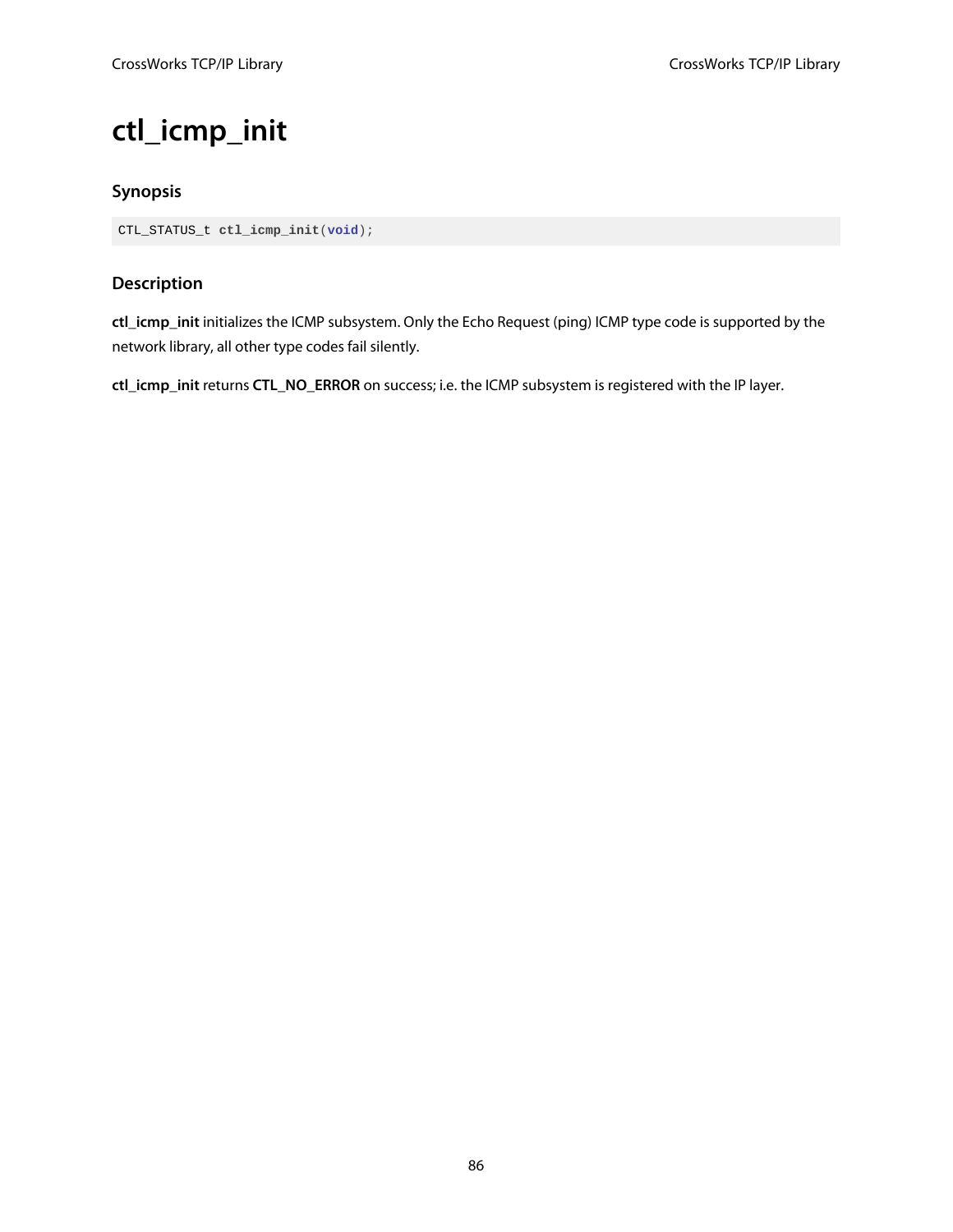# ctl_icmp_init

### Synopsis

```
CTL_STATUS_t ctl_icmp_init(void);
```

### Description

**ctl_icmp_init** initializes the ICMP subsystem. Only the Echo Request (ping) ICMP type code is supported by the network library, all other type codes fail silently.

**ctl_icmp_init** returns **CTL_NO_ERROR** on success; i.e. the ICMP subsystem is registered with the IP layer.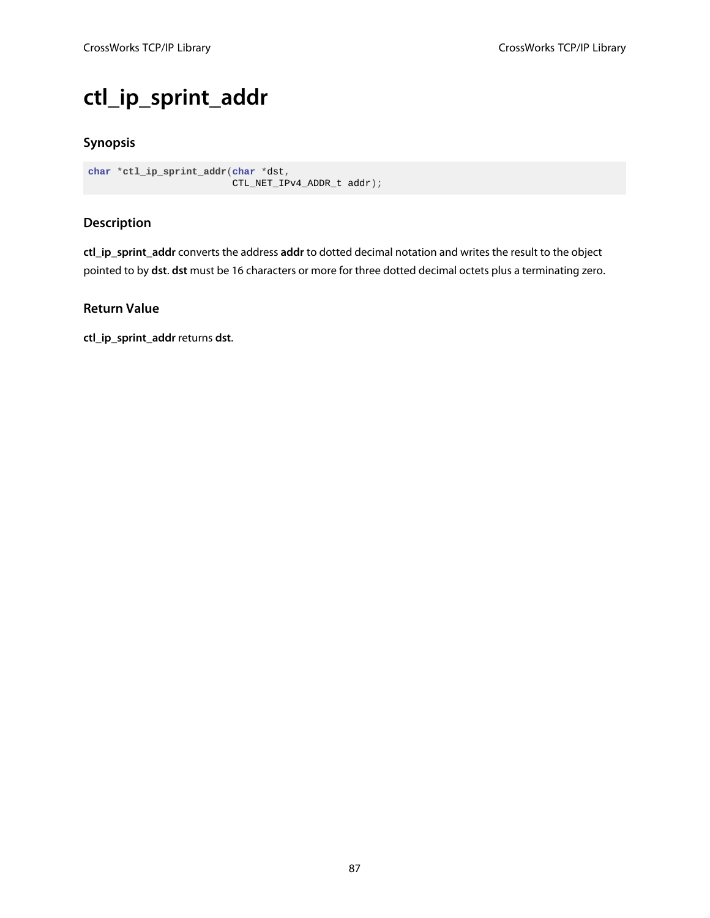# ctl_ip_sprint_addr

## Synopsis

```
char *ctl_ip_sprint_addr(char *dst,
                         CTL_NET_IPv4_ADDR_t addr);
```

## Description

**ctl_ip_sprint_addr** converts the address **addr** to dotted decimal notation and writes the result to the object pointed to by **dst**. **dst** must be 16 characters or more for three dotted decimal octets plus a terminating zero.

## Return Value

**ctl_ip_sprint_addr** returns **dst**.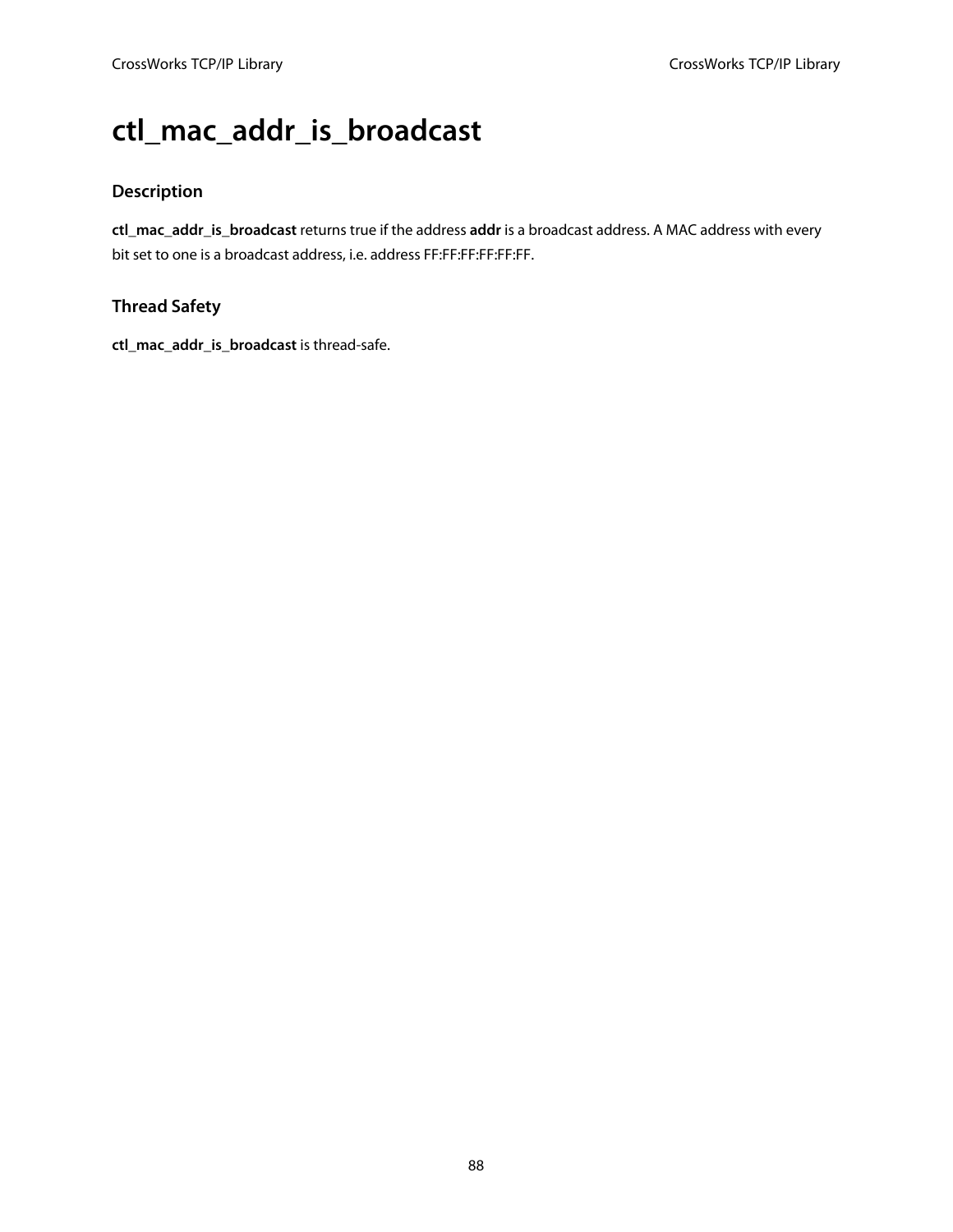# ctl_mac_addr_is_broadcast

## Description

**ctl_mac_addr_is_broadcast** returns true if the address **addr** is a broadcast address. A MAC address with every bit set to one is a broadcast address, i.e. address FF:FF:FF:FF:FF:FF.

## Thread Safety

**ctl_mac_addr_is_broadcast** is thread-safe.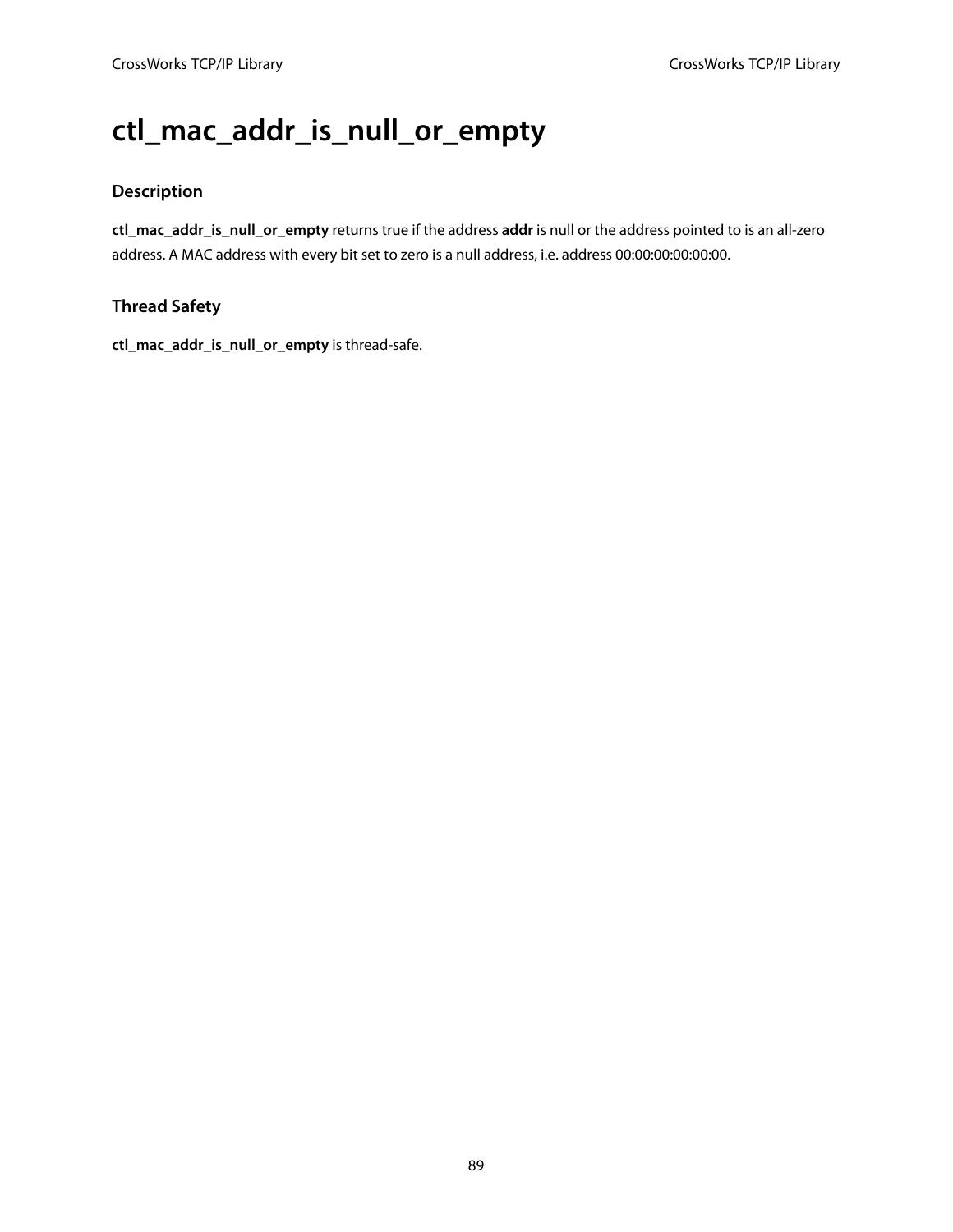# ctl_mac_addr_is_null_or_empty

## Description

**ctl_mac_addr_is_null_or_empty** returns true if the address **addr** is null or the address pointed to is an all-zero address. A MAC address with every bit set to zero is a null address, i.e. address 00:00:00:00:00:00.

## Thread Safety

**ctl_mac_addr_is_null_or_empty** is thread-safe.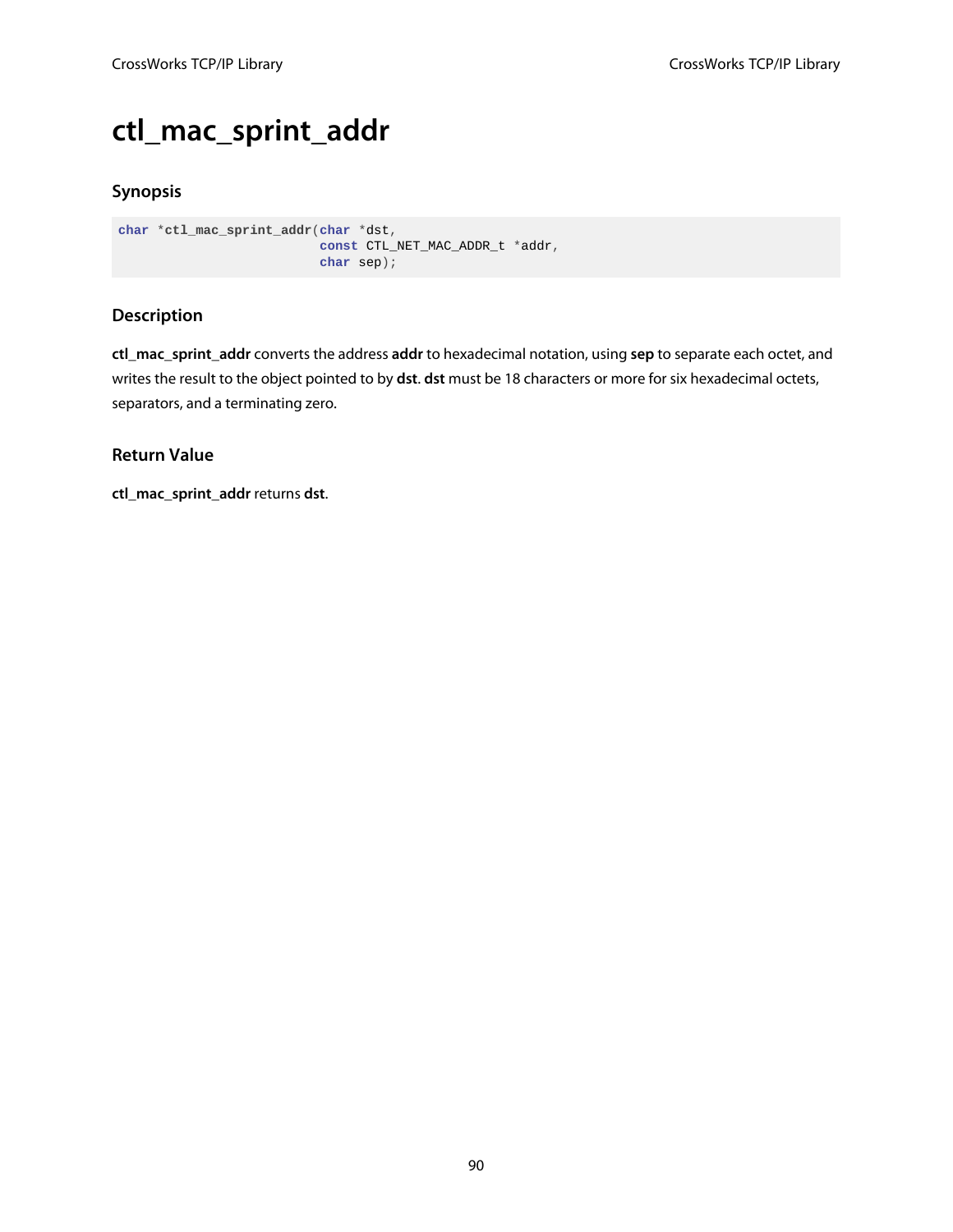# ctl_mac_sprint_addr

## Synopsis

```
char *ctl_mac_sprint_addr(char *dst,
                          const CTL_NET_MAC_ADDR_t *addr,
                          char sep);
```

## Description

**ctl_mac_sprint_addr** converts the address **addr** to hexadecimal notation, using **sep** to separate each octet, and writes the result to the object pointed to by **dst**. **dst** must be 18 characters or more for six hexadecimal octets, separators, and a terminating zero.

## Return Value

**ctl_mac_sprint_addr** returns **dst**.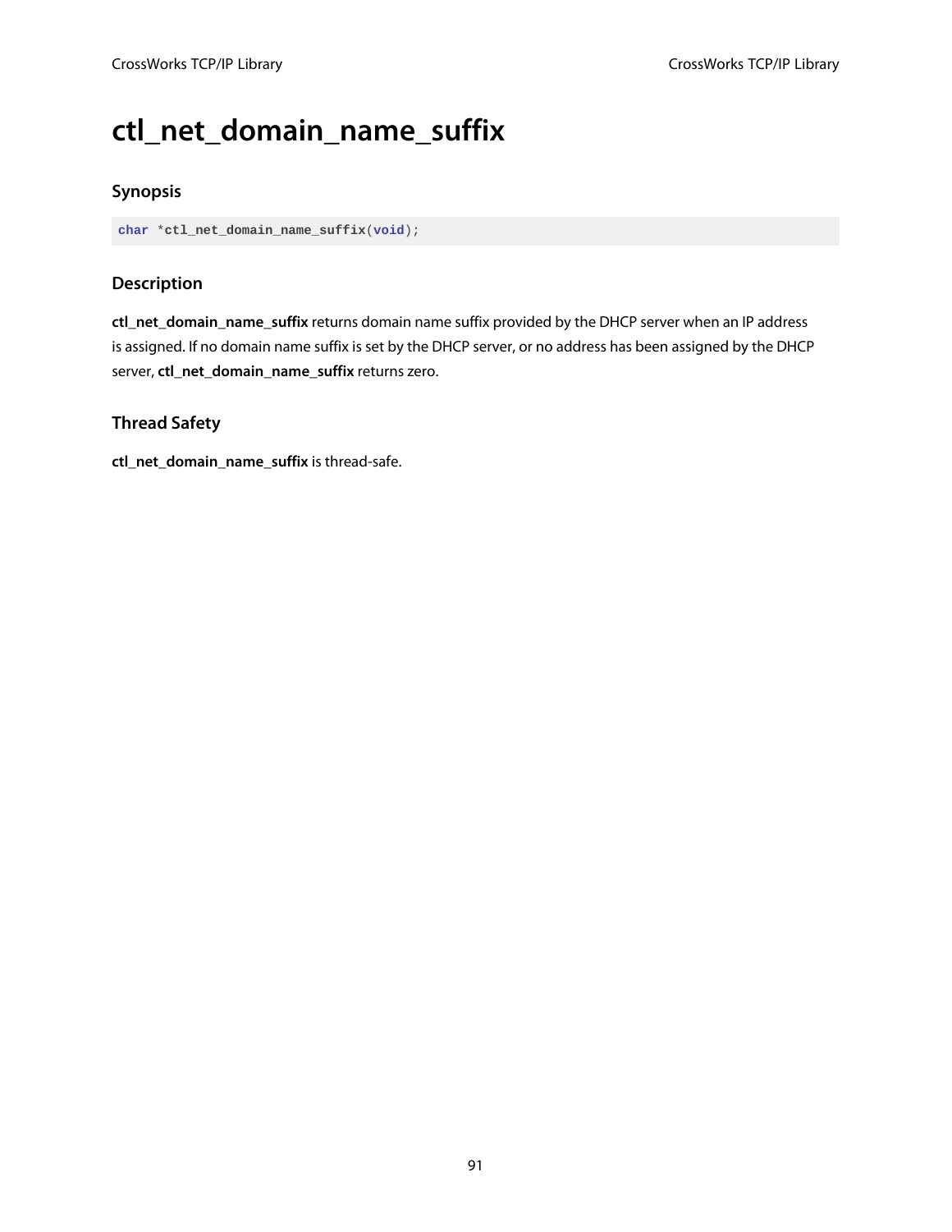# ctl_net_domain_name_suffix

### Synopsis

```
char *ctl_net_domain_name_suffix(void);
```

### Description

**ctl_net_domain_name_suffix** returns domain name suffix provided by the DHCP server when an IP address is assigned. If no domain name suffix is set by the DHCP server, or no address has been assigned by the DHCP server, **ctl_net_domain_name_suffix** returns zero.

### Thread Safety

**ctl_net_domain_name_suffix** is thread-safe.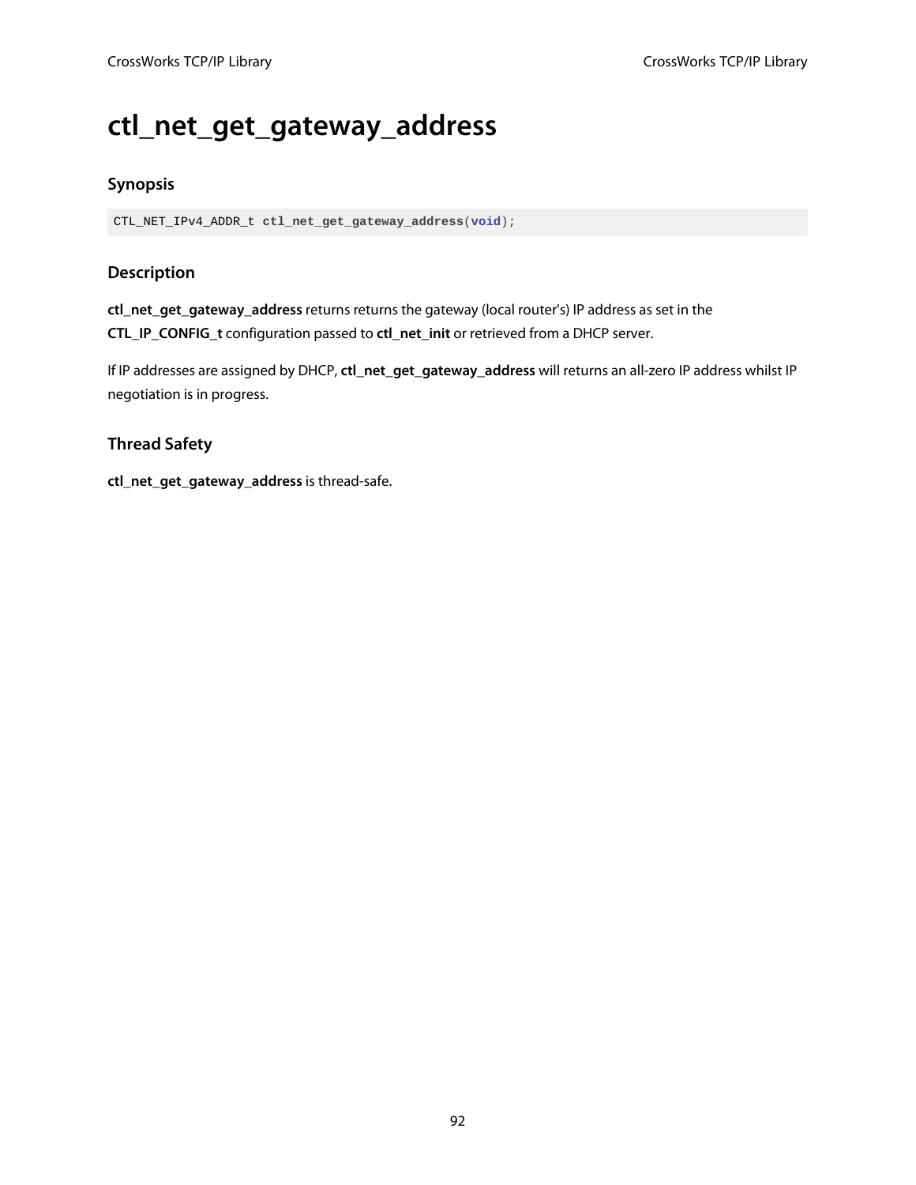# ctl_net_get_gateway_address

## Synopsis

```
CTL_NET_IPv4_ADDR_t ctl_net_get_gateway_address(void);
```

## Description

**ctl_net_get_gateway_address** returns returns the gateway (local router's) IP address as set in the **CTL_IP_CONFIG_t** configuration passed to **ctl_net_init** or retrieved from a DHCP server.

If IP addresses are assigned by DHCP, **ctl_net_get_gateway_address** will returns an all-zero IP address whilst IP negotiation is in progress.

## Thread Safety

**ctl_net_get_gateway_address** is thread-safe.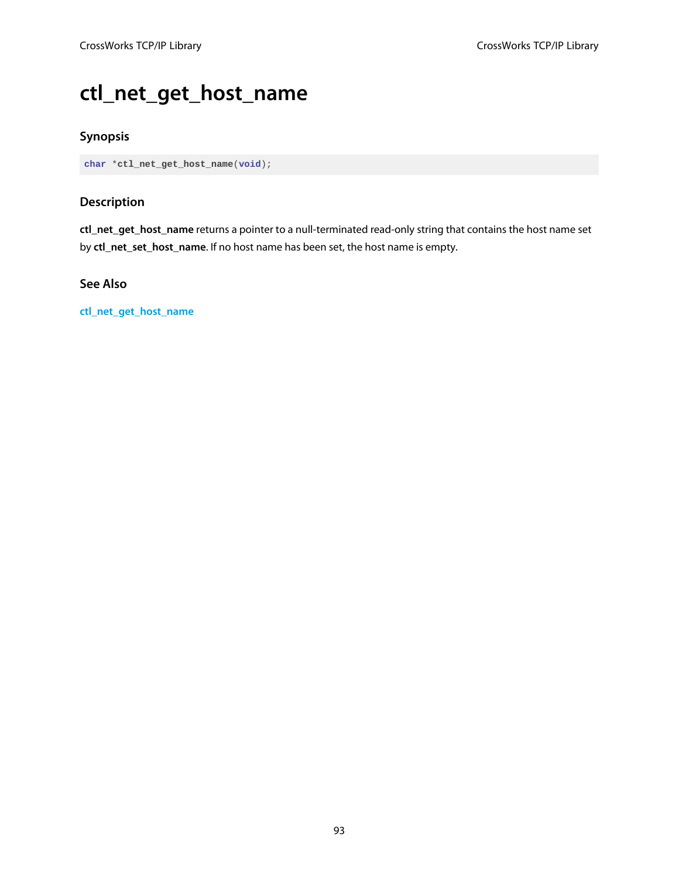# ctl_net_get_host_name

## Synopsis

```
char *ctl_net_get_host_name(void);
```

## Description

**ctl_net_get_host_name** returns a pointer to a null-terminated read-only string that contains the host name set by **ctl_net_set_host_name**. If no host name has been set, the host name is empty.

## See Also

ctl_net_get_host_name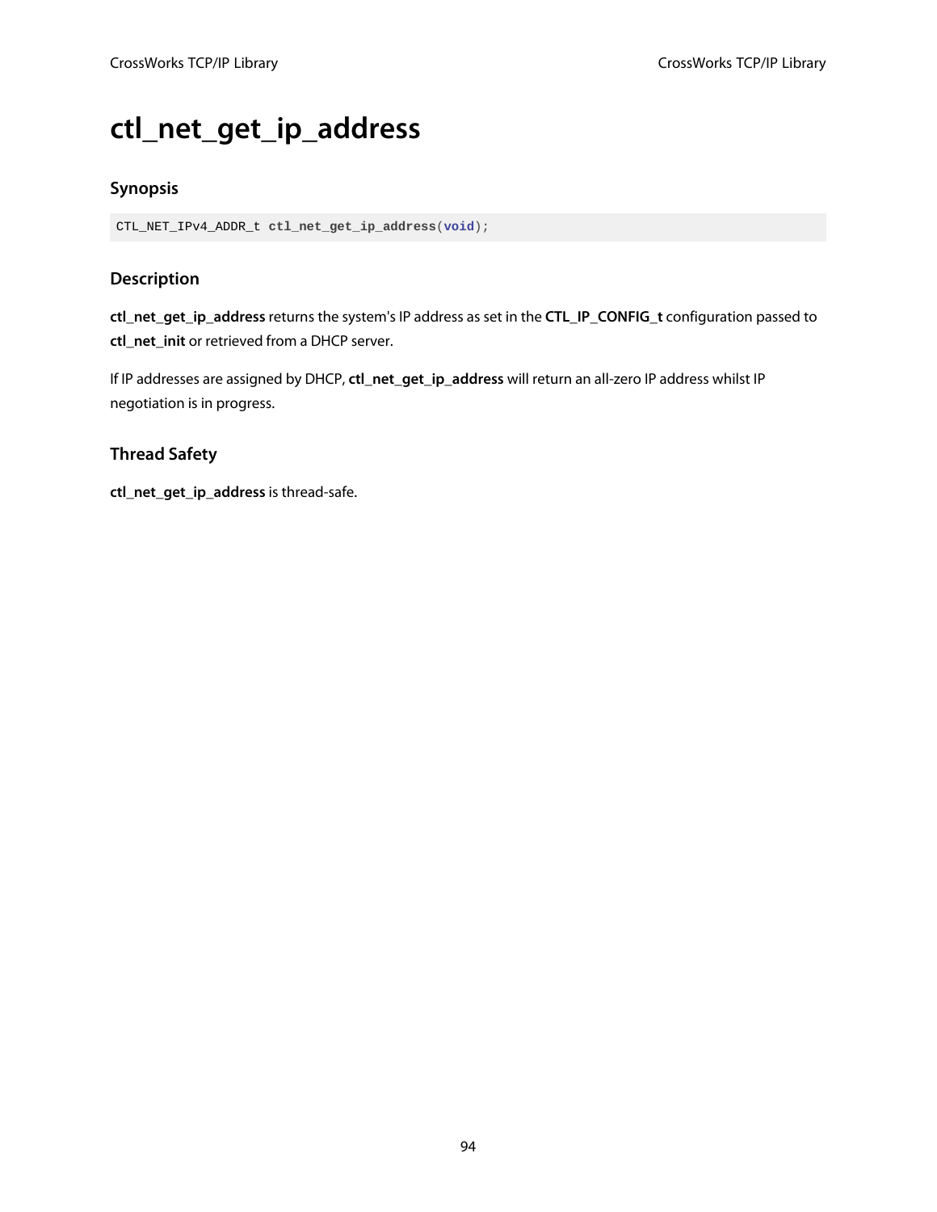# ctl_net_get_ip_address

### Synopsis

```
CTL_NET_IPv4_ADDR_t ctl_net_get_ip_address(void);
```

### Description

**ctl_net_get_ip_address** returns the system's IP address as set in the **CTL_IP_CONFIG_t** configuration passed to **ctl_net_init** or retrieved from a DHCP server.

If IP addresses are assigned by DHCP, **ctl_net_get_ip_address** will return an all-zero IP address whilst IP negotiation is in progress.

### Thread Safety

**ctl_net_get_ip_address** is thread-safe.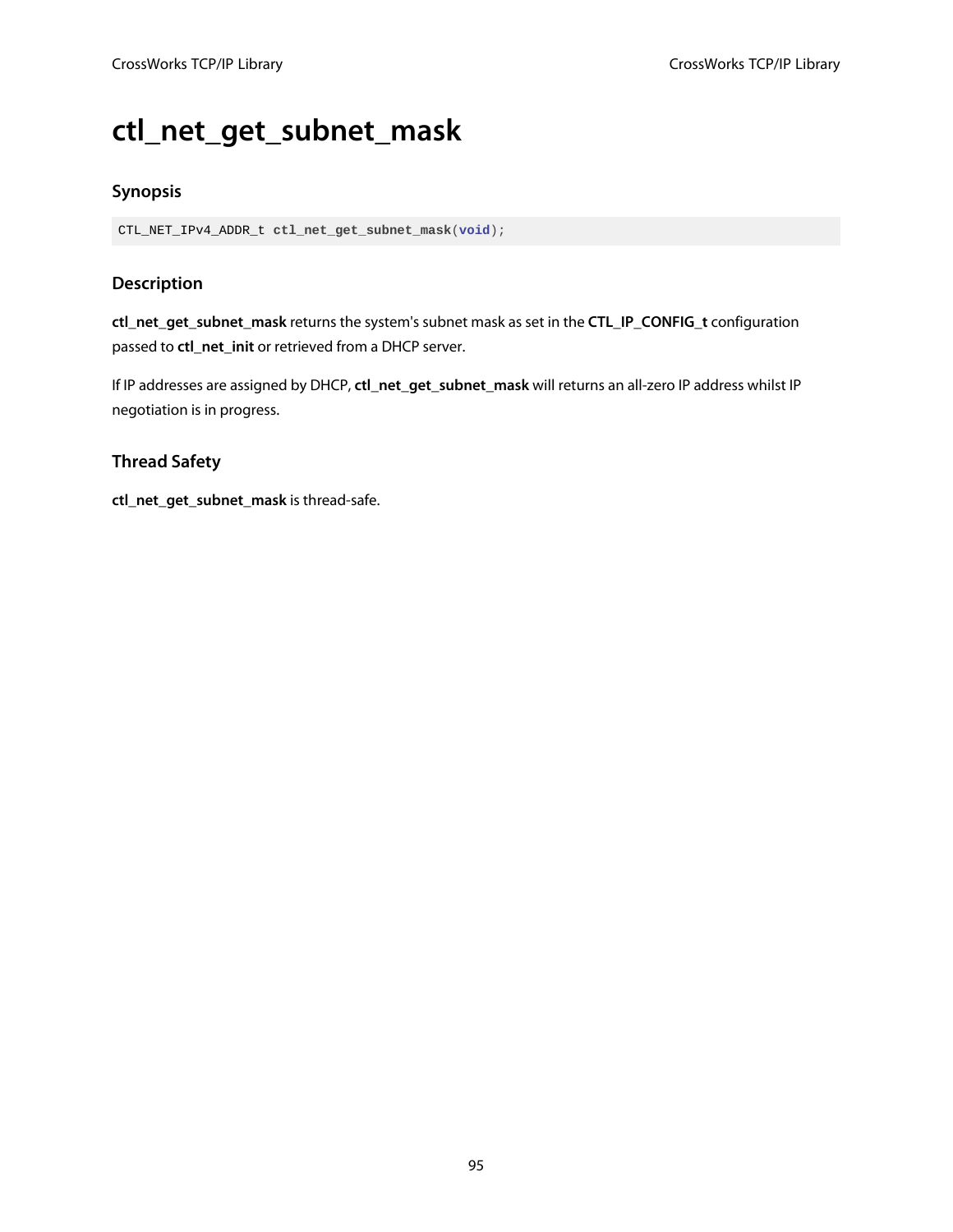# ctl_net_get_subnet_mask

## Synopsis

```
CTL_NET_IPv4_ADDR_t ctl_net_get_subnet_mask(void);
```

## Description

**ctl_net_get_subnet_mask** returns the system's subnet mask as set in the **CTL_IP_CONFIG_t** configuration passed to **ctl_net_init** or retrieved from a DHCP server.

If IP addresses are assigned by DHCP, **ctl_net_get_subnet_mask** will returns an all-zero IP address whilst IP negotiation is in progress.

## Thread Safety

**ctl_net_get_subnet_mask** is thread-safe.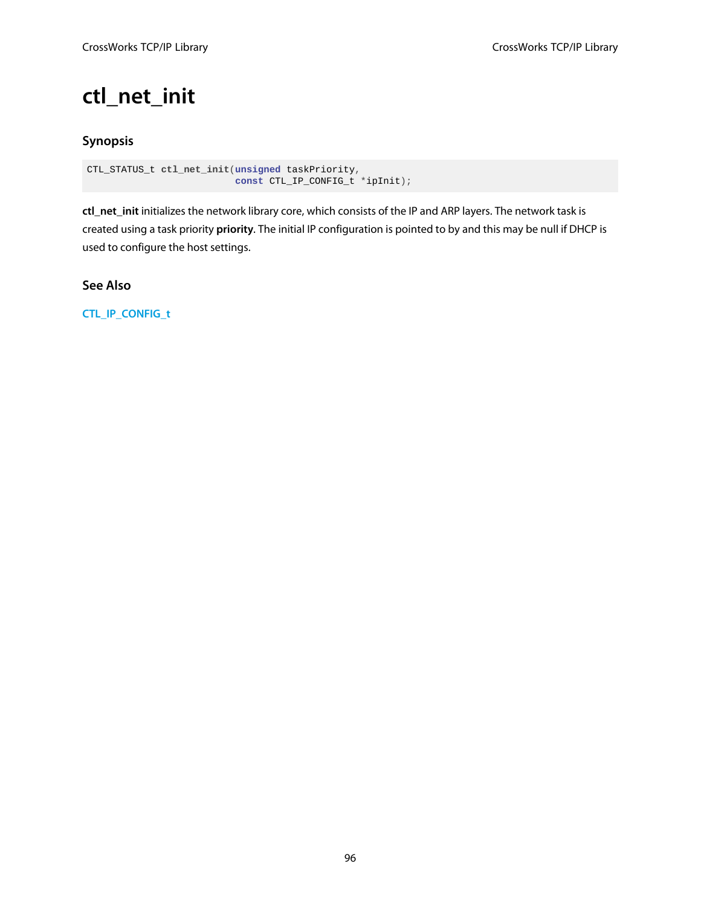# ctl_net_init

## Synopsis

```
CTL_STATUS_t ctl_net_init(unsigned taskPriority,
                          const CTL_IP_CONFIG_t *ipInit);
```

**ctl_net_init** initializes the network library core, which consists of the IP and ARP layers. The network task is created using a task priority **priority**. The initial IP configuration is pointed to by and this may be null if DHCP is used to configure the host settings.

## See Also

CTL_IP_CONFIG_t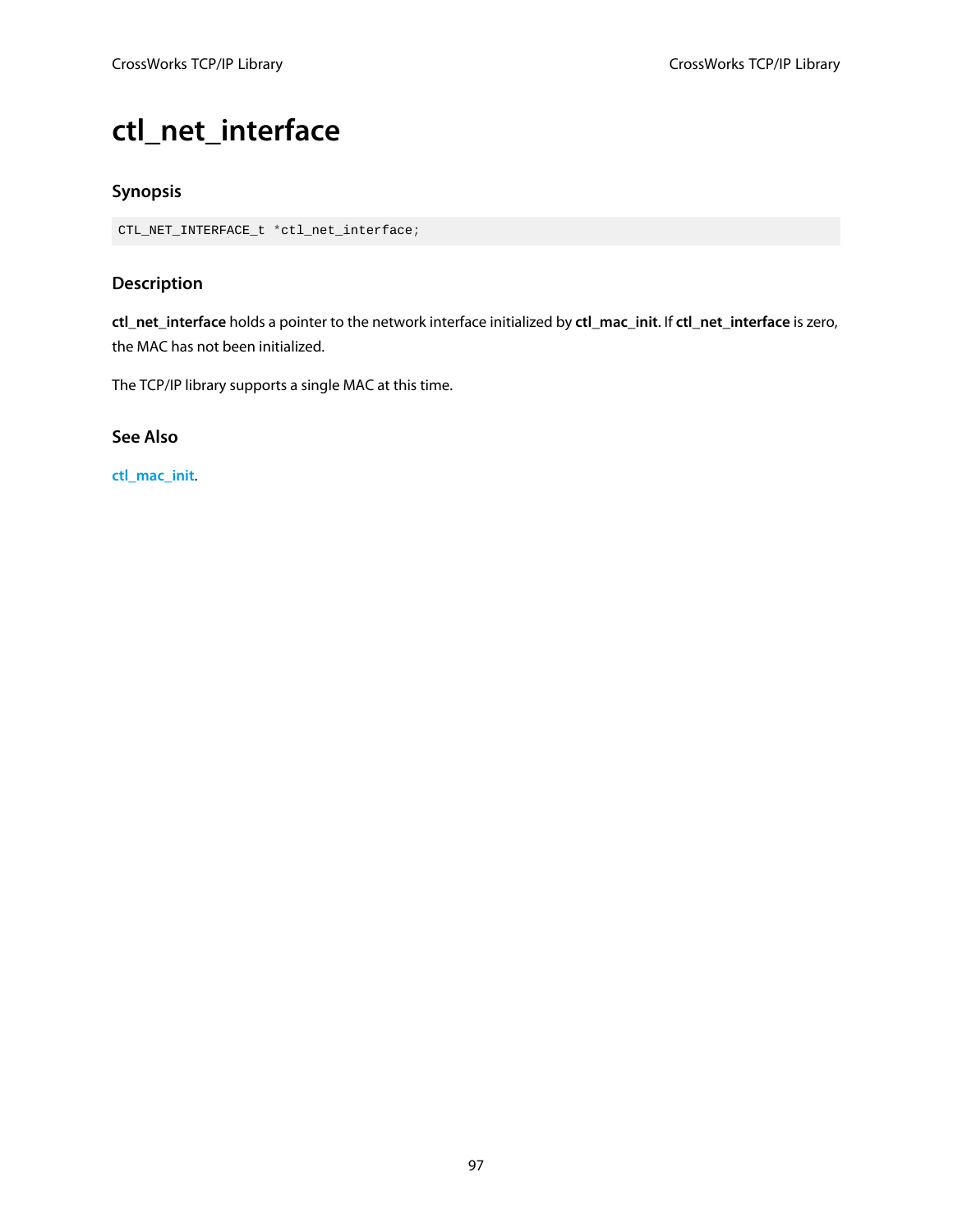# ctl_net_interface

### Synopsis

```
CTL_NET_INTERFACE_t *ctl_net_interface;
```

### Description

**ctl_net_interface** holds a pointer to the network interface initialized by **ctl_mac_init**. If **ctl_net_interface** is zero, the MAC has not been initialized.

The TCP/IP library supports a single MAC at this time.

### See Also

ctl_mac_init.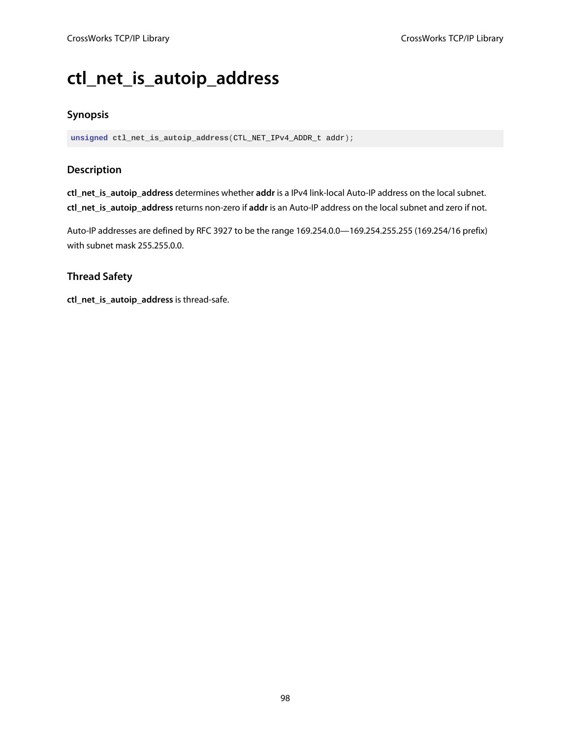# ctl_net_is_autoip_address

## Synopsis

```
unsigned ctl_net_is_autoip_address(CTL_NET_IPv4_ADDR_t addr);
```

## Description

**ctl_net_is_autoip_address** determines whether **addr** is a IPv4 link-local Auto-IP address on the local subnet. **ctl_net_is_autoip_address** returns non-zero if **addr** is an Auto-IP address on the local subnet and zero if not.

Auto-IP addresses are defined by RFC 3927 to be the range 169.254.0.0—169.254.255.255 (169.254/16 prefix) with subnet mask 255.255.0.0.

## Thread Safety

**ctl_net_is_autoip_address** is thread-safe.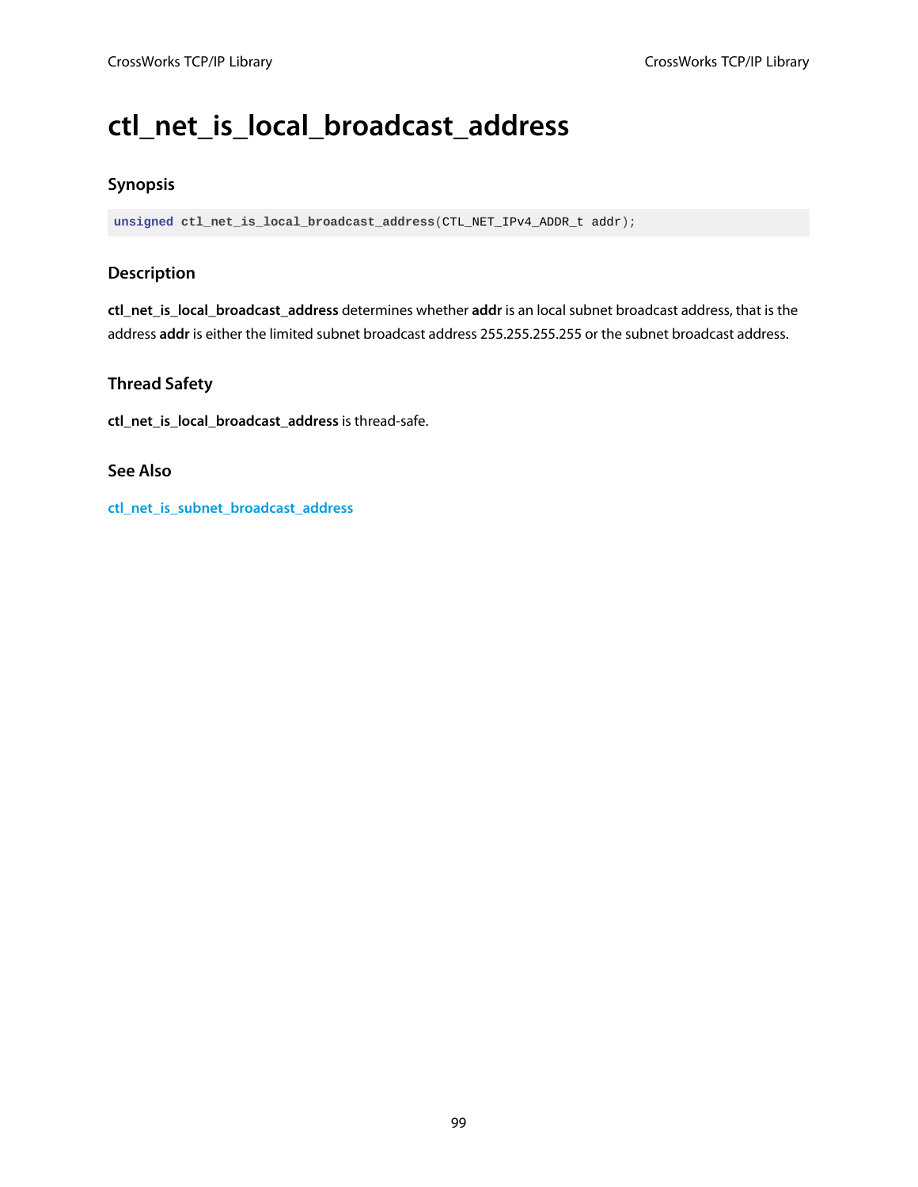# ctl_net_is_local_broadcast_address

## Synopsis

```
unsigned ctl_net_is_local_broadcast_address(CTL_NET_IPv4_ADDR_t addr);
```

## Description

**ctl_net_is_local_broadcast_address** determines whether **addr** is an local subnet broadcast address, that is the address **addr** is either the limited subnet broadcast address 255.255.255.255 or the subnet broadcast address.

## Thread Safety

**ctl_net_is_local_broadcast_address** is thread-safe.

## See Also

ctl_net_is_subnet_broadcast_address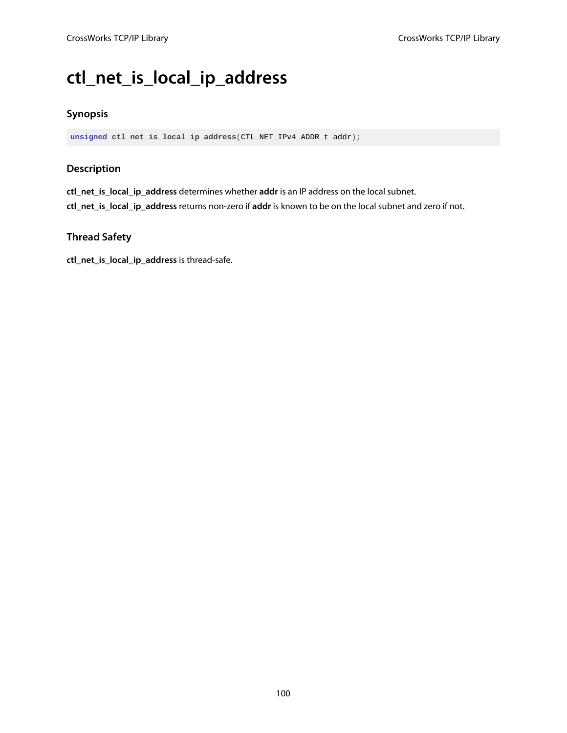# ctl_net_is_local_ip_address

### Synopsis

```
unsigned ctl_net_is_local_ip_address(CTL_NET_IPv4_ADDR_t addr);
```

### Description

**ctl_net_is_local_ip_address** determines whether **addr** is an IP address on the local subnet.

**ctl_net_is_local_ip_address** returns non-zero if **addr** is known to be on the local subnet and zero if not.

### Thread Safety

**ctl_net_is_local_ip_address** is thread-safe.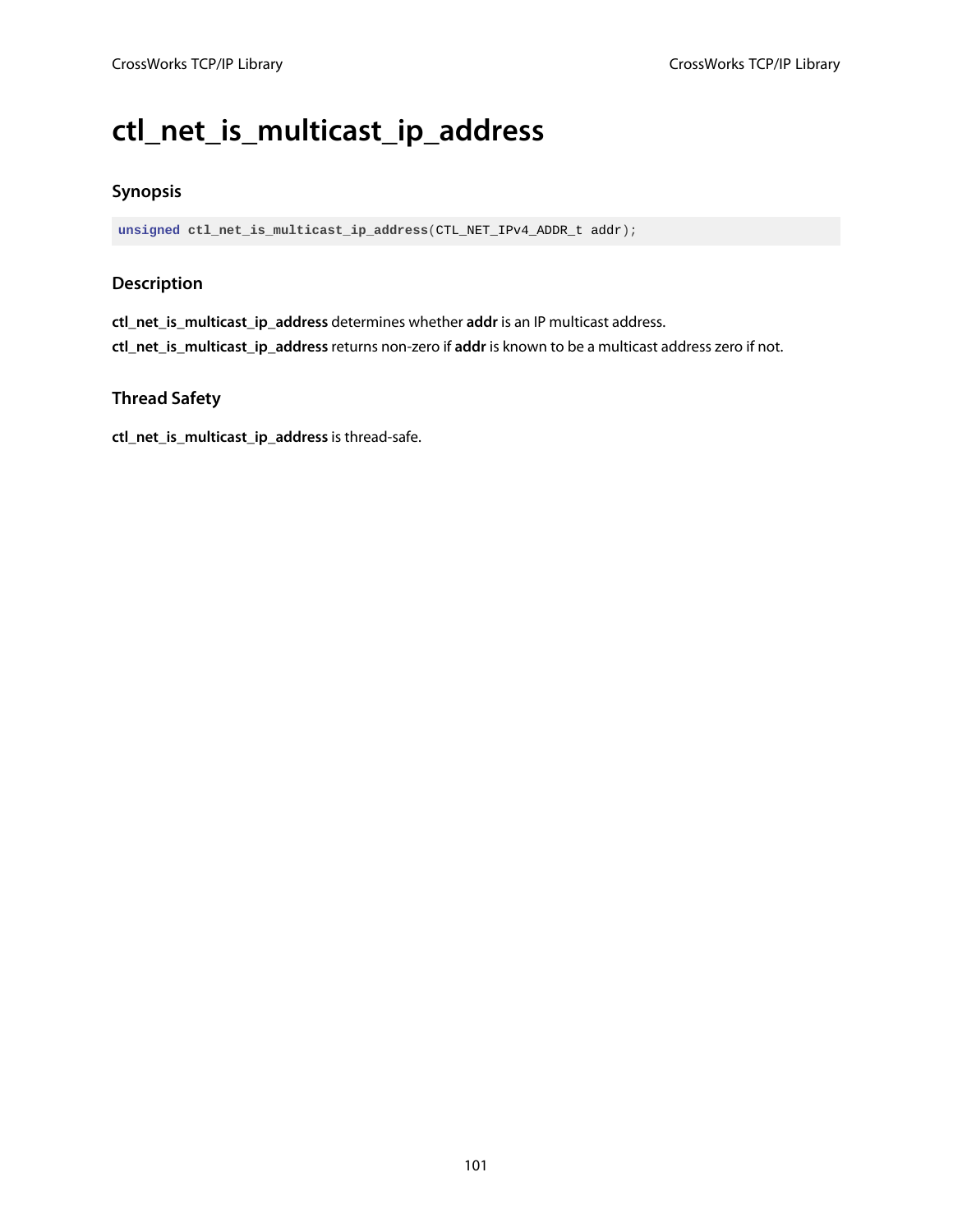# ctl_net_is_multicast_ip_address

## Synopsis

```
unsigned ctl_net_is_multicast_ip_address(CTL_NET_IPv4_ADDR_t addr);
```

## Description

**ctl_net_is_multicast_ip_address** determines whether **addr** is an IP multicast address.

**ctl_net_is_multicast_ip_address** returns non-zero if **addr** is known to be a multicast address zero if not.

## Thread Safety

**ctl_net_is_multicast_ip_address** is thread-safe.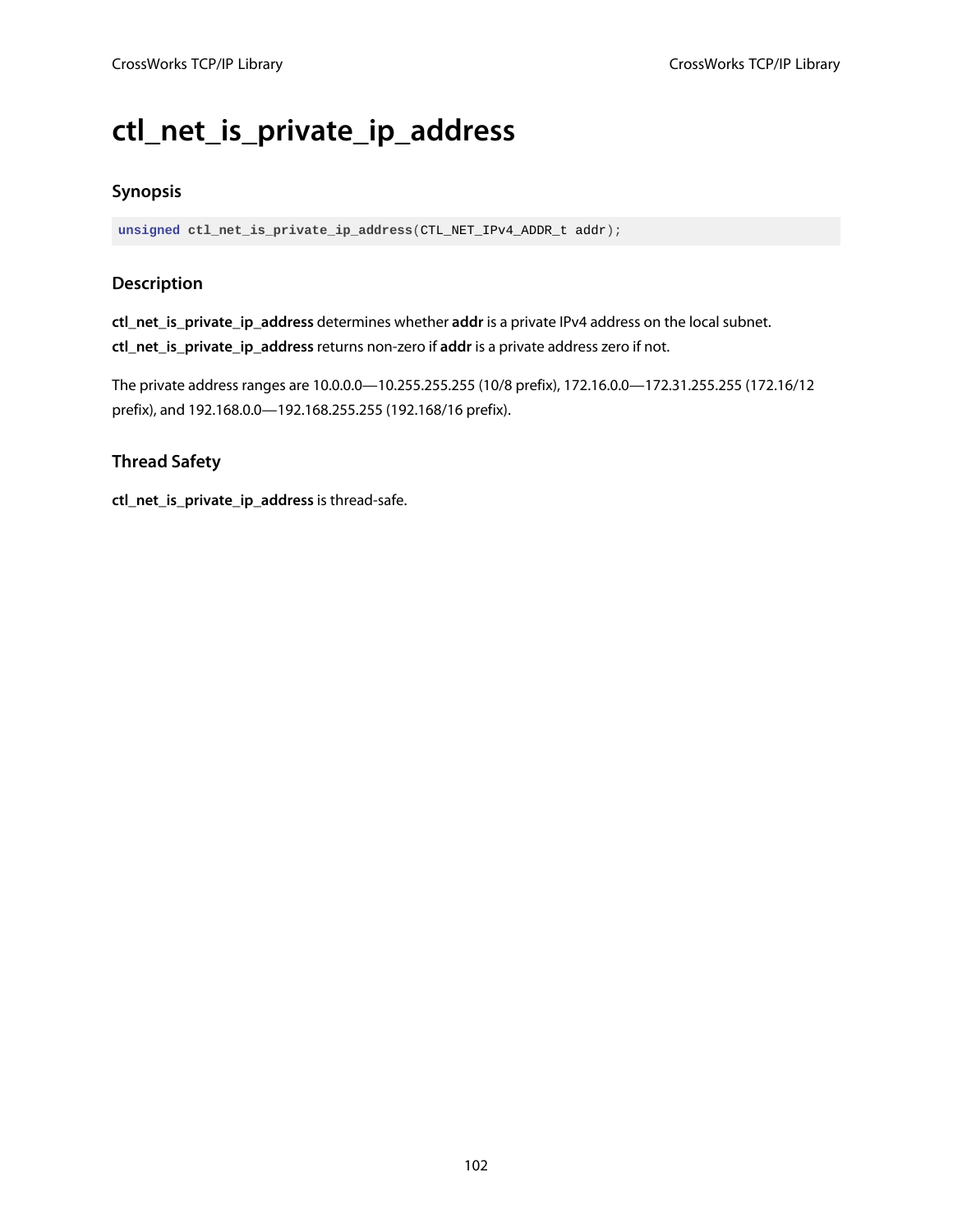# ctl_net_is_private_ip_address

### Synopsis

```
unsigned ctl_net_is_private_ip_address(CTL_NET_IPv4_ADDR_t addr);
```

### Description

**ctl_net_is_private_ip_address** determines whether **addr** is a private IPv4 address on the local subnet. **ctl_net_is_private_ip_address** returns non-zero if **addr** is a private address zero if not.

The private address ranges are 10.0.0.0—10.255.255.255 (10/8 prefix), 172.16.0.0—172.31.255.255 (172.16/12 prefix), and 192.168.0.0—192.168.255.255 (192.168/16 prefix).

### Thread Safety

**ctl_net_is_private_ip_address** is thread-safe.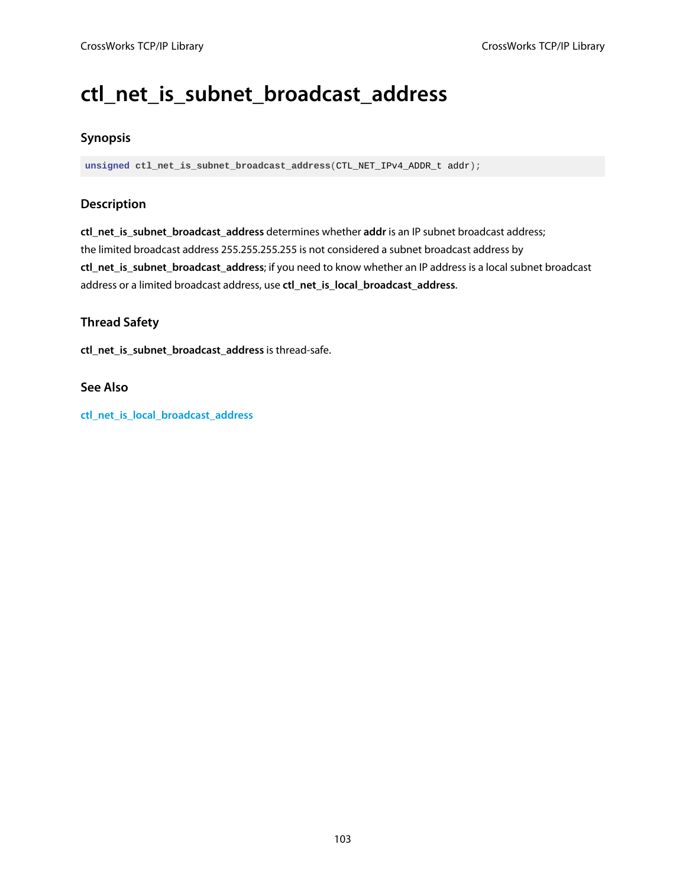# ctl_net_is_subnet_broadcast_address

## Synopsis

```
unsigned ctl_net_is_subnet_broadcast_address(CTL_NET_IPv4_ADDR_t addr);
```

## Description

**ctl_net_is_subnet_broadcast_address** determines whether **addr** is an IP subnet broadcast address; the limited broadcast address 255.255.255.255 is not considered a subnet broadcast address by **ctl_net_is_subnet_broadcast_address**; if you need to know whether an IP address is a local subnet broadcast address or a limited broadcast address, use **ctl_net_is_local_broadcast_address**.

## Thread Safety

**ctl_net_is_subnet_broadcast_address** is thread-safe.

## See Also

ctl_net_is_local_broadcast_address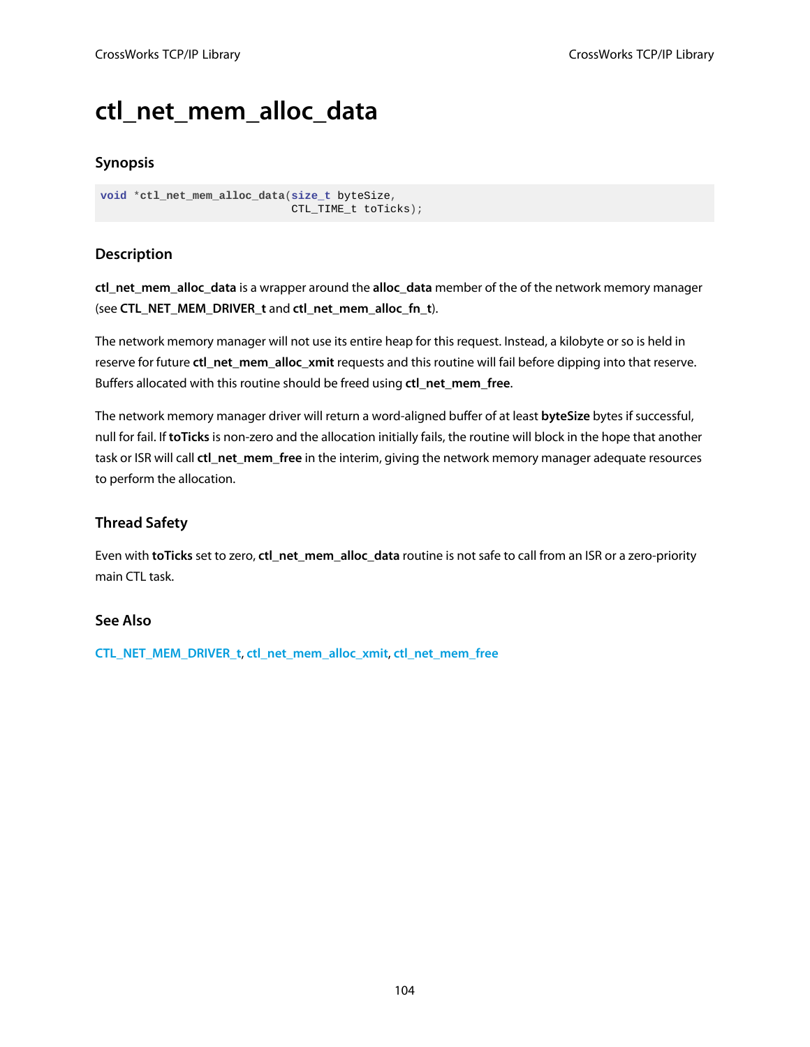# ctl_net_mem_alloc_data

## Synopsis

```
void *ctl_net_mem_alloc_data(size_t byteSize,
                             CTL_TIME_t toTicks);
```

## Description

**ctl_net_mem_alloc_data** is a wrapper around the **alloc_data** member of the of the network memory manager (see **CTL_NET_MEM_DRIVER_t** and **ctl_net_mem_alloc_fn_t**).

The network memory manager will not use its entire heap for this request. Instead, a kilobyte or so is held in reserve for future **ctl_net_mem_alloc_xmit** requests and this routine will fail before dipping into that reserve. Buffers allocated with this routine should be freed using **ctl_net_mem_free**.

The network memory manager driver will return a word-aligned buffer of at least **byteSize** bytes if successful, null for fail. If **toTicks** is non-zero and the allocation initially fails, the routine will block in the hope that another task or ISR will call **ctl_net_mem_free** in the interim, giving the network memory manager adequate resources to perform the allocation.

## Thread Safety

Even with **toTicks** set to zero, **ctl_net_mem_alloc_data** routine is not safe to call from an ISR or a zero-priority main CTL task.

## See Also

CTL_NET_MEM_DRIVER_t, ctl_net_mem_alloc_xmit, ctl_net_mem_free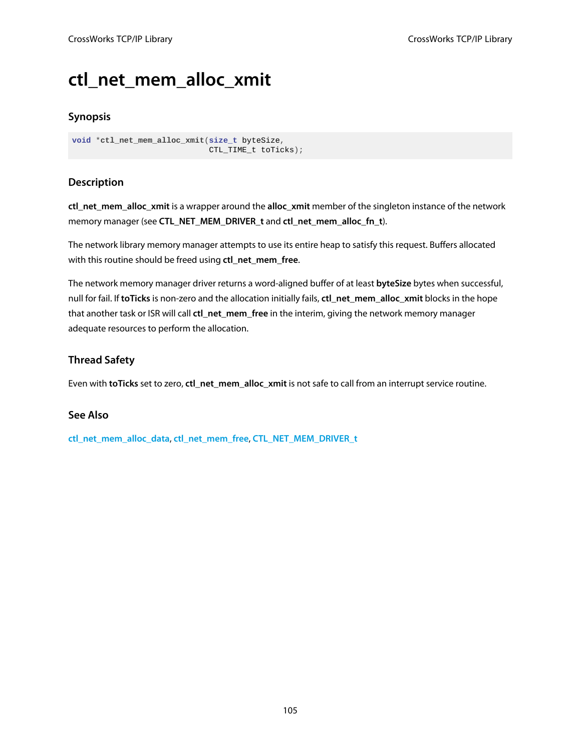# ctl_net_mem_alloc_xmit

## Synopsis

```
void *ctl_net_mem_alloc_xmit(size_t byteSize,
                             CTL_TIME_t toTicks);
```

## Description

**ctl_net_mem_alloc_xmit** is a wrapper around the **alloc_xmit** member of the singleton instance of the network memory manager (see **CTL_NET_MEM_DRIVER_t** and **ctl_net_mem_alloc_fn_t**).

The network library memory manager attempts to use its entire heap to satisfy this request. Buffers allocated with this routine should be freed using **ctl_net_mem_free**.

The network memory manager driver returns a word-aligned buffer of at least **byteSize** bytes when successful, null for fail. If **toTicks** is non-zero and the allocation initially fails, **ctl_net_mem_alloc_xmit** blocks in the hope that another task or ISR will call **ctl_net_mem_free** in the interim, giving the network memory manager adequate resources to perform the allocation.

## Thread Safety

Even with **toTicks** set to zero, **ctl_net_mem_alloc_xmit** is not safe to call from an interrupt service routine.

## See Also

ctl_net_mem_alloc_data, ctl_net_mem_free, CTL_NET_MEM_DRIVER_t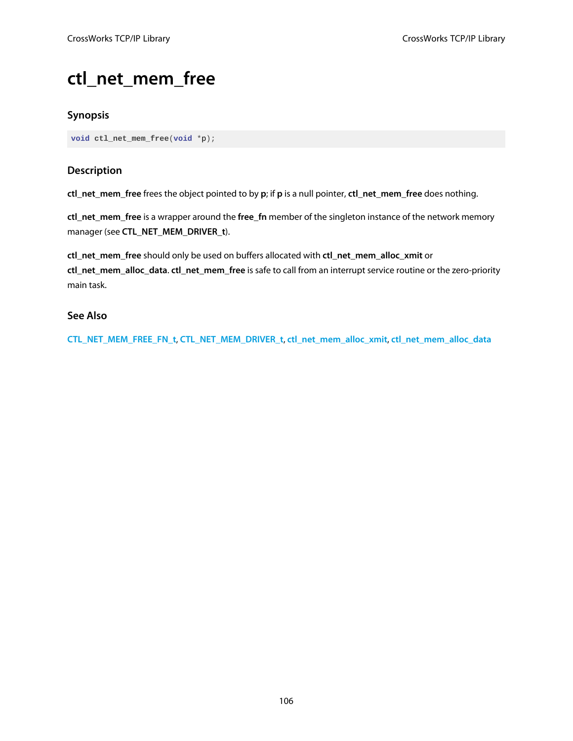# ctl_net_mem_free

### Synopsis

```
void ctl_net_mem_free(void *p);
```

### Description

**ctl_net_mem_free** frees the object pointed to by **p**; if **p** is a null pointer, **ctl_net_mem_free** does nothing.

**ctl_net_mem_free** is a wrapper around the **free_fn** member of the singleton instance of the network memory manager (see **CTL_NET_MEM_DRIVER_t**).

**ctl_net_mem_free** should only be used on buffers allocated with **ctl_net_mem_alloc_xmit** or **ctl_net_mem_alloc_data**. **ctl_net_mem_free** is safe to call from an interrupt service routine or the zero-priority main task.

### See Also

**CTL_NET_MEM_FREE_FN_t**, **CTL_NET_MEM_DRIVER_t**, **ctl_net_mem_alloc_xmit**, **ctl_net_mem_alloc_data**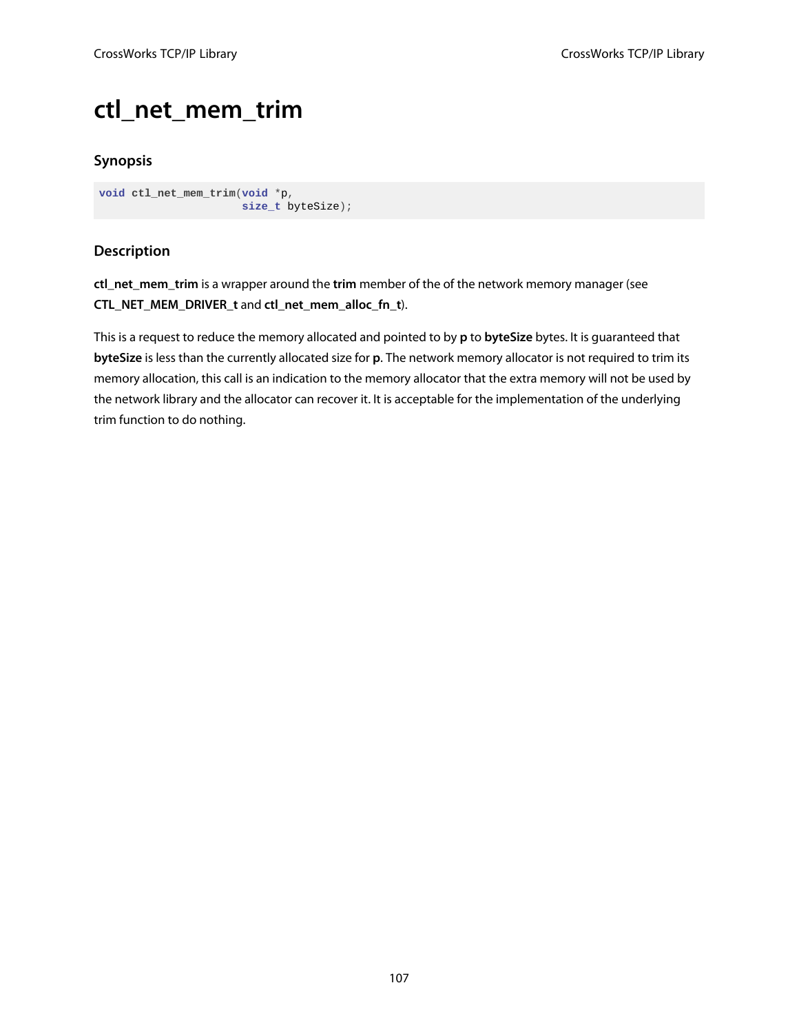# ctl_net_mem_trim

## Synopsis

```
void ctl_net_mem_trim(void *p,
                      size_t byteSize);
```

## Description

**ctl_net_mem_trim** is a wrapper around the **trim** member of the of the network memory manager (see **CTL_NET_MEM_DRIVER_t** and **ctl_net_mem_alloc_fn_t**).

This is a request to reduce the memory allocated and pointed to by **p** to **byteSize** bytes. It is guaranteed that **byteSize** is less than the currently allocated size for **p**. The network memory allocator is not required to trim its memory allocation, this call is an indication to the memory allocator that the extra memory will not be used by the network library and the allocator can recover it. It is acceptable for the implementation of the underlying trim function to do nothing.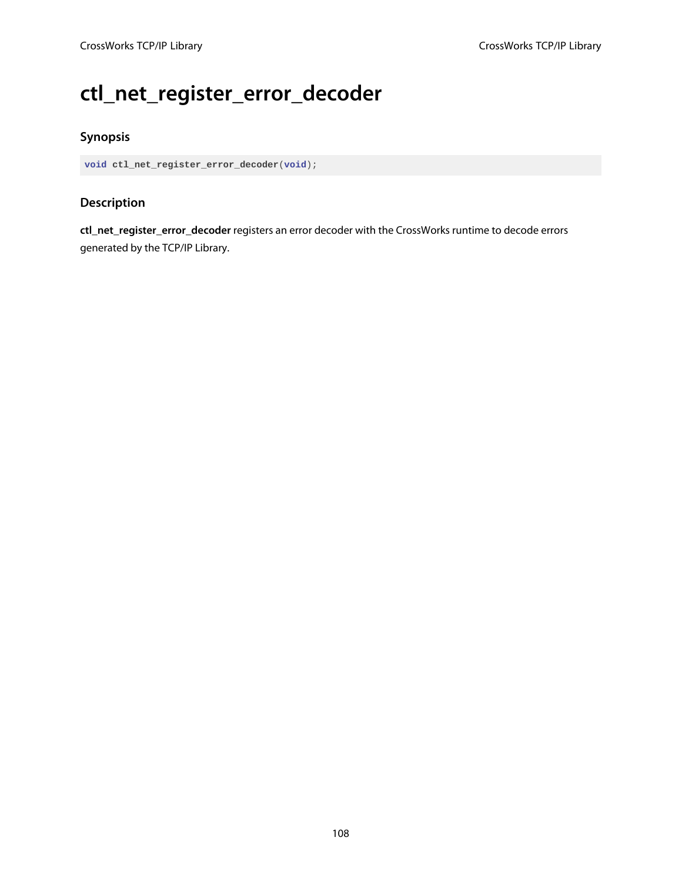# ctl_net_register_error_decoder

### Synopsis

```
void ctl_net_register_error_decoder(void);
```

### Description

**ctl_net_register_error_decoder** registers an error decoder with the CrossWorks runtime to decode errors generated by the TCP/IP Library.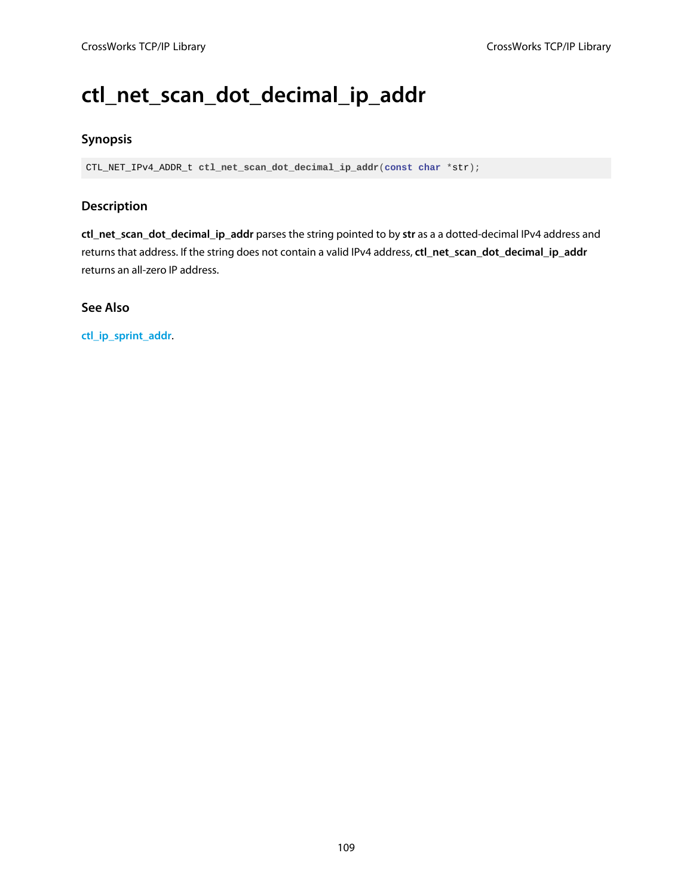# ctl_net_scan_dot_decimal_ip_addr

### Synopsis

```
CTL_NET_IPv4_ADDR_t ctl_net_scan_dot_decimal_ip_addr(const char *str);
```

### Description

**ctl_net_scan_dot_decimal_ip_addr** parses the string pointed to by **str** as a a dotted-decimal IPv4 address and returns that address. If the string does not contain a valid IPv4 address, **ctl_net_scan_dot_decimal_ip_addr** returns an all-zero IP address.

### See Also

ctl_ip_sprint_addr.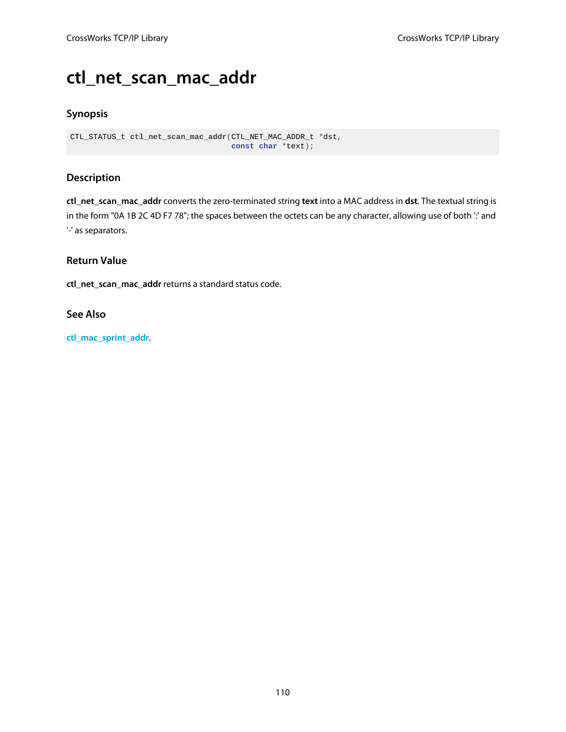# ctl_net_scan_mac_addr

## Synopsis

```
CTL_STATUS_t ctl_net_scan_mac_addr(CTL_NET_MAC_ADDR_t *dst,
                                    const char *text);
```

## Description

**ctl_net_scan_mac_addr** converts the zero-terminated string **text** into a MAC address in **dst**. The textual string is in the form "0A 1B 2C 4D F7 78"; the spaces between the octets can be any character, allowing use of both ':' and '-' as separators.

## Return Value

**ctl_net_scan_mac_addr** returns a standard status code.

## See Also

**ctl_mac_sprint_addr**.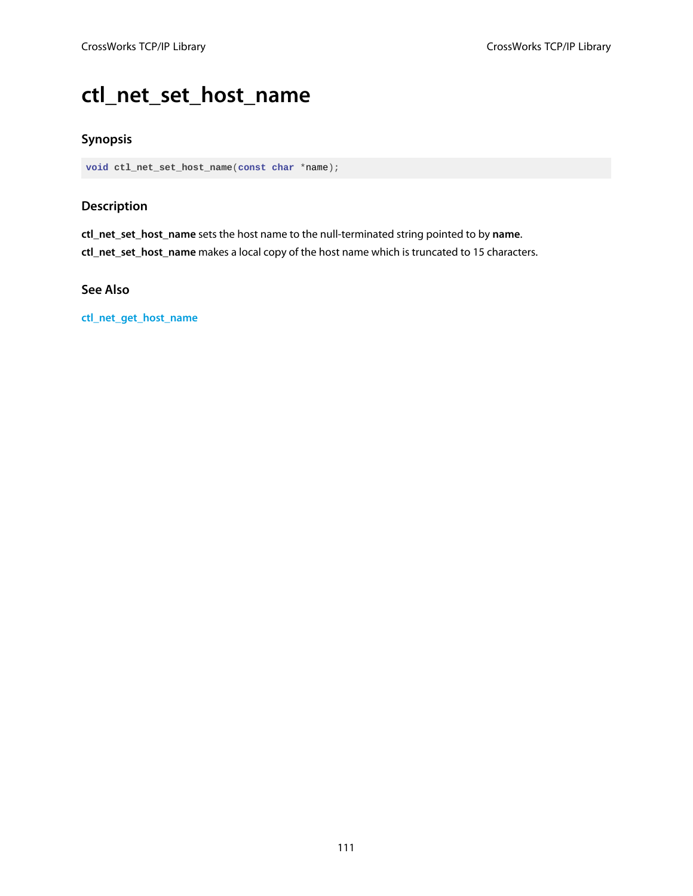# ctl_net_set_host_name

### Synopsis

```
void ctl_net_set_host_name(const char *name);
```

### Description

**ctl_net_set_host_name** sets the host name to the null-terminated string pointed to by **name**. **ctl_net_set_host_name** makes a local copy of the host name which is truncated to 15 characters.

### See Also

ctl_net_get_host_name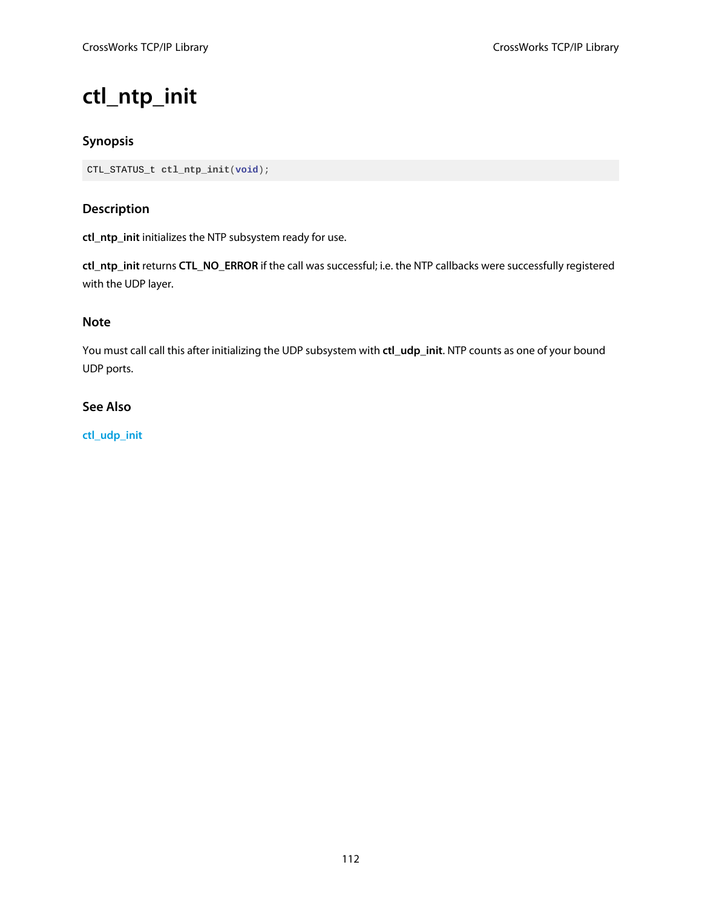# ctl_ntp_init

## Synopsis

```
CTL_STATUS_t ctl_ntp_init(void);
```

## Description

**ctl_ntp_init** initializes the NTP subsystem ready for use.

**ctl_ntp_init** returns **CTL_NO_ERROR** if the call was successful; i.e. the NTP callbacks were successfully registered with the UDP layer.

## Note

You must call call this after initializing the UDP subsystem with **ctl_udp_init**. NTP counts as one of your bound UDP ports.

## See Also

ctl_udp_init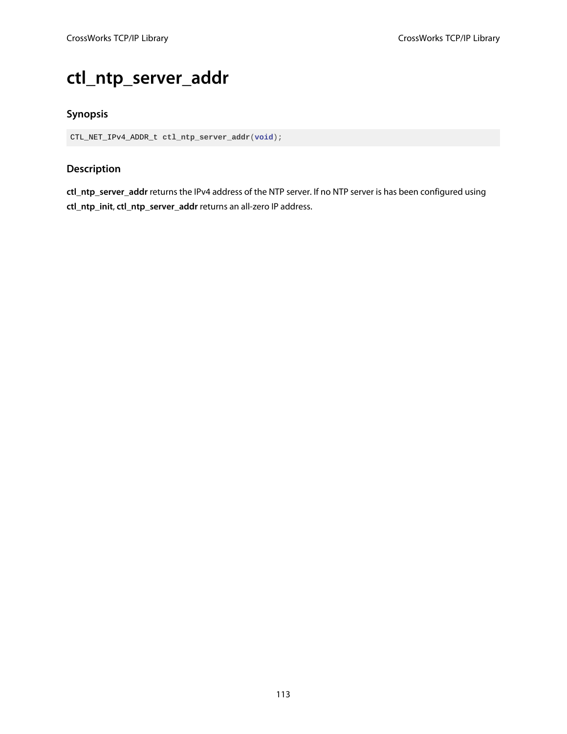# ctl_ntp_server_addr

### Synopsis

```
CTL_NET_IPv4_ADDR_t ctl_ntp_server_addr(void);
```

### Description

**ctl_ntp_server_addr** returns the IPv4 address of the NTP server. If no NTP server is has been configured using **ctl_ntp_init**, **ctl_ntp_server_addr** returns an all-zero IP address.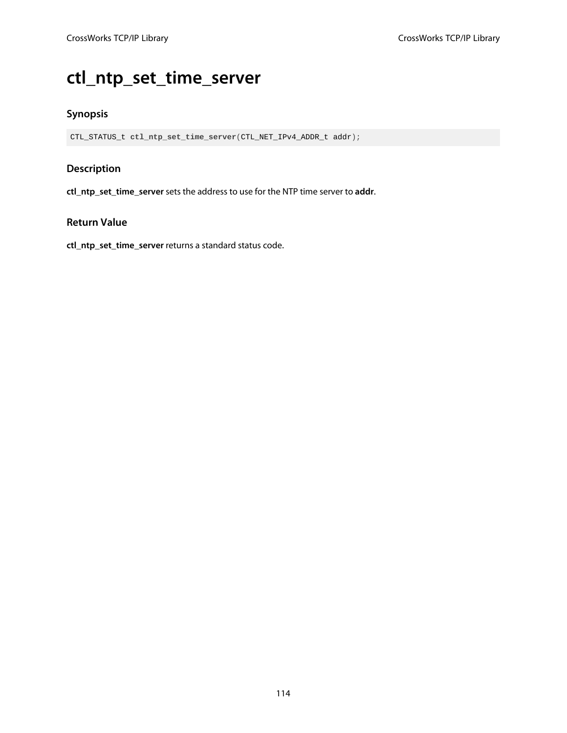# ctl_ntp_set_time_server

## Synopsis

```
CTL_STATUS_t ctl_ntp_set_time_server(CTL_NET_IPv4_ADDR_t addr);
```

## Description

**ctl_ntp_set_time_server** sets the address to use for the NTP time server to **addr**.

## Return Value

**ctl_ntp_set_time_server** returns a standard status code.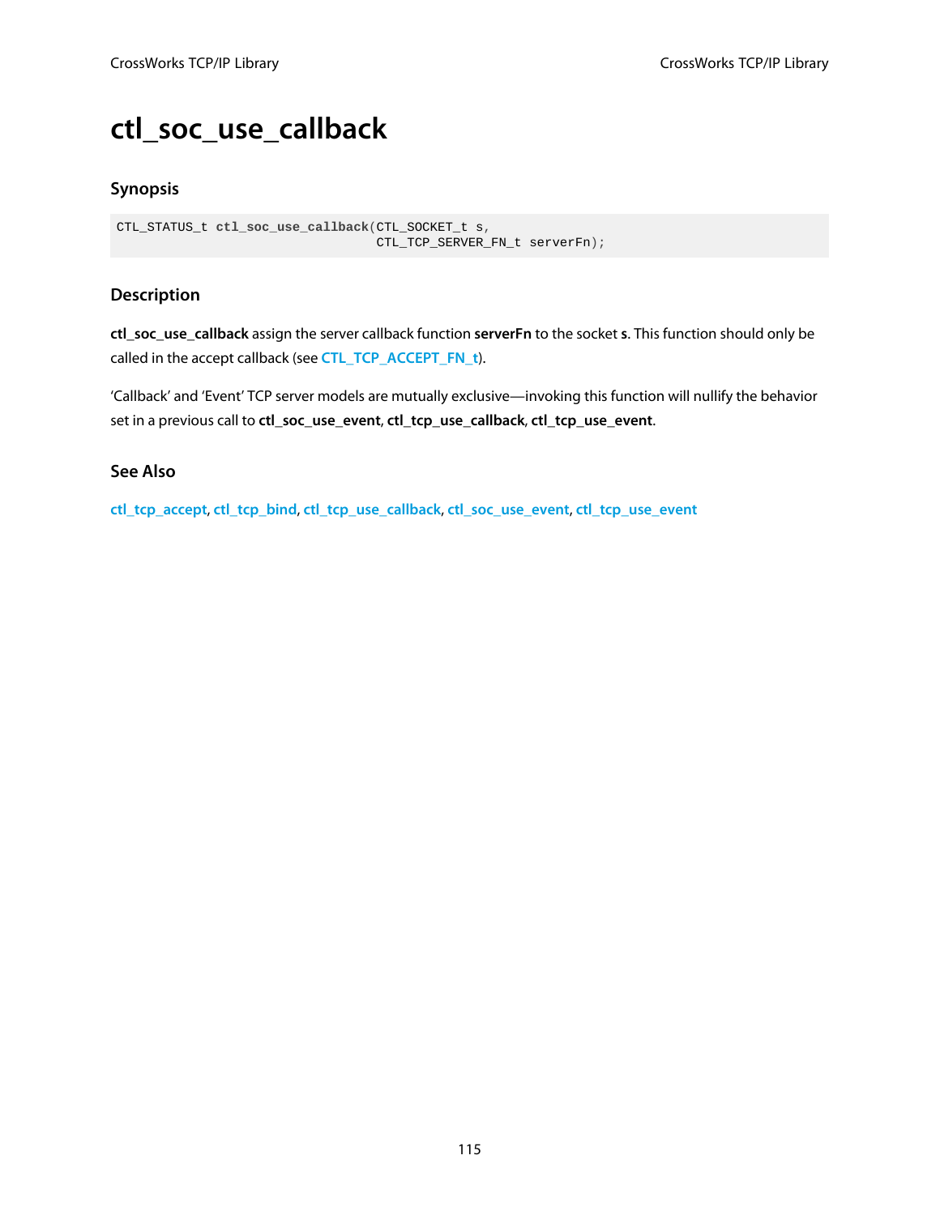# ctl_soc_use_callback

### Synopsis

```
CTL_STATUS_t ctl_soc_use_callback(CTL_SOCKET_t s,
                                  CTL_TCP_SERVER_FN_t serverFn);
```

### Description

**ctl_soc_use_callback** assign the server callback function **serverFn** to the socket **s**. This function should only be called in the accept callback (see CTL_TCP_ACCEPT_FN_t).

'Callback' and 'Event' TCP server models are mutually exclusive—invoking this function will nullify the behavior set in a previous call to **ctl_soc_use_event**, **ctl_tcp_use_callback**, **ctl_tcp_use_event**.

### See Also

ctl_tcp_accept, ctl_tcp_bind, ctl_tcp_use_callback, ctl_soc_use_event, ctl_tcp_use_event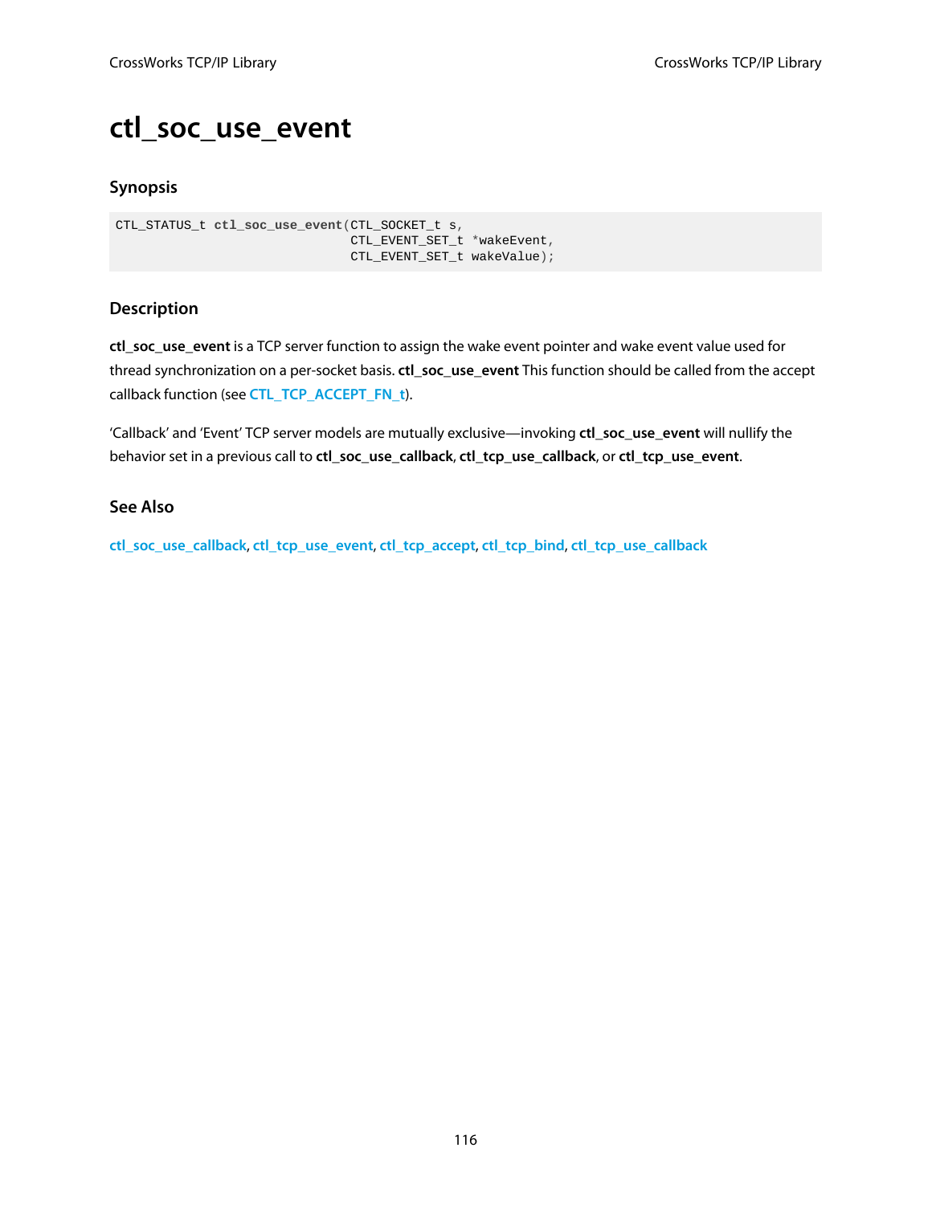# ctl_soc_use_event

## Synopsis

```
CTL_STATUS_t ctl_soc_use_event(CTL_SOCKET_t s,
                               CTL_EVENT_SET_t *wakeEvent,
                               CTL_EVENT_SET_t wakeValue);
```

## Description

**ctl_soc_use_event** is a TCP server function to assign the wake event pointer and wake event value used for thread synchronization on a per-socket basis. **ctl_soc_use_event** This function should be called from the accept callback function (see **CTL_TCP_ACCEPT_FN_t**).

'Callback' and 'Event' TCP server models are mutually exclusive—invoking **ctl_soc_use_event** will nullify the behavior set in a previous call to **ctl_soc_use_callback**, **ctl_tcp_use_callback**, or **ctl_tcp_use_event**.

## See Also

**ctl_soc_use_callback**, **ctl_tcp_use_event**, **ctl_tcp_accept**, **ctl_tcp_bind**, **ctl_tcp_use_callback**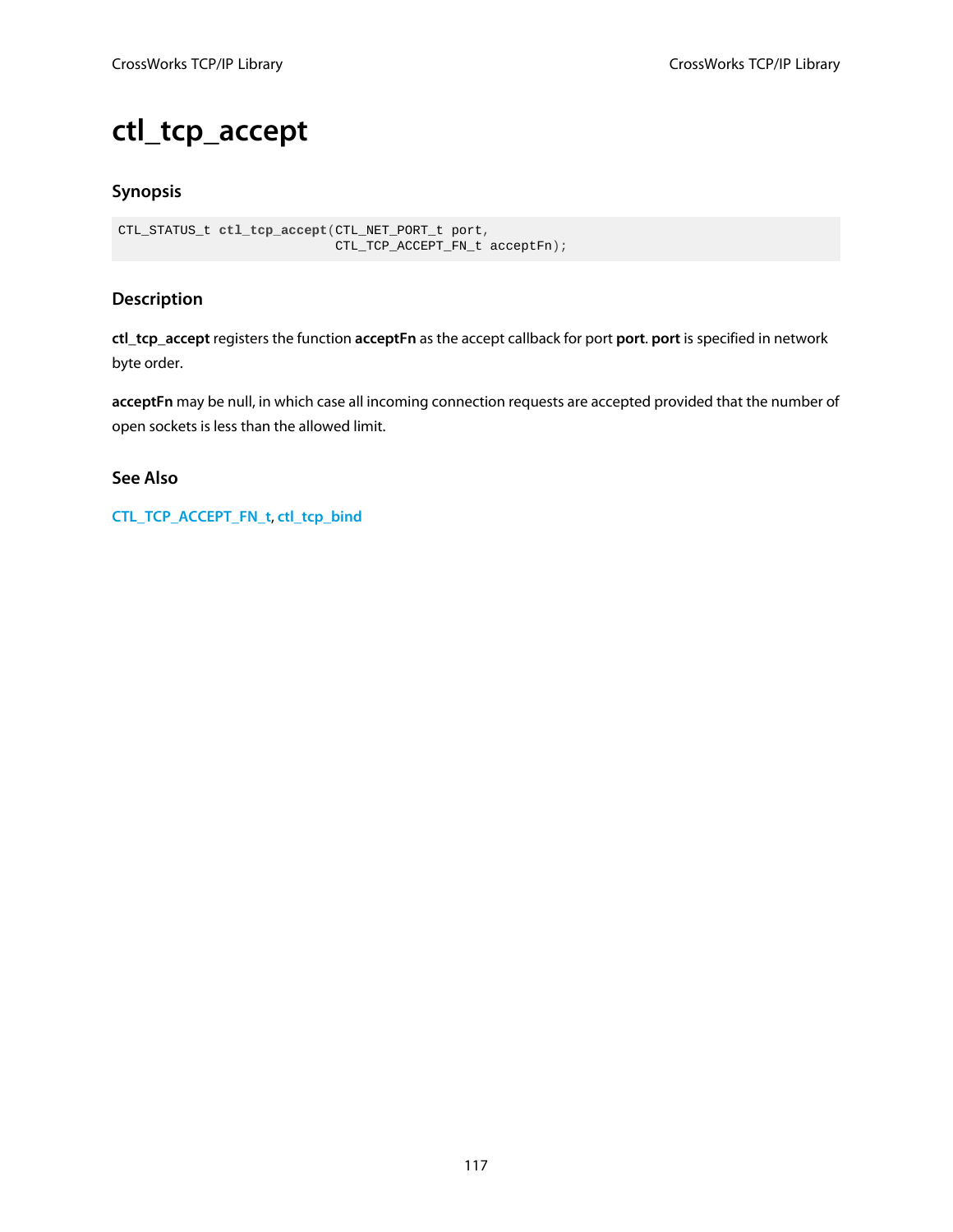# ctl_tcp_accept

## Synopsis

```
CTL_STATUS_t ctl_tcp_accept(CTL_NET_PORT_t port,
                            CTL_TCP_ACCEPT_FN_t acceptFn);
```

## Description

**ctl_tcp_accept** registers the function **acceptFn** as the accept callback for port **port**. **port** is specified in network byte order.

**acceptFn** may be null, in which case all incoming connection requests are accepted provided that the number of open sockets is less than the allowed limit.

## See Also

CTL_TCP_ACCEPT_FN_t, ctl_tcp_bind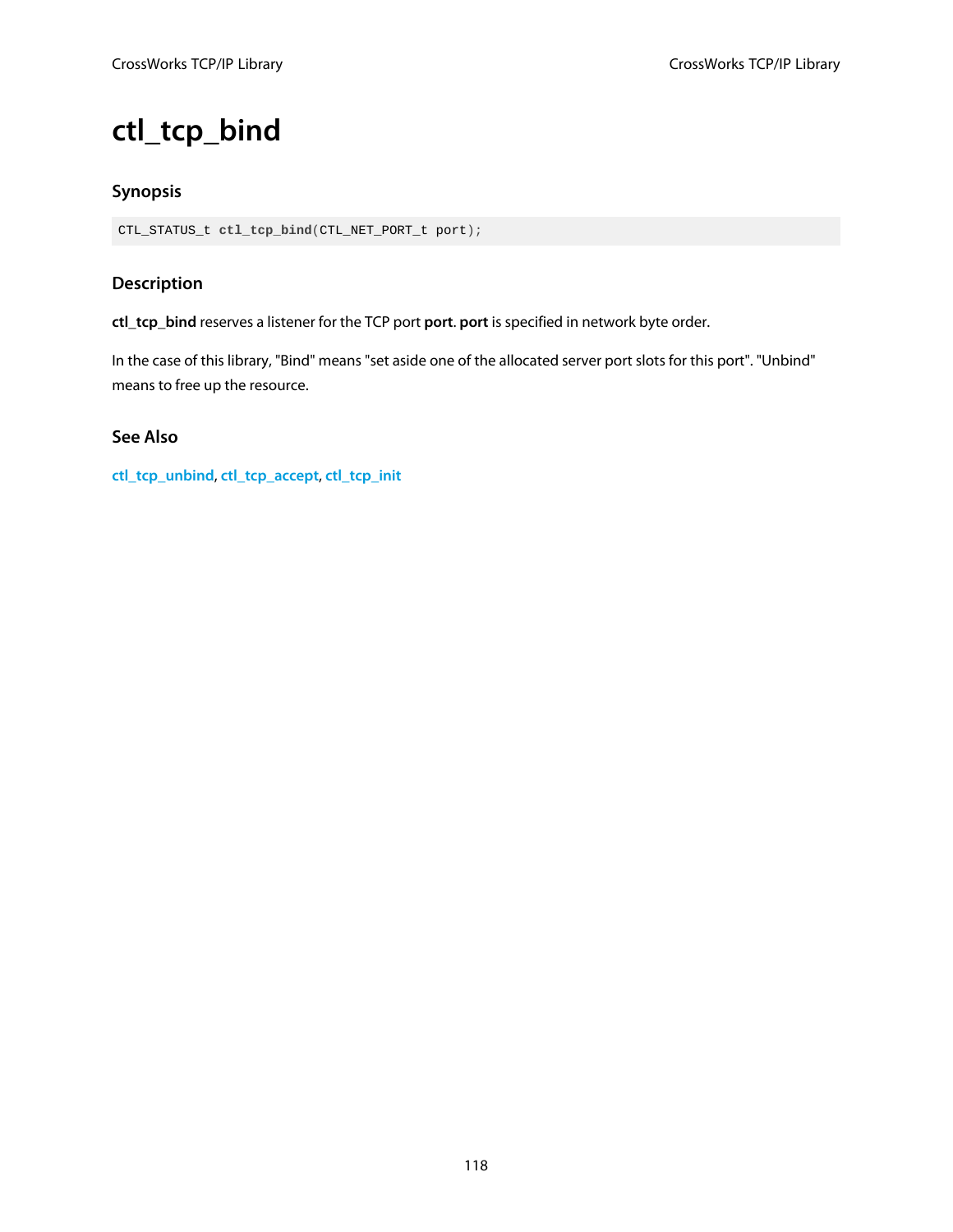# ctl_tcp_bind

## Synopsis

```
CTL_STATUS_t ctl_tcp_bind(CTL_NET_PORT_t port);
```

## Description

**ctl_tcp_bind** reserves a listener for the TCP port **port**. **port** is specified in network byte order.

In the case of this library, "Bind" means "set aside one of the allocated server port slots for this port". "Unbind" means to free up the resource.

## See Also

ctl_tcp_unbind, ctl_tcp_accept, ctl_tcp_init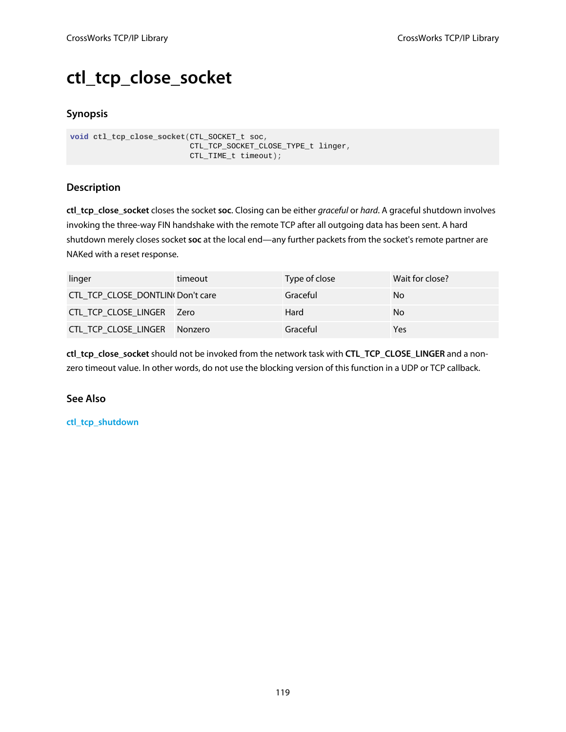# ctl_tcp_close_socket

## Synopsis

```
void ctl_tcp_close_socket(CTL_SOCKET_t soc,
                          CTL_TCP_SOCKET_CLOSE_TYPE_t linger,
                          CTL_TIME_t timeout);
```

## Description

**ctl_tcp_close_socket** closes the socket **soc**. Closing can be either *graceful* or *hard*. A graceful shutdown involves invoking the three-way FIN handshake with the remote TCP after all outgoing data has been sent. A hard shutdown merely closes socket **soc** at the local end—any further packets from the socket's remote partner are NAKed with a reset response.

| linger | timeout | Type of close | Wait for close? |
|---|---|---|---|
| CTL_TCP_CLOSE_DONTLINGER | Don't care | Graceful | No |
| CTL_TCP_CLOSE_LINGER | Zero | Hard | No |
| CTL_TCP_CLOSE_LINGER | Nonzero | Graceful | Yes |

**ctl_tcp_close_socket** should not be invoked from the network task with **CTL_TCP_CLOSE_LINGER** and a non-zero timeout value. In other words, do not use the blocking version of this function in a UDP or TCP callback.

## See Also

ctl_tcp_shutdown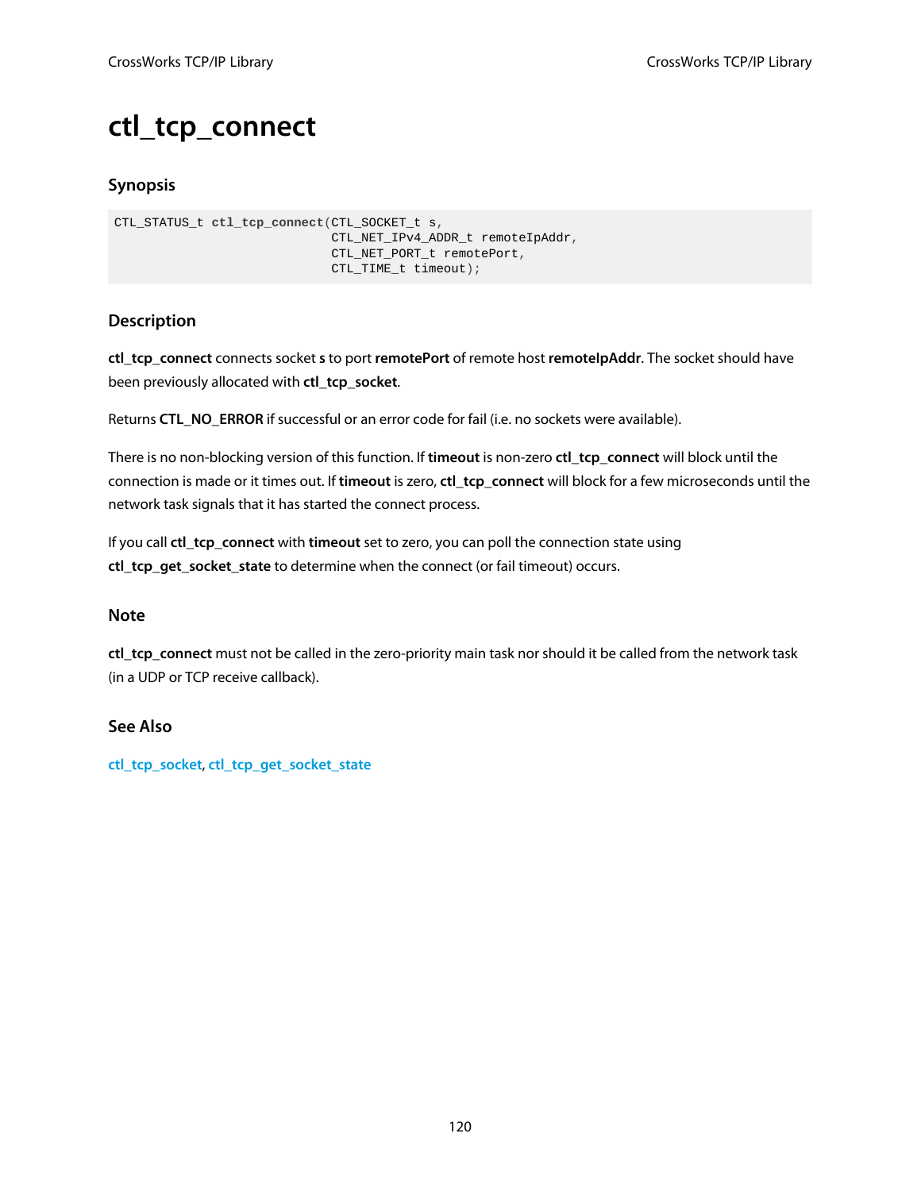# ctl_tcp_connect

## Synopsis

```
CTL_STATUS_t ctl_tcp_connect(CTL_SOCKET_t s,
                             CTL_NET_IPv4_ADDR_t remoteIpAddr,
                             CTL_NET_PORT_t remotePort,
                             CTL_TIME_t timeout);
```

## Description

**ctl_tcp_connect** connects socket **s** to port **remotePort** of remote host **remoteIpAddr**. The socket should have been previously allocated with **ctl_tcp_socket**.

Returns **CTL_NO_ERROR** if successful or an error code for fail (i.e. no sockets were available).

There is no non-blocking version of this function. If **timeout** is non-zero **ctl_tcp_connect** will block until the connection is made or it times out. If **timeout** is zero, **ctl_tcp_connect** will block for a few microseconds until the network task signals that it has started the connect process.

If you call **ctl_tcp_connect** with **timeout** set to zero, you can poll the connection state using **ctl_tcp_get_socket_state** to determine when the connect (or fail timeout) occurs.

## Note

**ctl_tcp_connect** must not be called in the zero-priority main task nor should it be called from the network task (in a UDP or TCP receive callback).

## See Also

ctl_tcp_socket, ctl_tcp_get_socket_state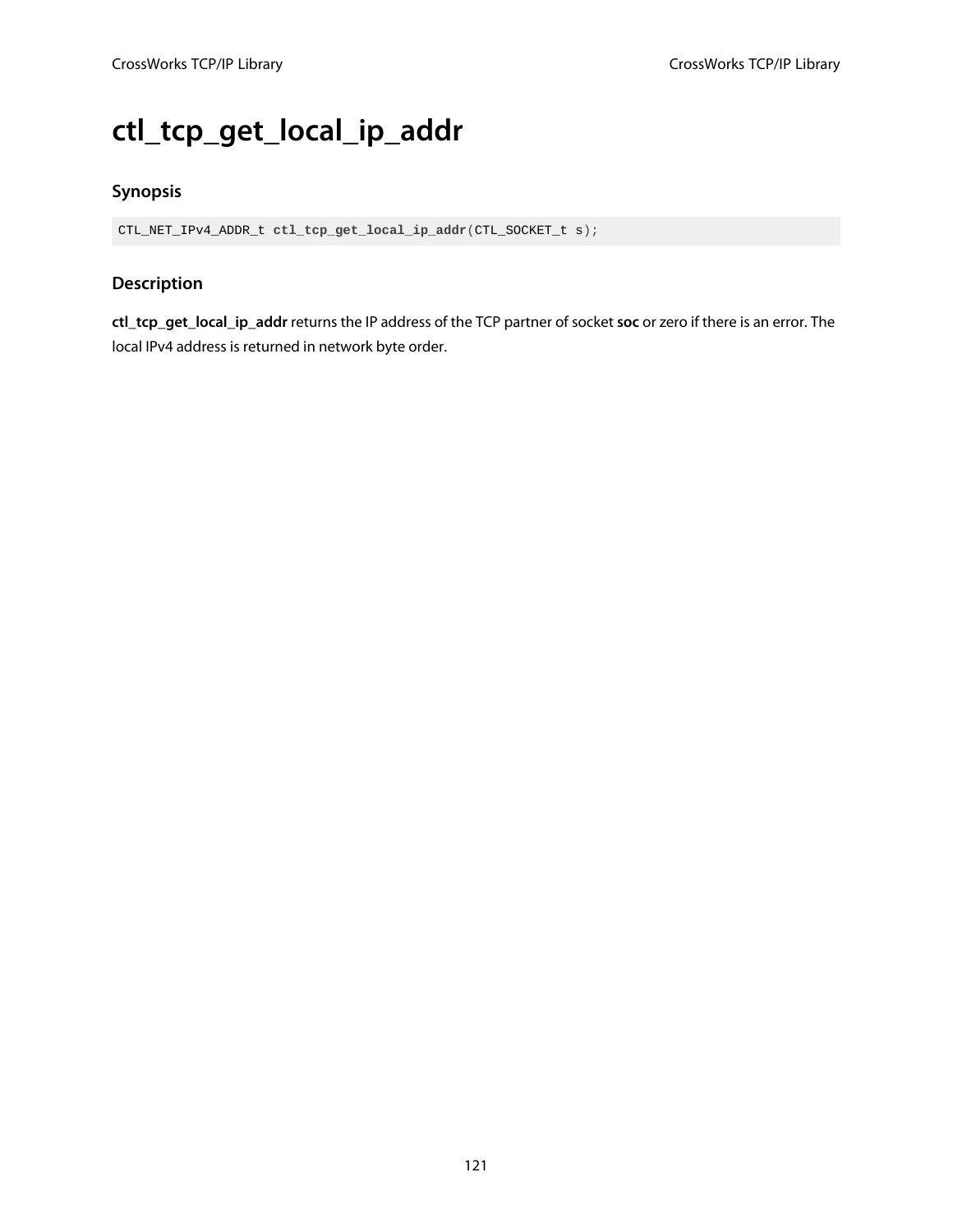# ctl_tcp_get_local_ip_addr

## Synopsis

```
CTL_NET_IPv4_ADDR_t ctl_tcp_get_local_ip_addr(CTL_SOCKET_t s);
```

## Description

**ctl_tcp_get_local_ip_addr** returns the IP address of the TCP partner of socket **soc** or zero if there is an error. The local IPv4 address is returned in network byte order.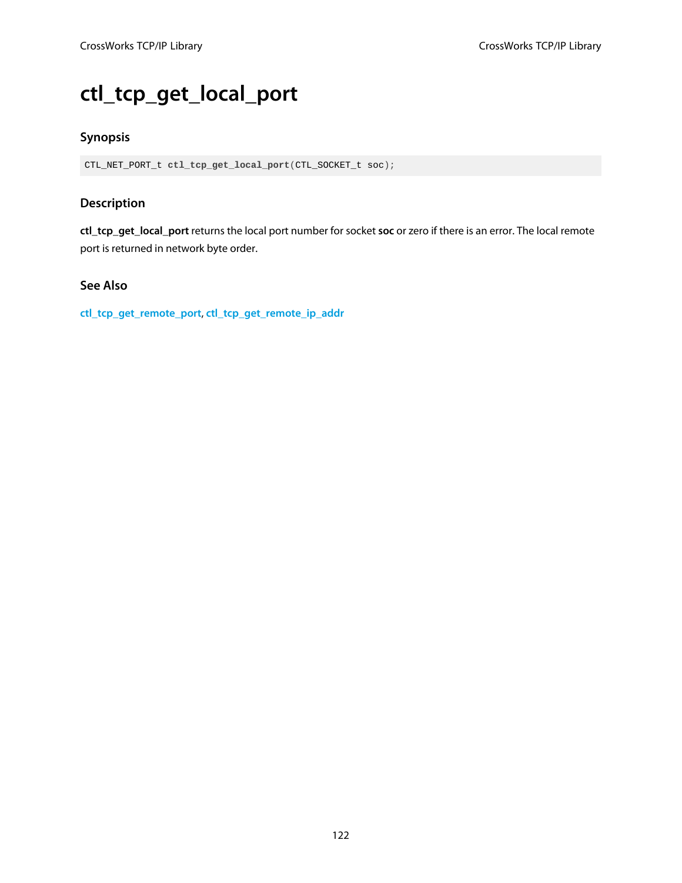# ctl_tcp_get_local_port

### Synopsis

```
CTL_NET_PORT_t ctl_tcp_get_local_port(CTL_SOCKET_t soc);
```

### Description

**ctl_tcp_get_local_port** returns the local port number for socket **soc** or zero if there is an error. The local remote port is returned in network byte order.

### See Also

**ctl_tcp_get_remote_port**, **ctl_tcp_get_remote_ip_addr**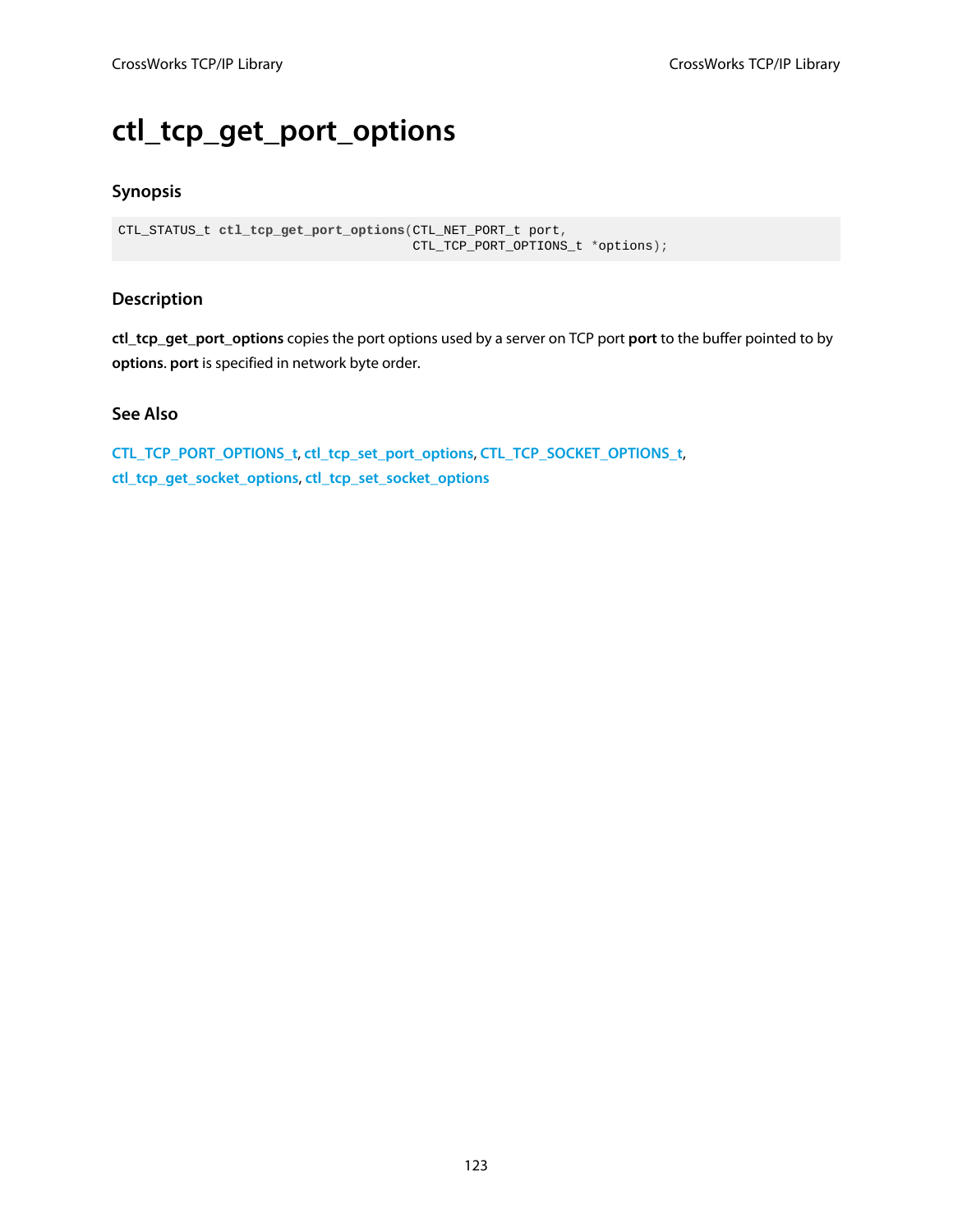# ctl_tcp_get_port_options

## Synopsis

```
CTL_STATUS_t ctl_tcp_get_port_options(CTL_NET_PORT_t port,
                                      CTL_TCP_PORT_OPTIONS_t *options);
```

## Description

**ctl_tcp_get_port_options** copies the port options used by a server on TCP port **port** to the buffer pointed to by **options**. **port** is specified in network byte order.

## See Also

CTL_TCP_PORT_OPTIONS_t, ctl_tcp_set_port_options, CTL_TCP_SOCKET_OPTIONS_t, ctl_tcp_get_socket_options, ctl_tcp_set_socket_options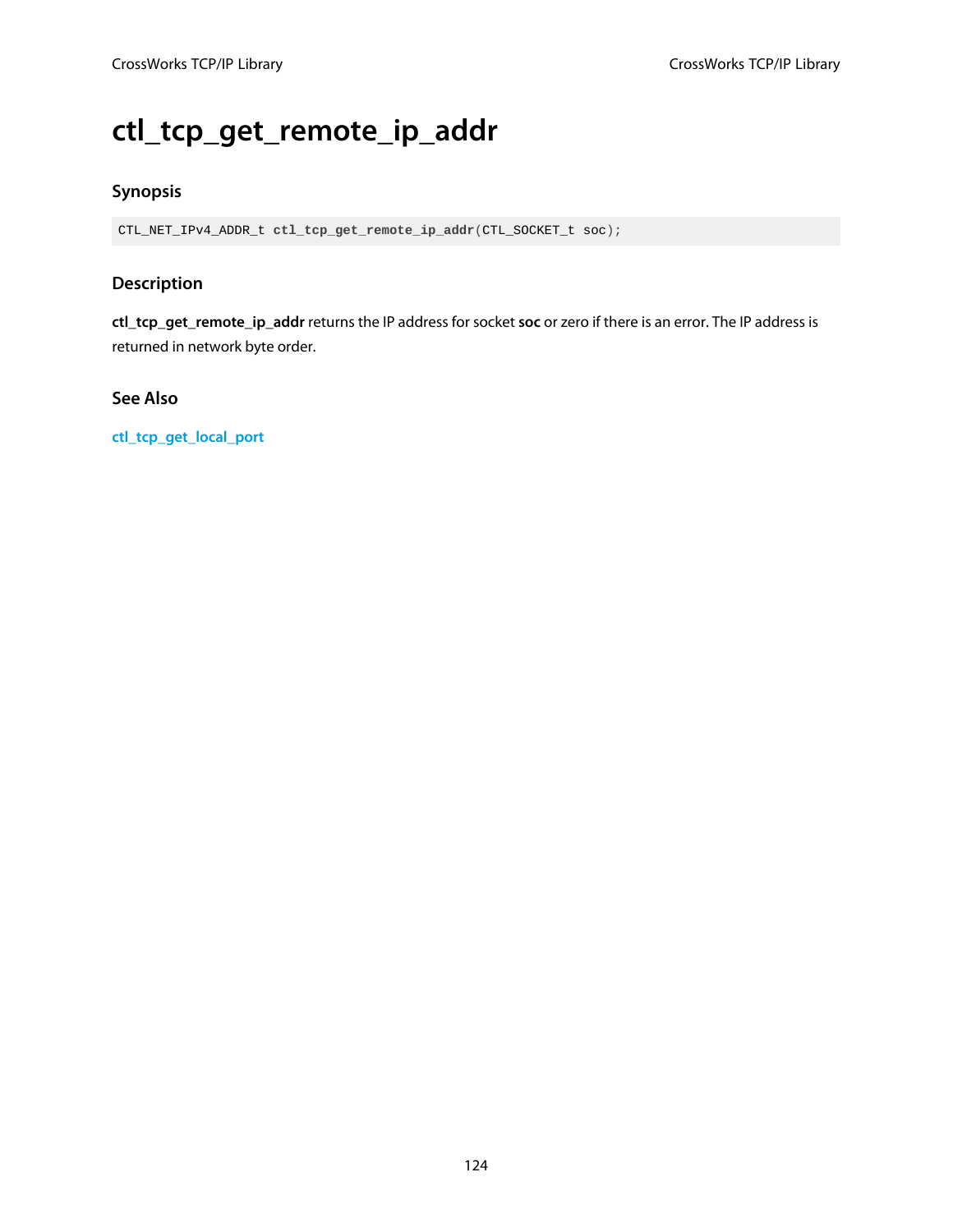# ctl_tcp_get_remote_ip_addr

## Synopsis

```
CTL_NET_IPv4_ADDR_t ctl_tcp_get_remote_ip_addr(CTL_SOCKET_t soc);
```

## Description

**ctl_tcp_get_remote_ip_addr** returns the IP address for socket **soc** or zero if there is an error. The IP address is returned in network byte order.

## See Also

ctl_tcp_get_local_port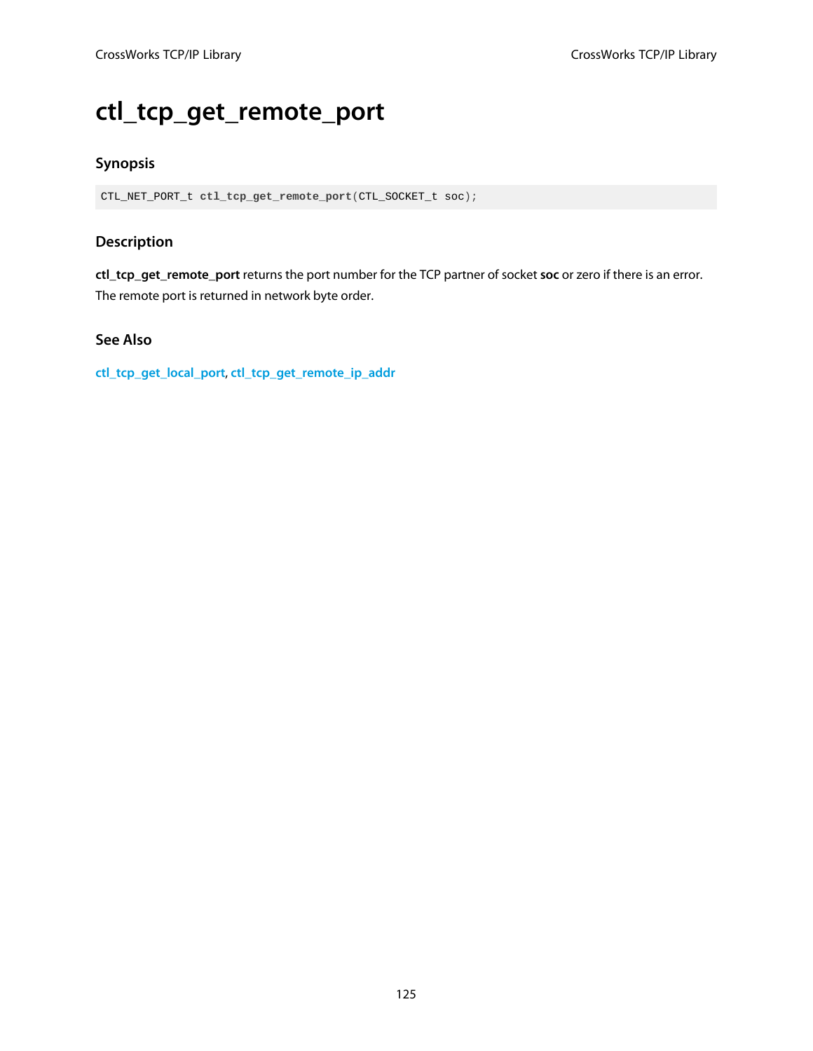# ctl_tcp_get_remote_port

## Synopsis

```
CTL_NET_PORT_t ctl_tcp_get_remote_port(CTL_SOCKET_t soc);
```

## Description

**ctl_tcp_get_remote_port** returns the port number for the TCP partner of socket **soc** or zero if there is an error. The remote port is returned in network byte order.

## See Also

ctl_tcp_get_local_port, ctl_tcp_get_remote_ip_addr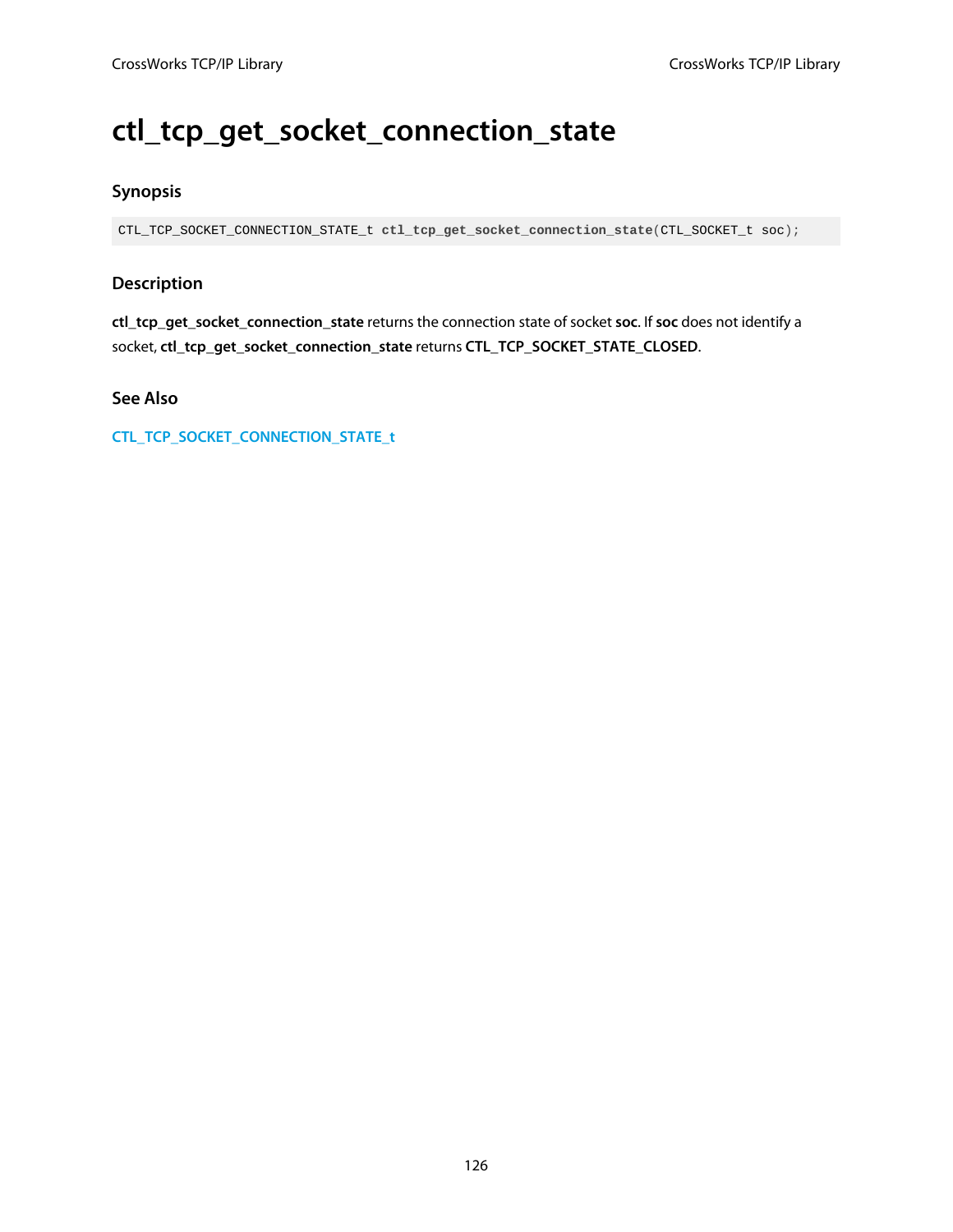# ctl_tcp_get_socket_connection_state

## Synopsis

```
CTL_TCP_SOCKET_CONNECTION_STATE_t ctl_tcp_get_socket_connection_state(CTL_SOCKET_t soc);
```

## Description

**ctl_tcp_get_socket_connection_state** returns the connection state of socket **soc**. If **soc** does not identify a socket, **ctl_tcp_get_socket_connection_state** returns **CTL_TCP_SOCKET_STATE_CLOSED**.

## See Also

CTL_TCP_SOCKET_CONNECTION_STATE_t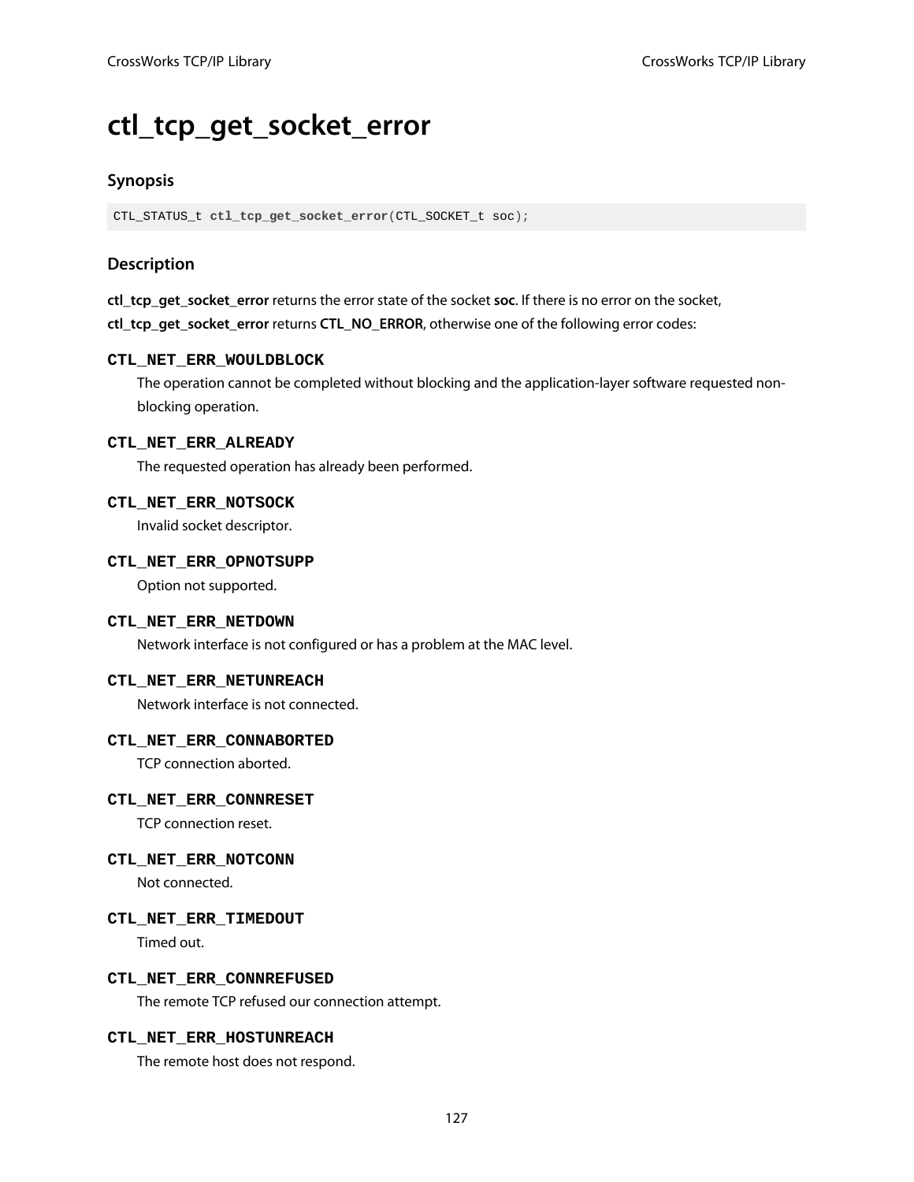# ctl_tcp_get_socket_error

## Synopsis

```
CTL_STATUS_t ctl_tcp_get_socket_error(CTL_SOCKET_t soc);
```

## Description

**ctl_tcp_get_socket_error** returns the error state of the socket **soc**. If there is no error on the socket, **ctl_tcp_get_socket_error** returns **CTL_NO_ERROR**, otherwise one of the following error codes:

**CTL_NET_ERR_WOULDBLOCK**
: The operation cannot be completed without blocking and the application-layer software requested non-blocking operation.

**CTL_NET_ERR_ALREADY**
: The requested operation has already been performed.

**CTL_NET_ERR_NOTSOCK**
: Invalid socket descriptor.

**CTL_NET_ERR_OPNOTSUPP**
: Option not supported.

**CTL_NET_ERR_NETDOWN**
: Network interface is not configured or has a problem at the MAC level.

**CTL_NET_ERR_NETUNREACH**
: Network interface is not connected.

**CTL_NET_ERR_CONNABORTED**
: TCP connection aborted.

**CTL_NET_ERR_CONNRESET**
: TCP connection reset.

**CTL_NET_ERR_NOTCONN**
: Not connected.

**CTL_NET_ERR_TIMEDOUT**
: Timed out.

**CTL_NET_ERR_CONNREFUSED**
: The remote TCP refused our connection attempt.

**CTL_NET_ERR_HOSTUNREACH**
: The remote host does not respond.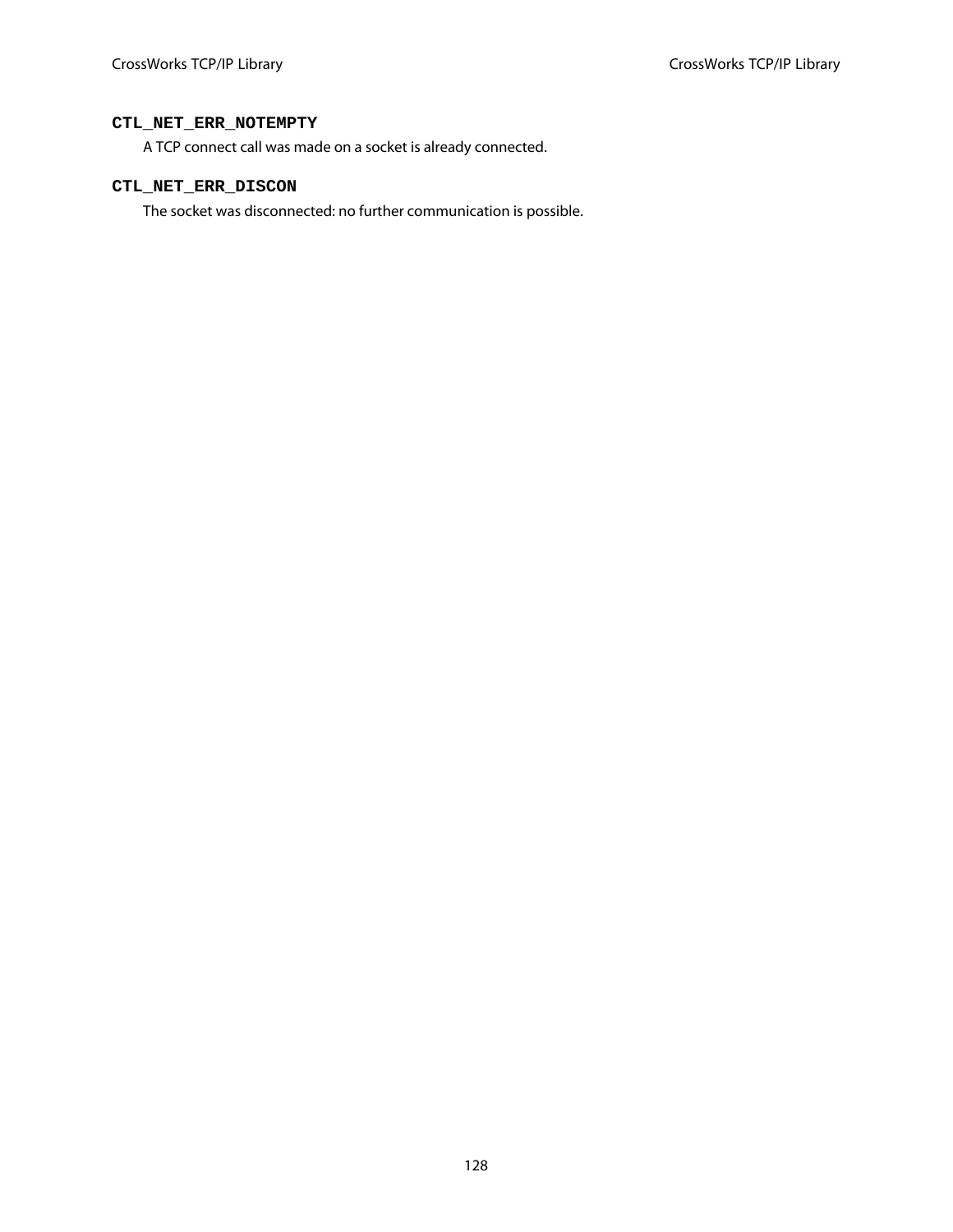#### CTL_NET_ERR_NOTEMPTY

A TCP connect call was made on a socket is already connected.

#### CTL_NET_ERR_DISCON

The socket was disconnected: no further communication is possible.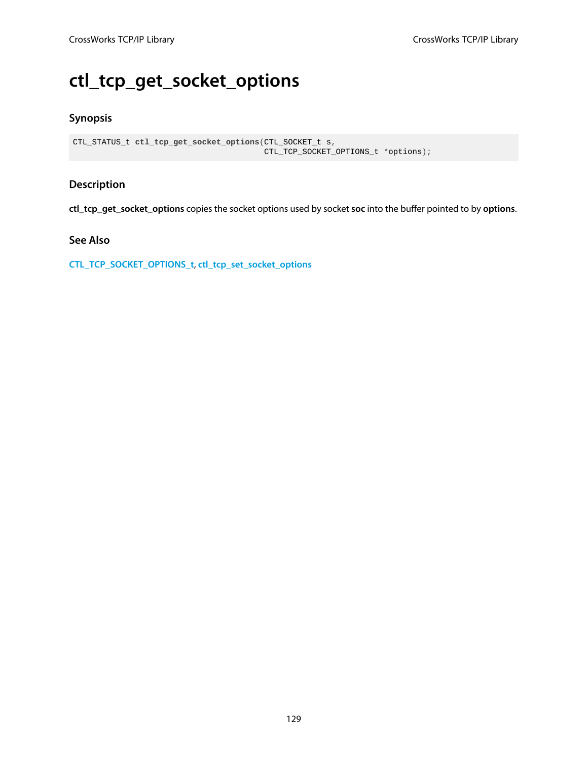# ctl_tcp_get_socket_options

## Synopsis

```
CTL_STATUS_t ctl_tcp_get_socket_options(CTL_SOCKET_t s,
                                        CTL_TCP_SOCKET_OPTIONS_t *options);
```

## Description

**ctl_tcp_get_socket_options** copies the socket options used by socket **soc** into the buffer pointed to by **options**.

## See Also

**CTL_TCP_SOCKET_OPTIONS_t**, **ctl_tcp_set_socket_options**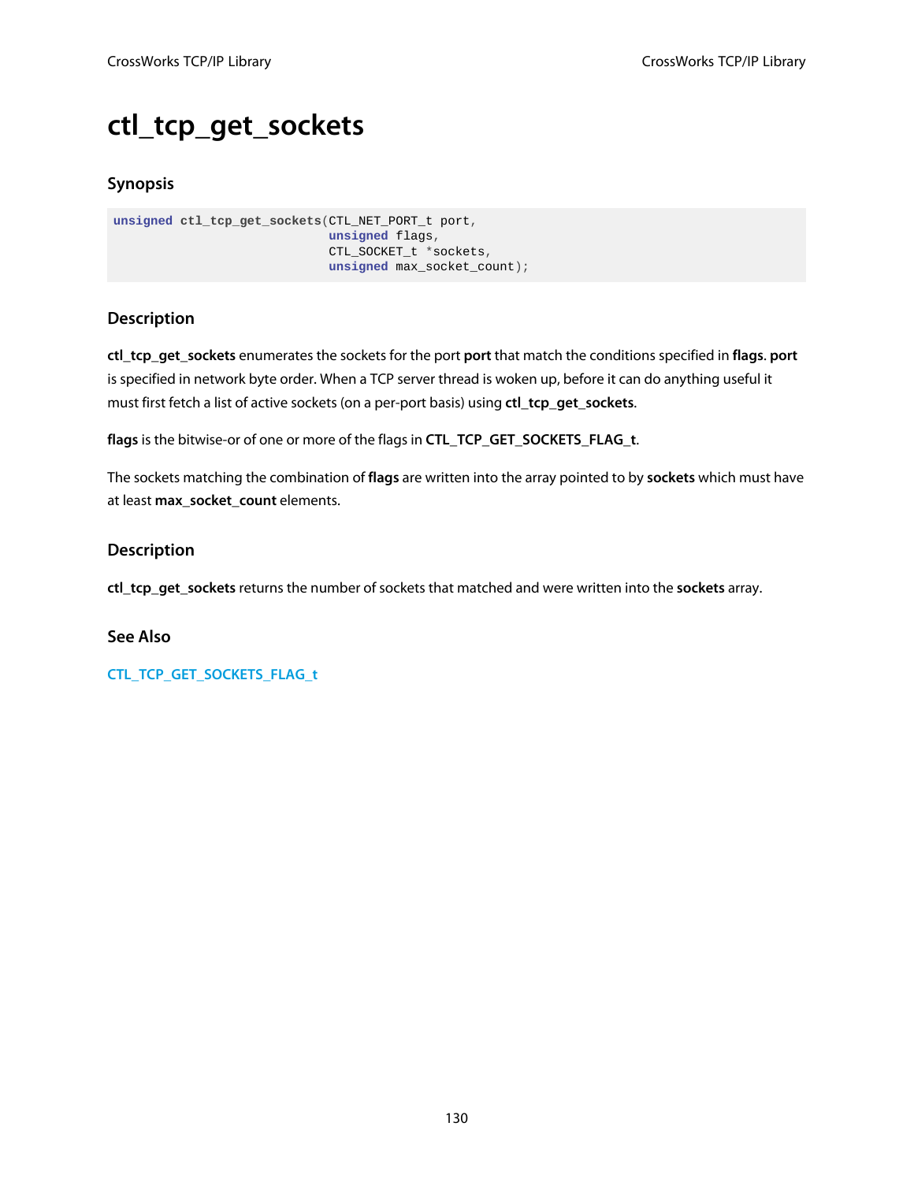# ctl_tcp_get_sockets

## Synopsis

```
unsigned ctl_tcp_get_sockets(CTL_NET_PORT_t port,
                             unsigned flags,
                             CTL_SOCKET_t *sockets,
                             unsigned max_socket_count);
```

## Description

**ctl_tcp_get_sockets** enumerates the sockets for the port **port** that match the conditions specified in **flags**. **port** is specified in network byte order. When a TCP server thread is woken up, before it can do anything useful it must first fetch a list of active sockets (on a per-port basis) using **ctl_tcp_get_sockets**.

**flags** is the bitwise-or of one or more of the flags in **CTL_TCP_GET_SOCKETS_FLAG_t**.

The sockets matching the combination of **flags** are written into the array pointed to by **sockets** which must have at least **max_socket_count** elements.

## Description

**ctl_tcp_get_sockets** returns the number of sockets that matched and were written into the **sockets** array.

## See Also

CTL_TCP_GET_SOCKETS_FLAG_t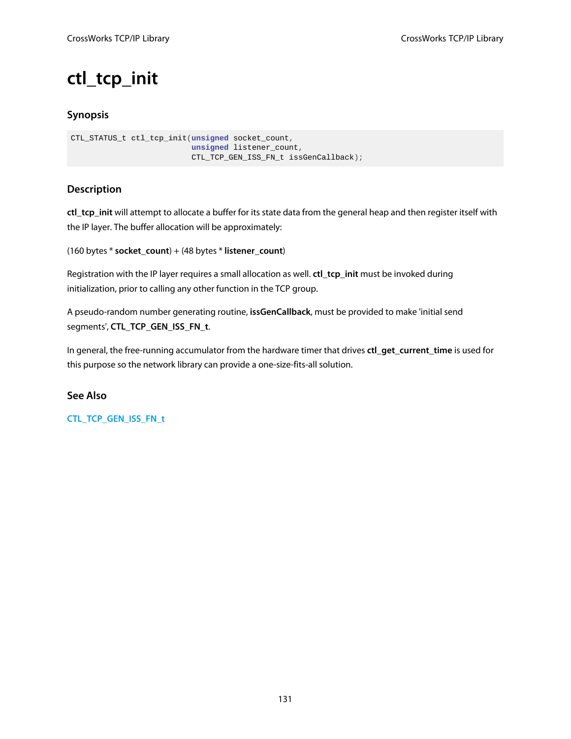# ctl_tcp_init

### Synopsis

```
CTL_STATUS_t ctl_tcp_init(unsigned socket_count,
                          unsigned listener_count,
                          CTL_TCP_GEN_ISS_FN_t issGenCallback);
```

### Description

**ctl_tcp_init** will attempt to allocate a buffer for its state data from the general heap and then register itself with the IP layer. The buffer allocation will be approximately:

(160 bytes * **socket_count**) + (48 bytes * **listener_count**)

Registration with the IP layer requires a small allocation as well. **ctl_tcp_init** must be invoked during initialization, prior to calling any other function in the TCP group.

A pseudo-random number generating routine, **issGenCallback**, must be provided to make 'initial send segments', **CTL_TCP_GEN_ISS_FN_t**.

In general, the free-running accumulator from the hardware timer that drives **ctl_get_current_time** is used for this purpose so the network library can provide a one-size-fits-all solution.

### See Also

CTL_TCP_GEN_ISS_FN_t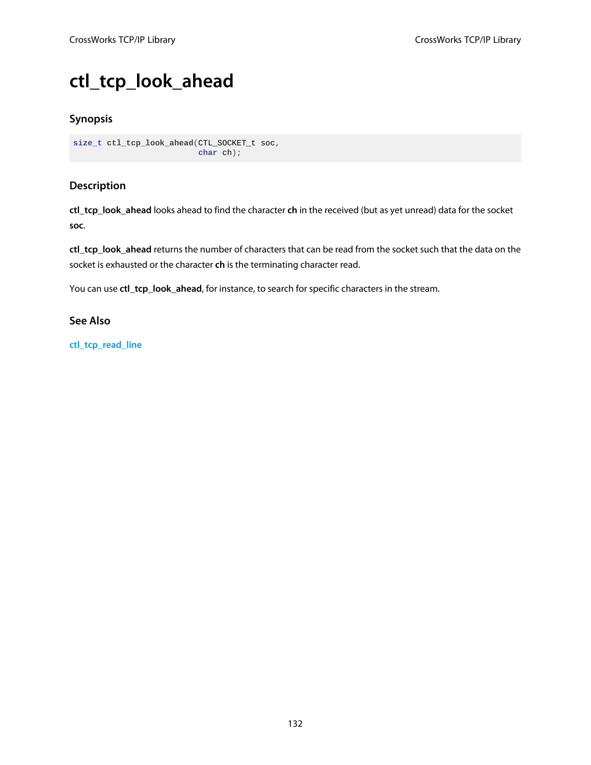# ctl_tcp_look_ahead

## Synopsis

```
size_t ctl_tcp_look_ahead(CTL_SOCKET_t soc,
                          char ch);
```

## Description

**ctl_tcp_look_ahead** looks ahead to find the character **ch** in the received (but as yet unread) data for the socket **soc**.

**ctl_tcp_look_ahead** returns the number of characters that can be read from the socket such that the data on the socket is exhausted or the character **ch** is the terminating character read.

You can use **ctl_tcp_look_ahead**, for instance, to search for specific characters in the stream.

## See Also

ctl_tcp_read_line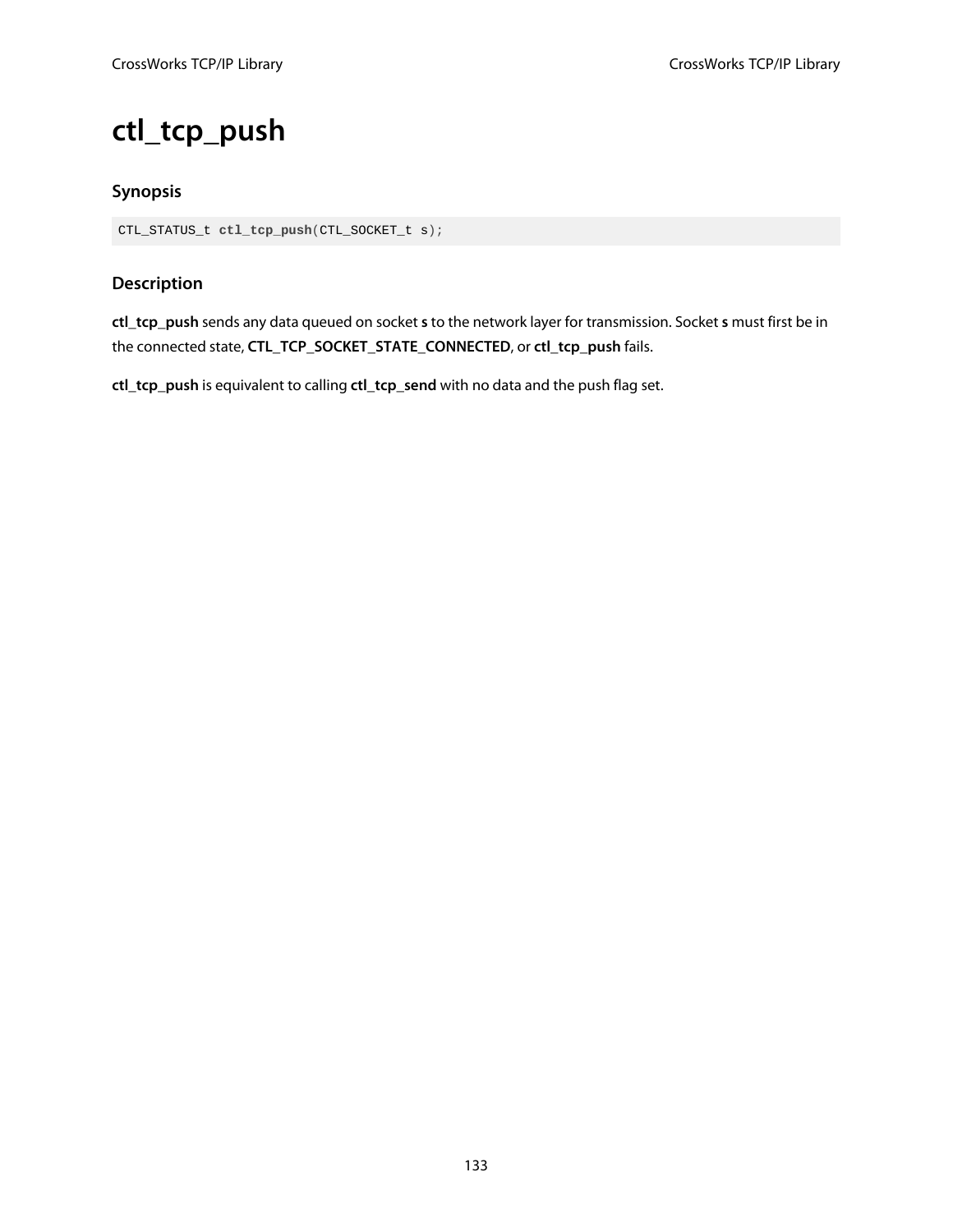# ctl_tcp_push

## Synopsis

```
CTL_STATUS_t ctl_tcp_push(CTL_SOCKET_t s);
```

## Description

**ctl_tcp_push** sends any data queued on socket **s** to the network layer for transmission. Socket **s** must first be in the connected state, **CTL_TCP_SOCKET_STATE_CONNECTED**, or **ctl_tcp_push** fails.

**ctl_tcp_push** is equivalent to calling **ctl_tcp_send** with no data and the push flag set.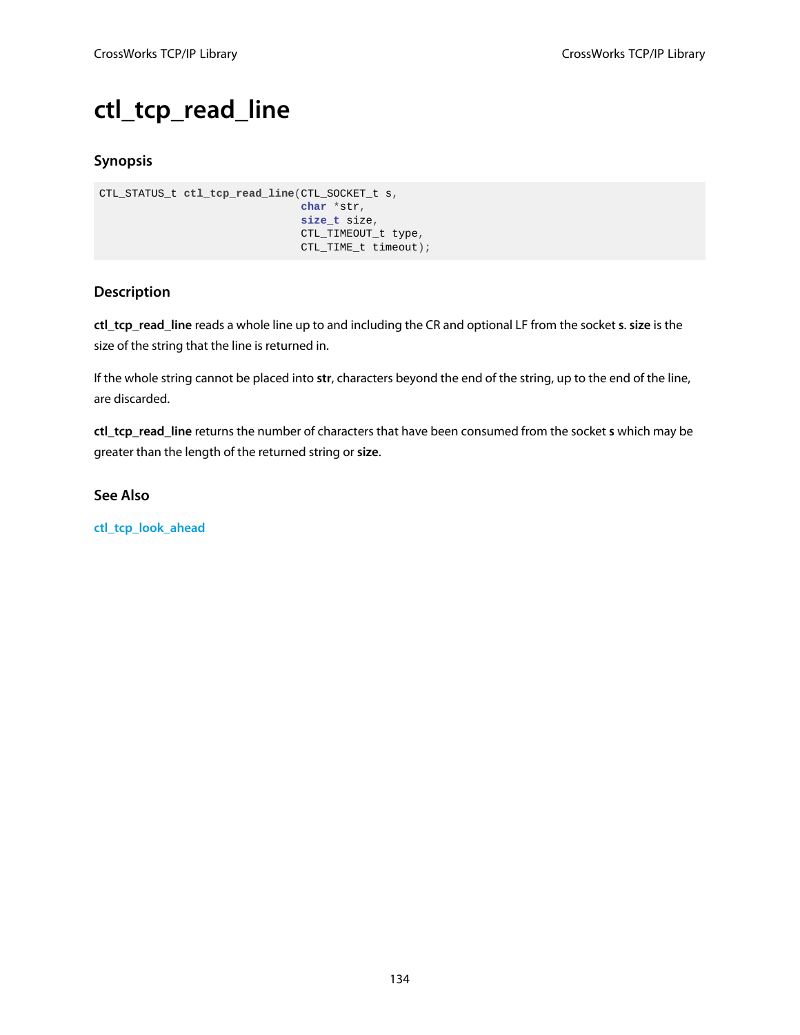# ctl_tcp_read_line

## Synopsis

```
CTL_STATUS_t ctl_tcp_read_line(CTL_SOCKET_t s,
                               char *str,
                               size_t size,
                               CTL_TIMEOUT_t type,
                               CTL_TIME_t timeout);
```

## Description

**ctl_tcp_read_line** reads a whole line up to and including the CR and optional LF from the socket **s**. **size** is the size of the string that the line is returned in.

If the whole string cannot be placed into **str**, characters beyond the end of the string, up to the end of the line, are discarded.

**ctl_tcp_read_line** returns the number of characters that have been consumed from the socket **s** which may be greater than the length of the returned string or **size**.

## See Also

ctl_tcp_look_ahead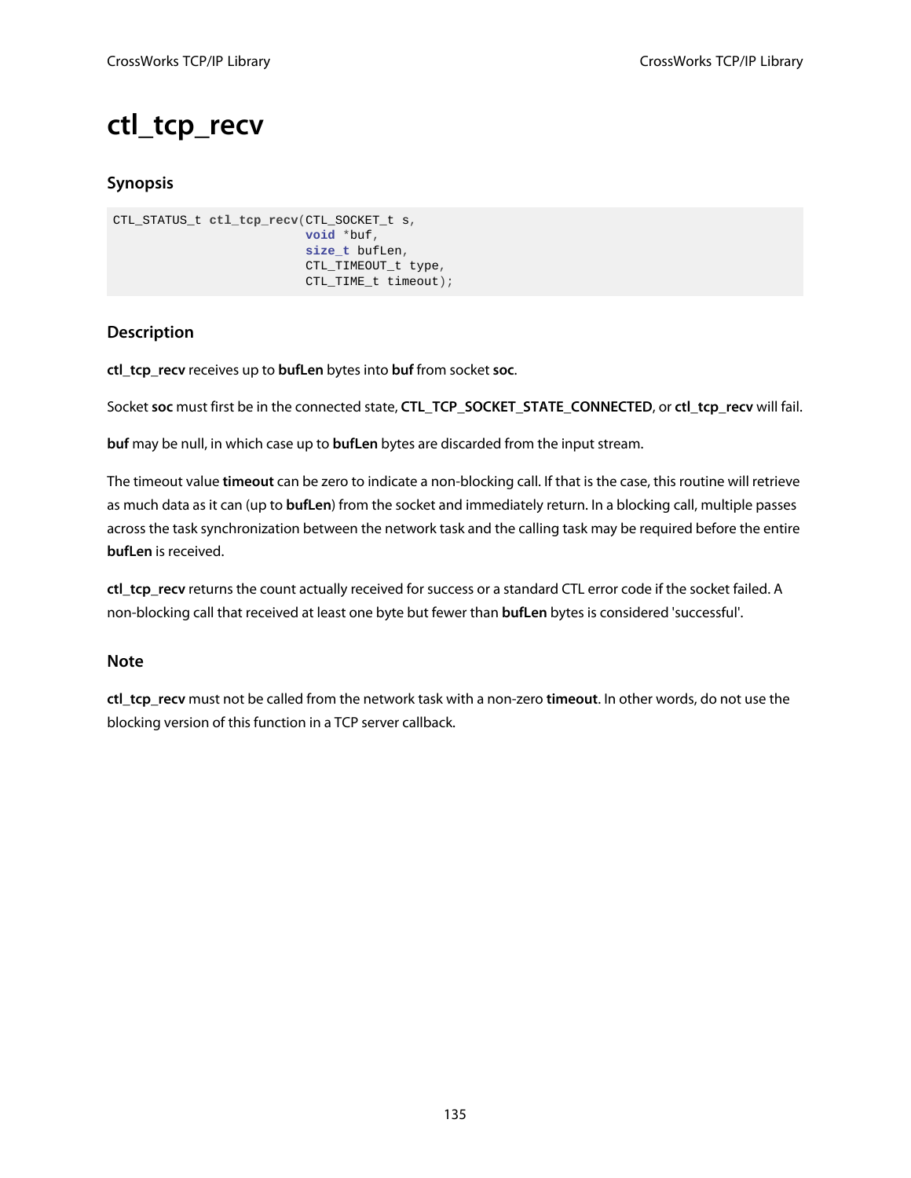# ctl_tcp_recv

### Synopsis

```
CTL_STATUS_t ctl_tcp_recv(CTL_SOCKET_t s,
                          void *buf,
                          size_t bufLen,
                          CTL_TIMEOUT_t type,
                          CTL_TIME_t timeout);
```

### Description

**ctl_tcp_recv** receives up to **bufLen** bytes into **buf** from socket **soc**.

Socket **soc** must first be in the connected state, **CTL_TCP_SOCKET_STATE_CONNECTED**, or **ctl_tcp_recv** will fail.

**buf** may be null, in which case up to **bufLen** bytes are discarded from the input stream.

The timeout value **timeout** can be zero to indicate a non-blocking call. If that is the case, this routine will retrieve as much data as it can (up to **bufLen**) from the socket and immediately return. In a blocking call, multiple passes across the task synchronization between the network task and the calling task may be required before the entire **bufLen** is received.

**ctl_tcp_recv** returns the count actually received for success or a standard CTL error code if the socket failed. A non-blocking call that received at least one byte but fewer than **bufLen** bytes is considered 'successful'.

### Note

**ctl_tcp_recv** must not be called from the network task with a non-zero **timeout**. In other words, do not use the blocking version of this function in a TCP server callback.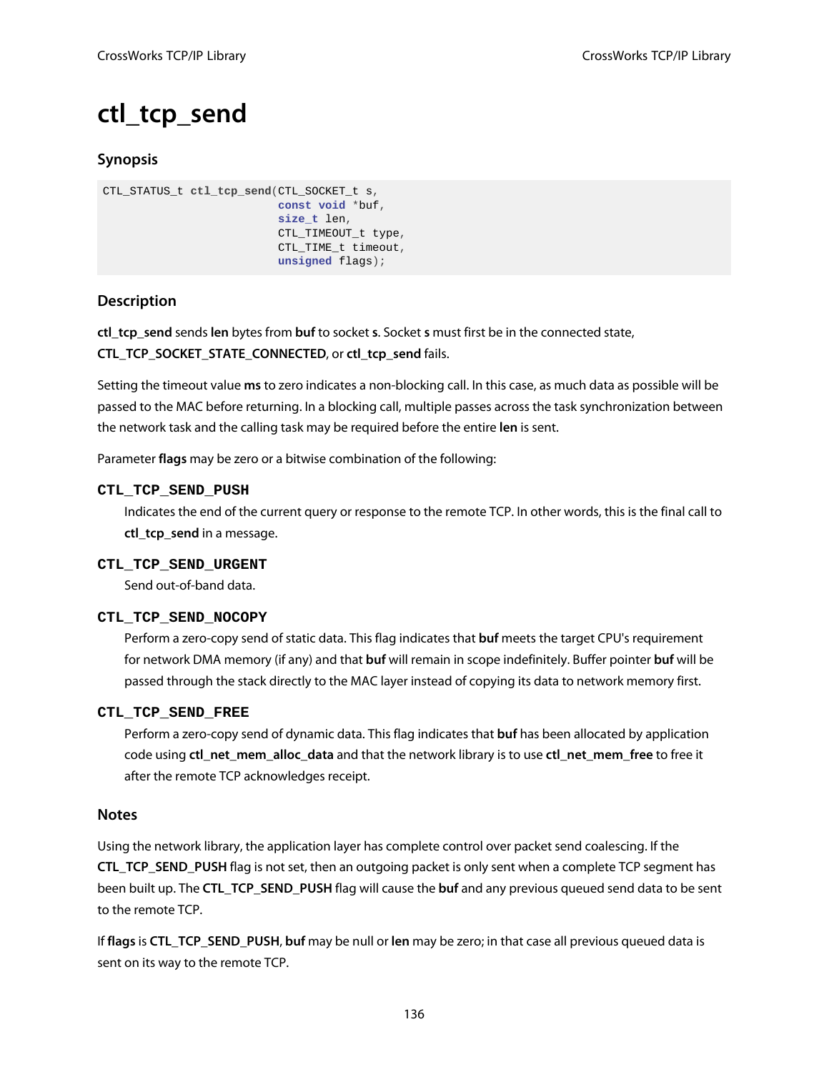# ctl_tcp_send

## Synopsis

```
CTL_STATUS_t ctl_tcp_send(CTL_SOCKET_t s,
                          const void *buf,
                          size_t len,
                          CTL_TIMEOUT_t type,
                          CTL_TIME_t timeout,
                          unsigned flags);
```

## Description

**ctl_tcp_send** sends **len** bytes from **buf** to socket **s**. Socket **s** must first be in the connected state, **CTL_TCP_SOCKET_STATE_CONNECTED**, or **ctl_tcp_send** fails.

Setting the timeout value **ms** to zero indicates a non-blocking call. In this case, as much data as possible will be passed to the MAC before returning. In a blocking call, multiple passes across the task synchronization between the network task and the calling task may be required before the entire **len** is sent.

Parameter **flags** may be zero or a bitwise combination of the following:

**CTL_TCP_SEND_PUSH**
: Indicates the end of the current query or response to the remote TCP. In other words, this is the final call to **ctl_tcp_send** in a message.

**CTL_TCP_SEND_URGENT**
: Send out-of-band data.

**CTL_TCP_SEND_NOCOPY**
: Perform a zero-copy send of static data. This flag indicates that **buf** meets the target CPU's requirement for network DMA memory (if any) and that **buf** will remain in scope indefinitely. Buffer pointer **buf** will be passed through the stack directly to the MAC layer instead of copying its data to network memory first.

**CTL_TCP_SEND_FREE**
: Perform a zero-copy send of dynamic data. This flag indicates that **buf** has been allocated by application code using **ctl_net_mem_alloc_data** and that the network library is to use **ctl_net_mem_free** to free it after the remote TCP acknowledges receipt.

## Notes

Using the network library, the application layer has complete control over packet send coalescing. If the **CTL_TCP_SEND_PUSH** flag is not set, then an outgoing packet is only sent when a complete TCP segment has been built up. The **CTL_TCP_SEND_PUSH** flag will cause the **buf** and any previous queued send data to be sent to the remote TCP.

If **flags** is **CTL_TCP_SEND_PUSH**, **buf** may be null or **len** may be zero; in that case all previous queued data is sent on its way to the remote TCP.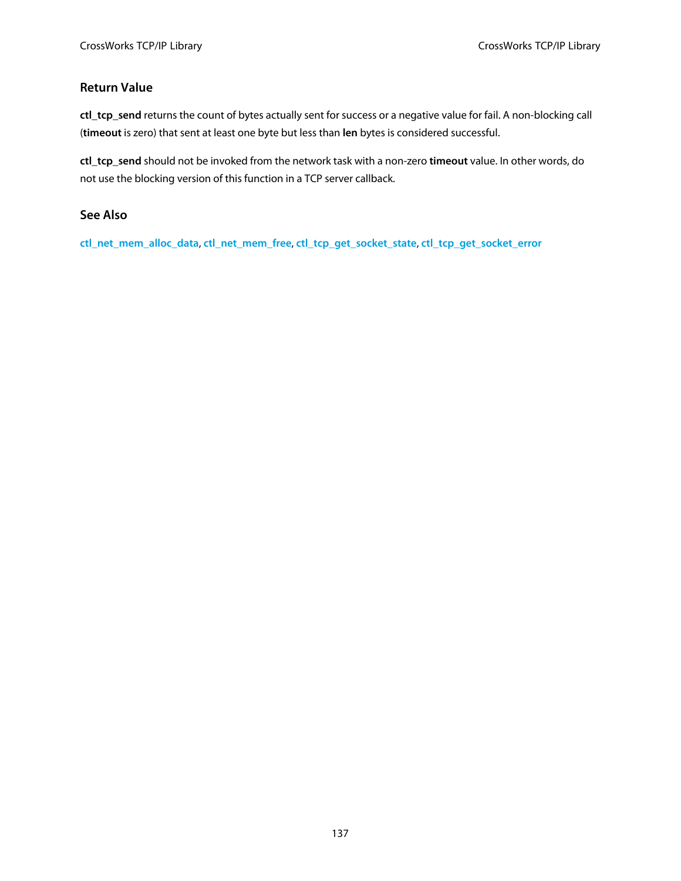## Return Value

**ctl_tcp_send** returns the count of bytes actually sent for success or a negative value for fail. A non-blocking call (**timeout** is zero) that sent at least one byte but less than **len** bytes is considered successful.

**ctl_tcp_send** should not be invoked from the network task with a non-zero **timeout** value. In other words, do not use the blocking version of this function in a TCP server callback.

## See Also

**ctl_net_mem_alloc_data**, **ctl_net_mem_free**, **ctl_tcp_get_socket_state**, **ctl_tcp_get_socket_error**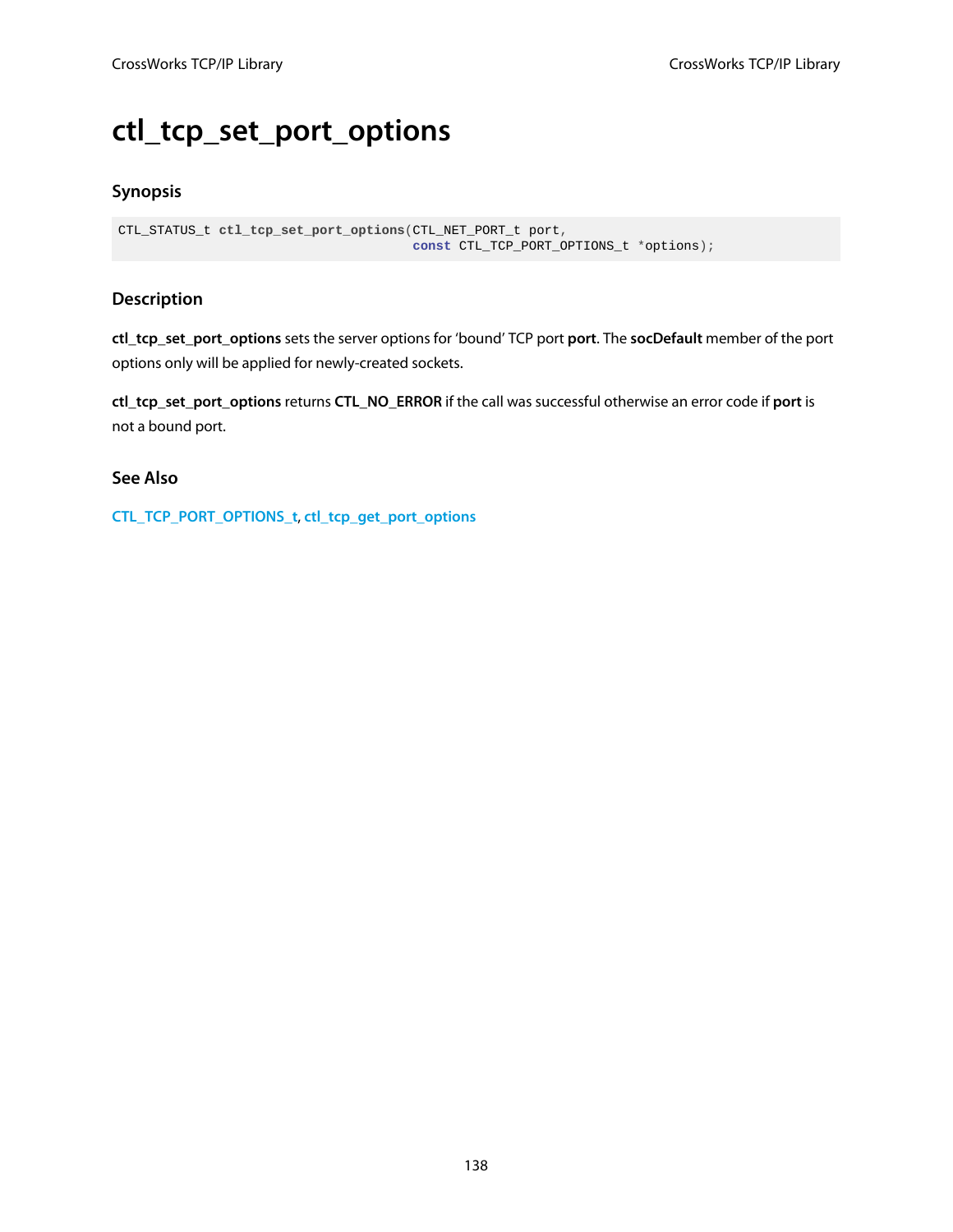# ctl_tcp_set_port_options

## Synopsis

```
CTL_STATUS_t ctl_tcp_set_port_options(CTL_NET_PORT_t port,
                                      const CTL_TCP_PORT_OPTIONS_t *options);
```

## Description

**ctl_tcp_set_port_options** sets the server options for 'bound' TCP port **port**. The **socDefault** member of the port options only will be applied for newly-created sockets.

**ctl_tcp_set_port_options** returns **CTL_NO_ERROR** if the call was successful otherwise an error code if **port** is not a bound port.

## See Also

**CTL_TCP_PORT_OPTIONS_t**, **ctl_tcp_get_port_options**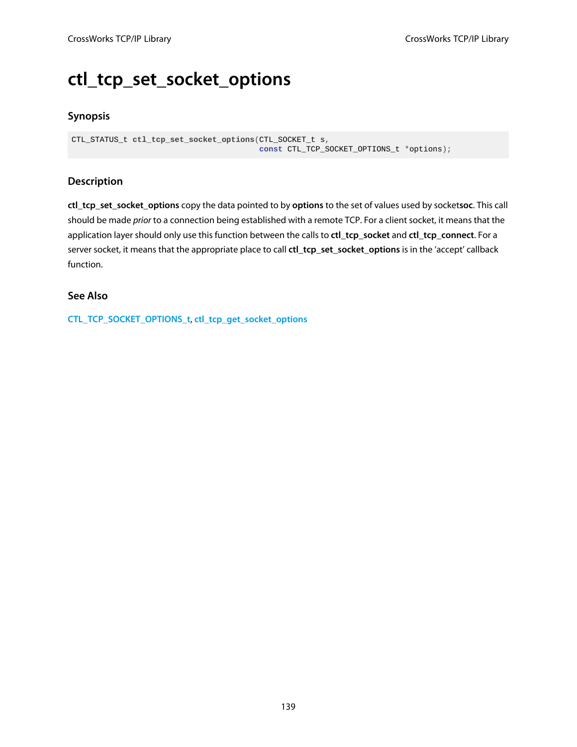# ctl_tcp_set_socket_options

## Synopsis

```
CTL_STATUS_t ctl_tcp_set_socket_options(CTL_SOCKET_t s,
                                        const CTL_TCP_SOCKET_OPTIONS_t *options);
```

## Description

**ctl_tcp_set_socket_options** copy the data pointed to by **options** to the set of values used by socket**soc**. This call should be made *prior* to a connection being established with a remote TCP. For a client socket, it means that the application layer should only use this function between the calls to **ctl_tcp_socket** and **ctl_tcp_connect**. For a server socket, it means that the appropriate place to call **ctl_tcp_set_socket_options** is in the 'accept' callback function.

## See Also

CTL_TCP_SOCKET_OPTIONS_t, ctl_tcp_get_socket_options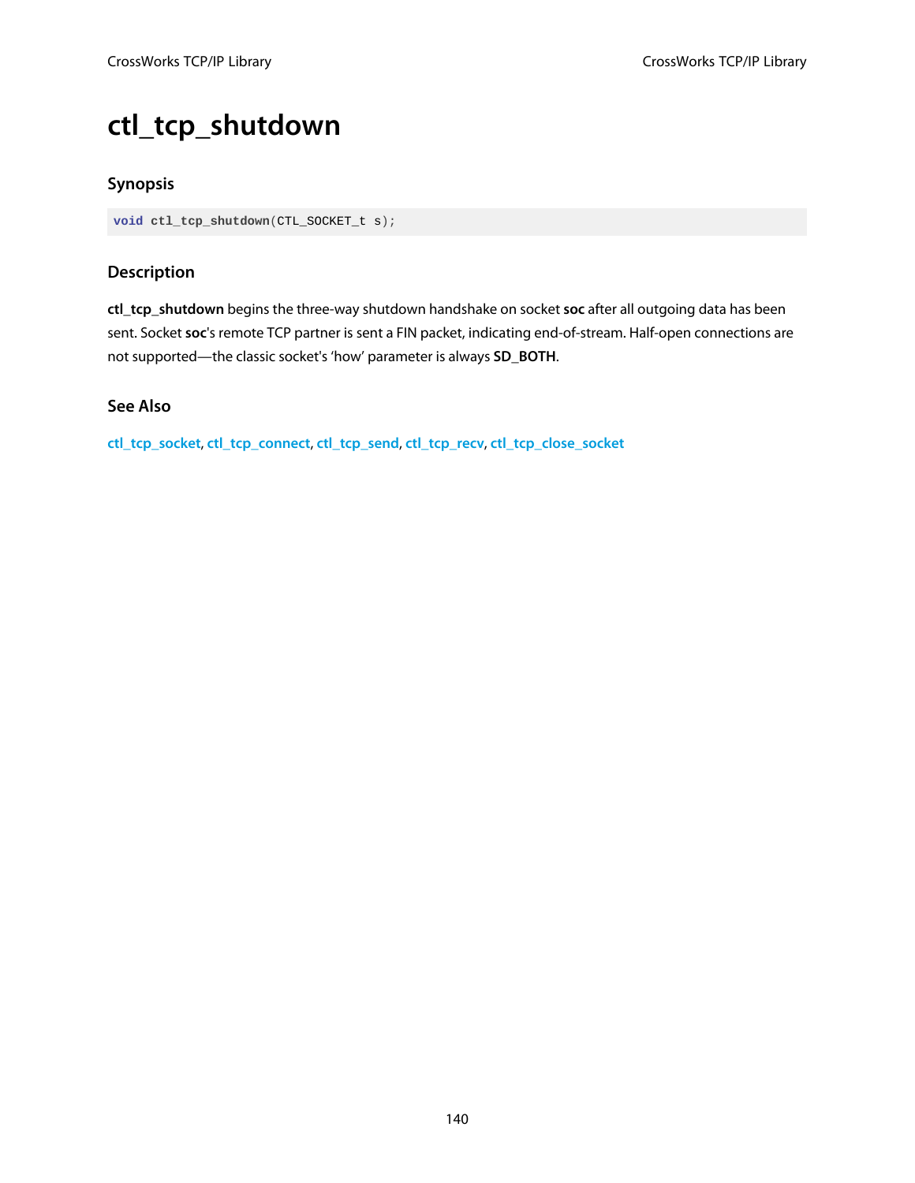# ctl_tcp_shutdown

## Synopsis

```
void ctl_tcp_shutdown(CTL_SOCKET_t s);
```

## Description

**ctl_tcp_shutdown** begins the three-way shutdown handshake on socket **soc** after all outgoing data has been sent. Socket **soc**'s remote TCP partner is sent a FIN packet, indicating end-of-stream. Half-open connections are not supported—the classic socket's 'how' parameter is always **SD_BOTH**.

## See Also

**ctl_tcp_socket**, **ctl_tcp_connect**, **ctl_tcp_send**, **ctl_tcp_recv**, **ctl_tcp_close_socket**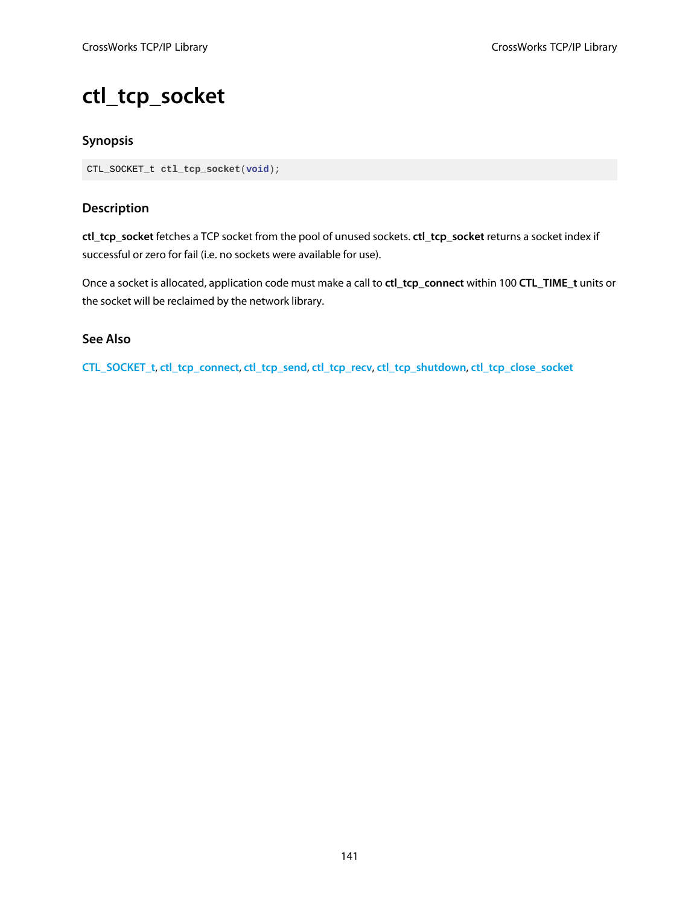# ctl_tcp_socket

## Synopsis

```
CTL_SOCKET_t ctl_tcp_socket(void);
```

## Description

**ctl_tcp_socket** fetches a TCP socket from the pool of unused sockets. **ctl_tcp_socket** returns a socket index if successful or zero for fail (i.e. no sockets were available for use).

Once a socket is allocated, application code must make a call to **ctl_tcp_connect** within 100 **CTL_TIME_t** units or the socket will be reclaimed by the network library.

## See Also

CTL_SOCKET_t, ctl_tcp_connect, ctl_tcp_send, ctl_tcp_recv, ctl_tcp_shutdown, ctl_tcp_close_socket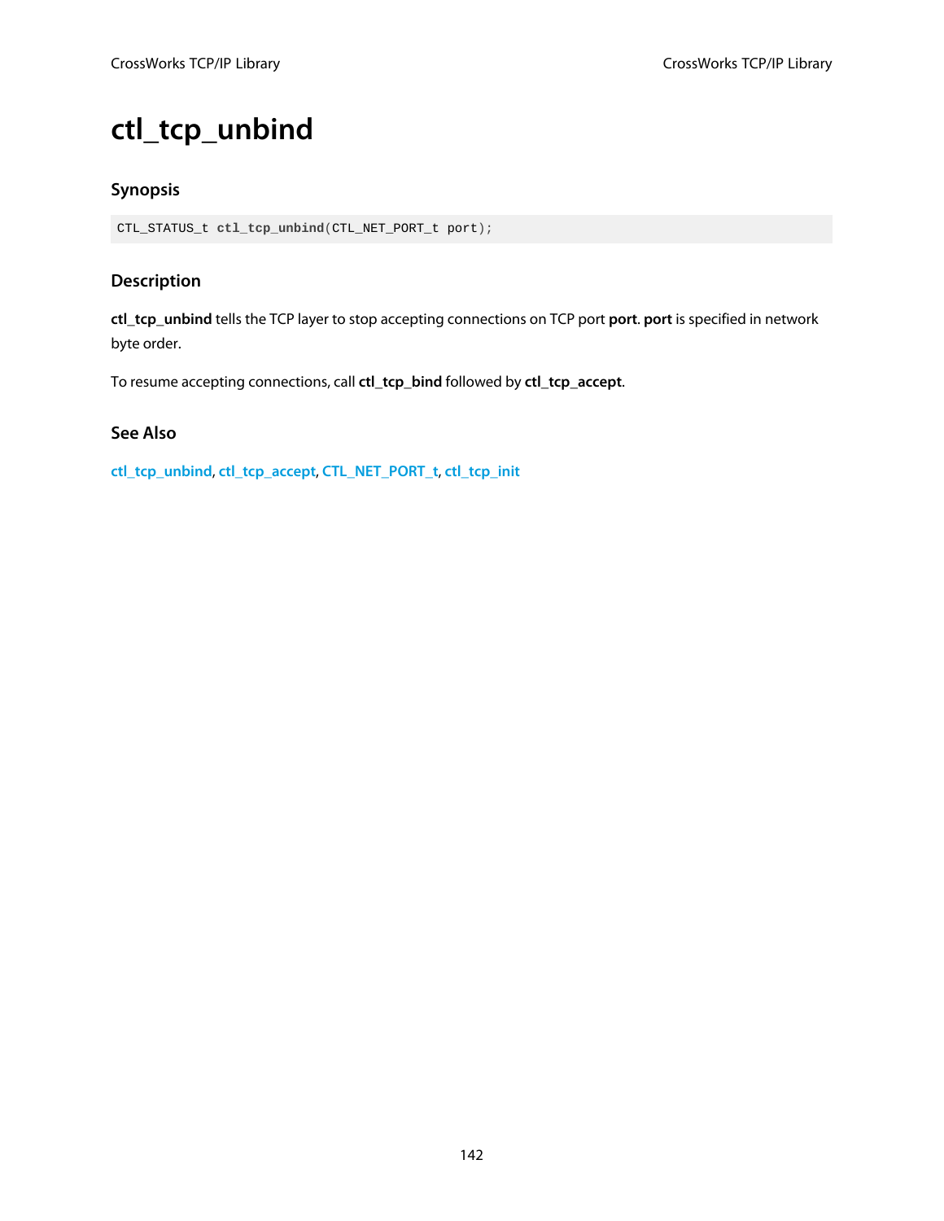# ctl_tcp_unbind

## Synopsis

```
CTL_STATUS_t ctl_tcp_unbind(CTL_NET_PORT_t port);
```

## Description

**ctl_tcp_unbind** tells the TCP layer to stop accepting connections on TCP port **port**. **port** is specified in network byte order.

To resume accepting connections, call **ctl_tcp_bind** followed by **ctl_tcp_accept**.

## See Also

ctl_tcp_unbind, ctl_tcp_accept, CTL_NET_PORT_t, ctl_tcp_init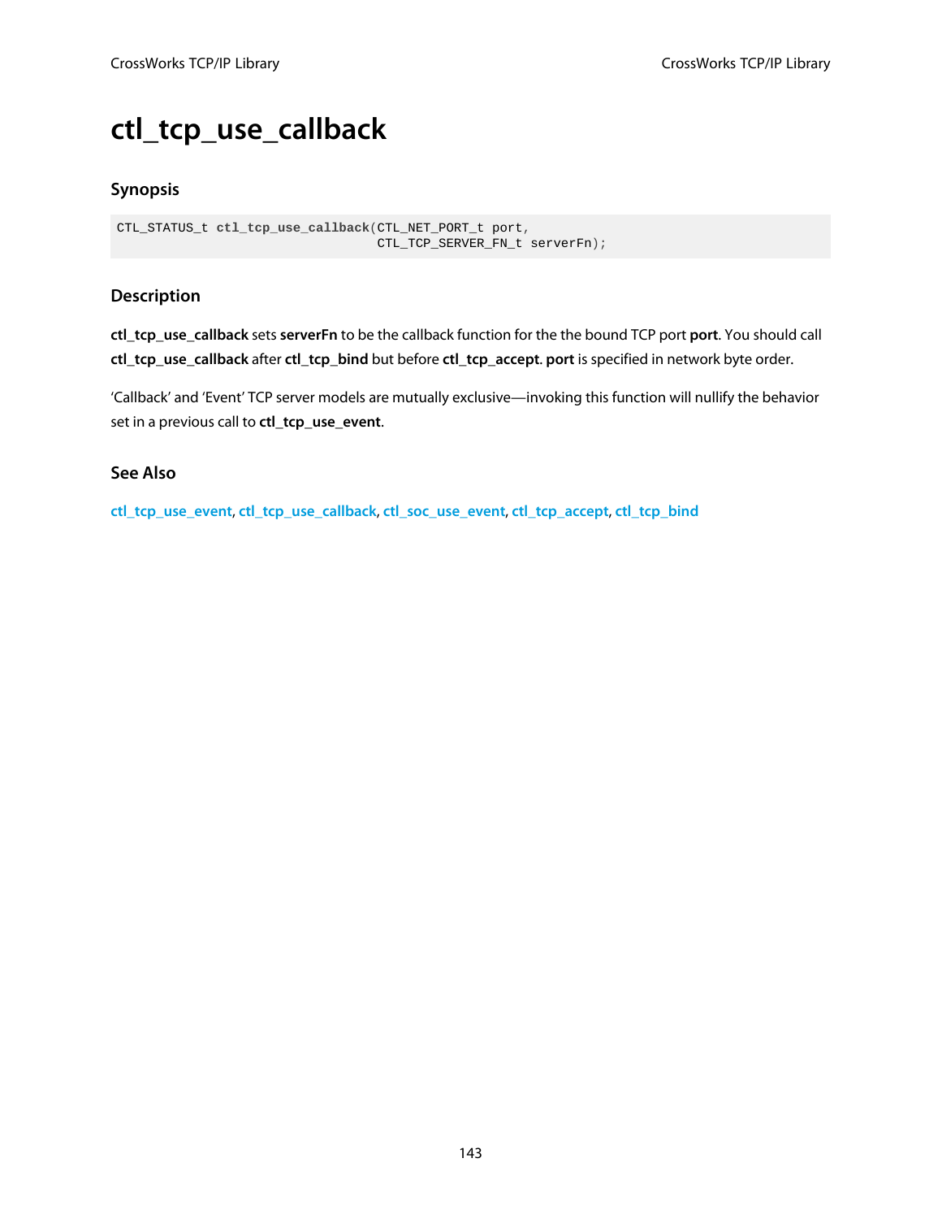# ctl_tcp_use_callback

## Synopsis

```
CTL_STATUS_t ctl_tcp_use_callback(CTL_NET_PORT_t port,
                                  CTL_TCP_SERVER_FN_t serverFn);
```

## Description

**ctl_tcp_use_callback** sets **serverFn** to be the callback function for the the bound TCP port **port**. You should call **ctl_tcp_use_callback** after **ctl_tcp_bind** but before **ctl_tcp_accept**. **port** is specified in network byte order.

'Callback' and 'Event' TCP server models are mutually exclusive—invoking this function will nullify the behavior set in a previous call to **ctl_tcp_use_event**.

## See Also

ctl_tcp_use_event, ctl_tcp_use_callback, ctl_soc_use_event, ctl_tcp_accept, ctl_tcp_bind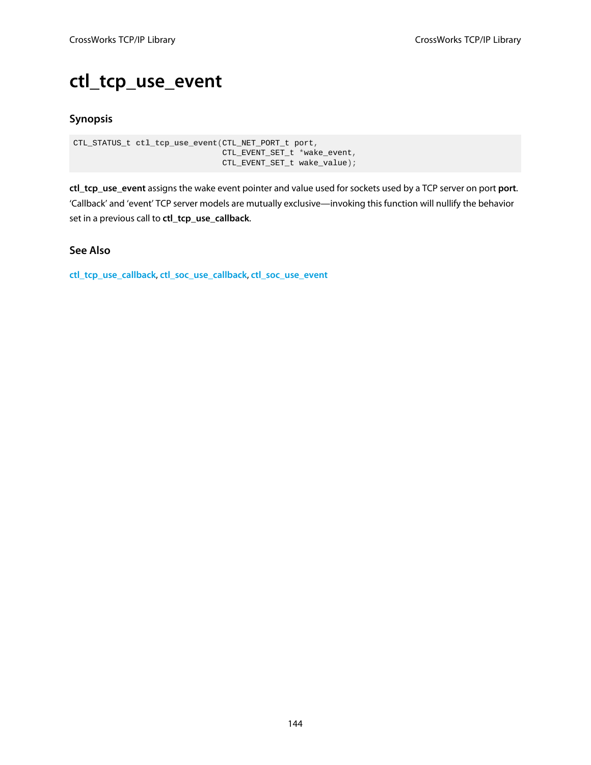# ctl_tcp_use_event

## Synopsis

```
CTL_STATUS_t ctl_tcp_use_event(CTL_NET_PORT_t port,
                               CTL_EVENT_SET_t *wake_event,
                               CTL_EVENT_SET_t wake_value);
```

**ctl_tcp_use_event** assigns the wake event pointer and value used for sockets used by a TCP server on port **port**. 'Callback' and 'event' TCP server models are mutually exclusive—invoking this function will nullify the behavior set in a previous call to **ctl_tcp_use_callback**.

## See Also

ctl_tcp_use_callback, ctl_soc_use_callback, ctl_soc_use_event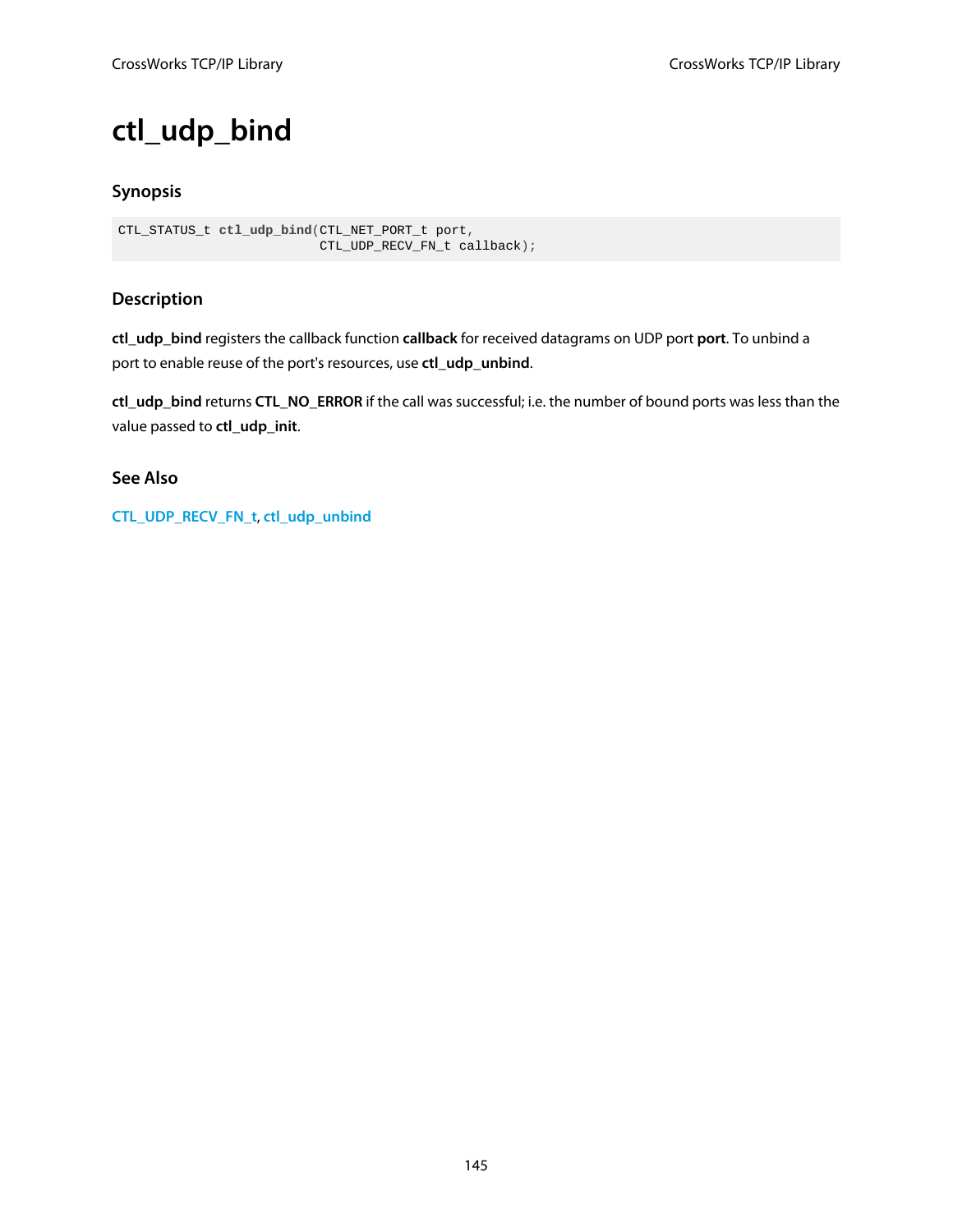# ctl_udp_bind

### Synopsis

```
CTL_STATUS_t ctl_udp_bind(CTL_NET_PORT_t port,
                          CTL_UDP_RECV_FN_t callback);
```

### Description

**ctl_udp_bind** registers the callback function **callback** for received datagrams on UDP port **port**. To unbind a port to enable reuse of the port's resources, use **ctl_udp_unbind**.

**ctl_udp_bind** returns **CTL_NO_ERROR** if the call was successful; i.e. the number of bound ports was less than the value passed to **ctl_udp_init**.

### See Also

CTL_UDP_RECV_FN_t, ctl_udp_unbind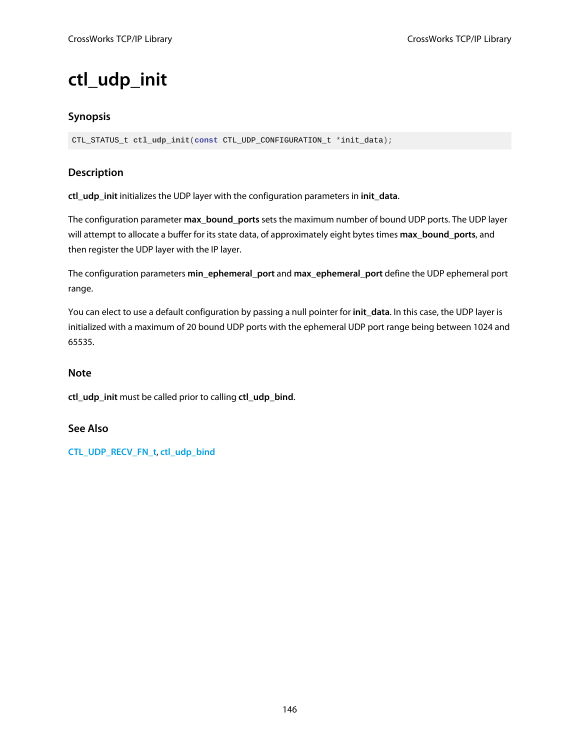# ctl_udp_init

## Synopsis

```
CTL_STATUS_t ctl_udp_init(const CTL_UDP_CONFIGURATION_t *init_data);
```

## Description

**ctl_udp_init** initializes the UDP layer with the configuration parameters in **init_data**.

The configuration parameter **max_bound_ports** sets the maximum number of bound UDP ports. The UDP layer will attempt to allocate a buffer for its state data, of approximately eight bytes times **max_bound_ports**, and then register the UDP layer with the IP layer.

The configuration parameters **min_ephemeral_port** and **max_ephemeral_port** define the UDP ephemeral port range.

You can elect to use a default configuration by passing a null pointer for **init_data**. In this case, the UDP layer is initialized with a maximum of 20 bound UDP ports with the ephemeral UDP port range being between 1024 and 65535.

## Note

**ctl_udp_init** must be called prior to calling **ctl_udp_bind**.

## See Also

CTL_UDP_RECV_FN_t, ctl_udp_bind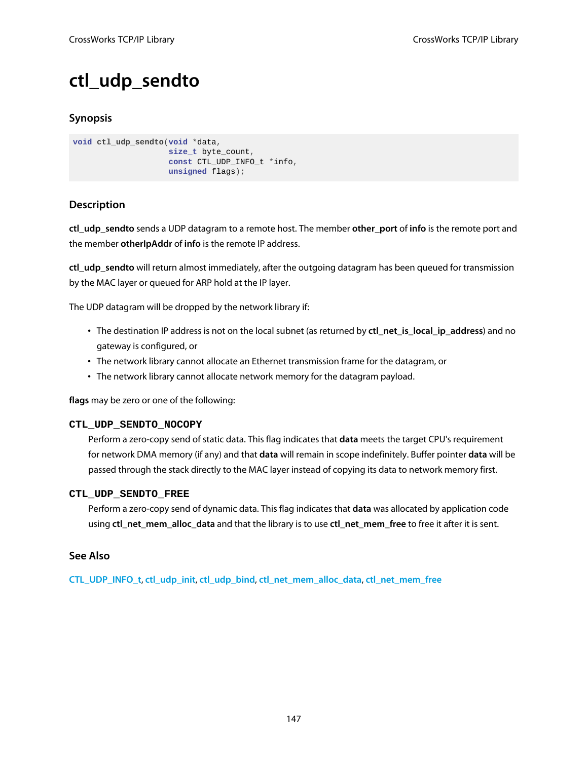# ctl_udp_sendto

## Synopsis

```
void ctl_udp_sendto(void *data,
                    size_t byte_count,
                    const CTL_UDP_INFO_t *info,
                    unsigned flags);
```

## Description

**ctl_udp_sendto** sends a UDP datagram to a remote host. The member **other_port** of **info** is the remote port and the member **otherIpAddr** of **info** is the remote IP address.

**ctl_udp_sendto** will return almost immediately, after the outgoing datagram has been queued for transmission by the MAC layer or queued for ARP hold at the IP layer.

The UDP datagram will be dropped by the network library if:

- The destination IP address is not on the local subnet (as returned by **ctl_net_is_local_ip_address**) and no gateway is configured, or
- The network library cannot allocate an Ethernet transmission frame for the datagram, or
- The network library cannot allocate network memory for the datagram payload.

**flags** may be zero or one of the following:

**`CTL_UDP_SENDTO_NOCOPY`**
: Perform a zero-copy send of static data. This flag indicates that **data** meets the target CPU's requirement for network DMA memory (if any) and that **data** will remain in scope indefinitely. Buffer pointer **data** will be passed through the stack directly to the MAC layer instead of copying its data to network memory first.

**`CTL_UDP_SENDTO_FREE`**
: Perform a zero-copy send of dynamic data. This flag indicates that **data** was allocated by application code using **ctl_net_mem_alloc_data** and that the library is to use **ctl_net_mem_free** to free it after it is sent.

## See Also

CTL_UDP_INFO_t, ctl_udp_init, ctl_udp_bind, ctl_net_mem_alloc_data, ctl_net_mem_free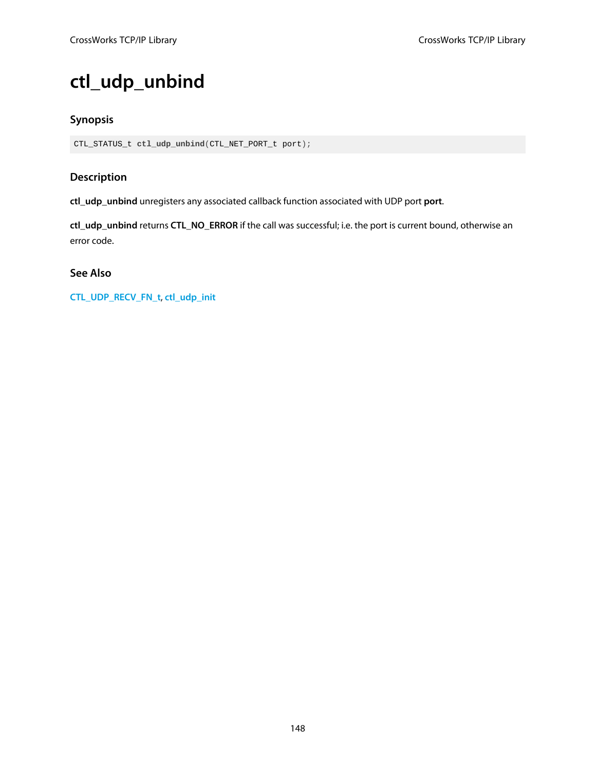# ctl_udp_unbind

## Synopsis

```
CTL_STATUS_t ctl_udp_unbind(CTL_NET_PORT_t port);
```

## Description

**ctl_udp_unbind** unregisters any associated callback function associated with UDP port **port**.

**ctl_udp_unbind** returns **CTL_NO_ERROR** if the call was successful; i.e. the port is current bound, otherwise an error code.

## See Also

**CTL_UDP_RECV_FN_t**, **ctl_udp_init**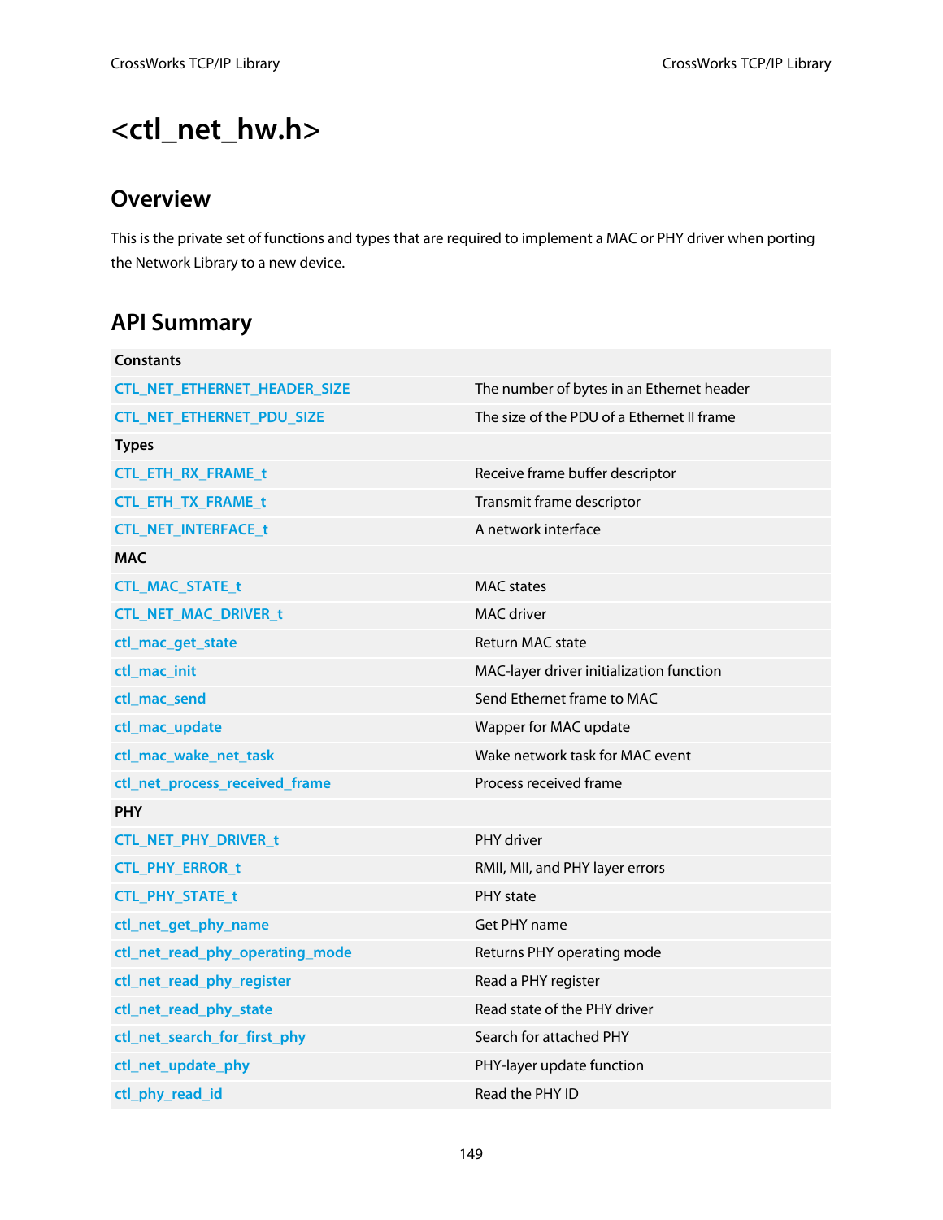# <ctl_net_hw.h>

## Overview

This is the private set of functions and types that are required to implement a MAC or PHY driver when porting the Network Library to a new device.

## API Summary

| | |
|---|---|
| **Constants** | |
| CTL_NET_ETHERNET_HEADER_SIZE | The number of bytes in an Ethernet header |
| CTL_NET_ETHERNET_PDU_SIZE | The size of the PDU of a Ethernet II frame |
| **Types** | |
| CTL_ETH_RX_FRAME_t | Receive frame buffer descriptor |
| CTL_ETH_TX_FRAME_t | Transmit frame descriptor |
| CTL_NET_INTERFACE_t | A network interface |
| **MAC** | |
| CTL_MAC_STATE_t | MAC states |
| CTL_NET_MAC_DRIVER_t | MAC driver |
| ctl_mac_get_state | Return MAC state |
| ctl_mac_init | MAC-layer driver initialization function |
| ctl_mac_send | Send Ethernet frame to MAC |
| ctl_mac_update | Wapper for MAC update |
| ctl_mac_wake_net_task | Wake network task for MAC event |
| ctl_net_process_received_frame | Process received frame |
| **PHY** | |
| CTL_NET_PHY_DRIVER_t | PHY driver |
| CTL_PHY_ERROR_t | RMII, MII, and PHY layer errors |
| CTL_PHY_STATE_t | PHY state |
| ctl_net_get_phy_name | Get PHY name |
| ctl_net_read_phy_operating_mode | Returns PHY operating mode |
| ctl_net_read_phy_register | Read a PHY register |
| ctl_net_read_phy_state | Read state of the PHY driver |
| ctl_net_search_for_first_phy | Search for attached PHY |
| ctl_net_update_phy | PHY-layer update function |
| ctl_phy_read_id | Read the PHY ID |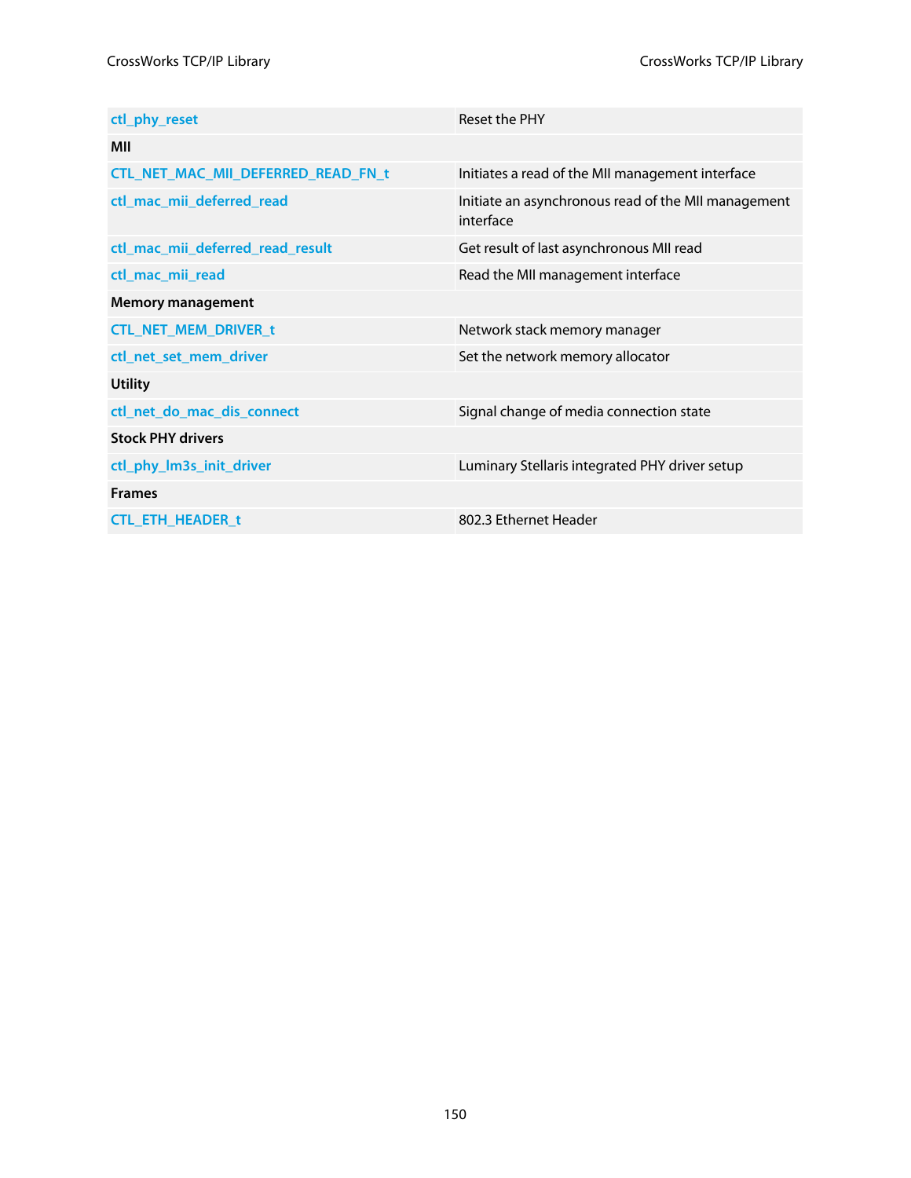| | |
|---|---|
| ctl_phy_reset | Reset the PHY |
| **MII** | |
| CTL_NET_MAC_MII_DEFERRED_READ_FN_t | Initiates a read of the MII management interface |
| ctl_mac_mii_deferred_read | Initiate an asynchronous read of the MII management interface |
| ctl_mac_mii_deferred_read_result | Get result of last asynchronous MII read |
| ctl_mac_mii_read | Read the MII management interface |
| **Memory management** | |
| CTL_NET_MEM_DRIVER_t | Network stack memory manager |
| ctl_net_set_mem_driver | Set the network memory allocator |
| **Utility** | |
| ctl_net_do_mac_dis_connect | Signal change of media connection state |
| **Stock PHY drivers** | |
| ctl_phy_lm3s_init_driver | Luminary Stellaris integrated PHY driver setup |
| **Frames** | |
| CTL_ETH_HEADER_t | 802.3 Ethernet Header |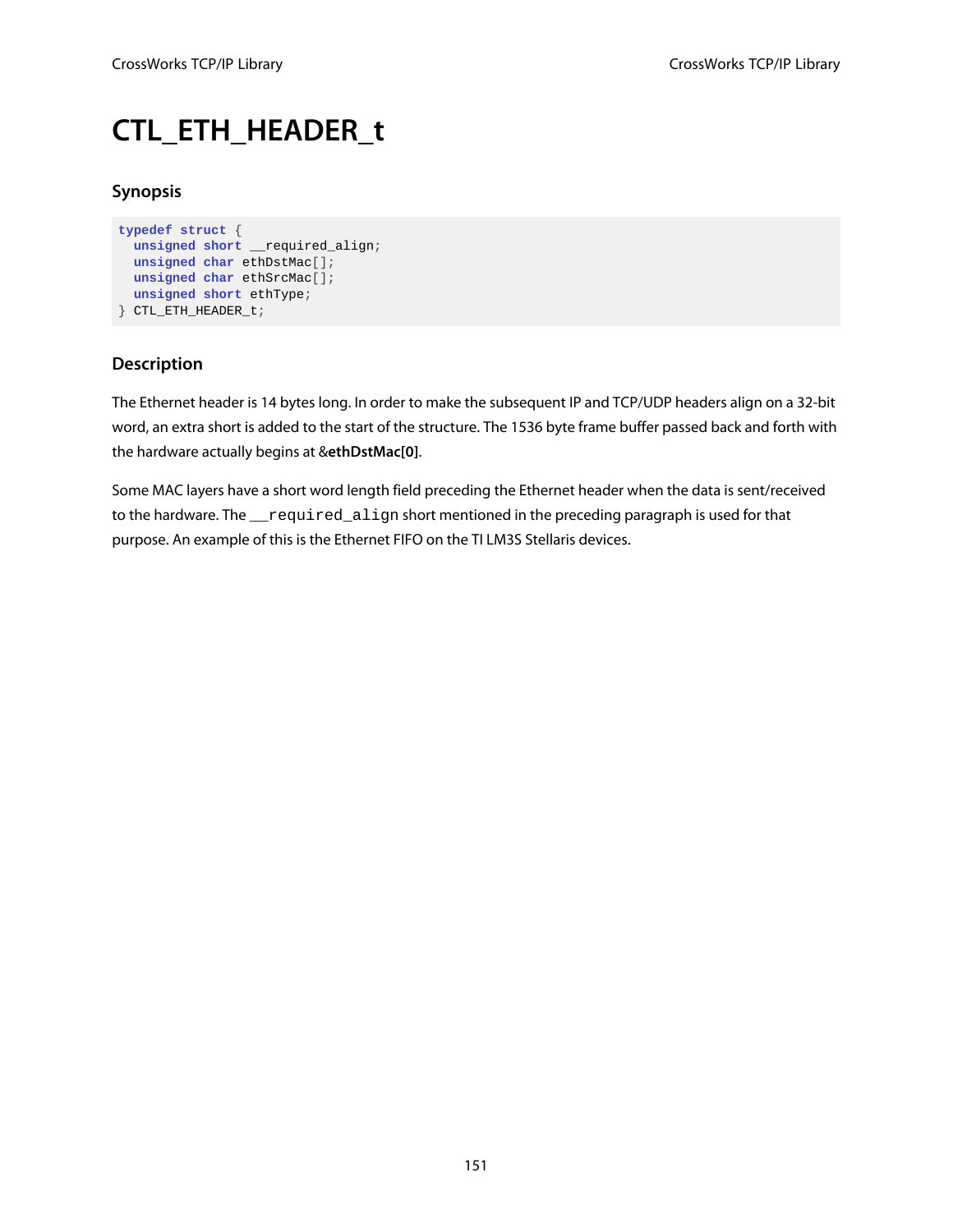# CTL_ETH_HEADER_t

## Synopsis

```
typedef struct {
  unsigned short __required_align;
  unsigned char ethDstMac[];
  unsigned char ethSrcMac[];
  unsigned short ethType;
} CTL_ETH_HEADER_t;
```

## Description

The Ethernet header is 14 bytes long. In order to make the subsequent IP and TCP/UDP headers align on a 32-bit word, an extra short is added to the start of the structure. The 1536 byte frame buffer passed back and forth with the hardware actually begins at &**ethDstMac[0]**.

Some MAC layers have a short word length field preceding the Ethernet header when the data is sent/received to the hardware. The `__required_align` short mentioned in the preceding paragraph is used for that purpose. An example of this is the Ethernet FIFO on the TI LM3S Stellaris devices.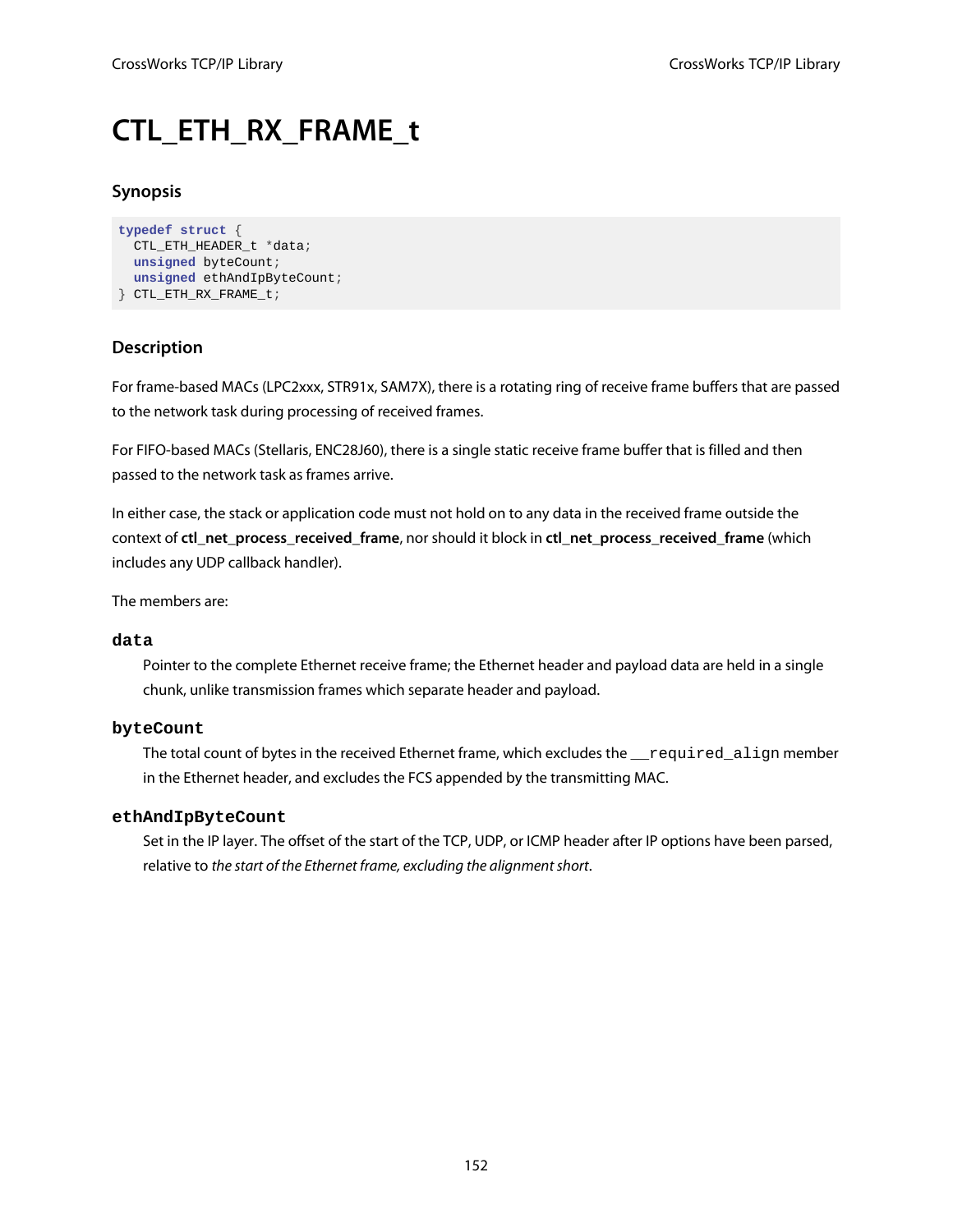# CTL_ETH_RX_FRAME_t

## Synopsis

```
typedef struct {
  CTL_ETH_HEADER_t *data;
  unsigned byteCount;
  unsigned ethAndIpByteCount;
} CTL_ETH_RX_FRAME_t;
```

## Description

For frame-based MACs (LPC2xxx, STR91x, SAM7X), there is a rotating ring of receive frame buffers that are passed to the network task during processing of received frames.

For FIFO-based MACs (Stellaris, ENC28J60), there is a single static receive frame buffer that is filled and then passed to the network task as frames arrive.

In either case, the stack or application code must not hold on to any data in the received frame outside the context of **ctl_net_process_received_frame**, nor should it block in **ctl_net_process_received_frame** (which includes any UDP callback handler).

The members are:

**`data`**

Pointer to the complete Ethernet receive frame; the Ethernet header and payload data are held in a single chunk, unlike transmission frames which separate header and payload.

**`byteCount`**

The total count of bytes in the received Ethernet frame, which excludes the `__required_align` member in the Ethernet header, and excludes the FCS appended by the transmitting MAC.

**`ethAndIpByteCount`**

Set in the IP layer. The offset of the start of the TCP, UDP, or ICMP header after IP options have been parsed, relative to *the start of the Ethernet frame, excluding the alignment short*.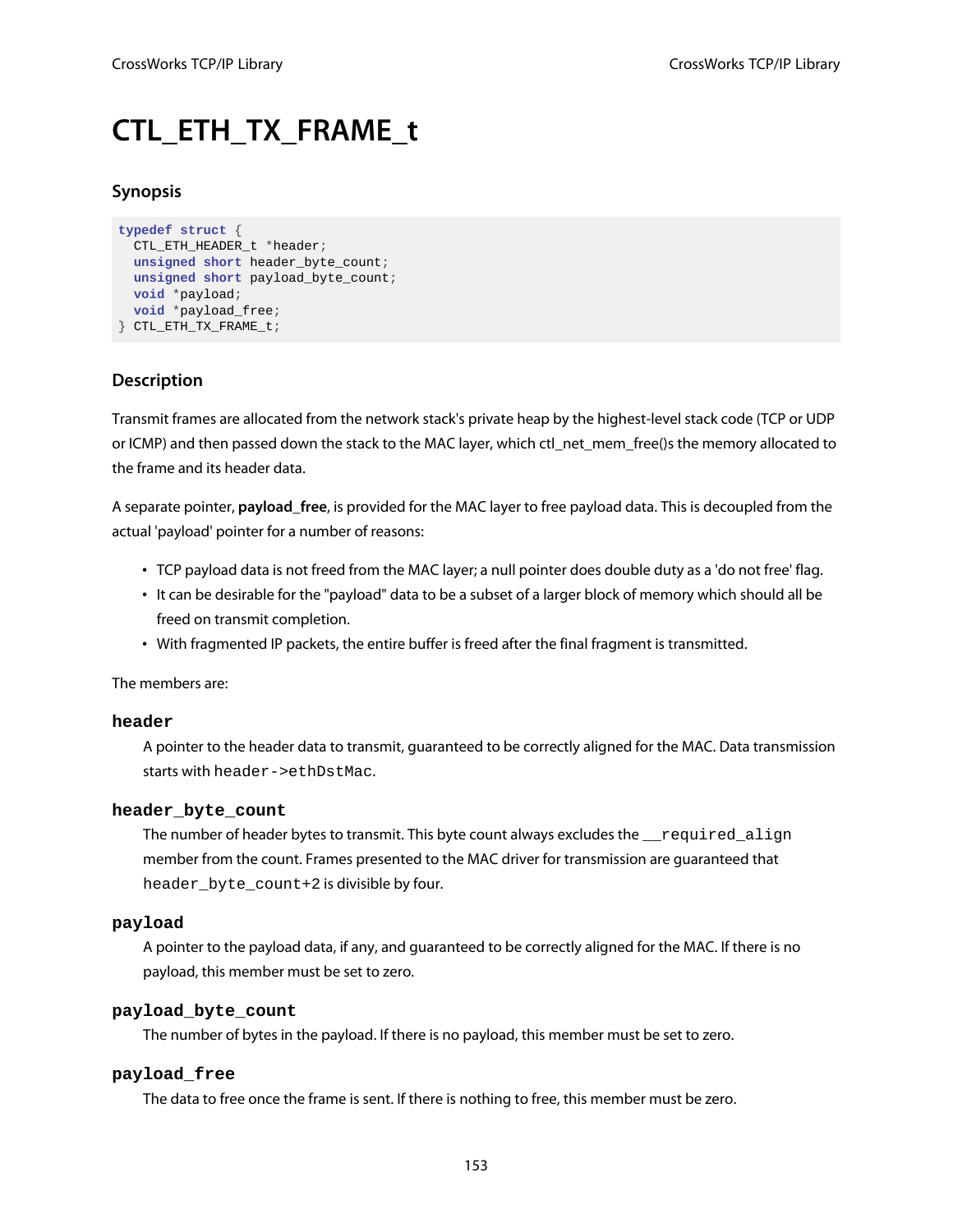# CTL_ETH_TX_FRAME_t

### Synopsis

```
typedef struct {
  CTL_ETH_HEADER_t *header;
  unsigned short header_byte_count;
  unsigned short payload_byte_count;
  void *payload;
  void *payload_free;
} CTL_ETH_TX_FRAME_t;
```

### Description

Transmit frames are allocated from the network stack's private heap by the highest-level stack code (TCP or UDP or ICMP) and then passed down the stack to the MAC layer, which ctl_net_mem_free()s the memory allocated to the frame and its header data.

A separate pointer, **payload_free**, is provided for the MAC layer to free payload data. This is decoupled from the actual 'payload' pointer for a number of reasons:

- TCP payload data is not freed from the MAC layer; a null pointer does double duty as a 'do not free' flag.
- It can be desirable for the "payload" data to be a subset of a larger block of memory which should all be freed on transmit completion.
- With fragmented IP packets, the entire buffer is freed after the final fragment is transmitted.

The members are:

#### header

A pointer to the header data to transmit, guaranteed to be correctly aligned for the MAC. Data transmission starts with `header->ethDstMac`.

#### header_byte_count

The number of header bytes to transmit. This byte count always excludes the `__required_align` member from the count. Frames presented to the MAC driver for transmission are guaranteed that `header_byte_count+2` is divisible by four.

#### payload

A pointer to the payload data, if any, and guaranteed to be correctly aligned for the MAC. If there is no payload, this member must be set to zero.

#### payload_byte_count

The number of bytes in the payload. If there is no payload, this member must be set to zero.

#### payload_free

The data to free once the frame is sent. If there is nothing to free, this member must be zero.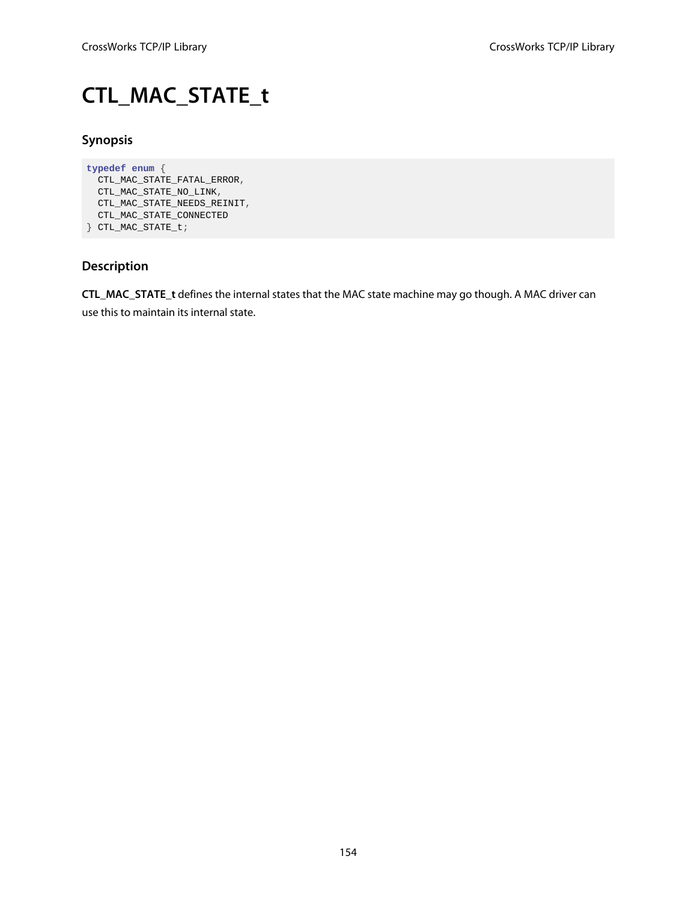# CTL_MAC_STATE_t

## Synopsis

```
typedef enum {
  CTL_MAC_STATE_FATAL_ERROR,
  CTL_MAC_STATE_NO_LINK,
  CTL_MAC_STATE_NEEDS_REINIT,
  CTL_MAC_STATE_CONNECTED
} CTL_MAC_STATE_t;
```

## Description

**CTL_MAC_STATE_t** defines the internal states that the MAC state machine may go though. A MAC driver can use this to maintain its internal state.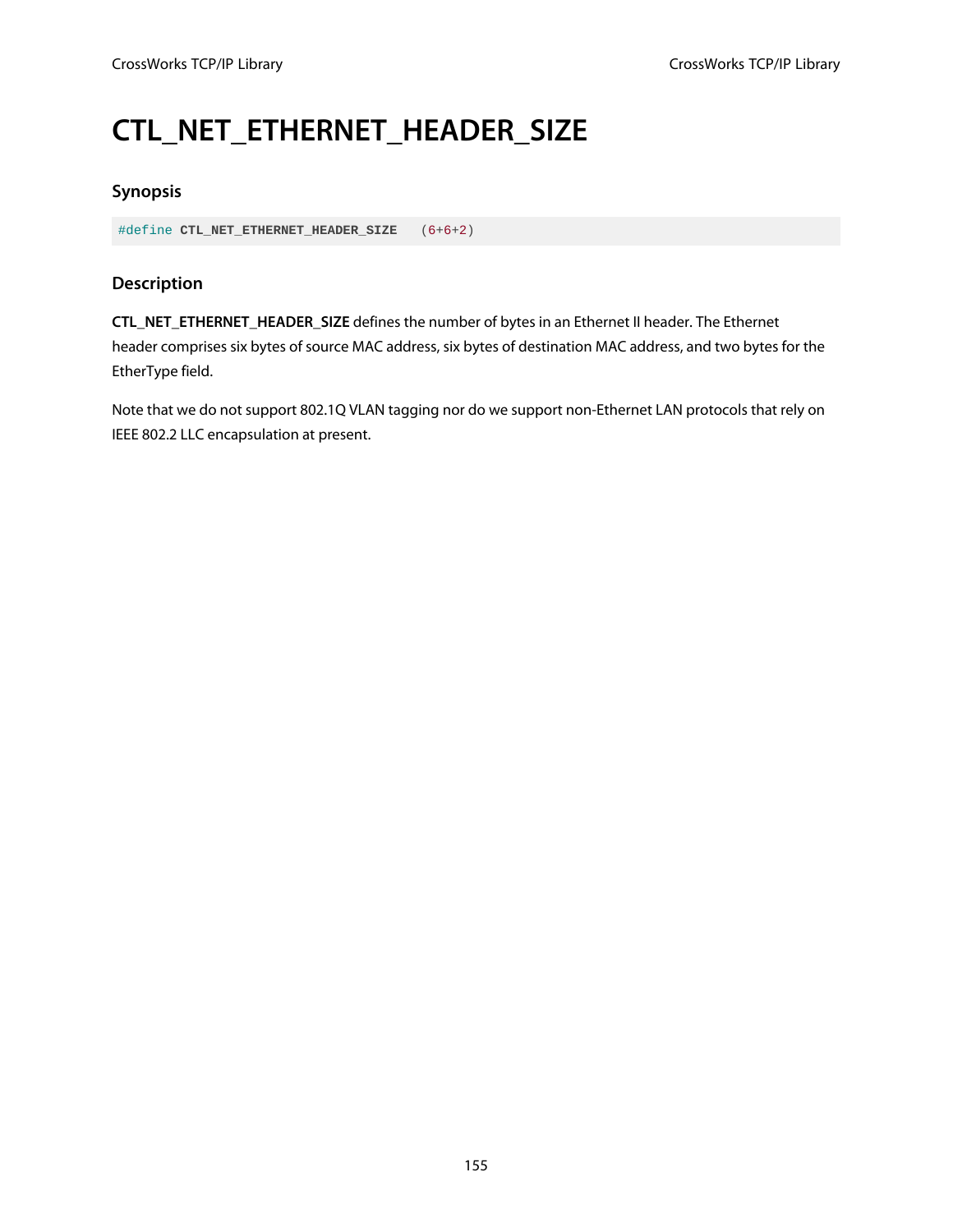# CTL_NET_ETHERNET_HEADER_SIZE

### Synopsis

```
#define CTL_NET_ETHERNET_HEADER_SIZE   (6+6+2)
```

### Description

**CTL_NET_ETHERNET_HEADER_SIZE** defines the number of bytes in an Ethernet II header. The Ethernet header comprises six bytes of source MAC address, six bytes of destination MAC address, and two bytes for the EtherType field.

Note that we do not support 802.1Q VLAN tagging nor do we support non-Ethernet LAN protocols that rely on IEEE 802.2 LLC encapsulation at present.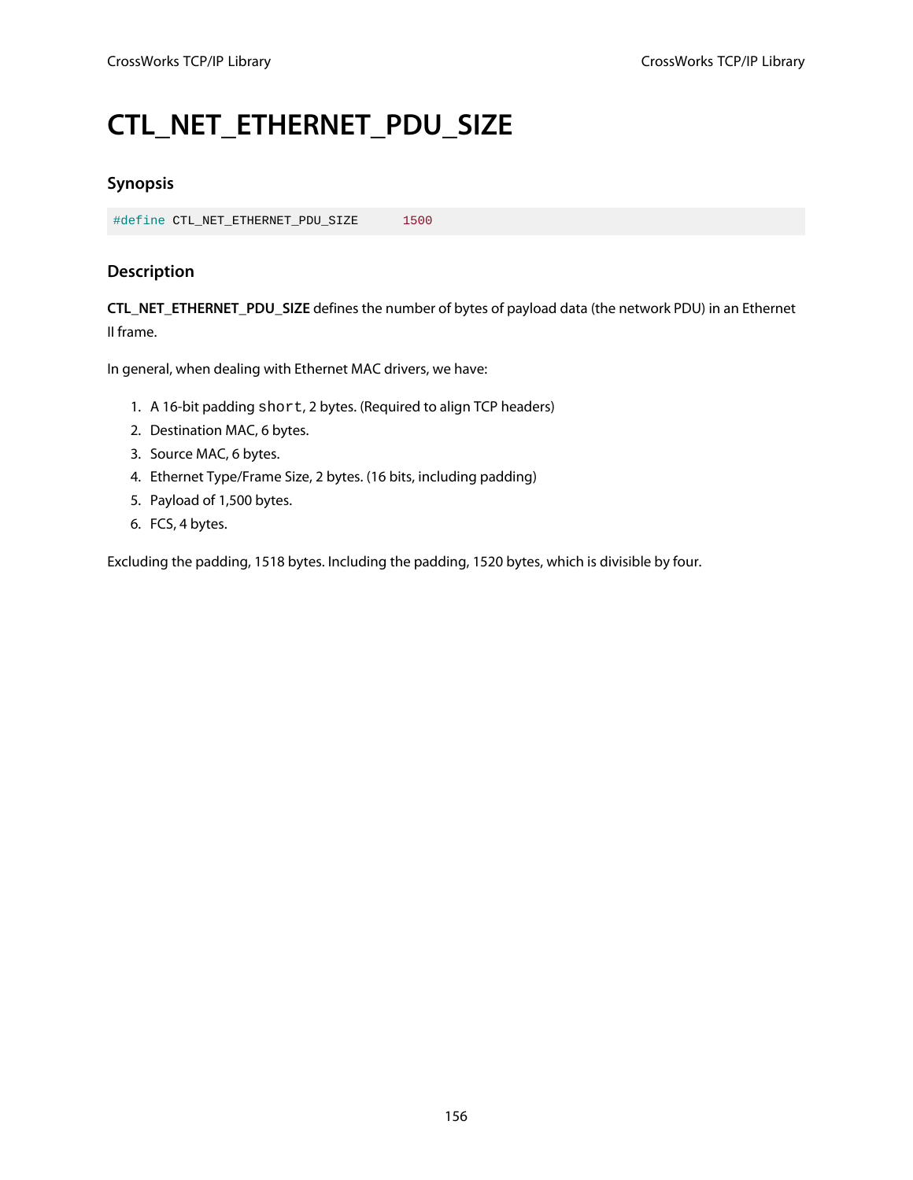# CTL_NET_ETHERNET_PDU_SIZE

## Synopsis

```
#define CTL_NET_ETHERNET_PDU_SIZE      1500
```

## Description

**CTL_NET_ETHERNET_PDU_SIZE** defines the number of bytes of payload data (the network PDU) in an Ethernet II frame.

In general, when dealing with Ethernet MAC drivers, we have:

1. A 16-bit padding `short`, 2 bytes. (Required to align TCP headers)
2. Destination MAC, 6 bytes.
3. Source MAC, 6 bytes.
4. Ethernet Type/Frame Size, 2 bytes. (16 bits, including padding)
5. Payload of 1,500 bytes.
6. FCS, 4 bytes.

Excluding the padding, 1518 bytes. Including the padding, 1520 bytes, which is divisible by four.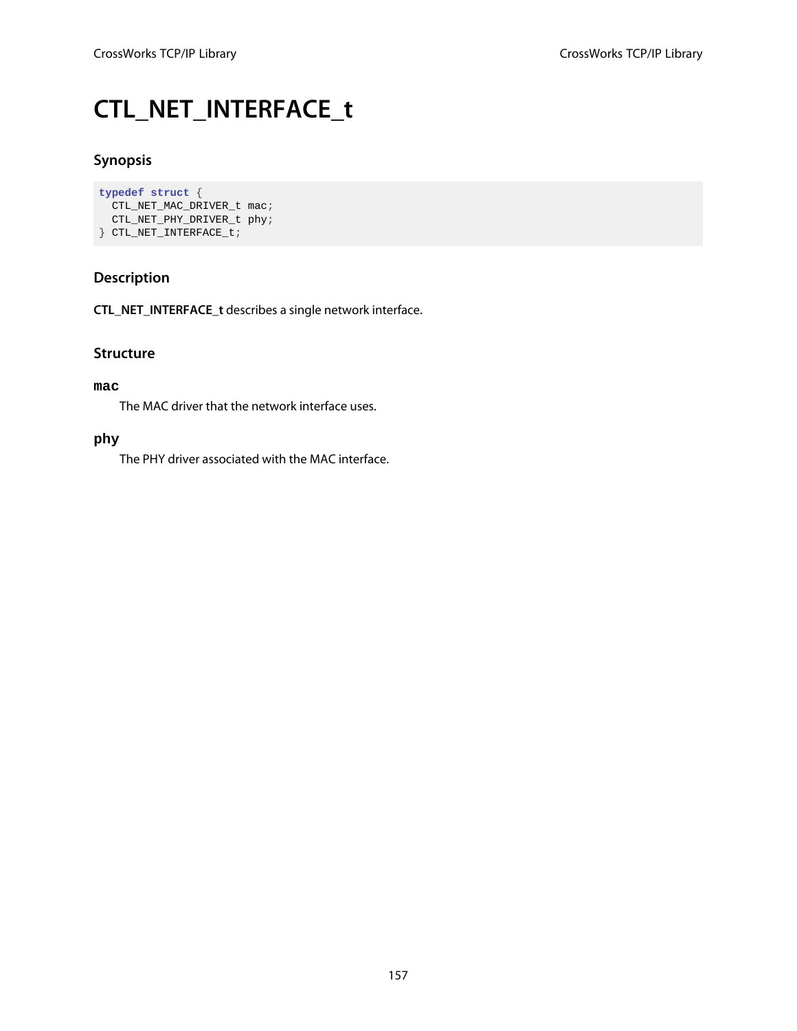# CTL_NET_INTERFACE_t

## Synopsis

```
typedef struct {
  CTL_NET_MAC_DRIVER_t mac;
  CTL_NET_PHY_DRIVER_t phy;
} CTL_NET_INTERFACE_t;
```

## Description

**CTL_NET_INTERFACE_t** describes a single network interface.

## Structure

### mac

The MAC driver that the network interface uses.

### phy

The PHY driver associated with the MAC interface.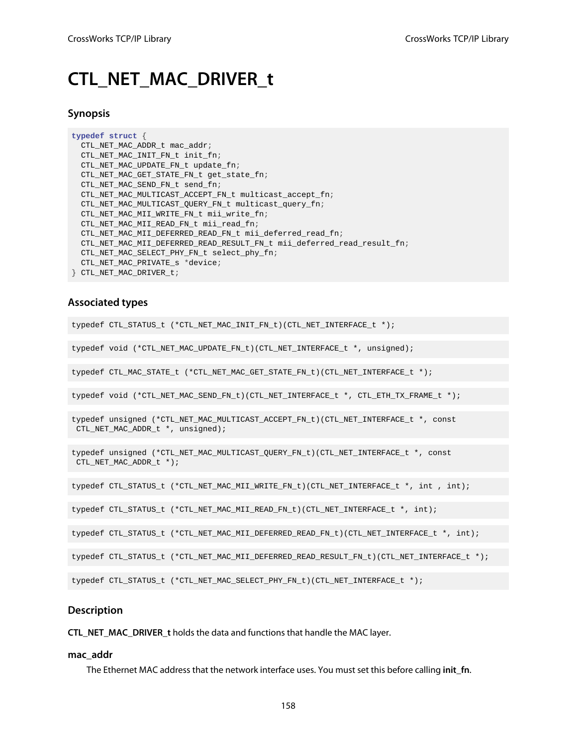# CTL_NET_MAC_DRIVER_t

## Synopsis

```
typedef struct {
  CTL_NET_MAC_ADDR_t mac_addr;
  CTL_NET_MAC_INIT_FN_t init_fn;
  CTL_NET_MAC_UPDATE_FN_t update_fn;
  CTL_NET_MAC_GET_STATE_FN_t get_state_fn;
  CTL_NET_MAC_SEND_FN_t send_fn;
  CTL_NET_MAC_MULTICAST_ACCEPT_FN_t multicast_accept_fn;
  CTL_NET_MAC_MULTICAST_QUERY_FN_t multicast_query_fn;
  CTL_NET_MAC_MII_WRITE_FN_t mii_write_fn;
  CTL_NET_MAC_MII_READ_FN_t mii_read_fn;
  CTL_NET_MAC_MII_DEFERRED_READ_FN_t mii_deferred_read_fn;
  CTL_NET_MAC_MII_DEFERRED_READ_RESULT_FN_t mii_deferred_read_result_fn;
  CTL_NET_MAC_SELECT_PHY_FN_t select_phy_fn;
  CTL_NET_MAC_PRIVATE_s *device;
} CTL_NET_MAC_DRIVER_t;
```

## Associated types

```
typedef CTL_STATUS_t (*CTL_NET_MAC_INIT_FN_t)(CTL_NET_INTERFACE_t *);
```

```
typedef void (*CTL_NET_MAC_UPDATE_FN_t)(CTL_NET_INTERFACE_t *, unsigned);
```

```
typedef CTL_MAC_STATE_t (*CTL_NET_MAC_GET_STATE_FN_t)(CTL_NET_INTERFACE_t *);
```

```
typedef void (*CTL_NET_MAC_SEND_FN_t)(CTL_NET_INTERFACE_t *, CTL_ETH_TX_FRAME_t *);
```

```
typedef unsigned (*CTL_NET_MAC_MULTICAST_ACCEPT_FN_t)(CTL_NET_INTERFACE_t *, const
 CTL_NET_MAC_ADDR_t *, unsigned);
```

```
typedef unsigned (*CTL_NET_MAC_MULTICAST_QUERY_FN_t)(CTL_NET_INTERFACE_t *, const
 CTL_NET_MAC_ADDR_t *);
```

```
typedef CTL_STATUS_t (*CTL_NET_MAC_MII_WRITE_FN_t)(CTL_NET_INTERFACE_t *, int , int);
```

```
typedef CTL_STATUS_t (*CTL_NET_MAC_MII_READ_FN_t)(CTL_NET_INTERFACE_t *, int);
```

```
typedef CTL_STATUS_t (*CTL_NET_MAC_MII_DEFERRED_READ_FN_t)(CTL_NET_INTERFACE_t *, int);
```

```
typedef CTL_STATUS_t (*CTL_NET_MAC_MII_DEFERRED_READ_RESULT_FN_t)(CTL_NET_INTERFACE_t *);
```

```
typedef CTL_STATUS_t (*CTL_NET_MAC_SELECT_PHY_FN_t)(CTL_NET_INTERFACE_t *);
```

## Description

**CTL_NET_MAC_DRIVER_t** holds the data and functions that handle the MAC layer.

### mac_addr

The Ethernet MAC address that the network interface uses. You must set this before calling **init_fn**.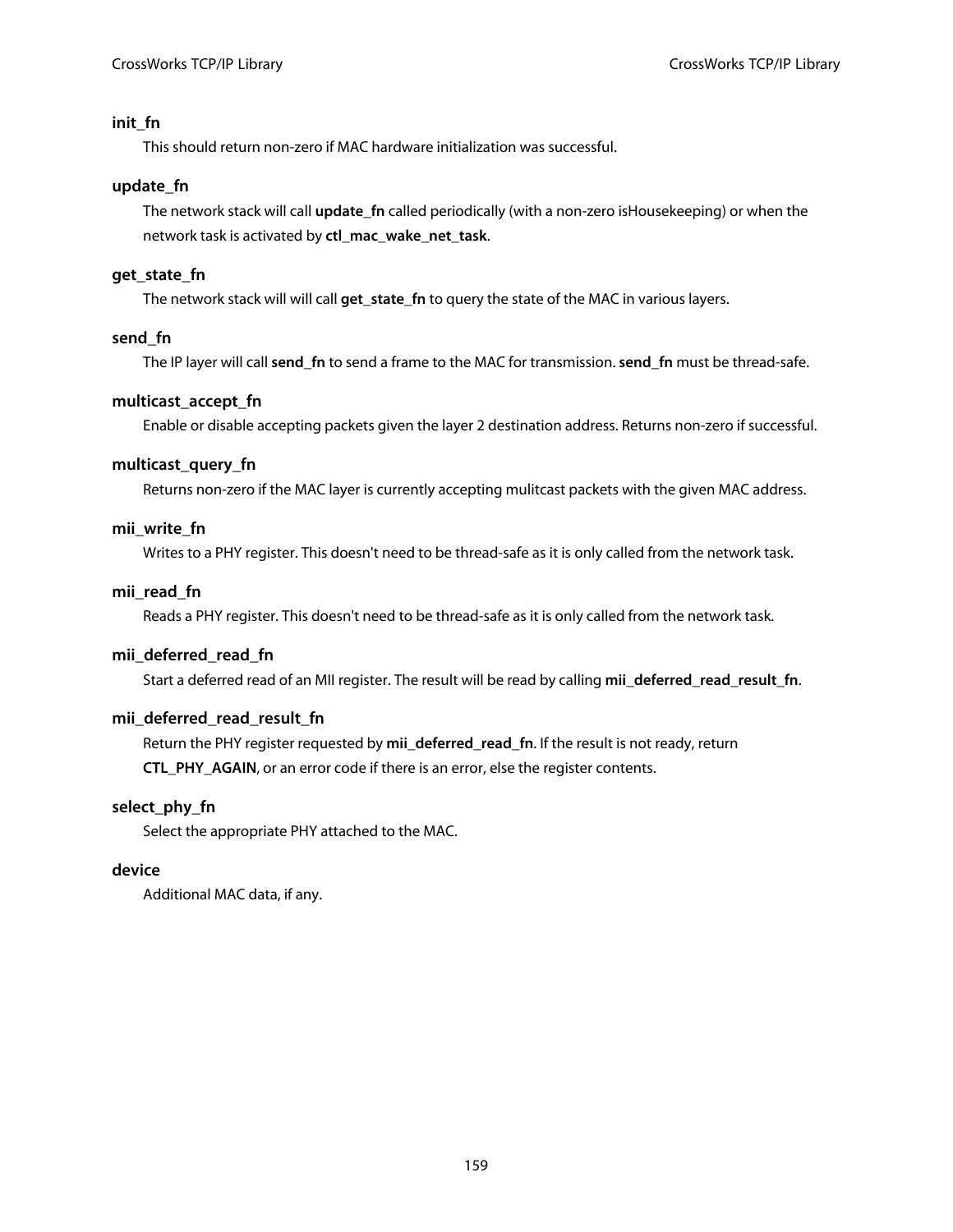**init_fn**

This should return non-zero if MAC hardware initialization was successful.

**update_fn**

The network stack will call **update_fn** called periodically (with a non-zero isHousekeeping) or when the network task is activated by **ctl_mac_wake_net_task**.

**get_state_fn**

The network stack will will call **get_state_fn** to query the state of the MAC in various layers.

**send_fn**

The IP layer will call **send_fn** to send a frame to the MAC for transmission. **send_fn** must be thread-safe.

**multicast_accept_fn**

Enable or disable accepting packets given the layer 2 destination address. Returns non-zero if successful.

**multicast_query_fn**

Returns non-zero if the MAC layer is currently accepting mulitcast packets with the given MAC address.

**mii_write_fn**

Writes to a PHY register. This doesn't need to be thread-safe as it is only called from the network task.

**mii_read_fn**

Reads a PHY register. This doesn't need to be thread-safe as it is only called from the network task.

**mii_deferred_read_fn**

Start a deferred read of an MII register. The result will be read by calling **mii_deferred_read_result_fn**.

**mii_deferred_read_result_fn**

Return the PHY register requested by **mii_deferred_read_fn**. If the result is not ready, return **CTL_PHY_AGAIN**, or an error code if there is an error, else the register contents.

**select_phy_fn**

Select the appropriate PHY attached to the MAC.

**device**

Additional MAC data, if any.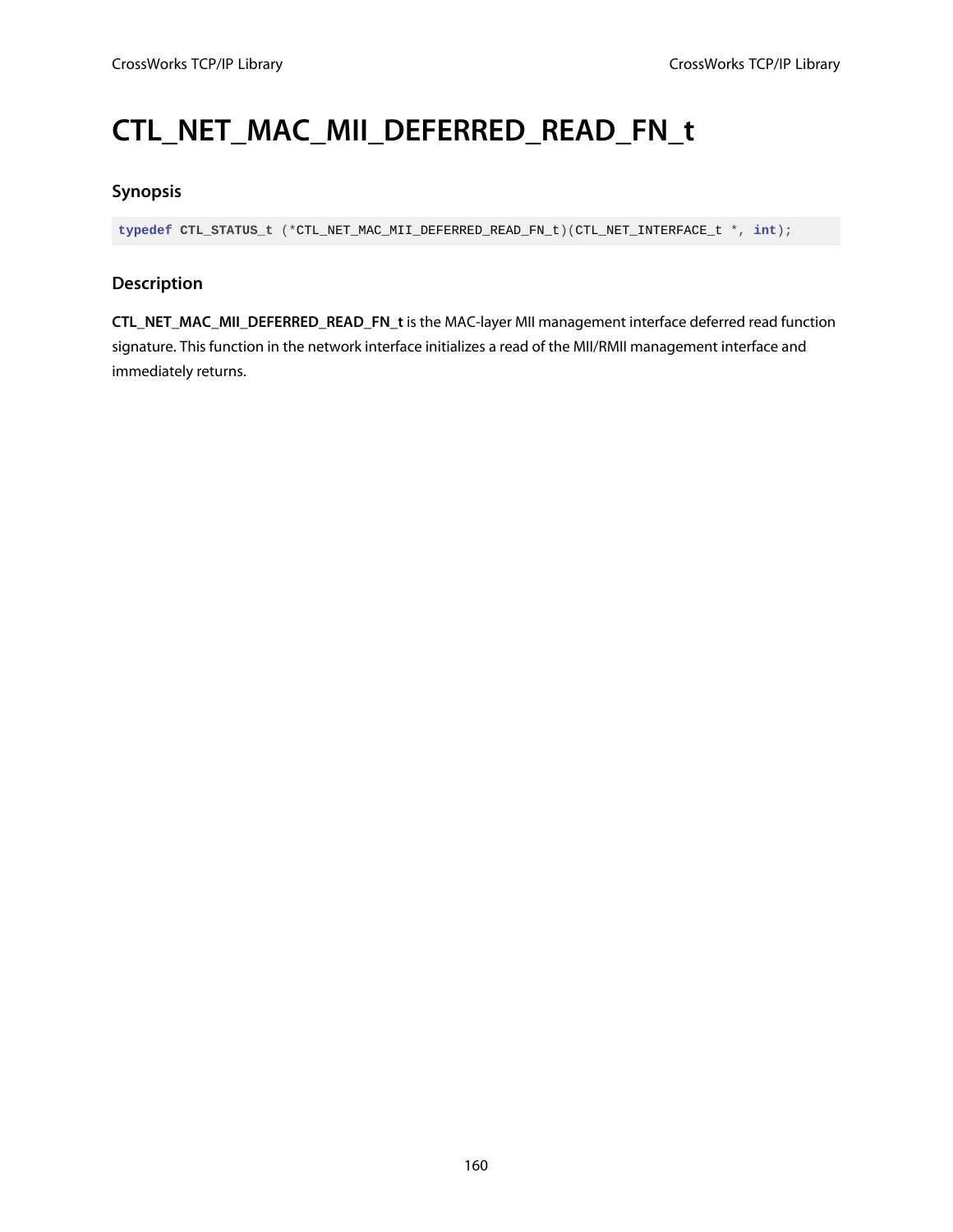# CTL_NET_MAC_MII_DEFERRED_READ_FN_t

### Synopsis

```
typedef CTL_STATUS_t (*CTL_NET_MAC_MII_DEFERRED_READ_FN_t)(CTL_NET_INTERFACE_t *, int);
```

### Description

**CTL_NET_MAC_MII_DEFERRED_READ_FN_t** is the MAC-layer MII management interface deferred read function signature. This function in the network interface initializes a read of the MII/RMII management interface and immediately returns.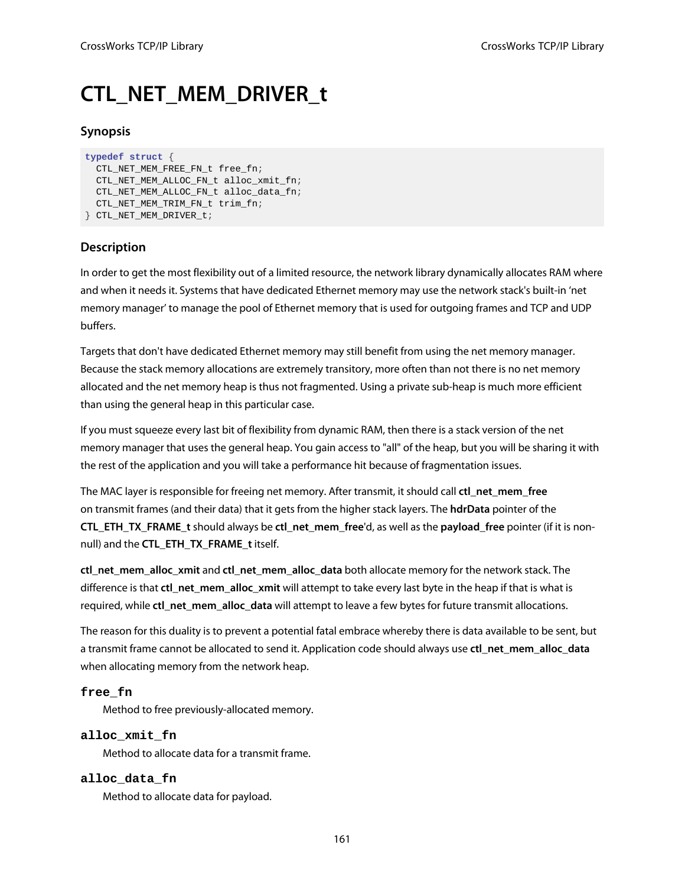# CTL_NET_MEM_DRIVER_t

### Synopsis

```
typedef struct {
  CTL_NET_MEM_FREE_FN_t free_fn;
  CTL_NET_MEM_ALLOC_FN_t alloc_xmit_fn;
  CTL_NET_MEM_ALLOC_FN_t alloc_data_fn;
  CTL_NET_MEM_TRIM_FN_t trim_fn;
} CTL_NET_MEM_DRIVER_t;
```

### Description

In order to get the most flexibility out of a limited resource, the network library dynamically allocates RAM where and when it needs it. Systems that have dedicated Ethernet memory may use the network stack's built-in 'net memory manager' to manage the pool of Ethernet memory that is used for outgoing frames and TCP and UDP buffers.

Targets that don't have dedicated Ethernet memory may still benefit from using the net memory manager. Because the stack memory allocations are extremely transitory, more often than not there is no net memory allocated and the net memory heap is thus not fragmented. Using a private sub-heap is much more efficient than using the general heap in this particular case.

If you must squeeze every last bit of flexibility from dynamic RAM, then there is a stack version of the net memory manager that uses the general heap. You gain access to "all" of the heap, but you will be sharing it with the rest of the application and you will take a performance hit because of fragmentation issues.

The MAC layer is responsible for freeing net memory. After transmit, it should call **ctl_net_mem_free** on transmit frames (and their data) that it gets from the higher stack layers. The **hdrData** pointer of the **CTL_ETH_TX_FRAME_t** should always be **ctl_net_mem_free**'d, as well as the **payload_free** pointer (if it is non-null) and the **CTL_ETH_TX_FRAME_t** itself.

**ctl_net_mem_alloc_xmit** and **ctl_net_mem_alloc_data** both allocate memory for the network stack. The difference is that **ctl_net_mem_alloc_xmit** will attempt to take every last byte in the heap if that is what is required, while **ctl_net_mem_alloc_data** will attempt to leave a few bytes for future transmit allocations.

The reason for this duality is to prevent a potential fatal embrace whereby there is data available to be sent, but a transmit frame cannot be allocated to send it. Application code should always use **ctl_net_mem_alloc_data** when allocating memory from the network heap.

#### `free_fn`

Method to free previously-allocated memory.

#### `alloc_xmit_fn`

Method to allocate data for a transmit frame.

#### `alloc_data_fn`

Method to allocate data for payload.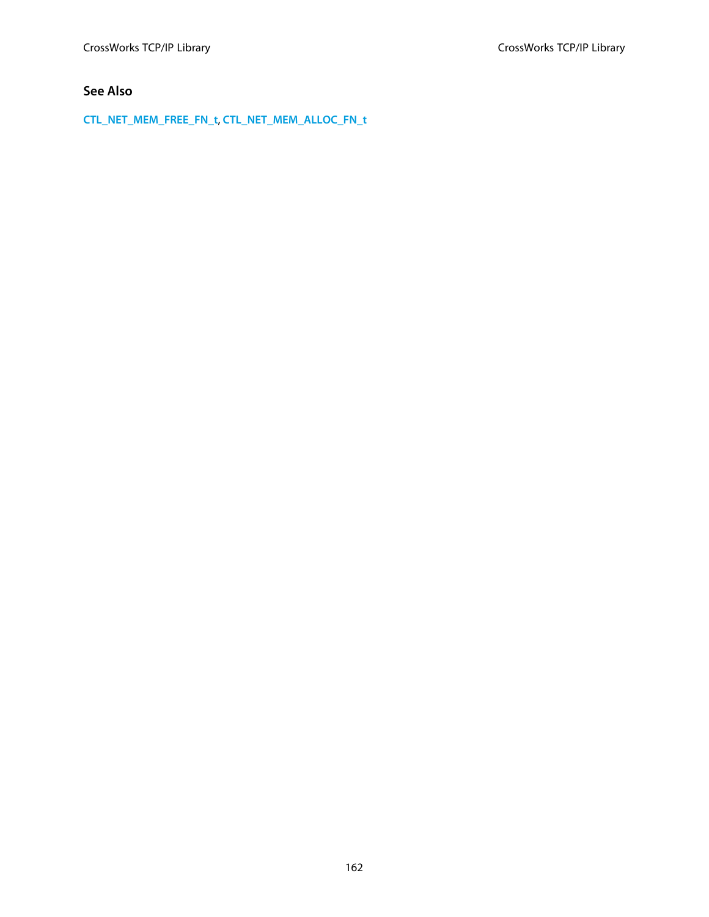#### See Also

CTL_NET_MEM_FREE_FN_t, CTL_NET_MEM_ALLOC_FN_t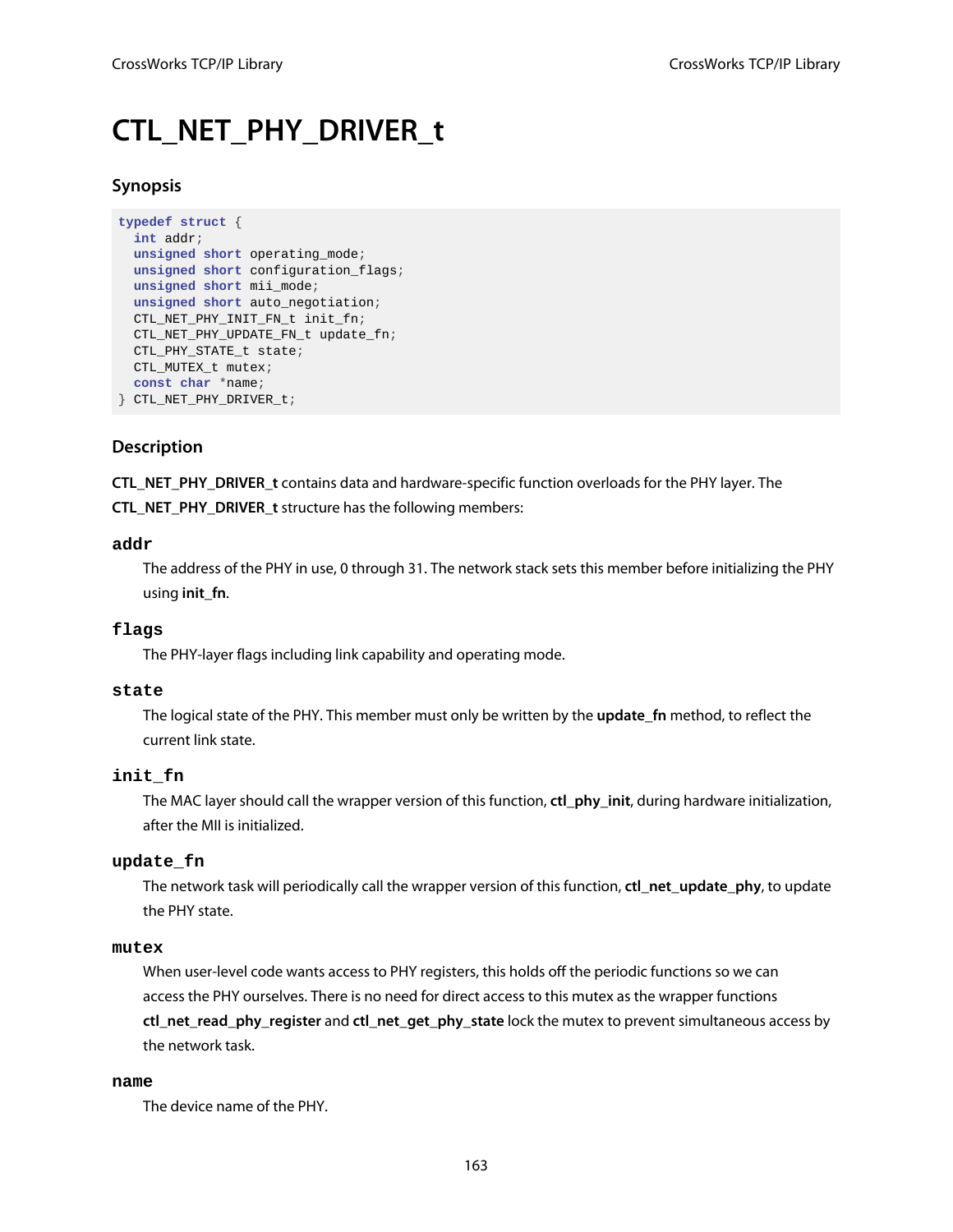# CTL_NET_PHY_DRIVER_t

## Synopsis

```
typedef struct {
  int addr;
  unsigned short operating_mode;
  unsigned short configuration_flags;
  unsigned short mii_mode;
  unsigned short auto_negotiation;
  CTL_NET_PHY_INIT_FN_t init_fn;
  CTL_NET_PHY_UPDATE_FN_t update_fn;
  CTL_PHY_STATE_t state;
  CTL_MUTEX_t mutex;
  const char *name;
} CTL_NET_PHY_DRIVER_t;
```

## Description

**CTL_NET_PHY_DRIVER_t** contains data and hardware-specific function overloads for the PHY layer. The **CTL_NET_PHY_DRIVER_t** structure has the following members:

### `addr`

The address of the PHY in use, 0 through 31. The network stack sets this member before initializing the PHY using **init_fn**.

### `flags`

The PHY-layer flags including link capability and operating mode.

### `state`

The logical state of the PHY. This member must only be written by the **update_fn** method, to reflect the current link state.

### `init_fn`

The MAC layer should call the wrapper version of this function, **ctl_phy_init**, during hardware initialization, after the MII is initialized.

### `update_fn`

The network task will periodically call the wrapper version of this function, **ctl_net_update_phy**, to update the PHY state.

### `mutex`

When user-level code wants access to PHY registers, this holds off the periodic functions so we can access the PHY ourselves. There is no need for direct access to this mutex as the wrapper functions **ctl_net_read_phy_register** and **ctl_net_get_phy_state** lock the mutex to prevent simultaneous access by the network task.

### `name`

The device name of the PHY.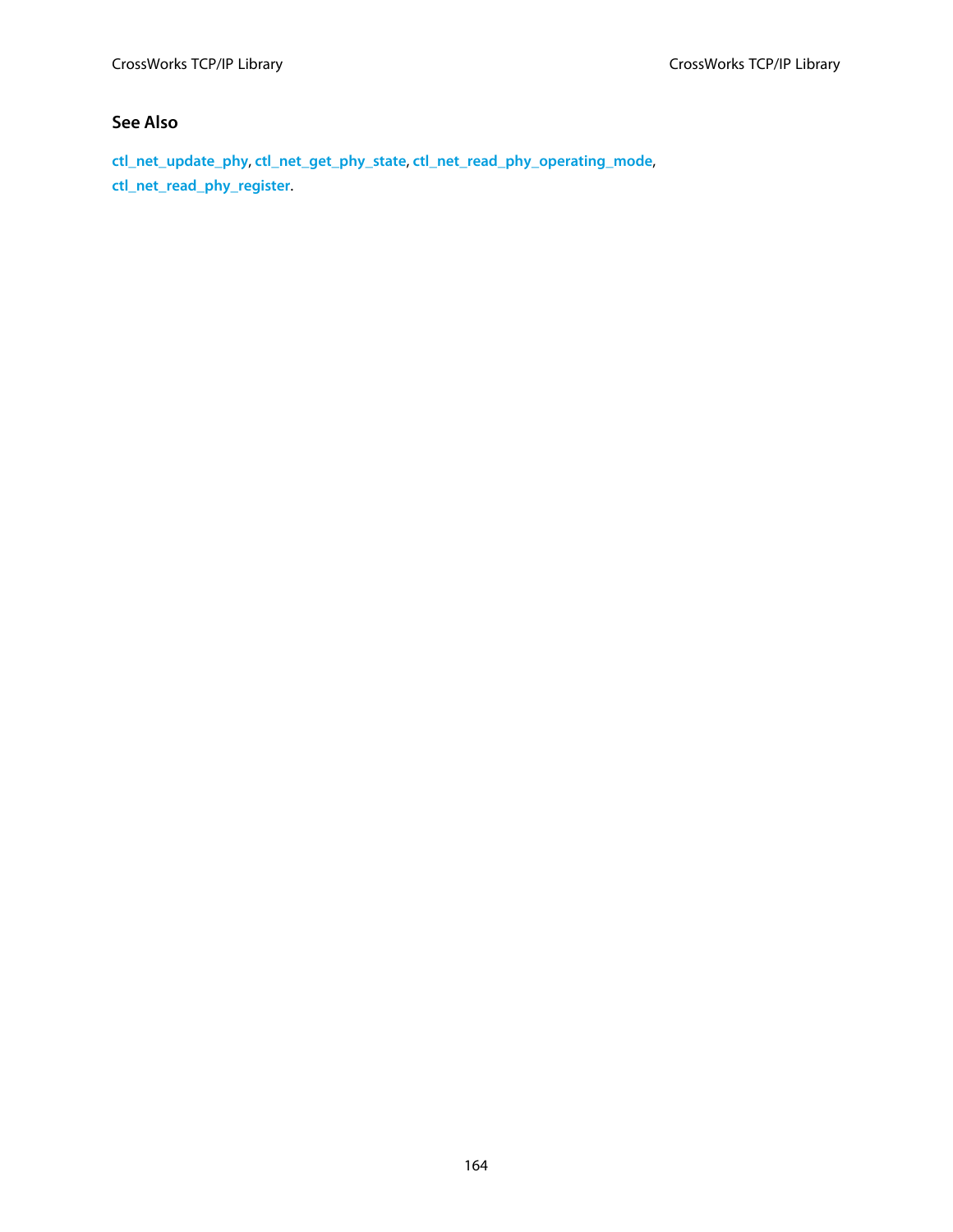### See Also

ctl_net_update_phy, ctl_net_get_phy_state, ctl_net_read_phy_operating_mode, ctl_net_read_phy_register.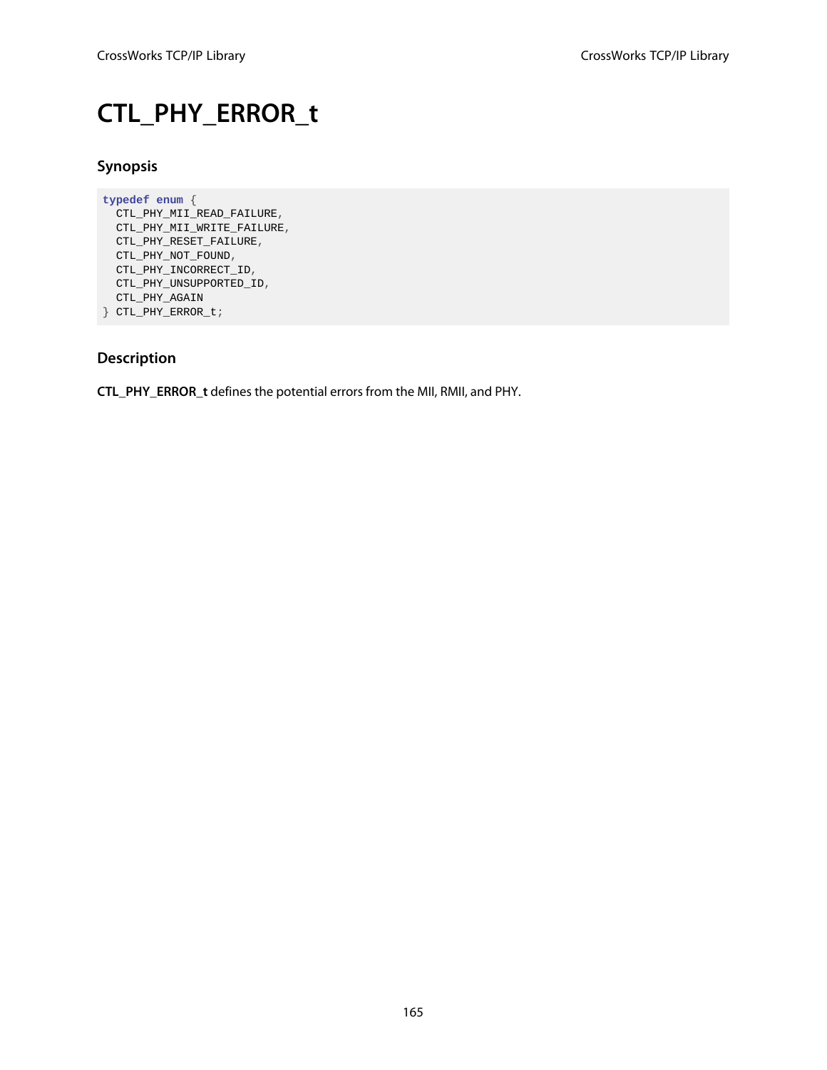# CTL_PHY_ERROR_t

## Synopsis

```
typedef enum {
  CTL_PHY_MII_READ_FAILURE,
  CTL_PHY_MII_WRITE_FAILURE,
  CTL_PHY_RESET_FAILURE,
  CTL_PHY_NOT_FOUND,
  CTL_PHY_INCORRECT_ID,
  CTL_PHY_UNSUPPORTED_ID,
  CTL_PHY_AGAIN
} CTL_PHY_ERROR_t;
```

## Description

**CTL_PHY_ERROR_t** defines the potential errors from the MII, RMII, and PHY.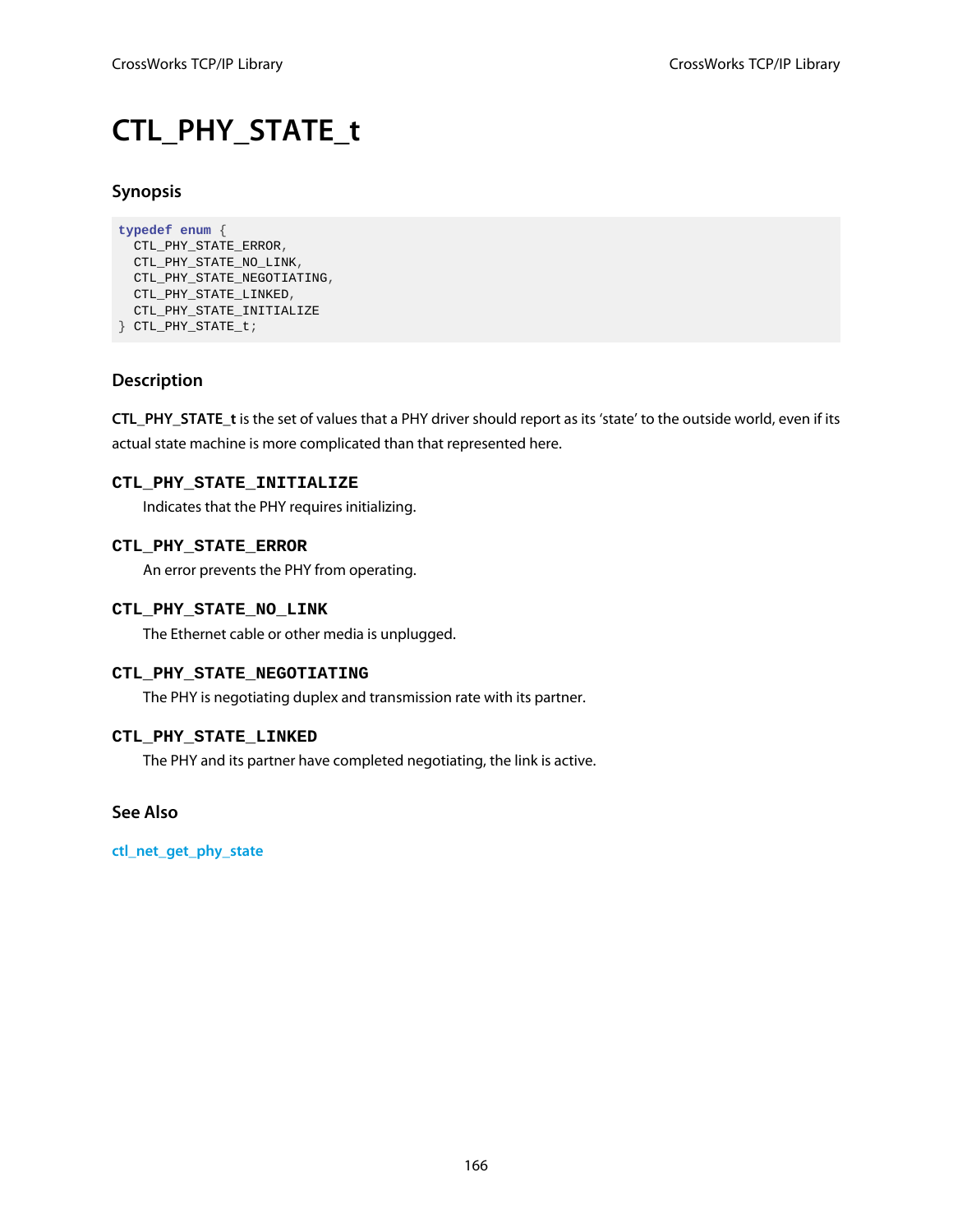# CTL_PHY_STATE_t

## Synopsis

```
typedef enum {
  CTL_PHY_STATE_ERROR,
  CTL_PHY_STATE_NO_LINK,
  CTL_PHY_STATE_NEGOTIATING,
  CTL_PHY_STATE_LINKED,
  CTL_PHY_STATE_INITIALIZE
} CTL_PHY_STATE_t;
```

## Description

**CTL_PHY_STATE_t** is the set of values that a PHY driver should report as its 'state' to the outside world, even if its actual state machine is more complicated than that represented here.

**CTL_PHY_STATE_INITIALIZE**

Indicates that the PHY requires initializing.

**CTL_PHY_STATE_ERROR**

An error prevents the PHY from operating.

**CTL_PHY_STATE_NO_LINK**

The Ethernet cable or other media is unplugged.

**CTL_PHY_STATE_NEGOTIATING**

The PHY is negotiating duplex and transmission rate with its partner.

**CTL_PHY_STATE_LINKED**

The PHY and its partner have completed negotiating, the link is active.

## See Also

ctl_net_get_phy_state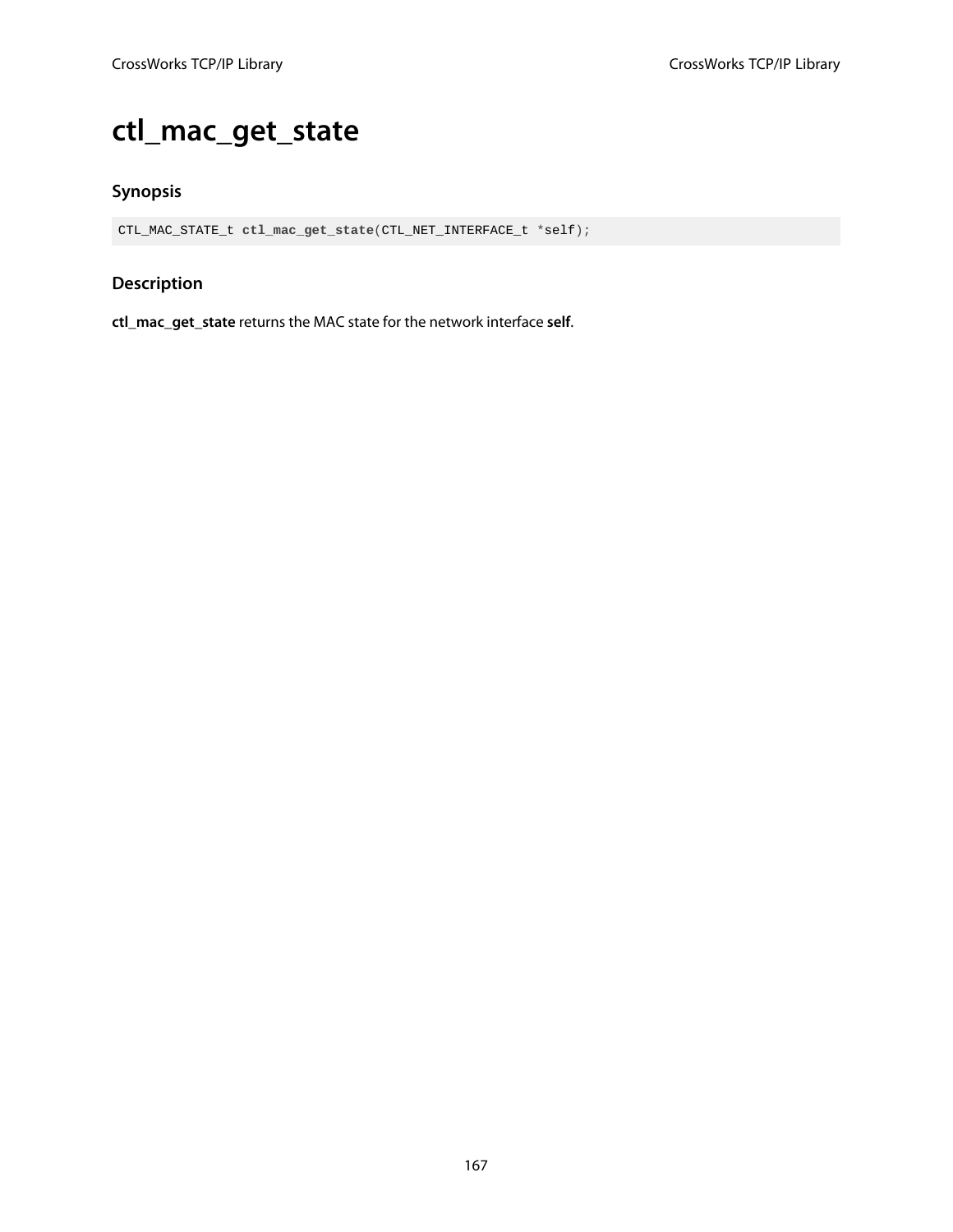# ctl_mac_get_state

## Synopsis

```
CTL_MAC_STATE_t ctl_mac_get_state(CTL_NET_INTERFACE_t *self);
```

## Description

**ctl_mac_get_state** returns the MAC state for the network interface **self**.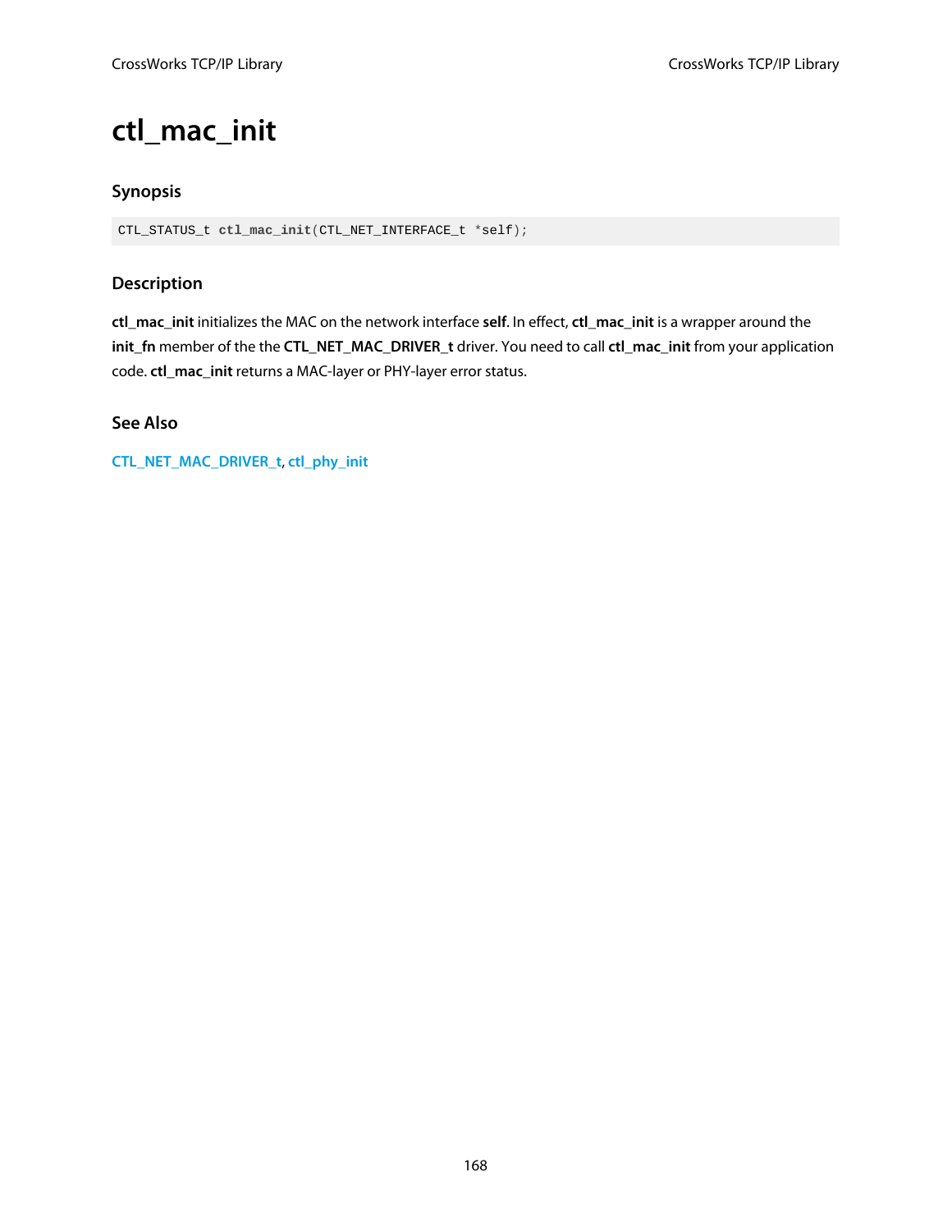# ctl_mac_init

## Synopsis

```
CTL_STATUS_t ctl_mac_init(CTL_NET_INTERFACE_t *self);
```

## Description

**ctl_mac_init** initializes the MAC on the network interface **self**. In effect, **ctl_mac_init** is a wrapper around the **init_fn** member of the the **CTL_NET_MAC_DRIVER_t** driver. You need to call **ctl_mac_init** from your application code. **ctl_mac_init** returns a MAC-layer or PHY-layer error status.

## See Also

CTL_NET_MAC_DRIVER_t, ctl_phy_init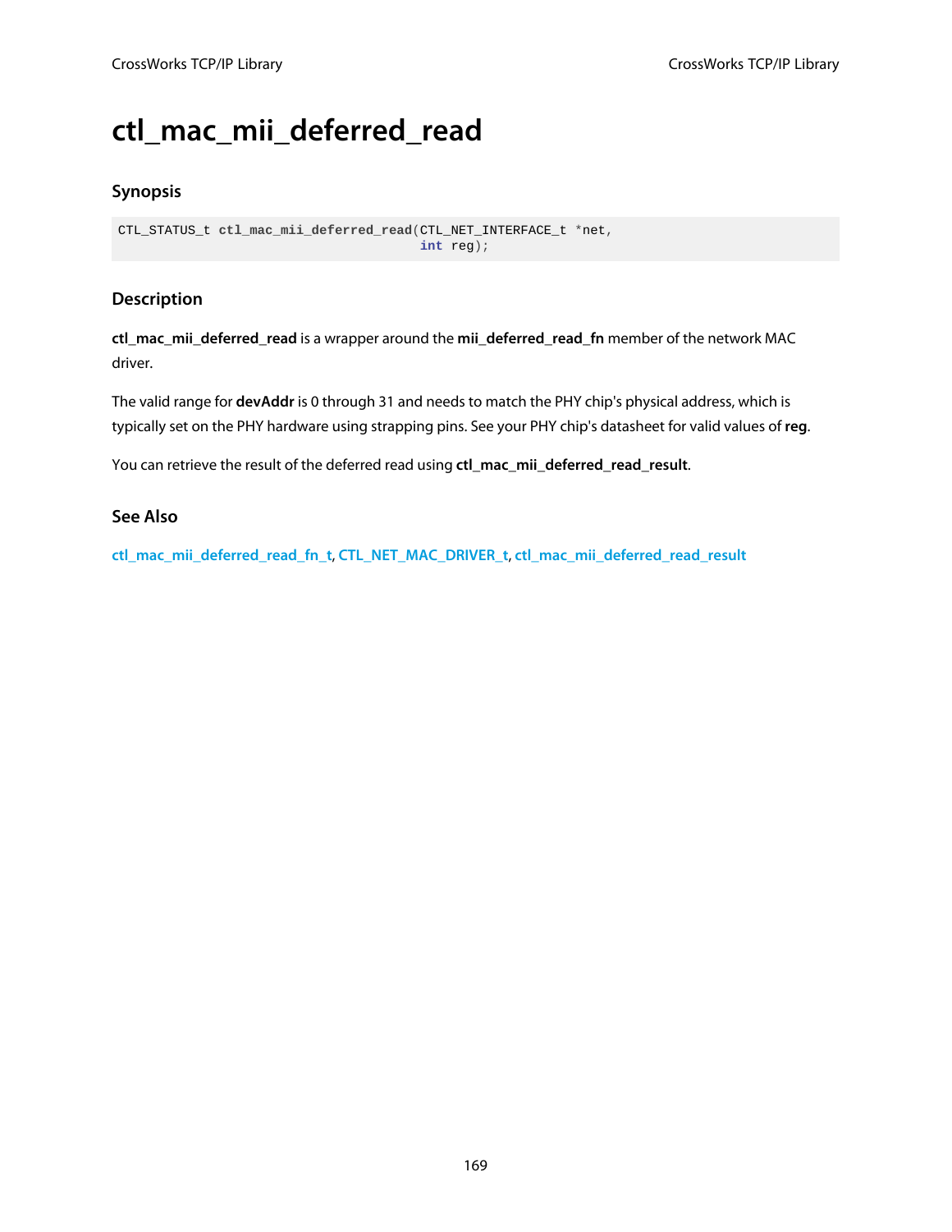# ctl_mac_mii_deferred_read

## Synopsis

```
CTL_STATUS_t ctl_mac_mii_deferred_read(CTL_NET_INTERFACE_t *net,
                                       int reg);
```

## Description

**ctl_mac_mii_deferred_read** is a wrapper around the **mii_deferred_read_fn** member of the network MAC driver.

The valid range for **devAddr** is 0 through 31 and needs to match the PHY chip's physical address, which is typically set on the PHY hardware using strapping pins. See your PHY chip's datasheet for valid values of **reg**.

You can retrieve the result of the deferred read using **ctl_mac_mii_deferred_read_result**.

## See Also

ctl_mac_mii_deferred_read_fn_t, CTL_NET_MAC_DRIVER_t, ctl_mac_mii_deferred_read_result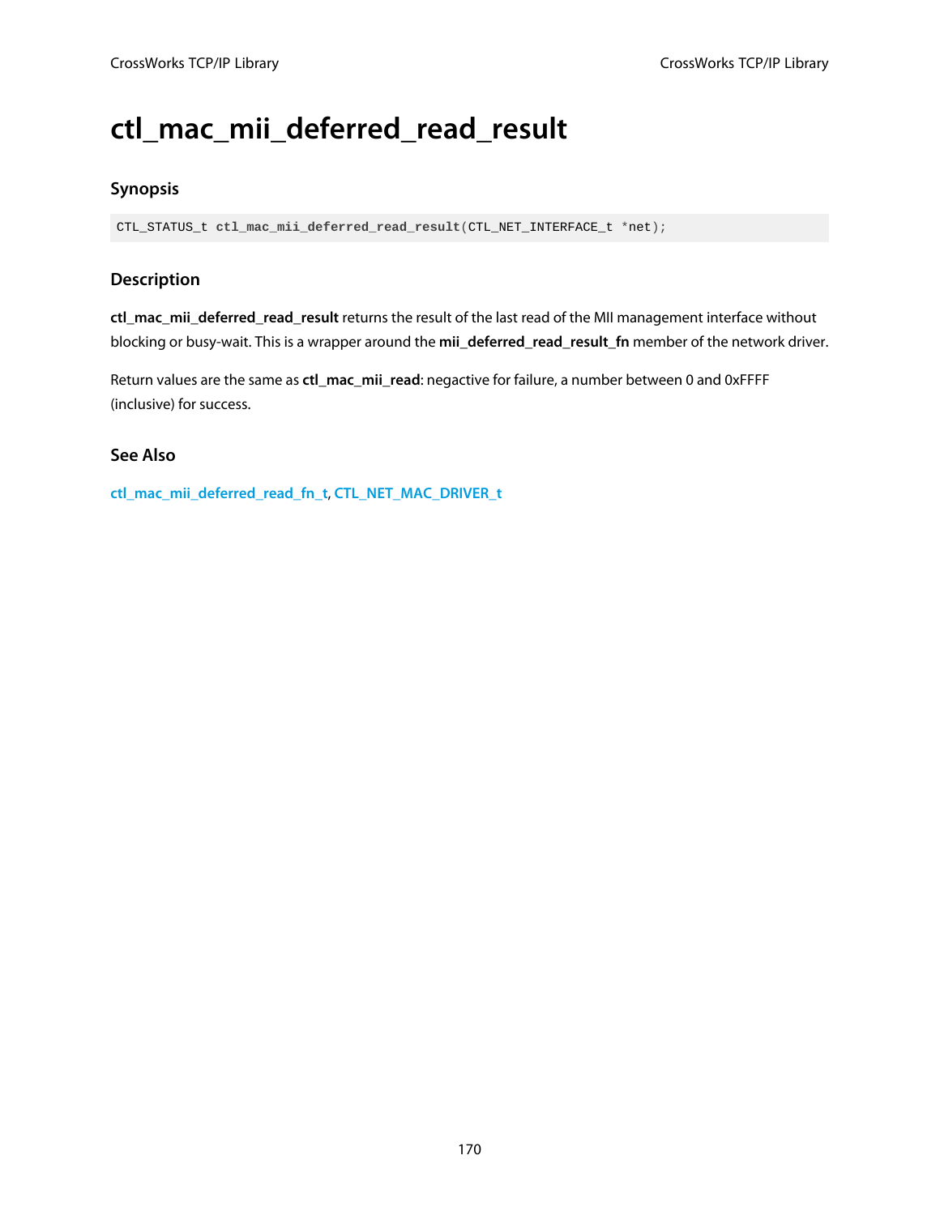# ctl_mac_mii_deferred_read_result

## Synopsis

```
CTL_STATUS_t ctl_mac_mii_deferred_read_result(CTL_NET_INTERFACE_t *net);
```

## Description

**ctl_mac_mii_deferred_read_result** returns the result of the last read of the MII management interface without blocking or busy-wait. This is a wrapper around the **mii_deferred_read_result_fn** member of the network driver.

Return values are the same as **ctl_mac_mii_read**: negactive for failure, a number between 0 and 0xFFFF (inclusive) for success.

## See Also

ctl_mac_mii_deferred_read_fn_t, CTL_NET_MAC_DRIVER_t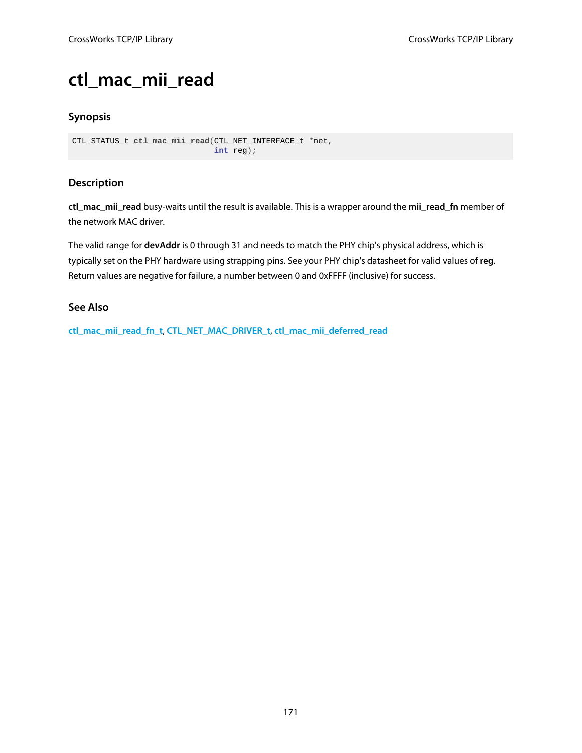# ctl_mac_mii_read

## Synopsis

```
CTL_STATUS_t ctl_mac_mii_read(CTL_NET_INTERFACE_t *net,
                              int reg);
```

## Description

**ctl_mac_mii_read** busy-waits until the result is available. This is a wrapper around the **mii_read_fn** member of the network MAC driver.

The valid range for **devAddr** is 0 through 31 and needs to match the PHY chip's physical address, which is typically set on the PHY hardware using strapping pins. See your PHY chip's datasheet for valid values of **reg**. Return values are negative for failure, a number between 0 and 0xFFFF (inclusive) for success.

## See Also

**ctl_mac_mii_read_fn_t**, **CTL_NET_MAC_DRIVER_t**, **ctl_mac_mii_deferred_read**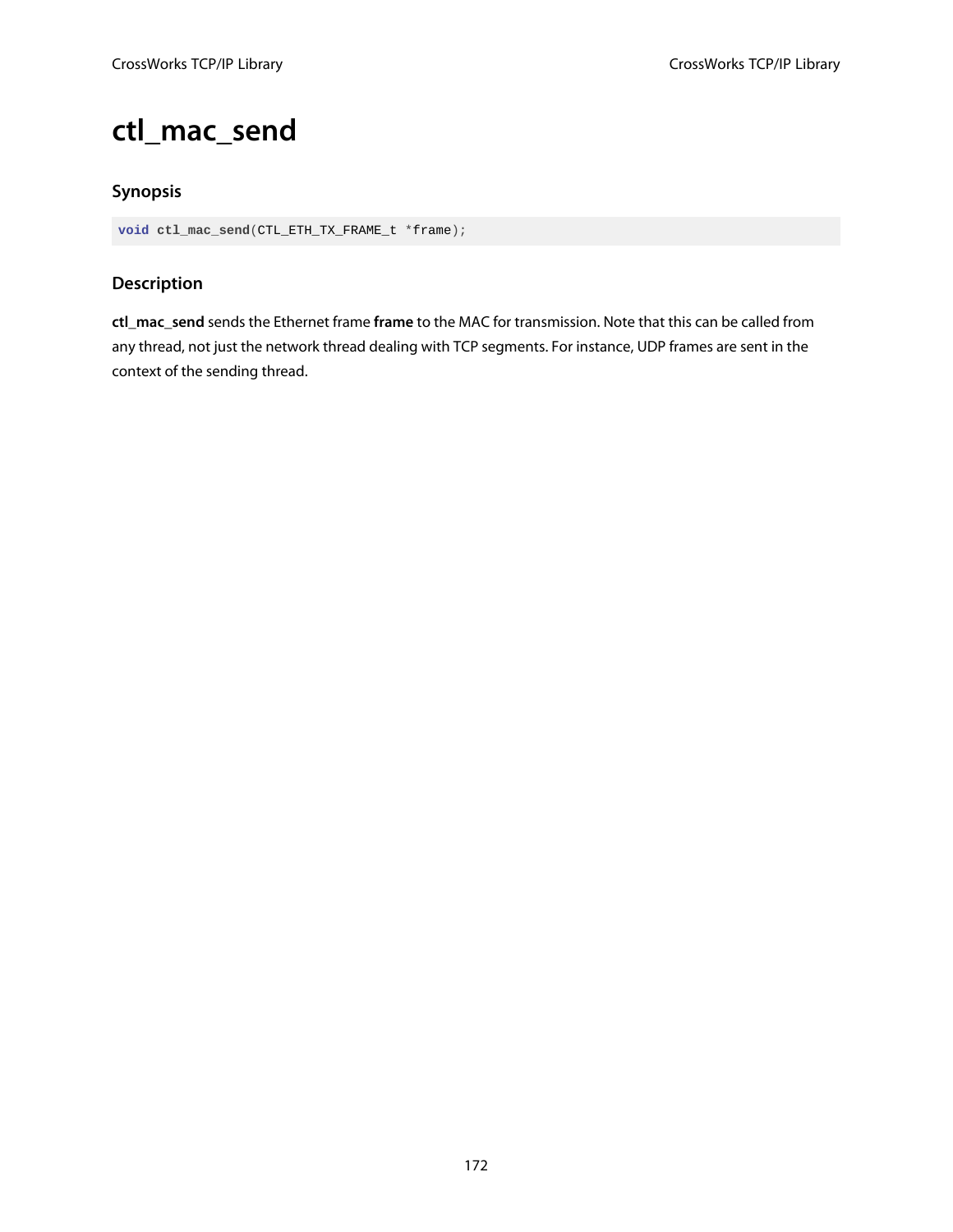# ctl_mac_send

### Synopsis

```
void ctl_mac_send(CTL_ETH_TX_FRAME_t *frame);
```

### Description

**ctl_mac_send** sends the Ethernet frame **frame** to the MAC for transmission. Note that this can be called from any thread, not just the network thread dealing with TCP segments. For instance, UDP frames are sent in the context of the sending thread.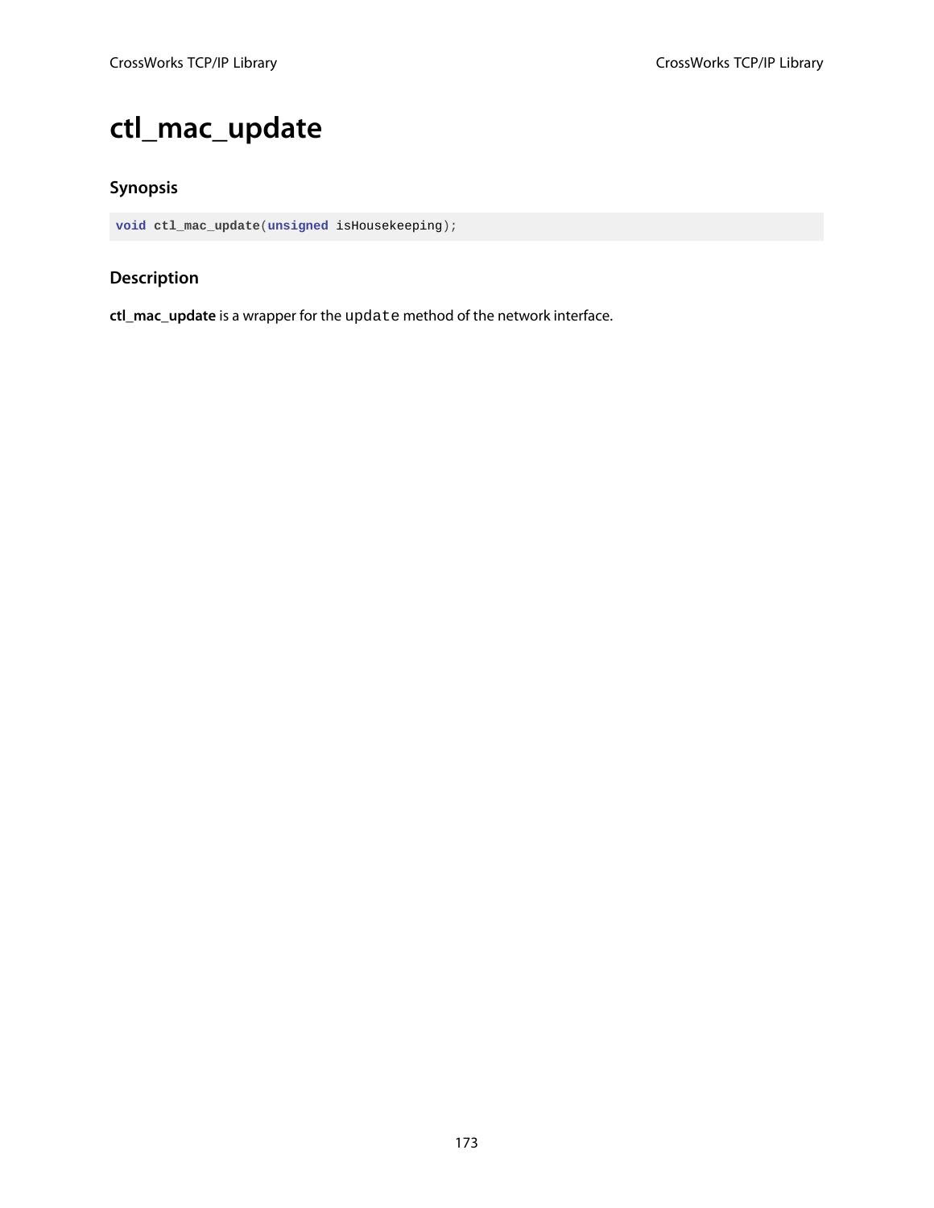# ctl_mac_update

## Synopsis

```
void ctl_mac_update(unsigned isHousekeeping);
```

## Description

**ctl_mac_update** is a wrapper for the `update` method of the network interface.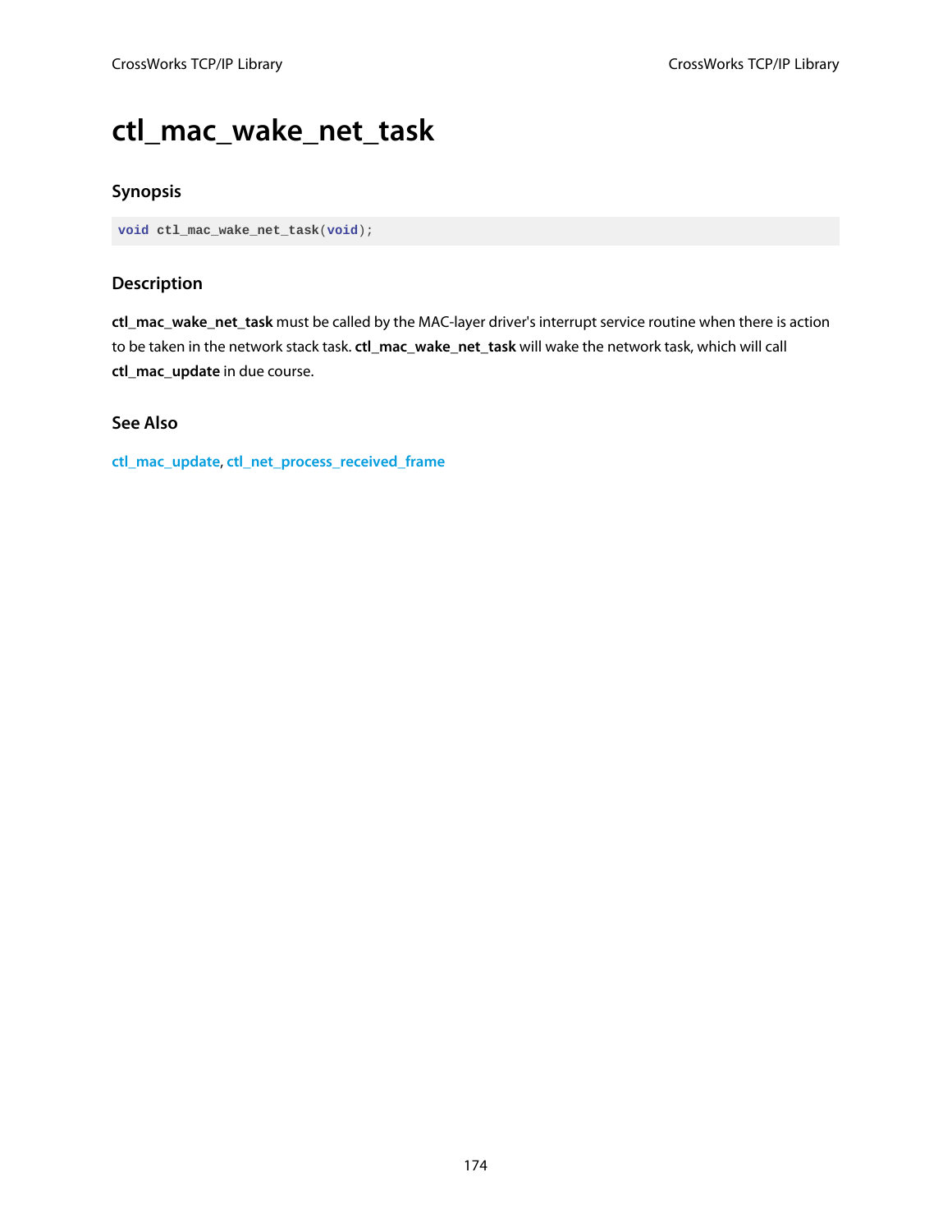# ctl_mac_wake_net_task

## Synopsis

```
void ctl_mac_wake_net_task(void);
```

## Description

**ctl_mac_wake_net_task** must be called by the MAC-layer driver's interrupt service routine when there is action to be taken in the network stack task. **ctl_mac_wake_net_task** will wake the network task, which will call **ctl_mac_update** in due course.

## See Also

ctl_mac_update, ctl_net_process_received_frame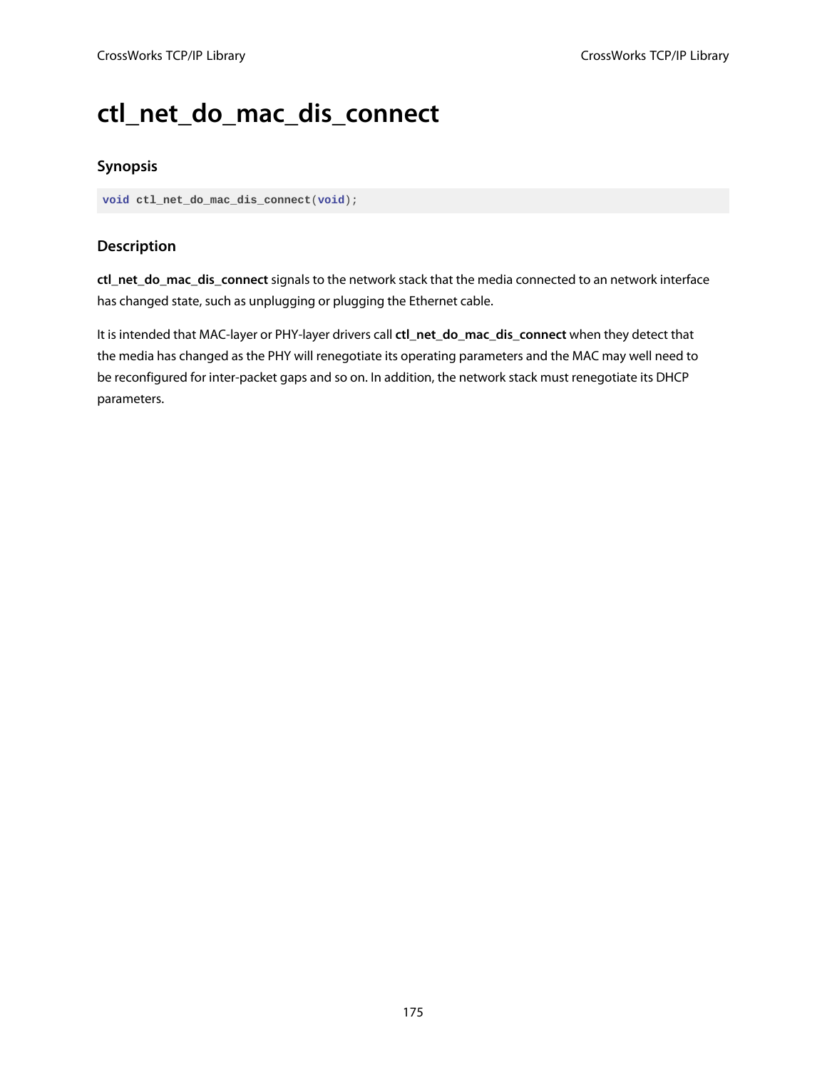# ctl_net_do_mac_dis_connect

### Synopsis

```
void ctl_net_do_mac_dis_connect(void);
```

### Description

**ctl_net_do_mac_dis_connect** signals to the network stack that the media connected to an network interface has changed state, such as unplugging or plugging the Ethernet cable.

It is intended that MAC-layer or PHY-layer drivers call **ctl_net_do_mac_dis_connect** when they detect that the media has changed as the PHY will renegotiate its operating parameters and the MAC may well need to be reconfigured for inter-packet gaps and so on. In addition, the network stack must renegotiate its DHCP parameters.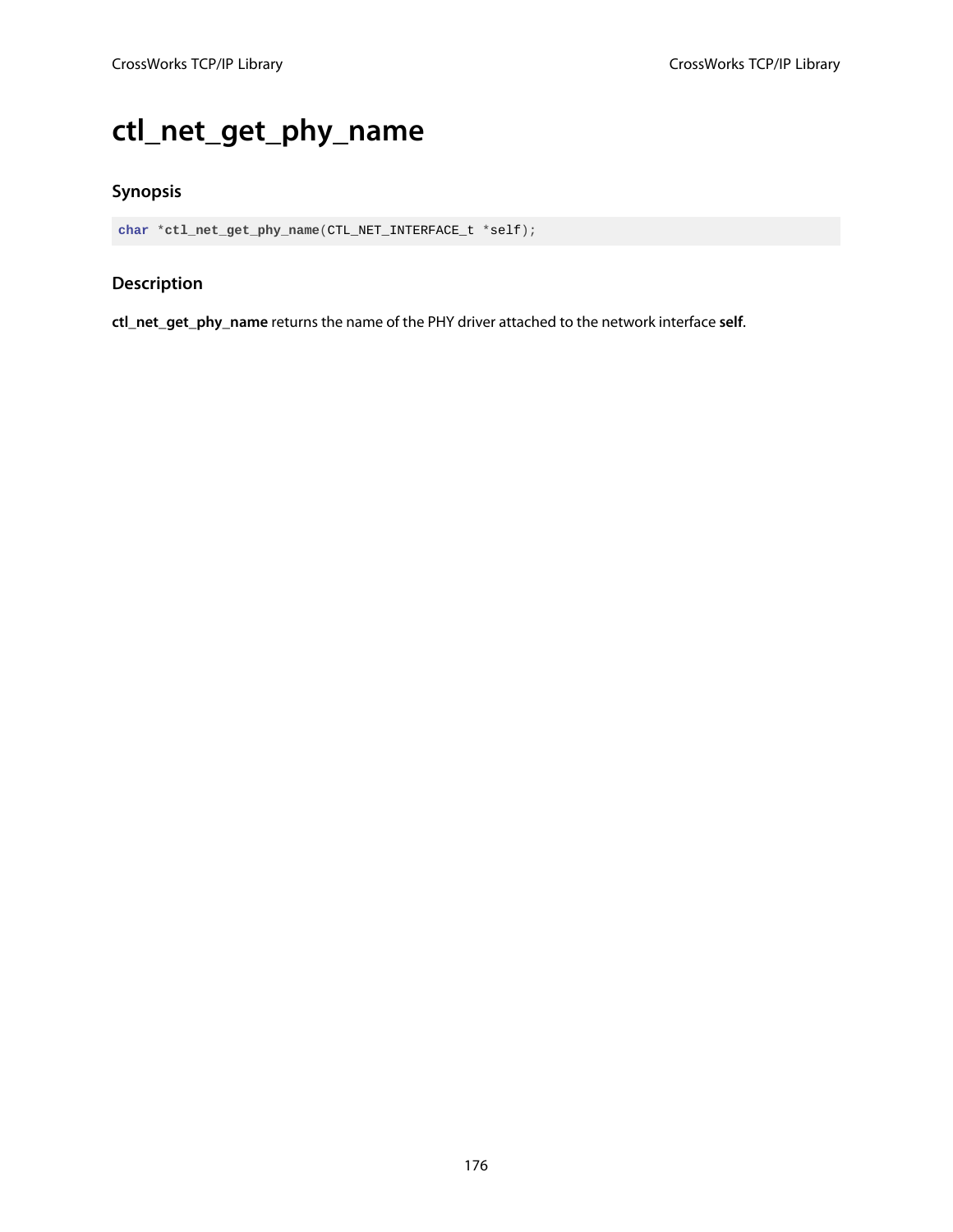# ctl_net_get_phy_name

### Synopsis

```
char *ctl_net_get_phy_name(CTL_NET_INTERFACE_t *self);
```

### Description

**ctl_net_get_phy_name** returns the name of the PHY driver attached to the network interface **self**.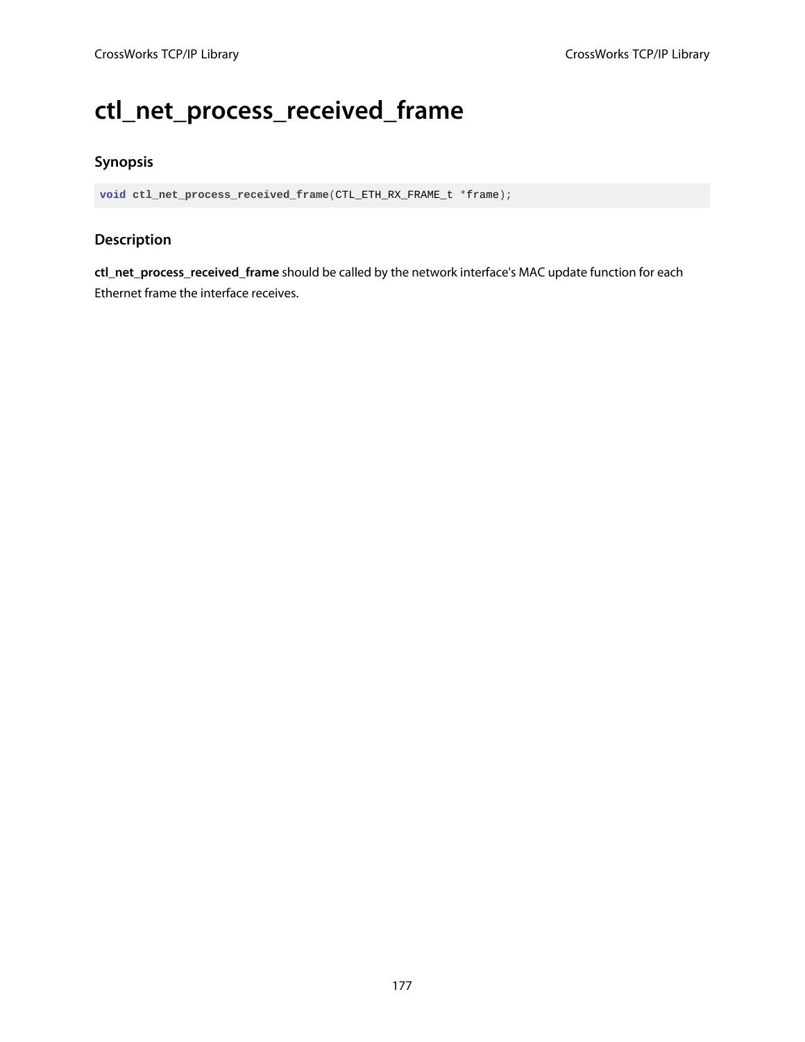# ctl_net_process_received_frame

### Synopsis

```
void ctl_net_process_received_frame(CTL_ETH_RX_FRAME_t *frame);
```

### Description

**ctl_net_process_received_frame** should be called by the network interface's MAC update function for each Ethernet frame the interface receives.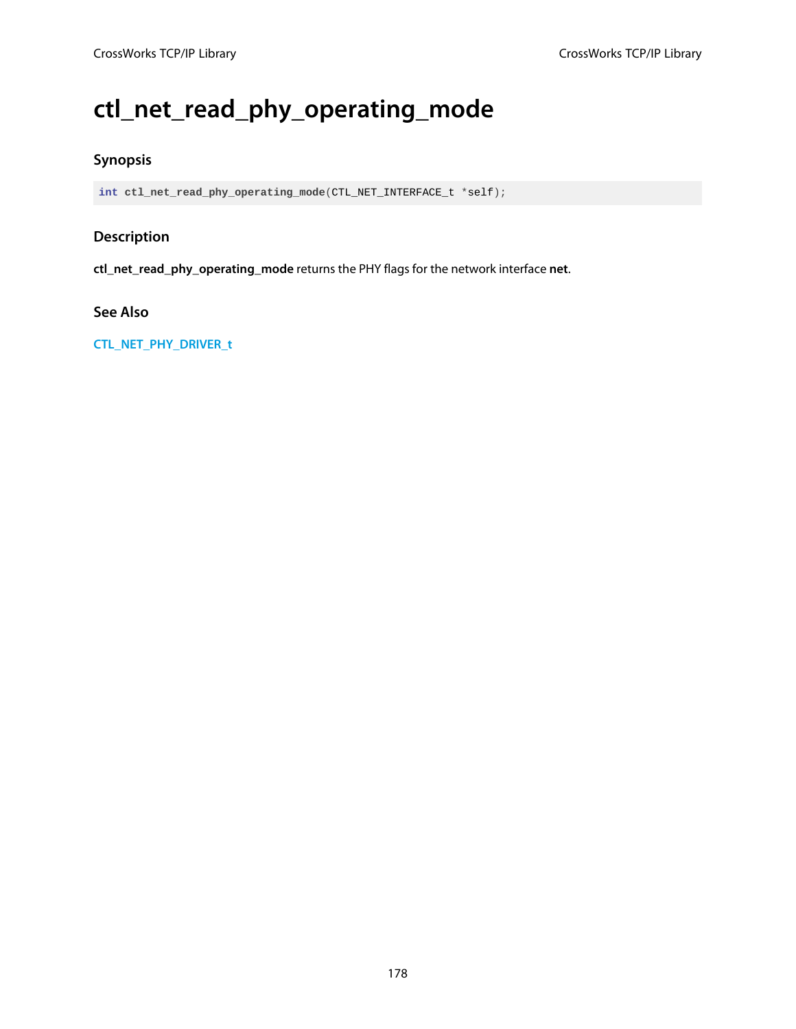# ctl_net_read_phy_operating_mode

### Synopsis

```
int ctl_net_read_phy_operating_mode(CTL_NET_INTERFACE_t *self);
```

### Description

**ctl_net_read_phy_operating_mode** returns the PHY flags for the network interface **net**.

### See Also

CTL_NET_PHY_DRIVER_t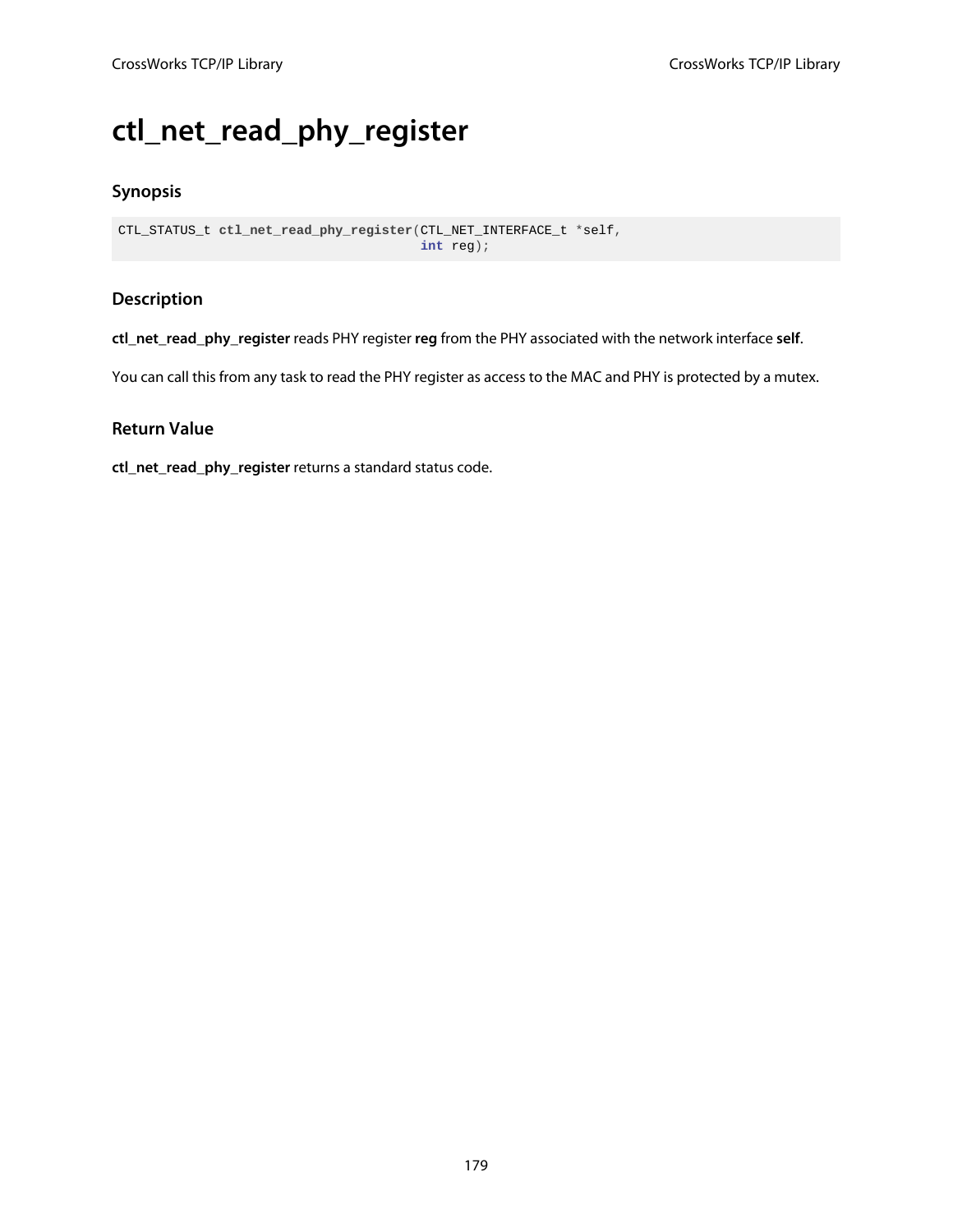# ctl_net_read_phy_register

## Synopsis

```
CTL_STATUS_t ctl_net_read_phy_register(CTL_NET_INTERFACE_t *self,
                                       int reg);
```

## Description

**ctl_net_read_phy_register** reads PHY register **reg** from the PHY associated with the network interface **self**.

You can call this from any task to read the PHY register as access to the MAC and PHY is protected by a mutex.

## Return Value

**ctl_net_read_phy_register** returns a standard status code.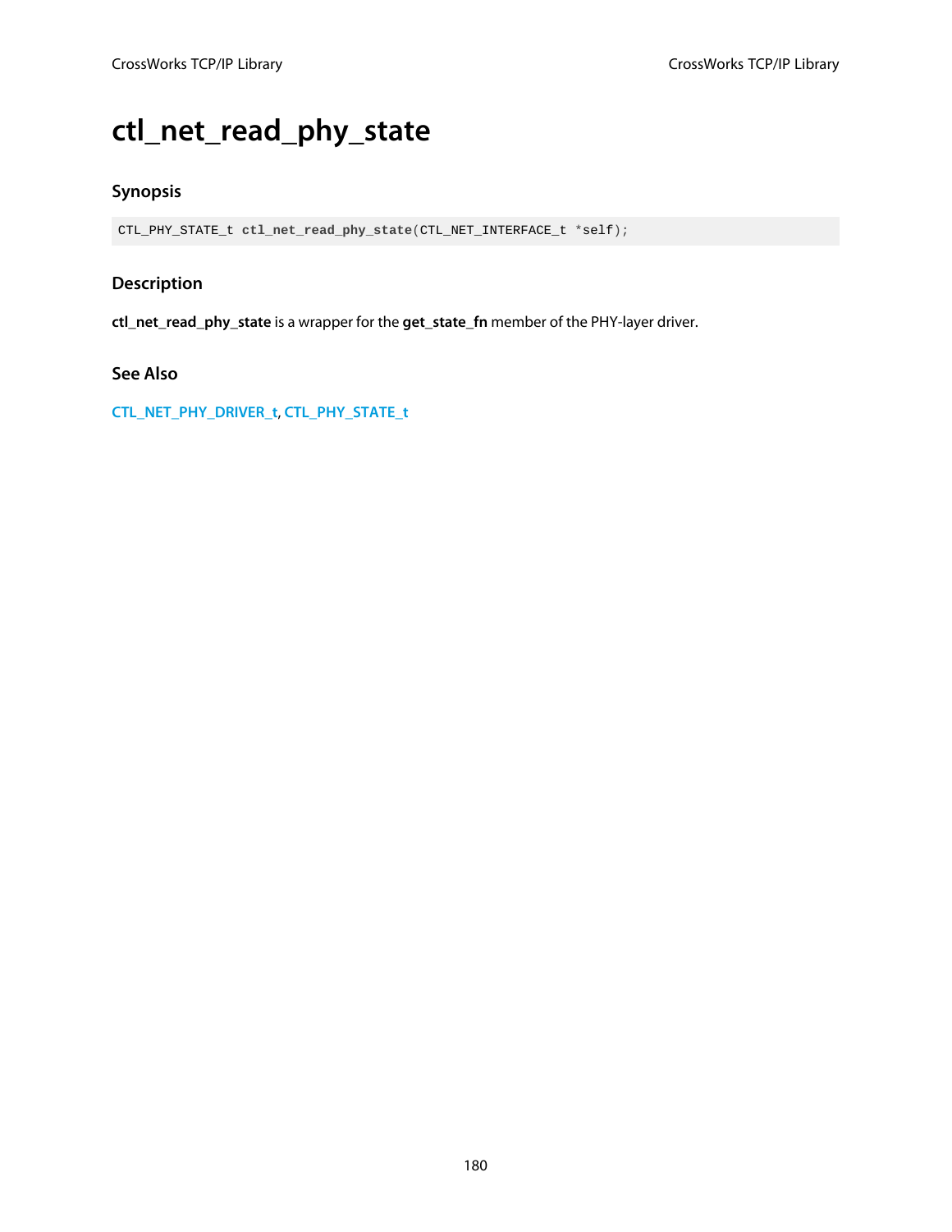# ctl_net_read_phy_state

## Synopsis

```
CTL_PHY_STATE_t ctl_net_read_phy_state(CTL_NET_INTERFACE_t *self);
```

## Description

**ctl_net_read_phy_state** is a wrapper for the **get_state_fn** member of the PHY-layer driver.

## See Also

CTL_NET_PHY_DRIVER_t, CTL_PHY_STATE_t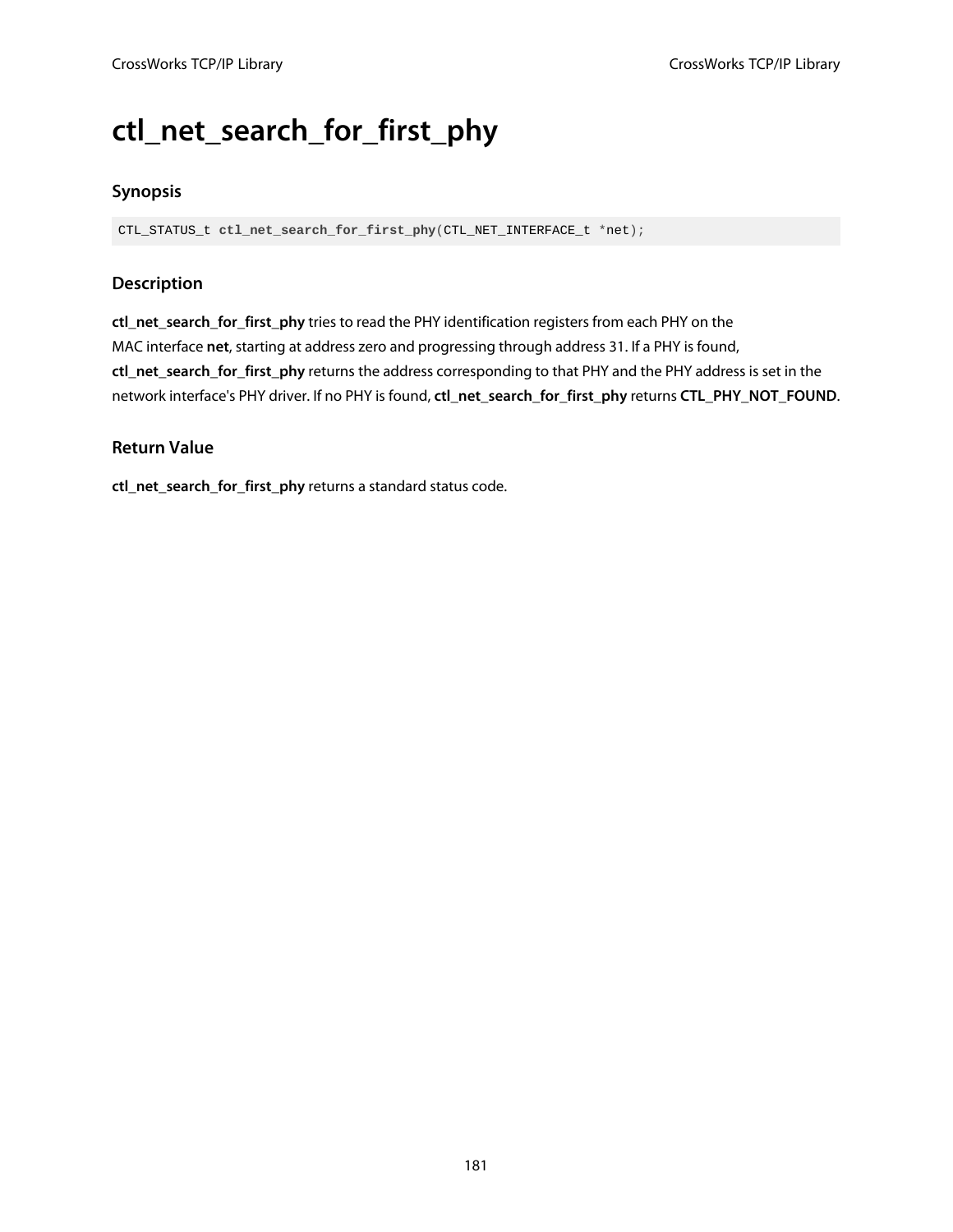# ctl_net_search_for_first_phy

## Synopsis

```
CTL_STATUS_t ctl_net_search_for_first_phy(CTL_NET_INTERFACE_t *net);
```

## Description

**ctl_net_search_for_first_phy** tries to read the PHY identification registers from each PHY on the MAC interface **net**, starting at address zero and progressing through address 31. If a PHY is found, **ctl_net_search_for_first_phy** returns the address corresponding to that PHY and the PHY address is set in the network interface's PHY driver. If no PHY is found, **ctl_net_search_for_first_phy** returns **CTL_PHY_NOT_FOUND**.

## Return Value

**ctl_net_search_for_first_phy** returns a standard status code.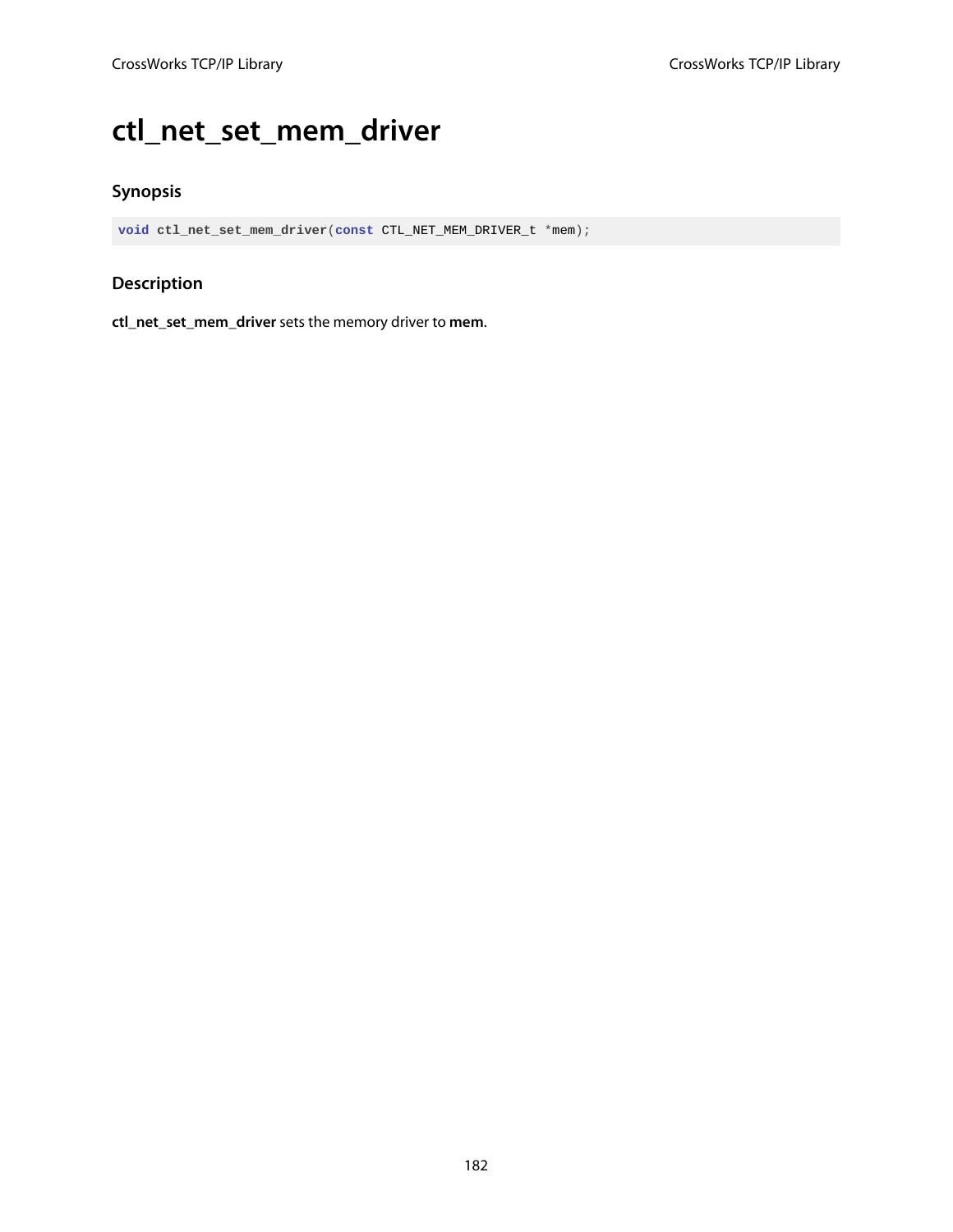# ctl_net_set_mem_driver

### Synopsis

```
void ctl_net_set_mem_driver(const CTL_NET_MEM_DRIVER_t *mem);
```

### Description

**ctl_net_set_mem_driver** sets the memory driver to **mem**.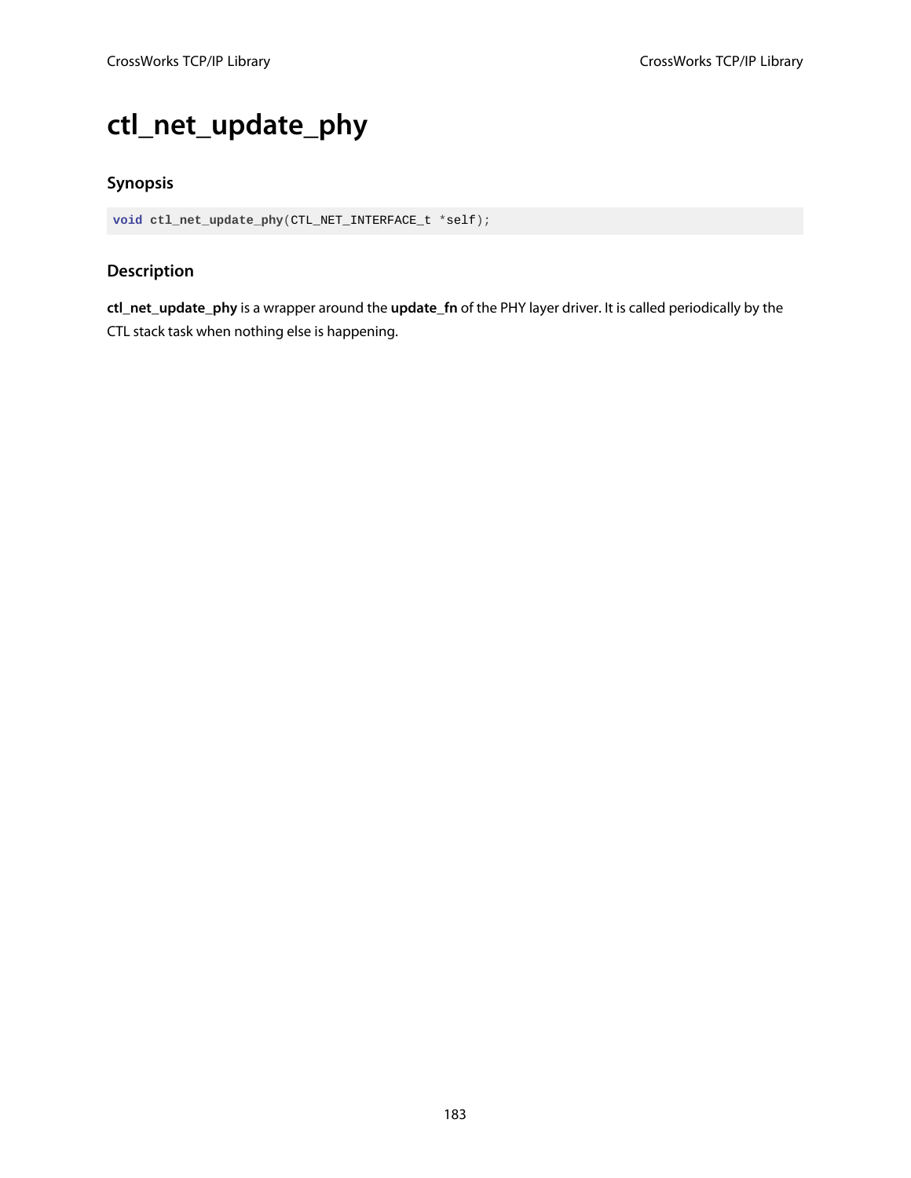# ctl_net_update_phy

### Synopsis

```
void ctl_net_update_phy(CTL_NET_INTERFACE_t *self);
```

### Description

**ctl_net_update_phy** is a wrapper around the **update_fn** of the PHY layer driver. It is called periodically by the CTL stack task when nothing else is happening.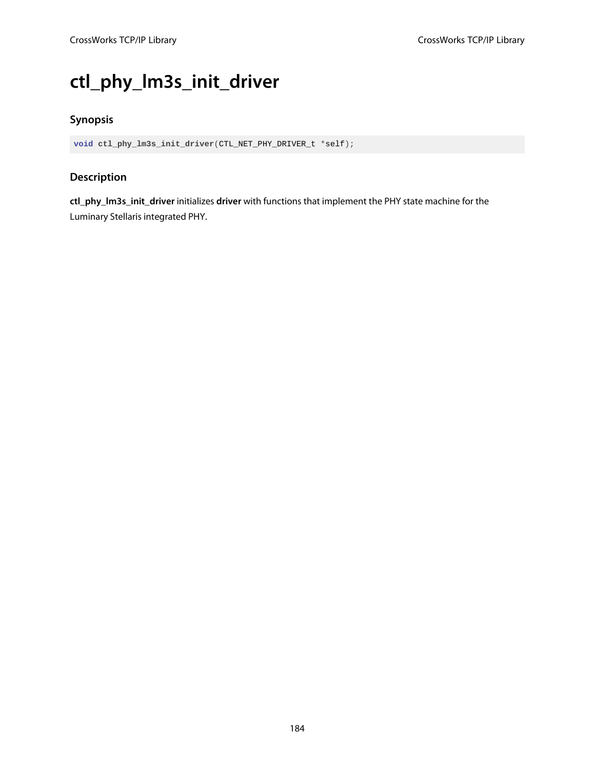# ctl_phy_lm3s_init_driver

### Synopsis

```
void ctl_phy_lm3s_init_driver(CTL_NET_PHY_DRIVER_t *self);
```

### Description

**ctl_phy_lm3s_init_driver** initializes **driver** with functions that implement the PHY state machine for the Luminary Stellaris integrated PHY.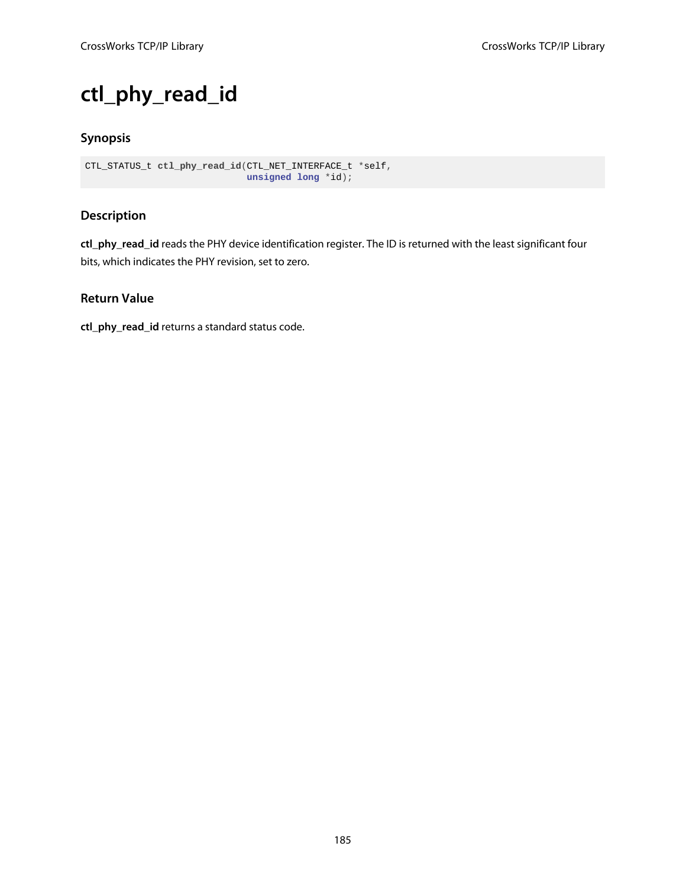# ctl_phy_read_id

### Synopsis

```
CTL_STATUS_t ctl_phy_read_id(CTL_NET_INTERFACE_t *self,
                             unsigned long *id);
```

### Description

**ctl_phy_read_id** reads the PHY device identification register. The ID is returned with the least significant four bits, which indicates the PHY revision, set to zero.

### Return Value

**ctl_phy_read_id** returns a standard status code.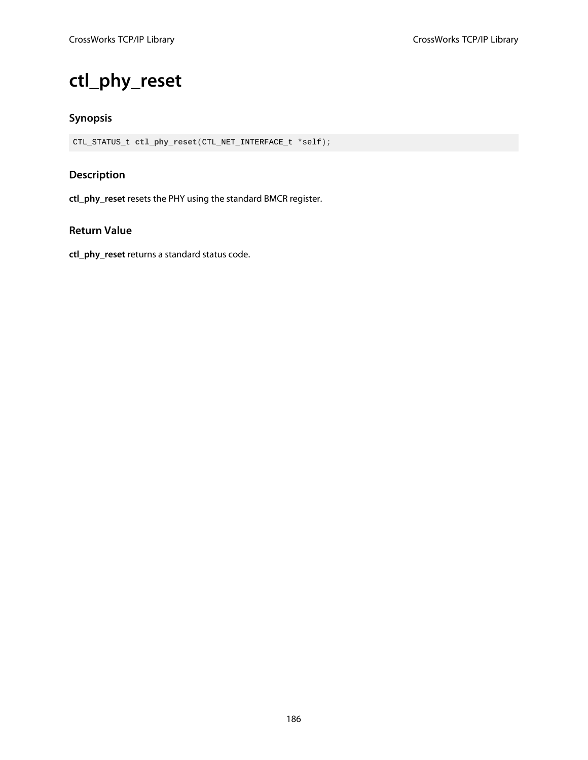# ctl_phy_reset

## Synopsis

```
CTL_STATUS_t ctl_phy_reset(CTL_NET_INTERFACE_t *self);
```

## Description

**ctl_phy_reset** resets the PHY using the standard BMCR register.

## Return Value

**ctl_phy_reset** returns a standard status code.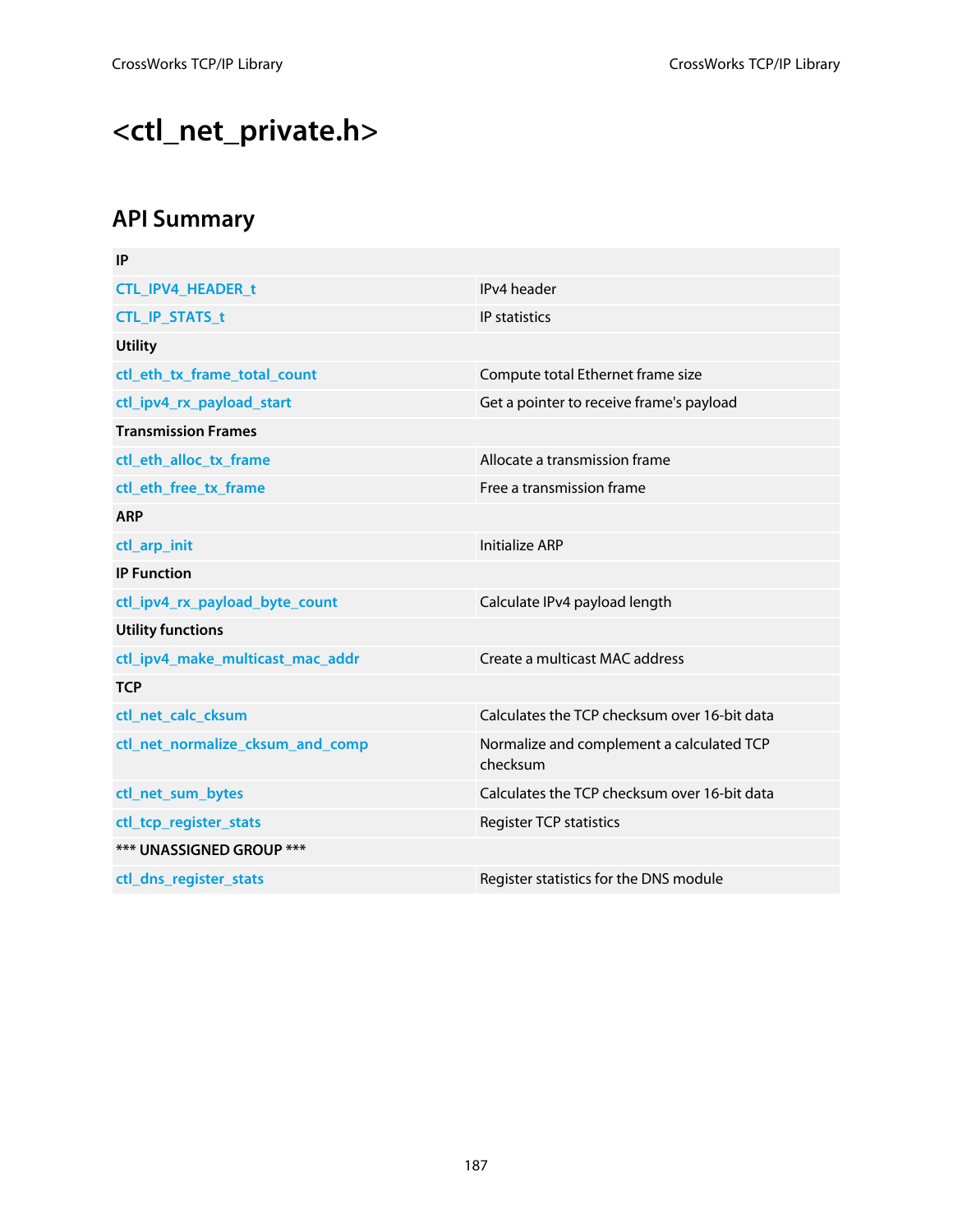# <ctl_net_private.h>

## API Summary

| | |
|---|---|
| **IP** | |
| CTL_IPV4_HEADER_t | IPv4 header |
| CTL_IP_STATS_t | IP statistics |
| **Utility** | |
| ctl_eth_tx_frame_total_count | Compute total Ethernet frame size |
| ctl_ipv4_rx_payload_start | Get a pointer to receive frame's payload |
| **Transmission Frames** | |
| ctl_eth_alloc_tx_frame | Allocate a transmission frame |
| ctl_eth_free_tx_frame | Free a transmission frame |
| **ARP** | |
| ctl_arp_init | Initialize ARP |
| **IP Function** | |
| ctl_ipv4_rx_payload_byte_count | Calculate IPv4 payload length |
| **Utility functions** | |
| ctl_ipv4_make_multicast_mac_addr | Create a multicast MAC address |
| **TCP** | |
| ctl_net_calc_cksum | Calculates the TCP checksum over 16-bit data |
| ctl_net_normalize_cksum_and_comp | Normalize and complement a calculated TCP checksum |
| ctl_net_sum_bytes | Calculates the TCP checksum over 16-bit data |
| ctl_tcp_register_stats | Register TCP statistics |
| ***** UNASSIGNED GROUP ***** | |
| ctl_dns_register_stats | Register statistics for the DNS module |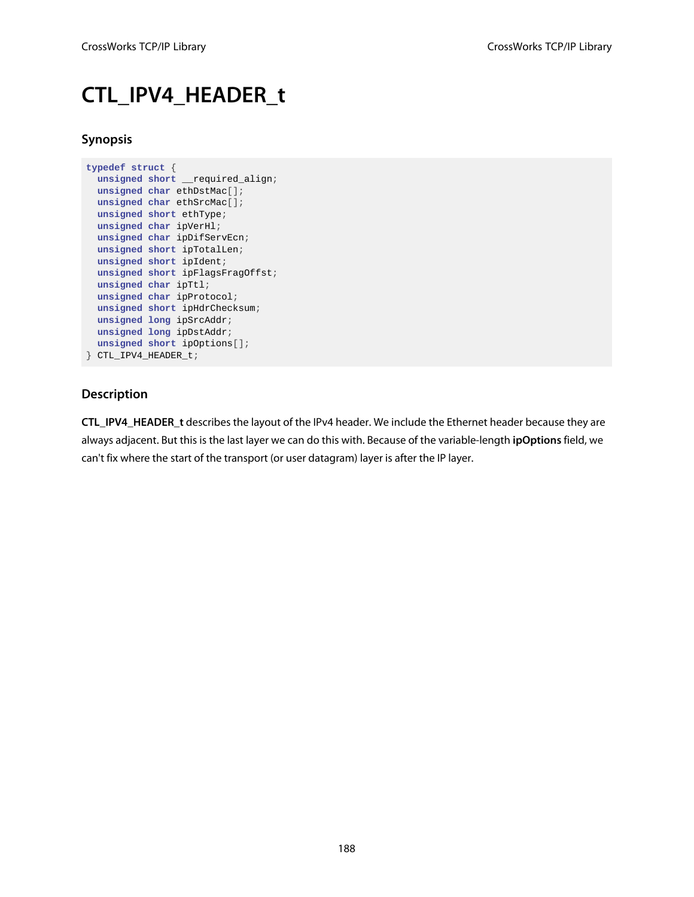# CTL_IPV4_HEADER_t

## Synopsis

```
typedef struct {
  unsigned short __required_align;
  unsigned char ethDstMac[];
  unsigned char ethSrcMac[];
  unsigned short ethType;
  unsigned char ipVerHl;
  unsigned char ipDifServEcn;
  unsigned short ipTotalLen;
  unsigned short ipIdent;
  unsigned short ipFlagsFragOffst;
  unsigned char ipTtl;
  unsigned char ipProtocol;
  unsigned short ipHdrChecksum;
  unsigned long ipSrcAddr;
  unsigned long ipDstAddr;
  unsigned short ipOptions[];
} CTL_IPV4_HEADER_t;
```

## Description

**CTL_IPV4_HEADER_t** describes the layout of the IPv4 header. We include the Ethernet header because they are always adjacent. But this is the last layer we can do this with. Because of the variable-length **ipOptions** field, we can't fix where the start of the transport (or user datagram) layer is after the IP layer.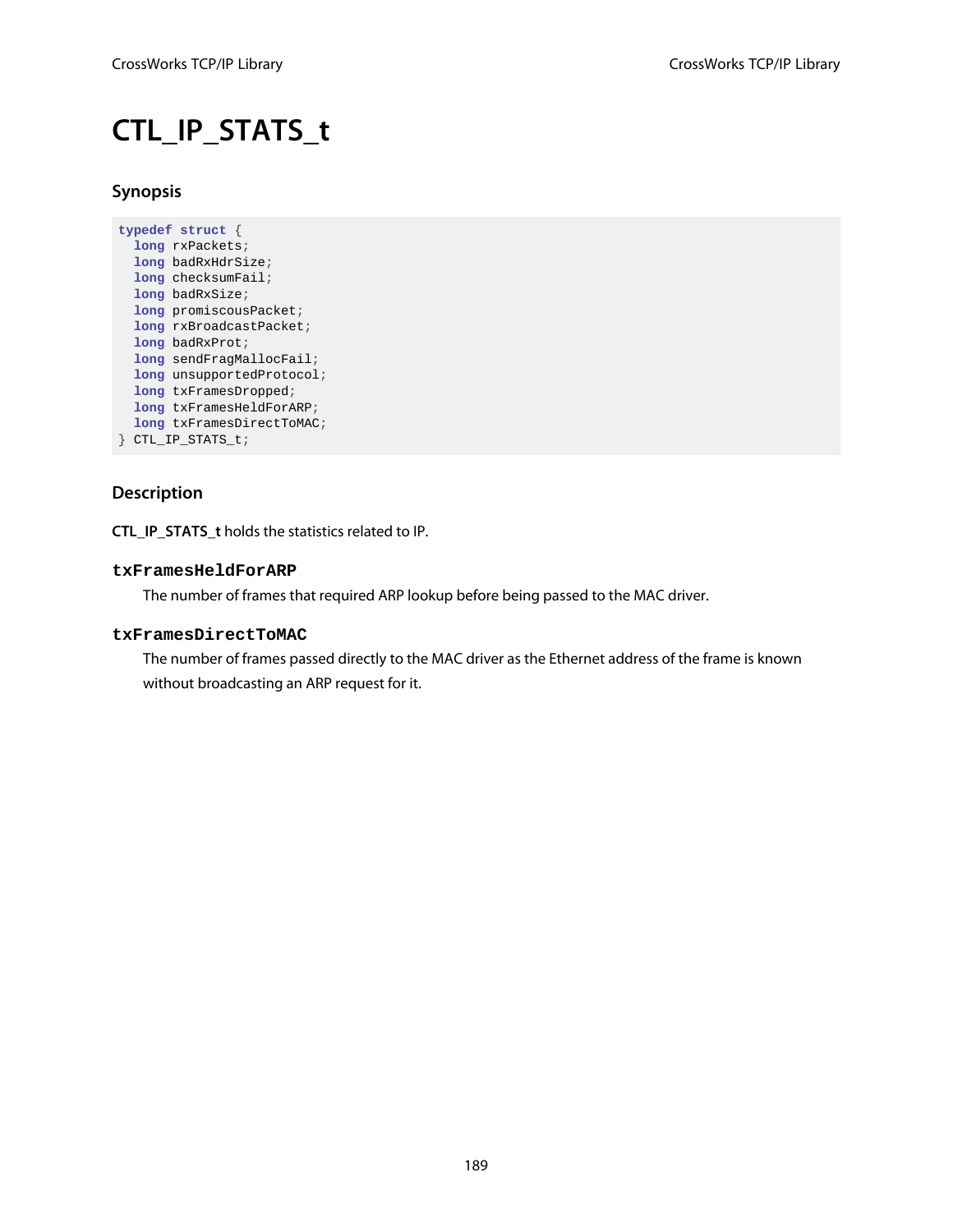# CTL_IP_STATS_t

## Synopsis

```
typedef struct {
  long rxPackets;
  long badRxHdrSize;
  long checksumFail;
  long badRxSize;
  long promiscousPacket;
  long rxBroadcastPacket;
  long badRxProt;
  long sendFragMallocFail;
  long unsupportedProtocol;
  long txFramesDropped;
  long txFramesHeldForARP;
  long txFramesDirectToMAC;
} CTL_IP_STATS_t;
```

## Description

**CTL_IP_STATS_t** holds the statistics related to IP.

### `txFramesHeldForARP`

The number of frames that required ARP lookup before being passed to the MAC driver.

### `txFramesDirectToMAC`

The number of frames passed directly to the MAC driver as the Ethernet address of the frame is known without broadcasting an ARP request for it.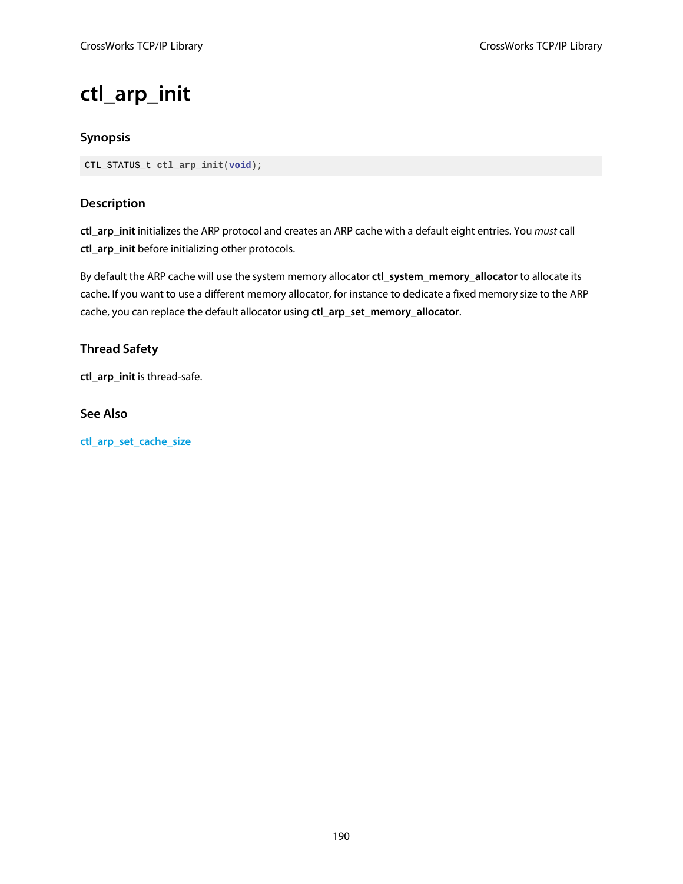# ctl_arp_init

## Synopsis

```
CTL_STATUS_t ctl_arp_init(void);
```

## Description

**ctl_arp_init** initializes the ARP protocol and creates an ARP cache with a default eight entries. You *must* call **ctl_arp_init** before initializing other protocols.

By default the ARP cache will use the system memory allocator **ctl_system_memory_allocator** to allocate its cache. If you want to use a different memory allocator, for instance to dedicate a fixed memory size to the ARP cache, you can replace the default allocator using **ctl_arp_set_memory_allocator**.

## Thread Safety

**ctl_arp_init** is thread-safe.

## See Also

ctl_arp_set_cache_size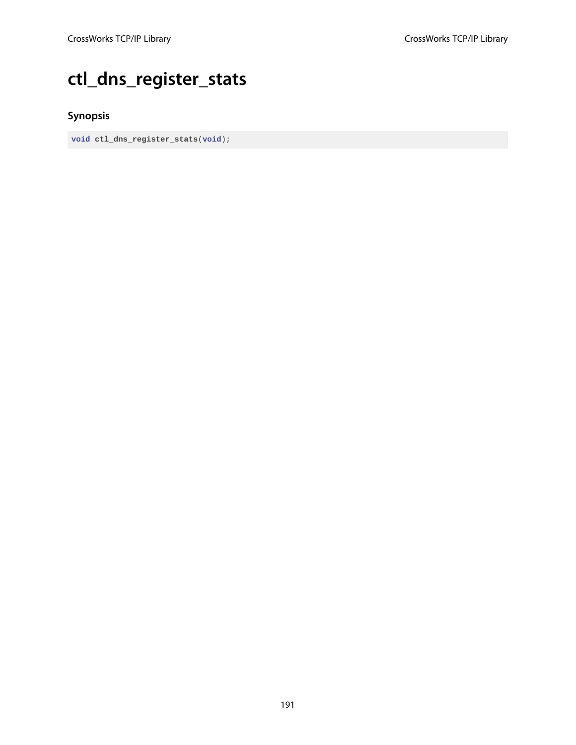# ctl_dns_register_stats

### Synopsis

```
void ctl_dns_register_stats(void);
```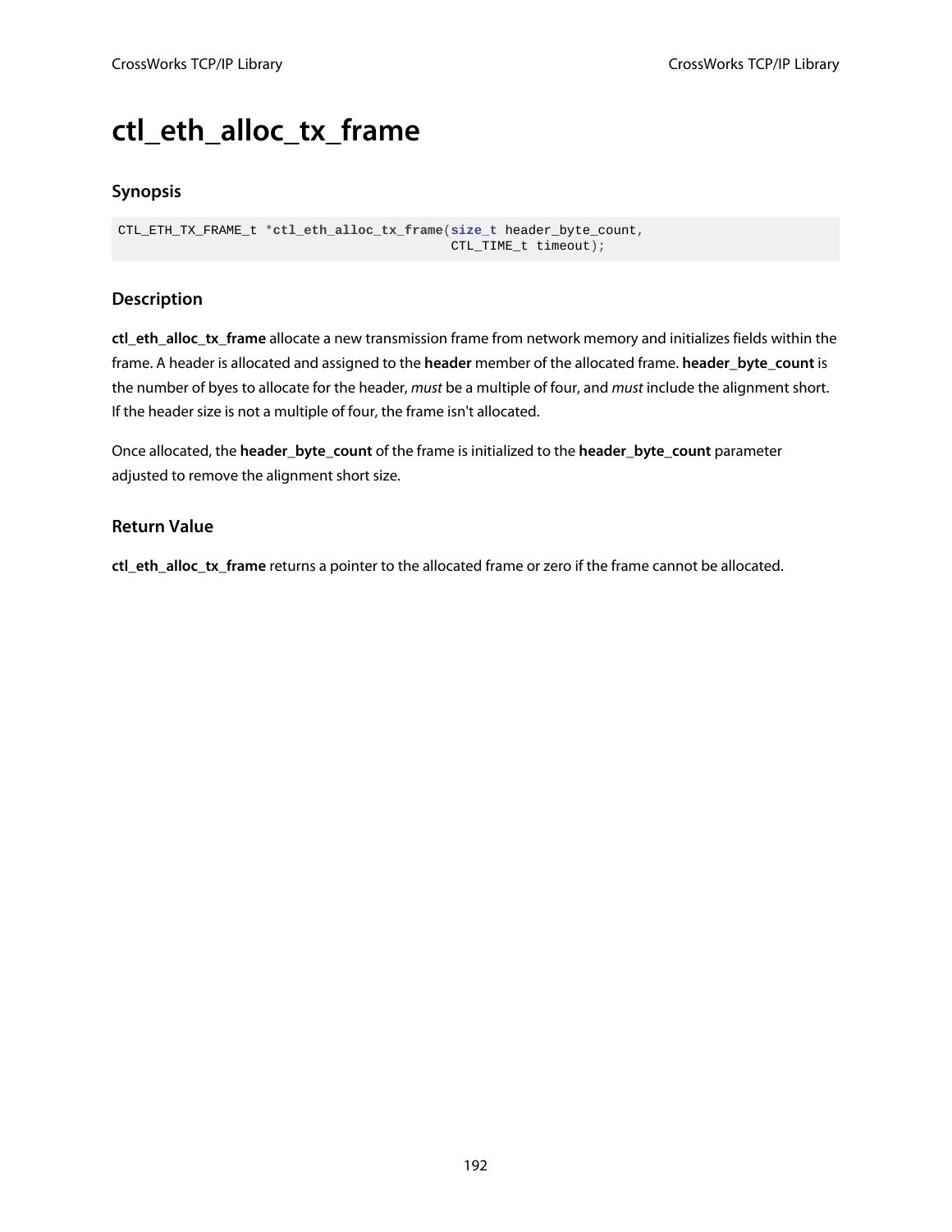# ctl_eth_alloc_tx_frame

## Synopsis

```
CTL_ETH_TX_FRAME_t *ctl_eth_alloc_tx_frame(size_t header_byte_count,
                                           CTL_TIME_t timeout);
```

## Description

**ctl_eth_alloc_tx_frame** allocate a new transmission frame from network memory and initializes fields within the frame. A header is allocated and assigned to the **header** member of the allocated frame. **header_byte_count** is the number of byes to allocate for the header, *must* be a multiple of four, and *must* include the alignment short. If the header size is not a multiple of four, the frame isn't allocated.

Once allocated, the **header_byte_count** of the frame is initialized to the **header_byte_count** parameter adjusted to remove the alignment short size.

## Return Value

**ctl_eth_alloc_tx_frame** returns a pointer to the allocated frame or zero if the frame cannot be allocated.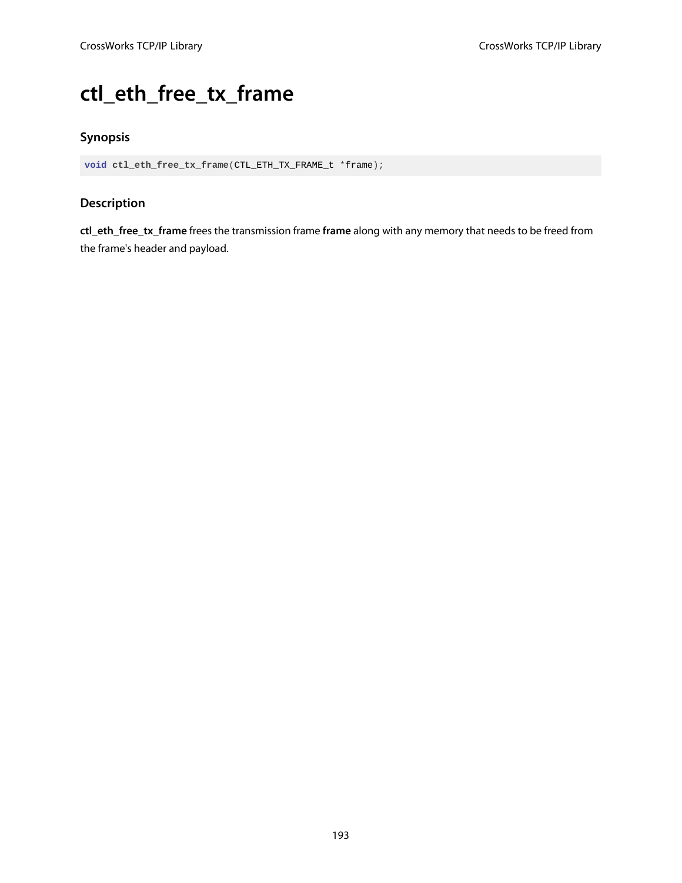# ctl_eth_free_tx_frame

### Synopsis

```
void ctl_eth_free_tx_frame(CTL_ETH_TX_FRAME_t *frame);
```

### Description

**ctl_eth_free_tx_frame** frees the transmission frame **frame** along with any memory that needs to be freed from the frame's header and payload.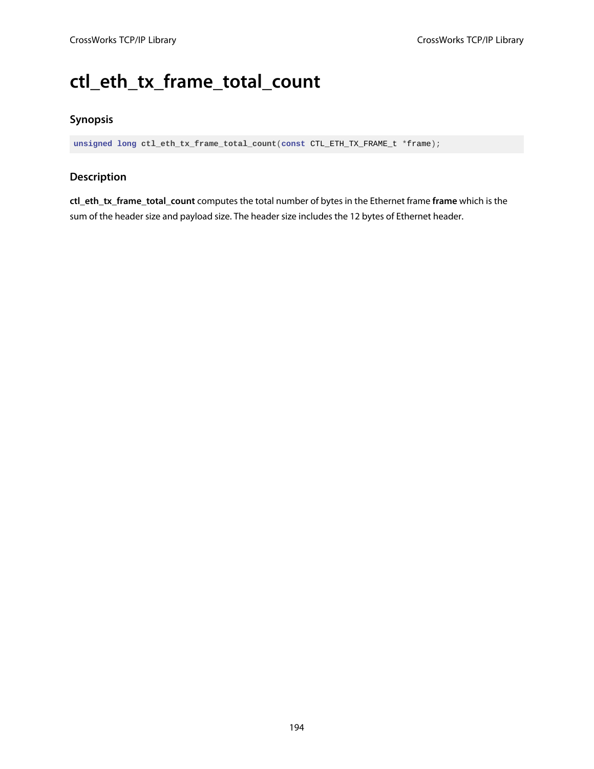# ctl_eth_tx_frame_total_count

## Synopsis

```
unsigned long ctl_eth_tx_frame_total_count(const CTL_ETH_TX_FRAME_t *frame);
```

## Description

**ctl_eth_tx_frame_total_count** computes the total number of bytes in the Ethernet frame **frame** which is the sum of the header size and payload size. The header size includes the 12 bytes of Ethernet header.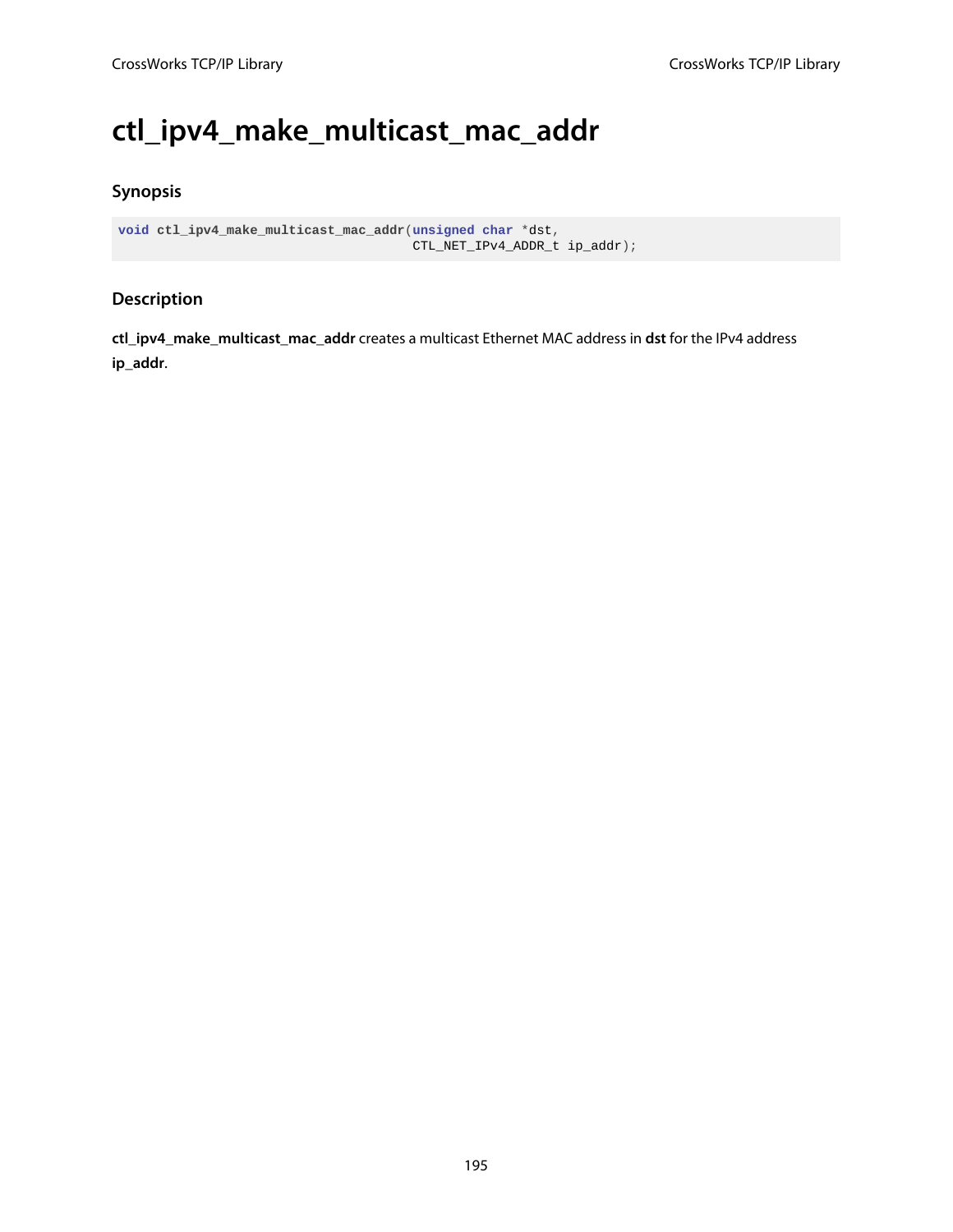# ctl_ipv4_make_multicast_mac_addr

## Synopsis

```
void ctl_ipv4_make_multicast_mac_addr(unsigned char *dst,
                                      CTL_NET_IPv4_ADDR_t ip_addr);
```

## Description

**ctl_ipv4_make_multicast_mac_addr** creates a multicast Ethernet MAC address in **dst** for the IPv4 address **ip_addr**.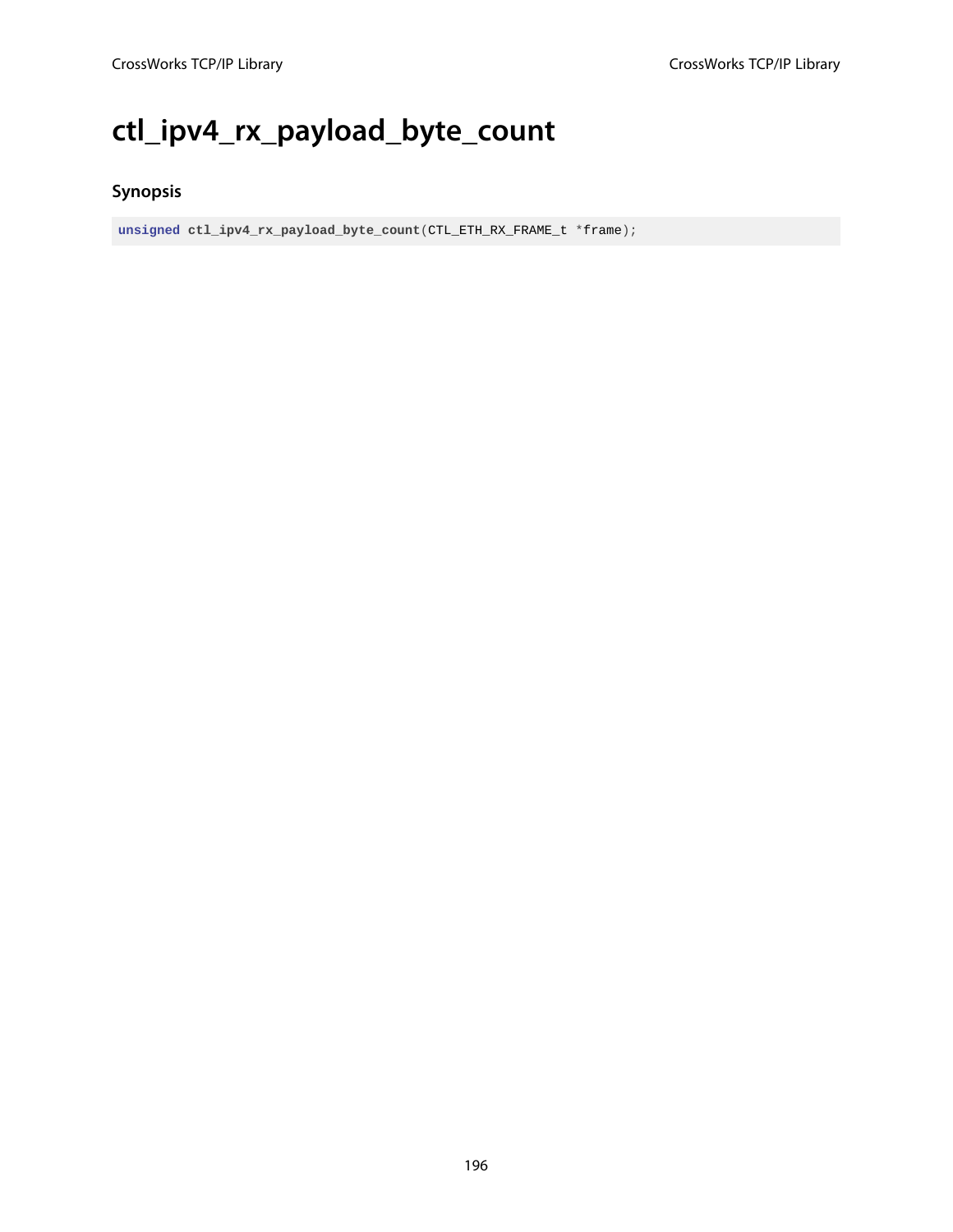# ctl_ipv4_rx_payload_byte_count

### Synopsis

```
unsigned ctl_ipv4_rx_payload_byte_count(CTL_ETH_RX_FRAME_t *frame);
```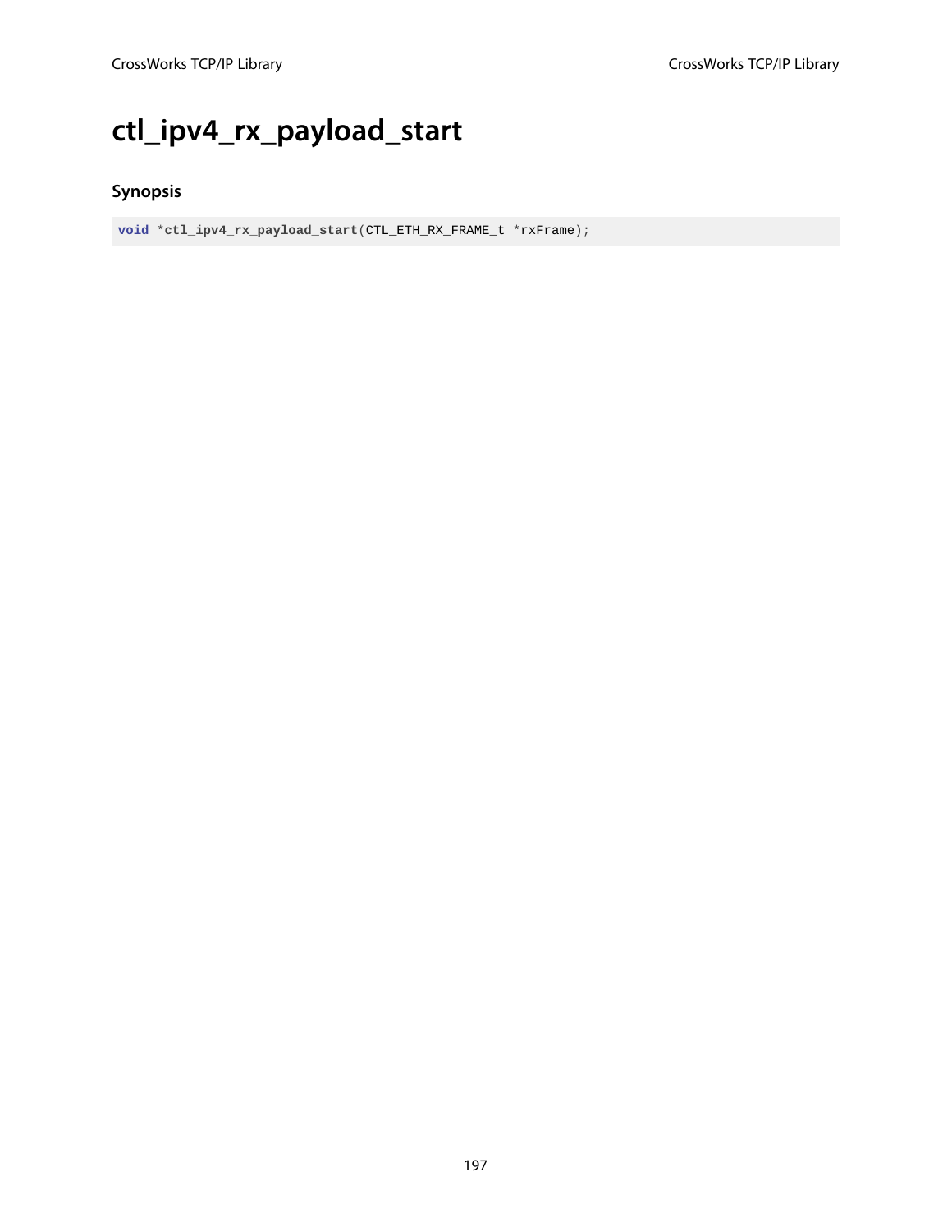# ctl_ipv4_rx_payload_start

## Synopsis

```
void *ctl_ipv4_rx_payload_start(CTL_ETH_RX_FRAME_t *rxFrame);
```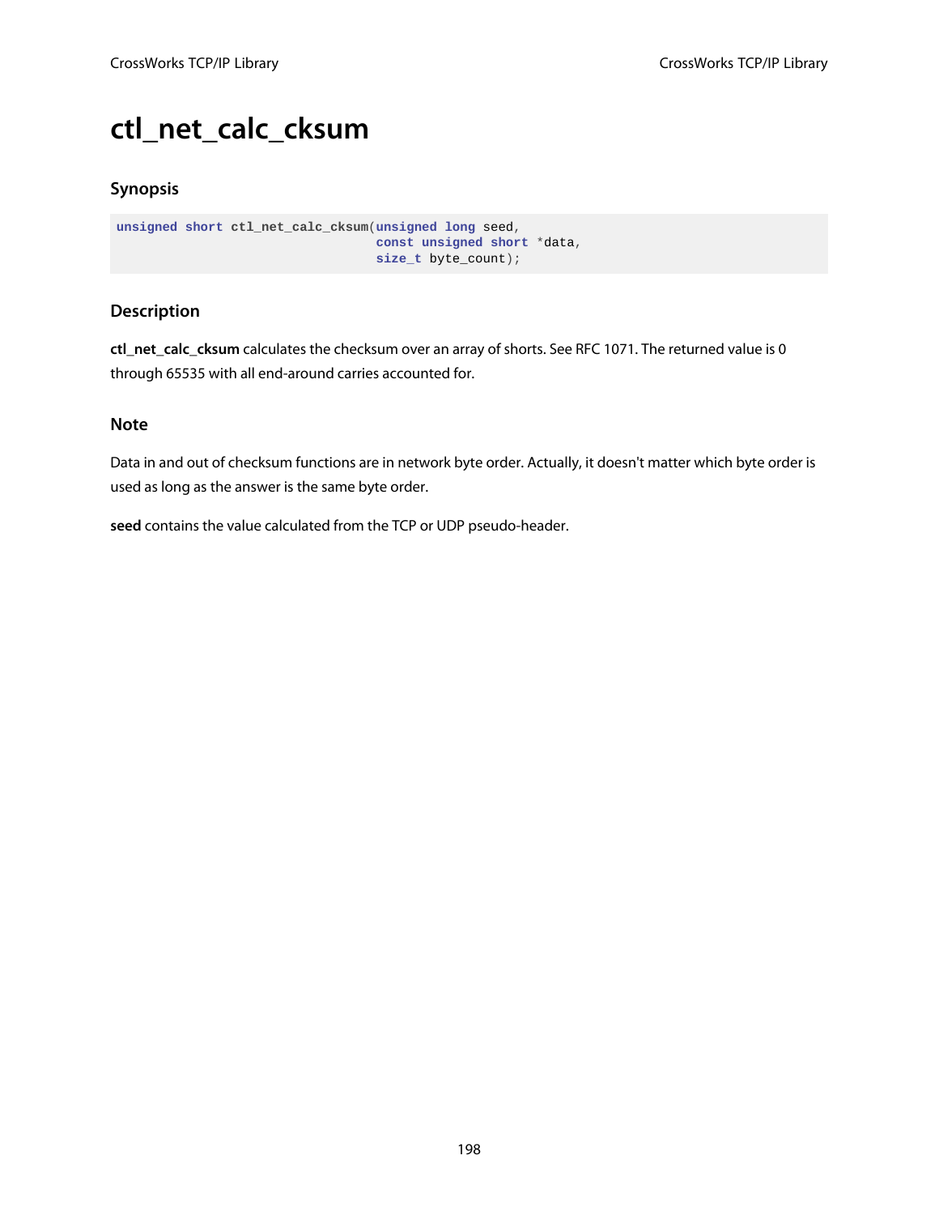# ctl_net_calc_cksum

## Synopsis

```
unsigned short ctl_net_calc_cksum(unsigned long seed,
                                  const unsigned short *data,
                                  size_t byte_count);
```

## Description

**ctl_net_calc_cksum** calculates the checksum over an array of shorts. See RFC 1071. The returned value is 0 through 65535 with all end-around carries accounted for.

## Note

Data in and out of checksum functions are in network byte order. Actually, it doesn't matter which byte order is used as long as the answer is the same byte order.

**seed** contains the value calculated from the TCP or UDP pseudo-header.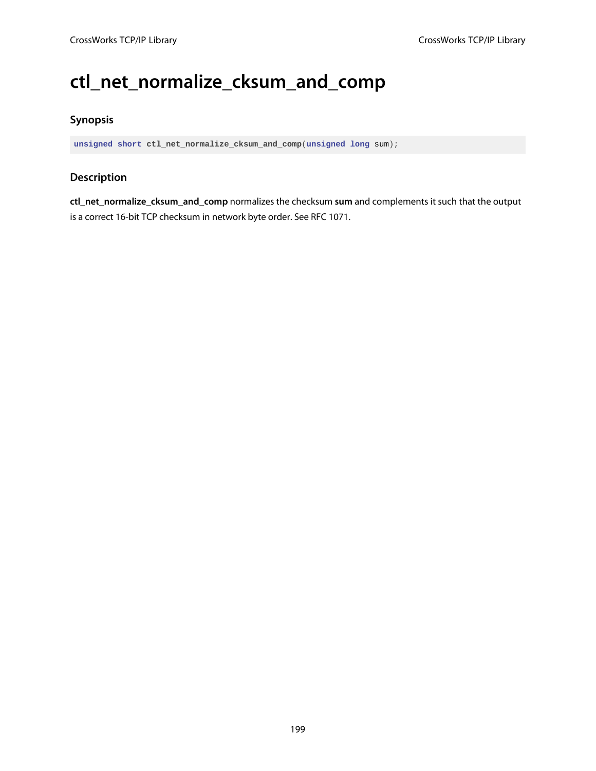# ctl_net_normalize_cksum_and_comp

### Synopsis

```
unsigned short ctl_net_normalize_cksum_and_comp(unsigned long sum);
```

### Description

**ctl_net_normalize_cksum_and_comp** normalizes the checksum **sum** and complements it such that the output is a correct 16-bit TCP checksum in network byte order. See RFC 1071.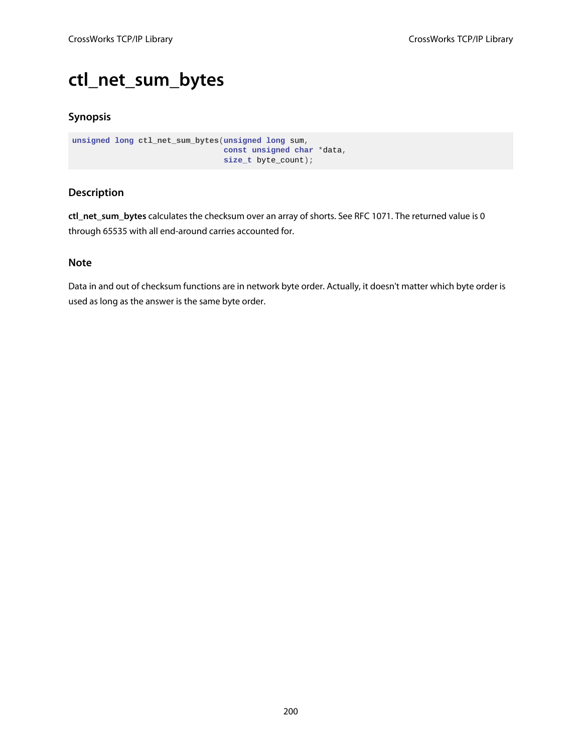# ctl_net_sum_bytes

## Synopsis

```
unsigned long ctl_net_sum_bytes(unsigned long sum,
                                const unsigned char *data,
                                size_t byte_count);
```

## Description

**ctl_net_sum_bytes** calculates the checksum over an array of shorts. See RFC 1071. The returned value is 0 through 65535 with all end-around carries accounted for.

## Note

Data in and out of checksum functions are in network byte order. Actually, it doesn't matter which byte order is used as long as the answer is the same byte order.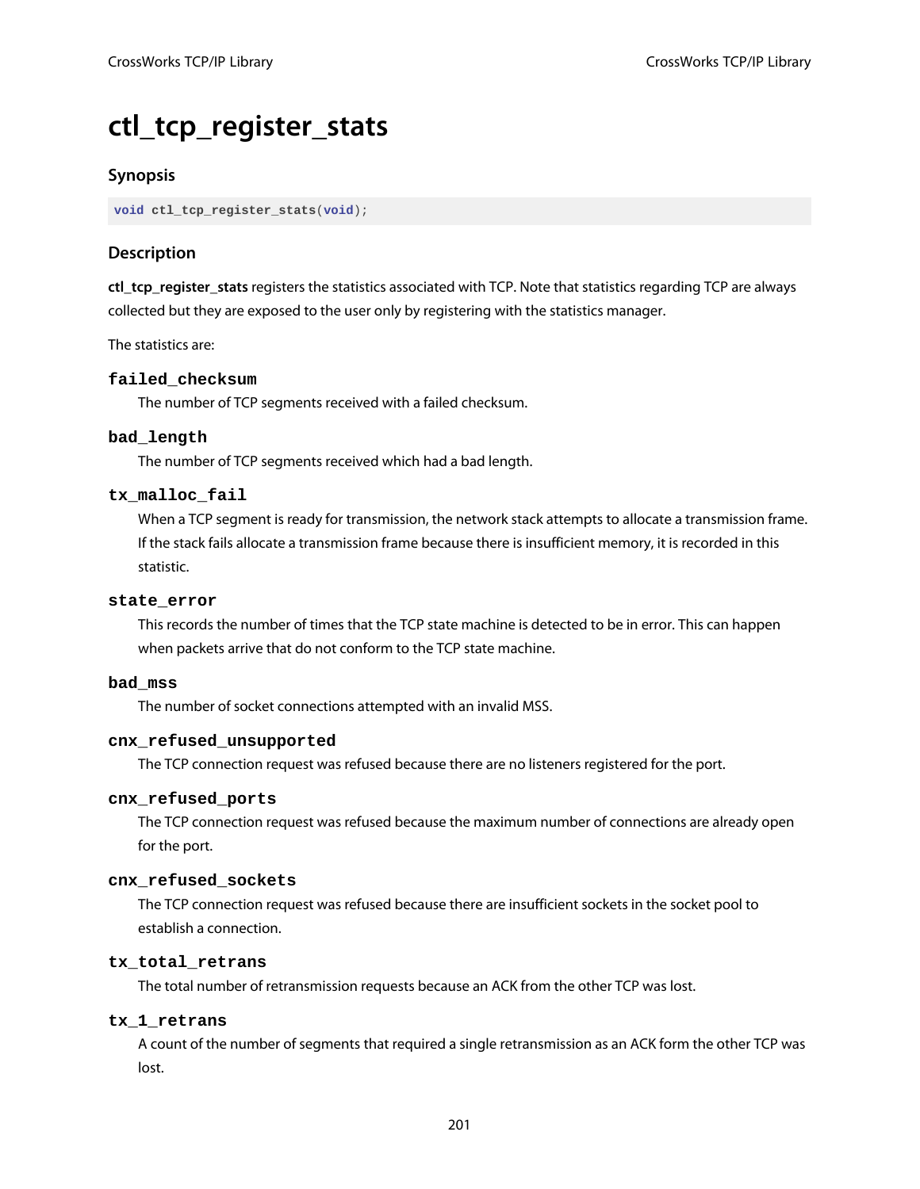# ctl_tcp_register_stats

## Synopsis

```
void ctl_tcp_register_stats(void);
```

## Description

**ctl_tcp_register_stats** registers the statistics associated with TCP. Note that statistics regarding TCP are always collected but they are exposed to the user only by registering with the statistics manager.

The statistics are:

**`failed_checksum`**
The number of TCP segments received with a failed checksum.

**`bad_length`**
The number of TCP segments received which had a bad length.

**`tx_malloc_fail`**
When a TCP segment is ready for transmission, the network stack attempts to allocate a transmission frame. If the stack fails allocate a transmission frame because there is insufficient memory, it is recorded in this statistic.

**`state_error`**
This records the number of times that the TCP state machine is detected to be in error. This can happen when packets arrive that do not conform to the TCP state machine.

**`bad_mss`**
The number of socket connections attempted with an invalid MSS.

**`cnx_refused_unsupported`**
The TCP connection request was refused because there are no listeners registered for the port.

**`cnx_refused_ports`**
The TCP connection request was refused because the maximum number of connections are already open for the port.

**`cnx_refused_sockets`**
The TCP connection request was refused because there are insufficient sockets in the socket pool to establish a connection.

**`tx_total_retrans`**
The total number of retransmission requests because an ACK from the other TCP was lost.

**`tx_1_retrans`**
A count of the number of segments that required a single retransmission as an ACK form the other TCP was lost.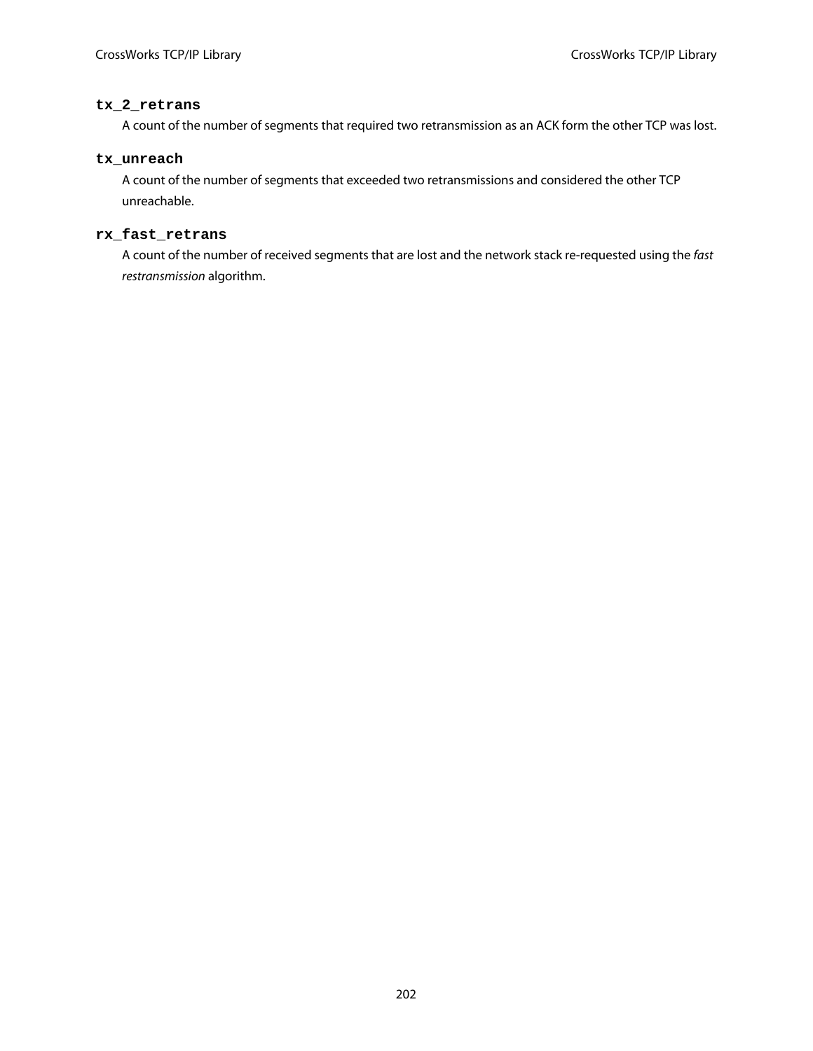#### tx_2_retrans

A count of the number of segments that required two retransmission as an ACK form the other TCP was lost.

#### tx_unreach

A count of the number of segments that exceeded two retransmissions and considered the other TCP unreachable.

#### rx_fast_retrans

A count of the number of received segments that are lost and the network stack re-requested using the *fast restransmission* algorithm.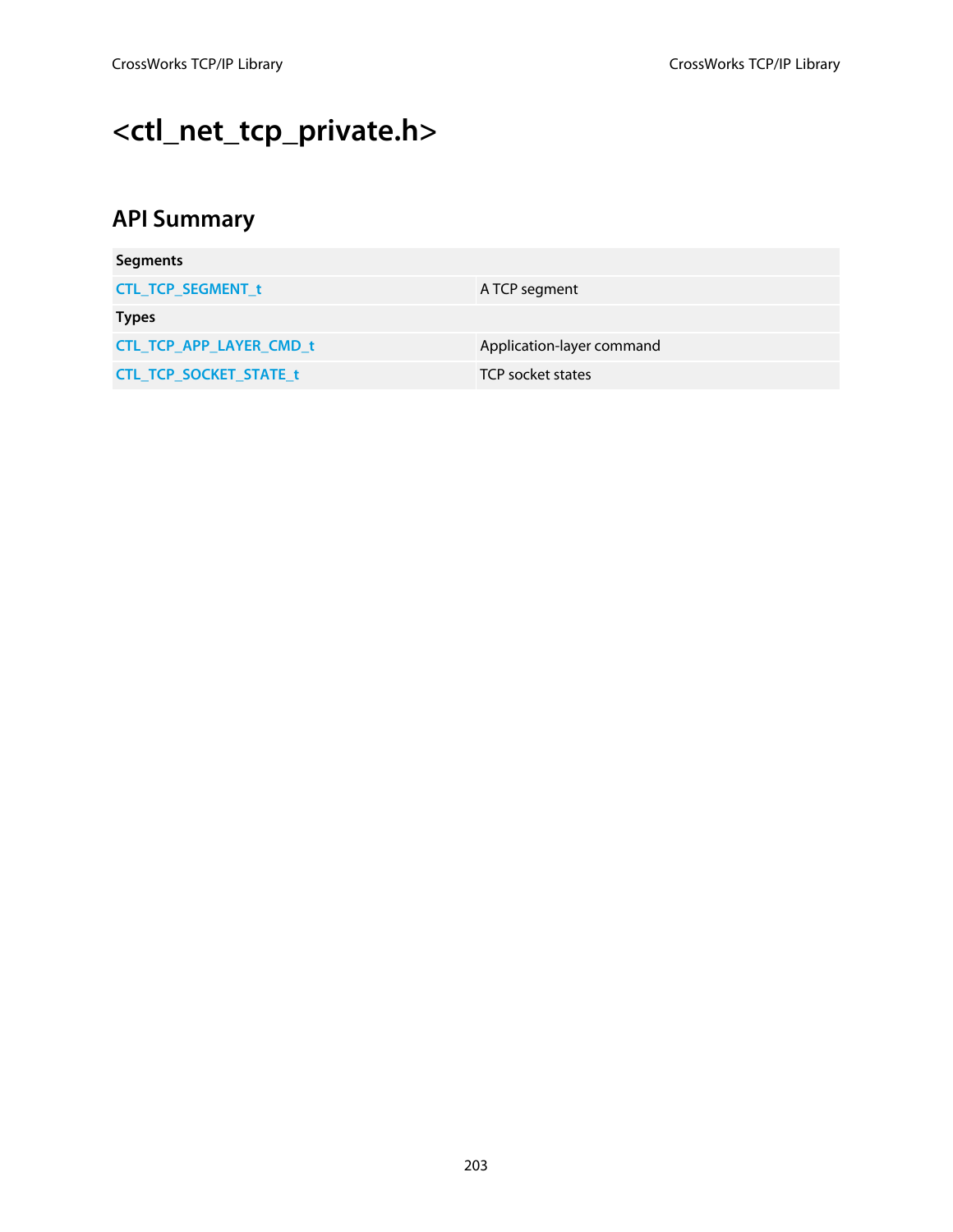# <ctl_net_tcp_private.h>

## API Summary

| | |
|---|---|
| **Segments** | |
| CTL_TCP_SEGMENT_t | A TCP segment |
| **Types** | |
| CTL_TCP_APP_LAYER_CMD_t | Application-layer command |
| CTL_TCP_SOCKET_STATE_t | TCP socket states |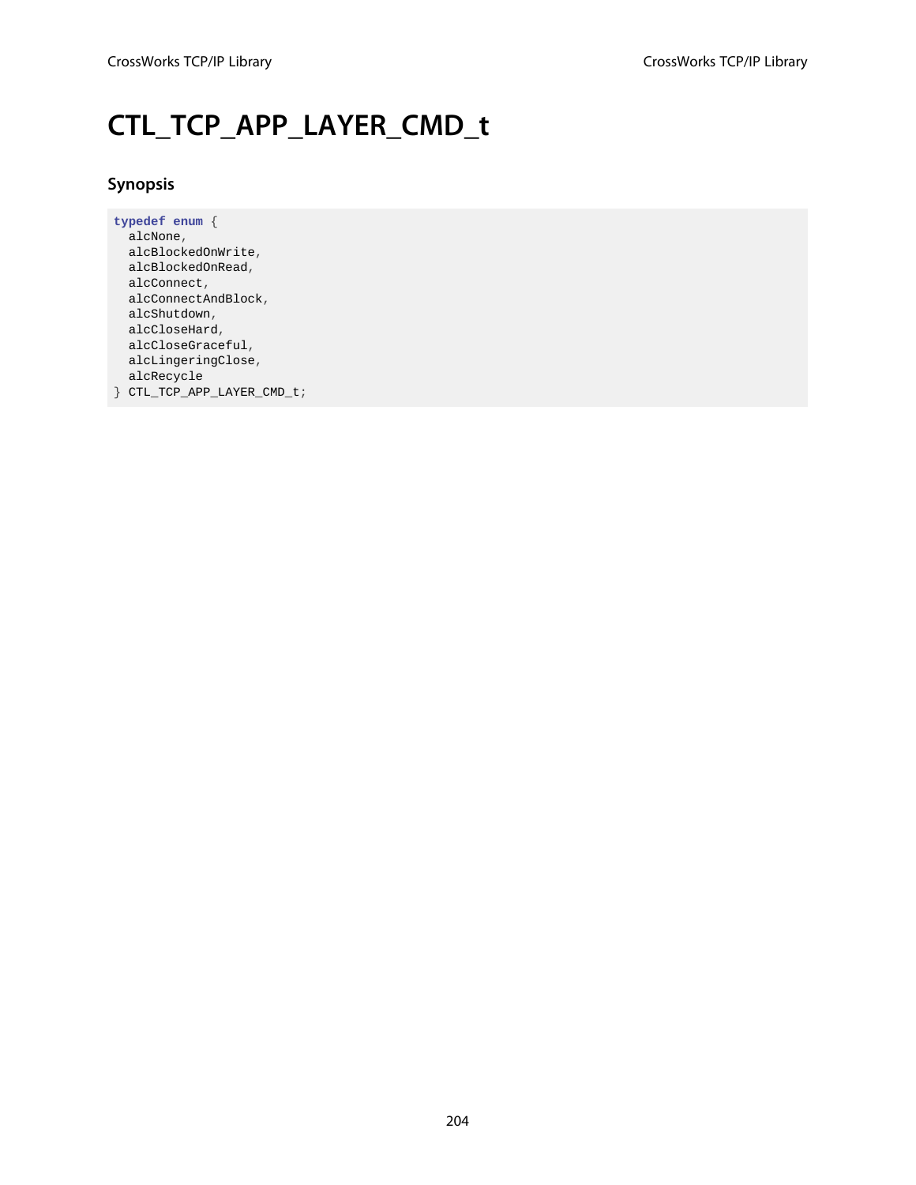# CTL_TCP_APP_LAYER_CMD_t

## Synopsis

```
typedef enum {
  alcNone,
  alcBlockedOnWrite,
  alcBlockedOnRead,
  alcConnect,
  alcConnectAndBlock,
  alcShutdown,
  alcCloseHard,
  alcCloseGraceful,
  alcLingeringClose,
  alcRecycle
} CTL_TCP_APP_LAYER_CMD_t;
```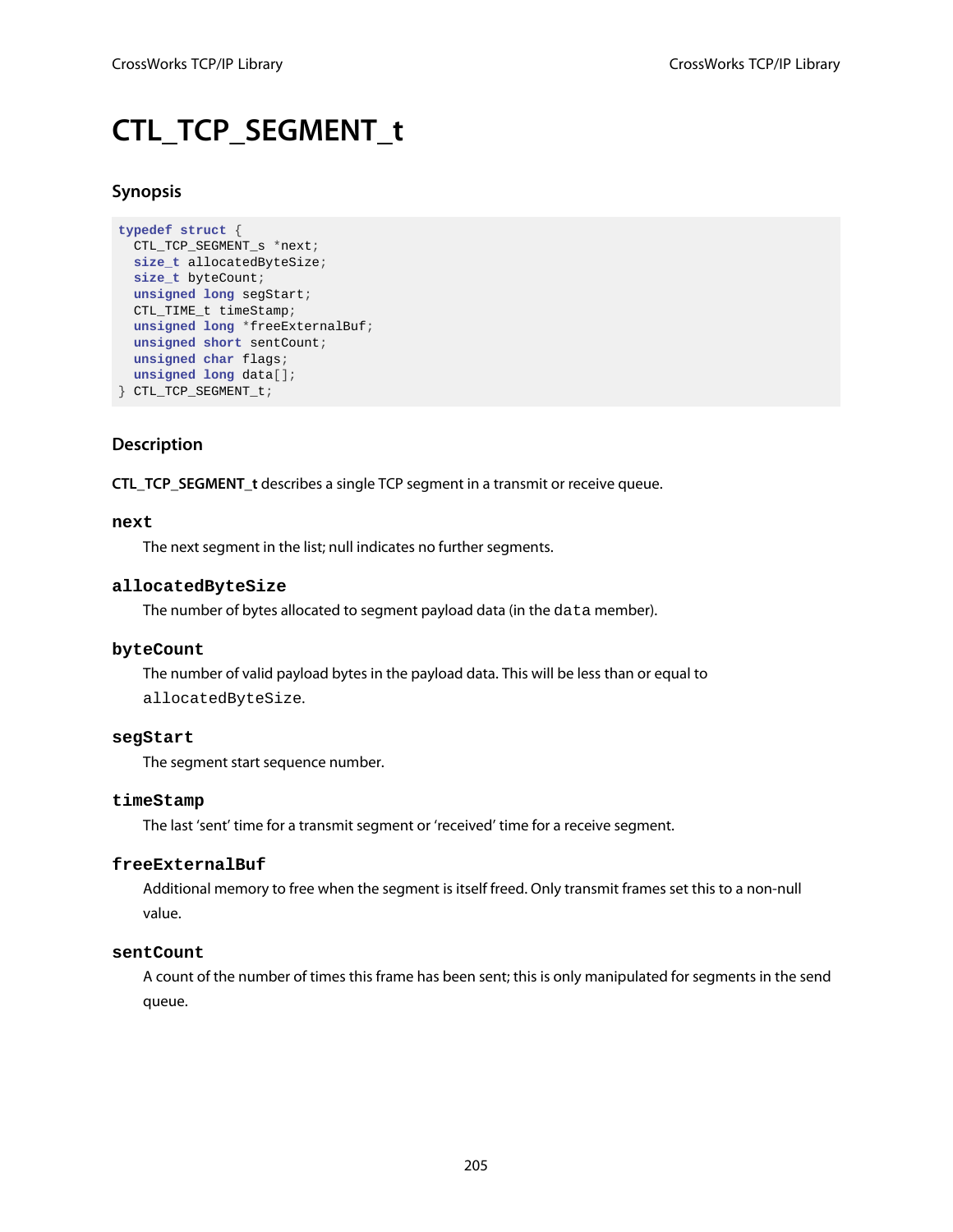# CTL_TCP_SEGMENT_t

### Synopsis

```
typedef struct {
  CTL_TCP_SEGMENT_s *next;
  size_t allocatedByteSize;
  size_t byteCount;
  unsigned long segStart;
  CTL_TIME_t timeStamp;
  unsigned long *freeExternalBuf;
  unsigned short sentCount;
  unsigned char flags;
  unsigned long data[];
} CTL_TCP_SEGMENT_t;
```

### Description

**CTL_TCP_SEGMENT_t** describes a single TCP segment in a transmit or receive queue.

**next**

The next segment in the list; null indicates no further segments.

**allocatedByteSize**

The number of bytes allocated to segment payload data (in the `data` member).

**byteCount**

The number of valid payload bytes in the payload data. This will be less than or equal to `allocatedByteSize`.

**segStart**

The segment start sequence number.

**timeStamp**

The last 'sent' time for a transmit segment or 'received' time for a receive segment.

**freeExternalBuf**

Additional memory to free when the segment is itself freed. Only transmit frames set this to a non-null value.

**sentCount**

A count of the number of times this frame has been sent; this is only manipulated for segments in the send queue.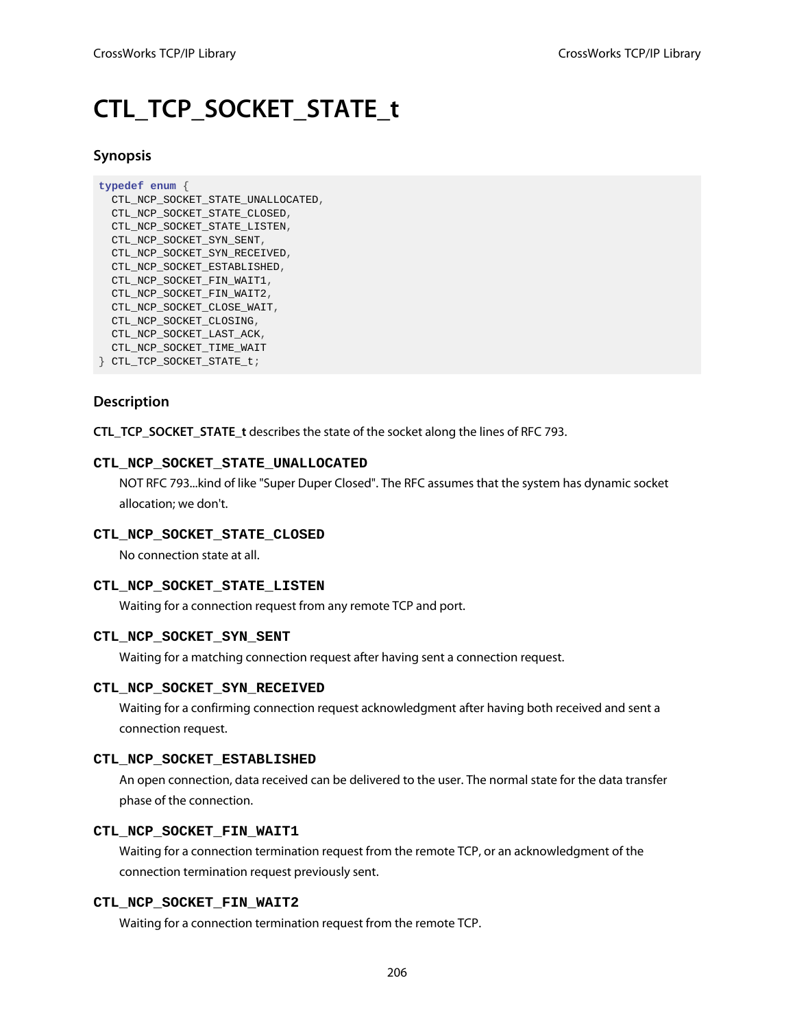# CTL_TCP_SOCKET_STATE_t

### Synopsis

```
typedef enum {
  CTL_NCP_SOCKET_STATE_UNALLOCATED,
  CTL_NCP_SOCKET_STATE_CLOSED,
  CTL_NCP_SOCKET_STATE_LISTEN,
  CTL_NCP_SOCKET_SYN_SENT,
  CTL_NCP_SOCKET_SYN_RECEIVED,
  CTL_NCP_SOCKET_ESTABLISHED,
  CTL_NCP_SOCKET_FIN_WAIT1,
  CTL_NCP_SOCKET_FIN_WAIT2,
  CTL_NCP_SOCKET_CLOSE_WAIT,
  CTL_NCP_SOCKET_CLOSING,
  CTL_NCP_SOCKET_LAST_ACK,
  CTL_NCP_SOCKET_TIME_WAIT
} CTL_TCP_SOCKET_STATE_t;
```

### Description

**CTL_TCP_SOCKET_STATE_t** describes the state of the socket along the lines of RFC 793.

**`CTL_NCP_SOCKET_STATE_UNALLOCATED`**

NOT RFC 793...kind of like "Super Duper Closed". The RFC assumes that the system has dynamic socket allocation; we don't.

**`CTL_NCP_SOCKET_STATE_CLOSED`**

No connection state at all.

**`CTL_NCP_SOCKET_STATE_LISTEN`**

Waiting for a connection request from any remote TCP and port.

**`CTL_NCP_SOCKET_SYN_SENT`**

Waiting for a matching connection request after having sent a connection request.

**`CTL_NCP_SOCKET_SYN_RECEIVED`**

Waiting for a confirming connection request acknowledgment after having both received and sent a connection request.

**`CTL_NCP_SOCKET_ESTABLISHED`**

An open connection, data received can be delivered to the user. The normal state for the data transfer phase of the connection.

**`CTL_NCP_SOCKET_FIN_WAIT1`**

Waiting for a connection termination request from the remote TCP, or an acknowledgment of the connection termination request previously sent.

**`CTL_NCP_SOCKET_FIN_WAIT2`**

Waiting for a connection termination request from the remote TCP.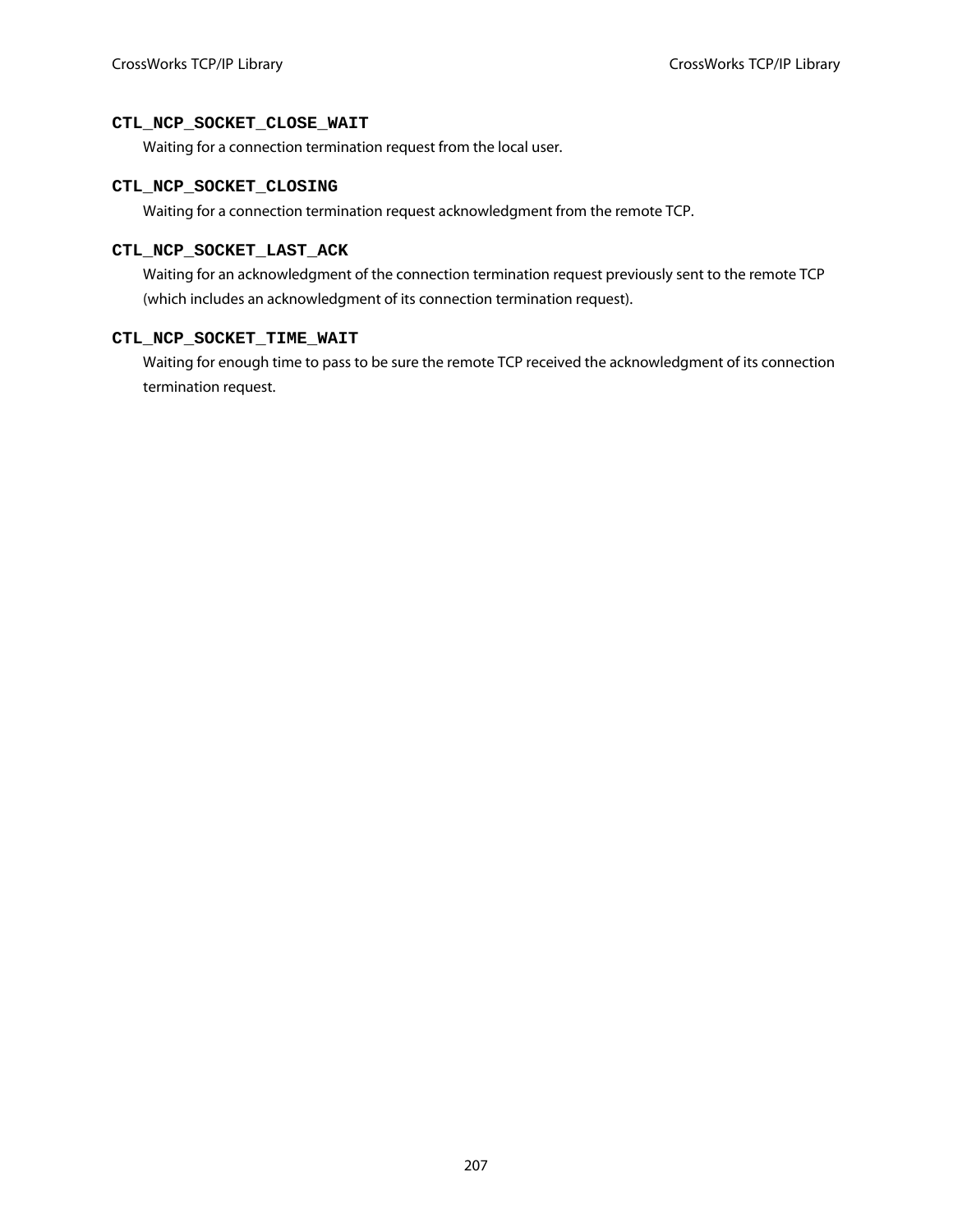**CTL_NCP_SOCKET_CLOSE_WAIT**

Waiting for a connection termination request from the local user.

**CTL_NCP_SOCKET_CLOSING**

Waiting for a connection termination request acknowledgment from the remote TCP.

**CTL_NCP_SOCKET_LAST_ACK**

Waiting for an acknowledgment of the connection termination request previously sent to the remote TCP (which includes an acknowledgment of its connection termination request).

**CTL_NCP_SOCKET_TIME_WAIT**

Waiting for enough time to pass to be sure the remote TCP received the acknowledgment of its connection termination request.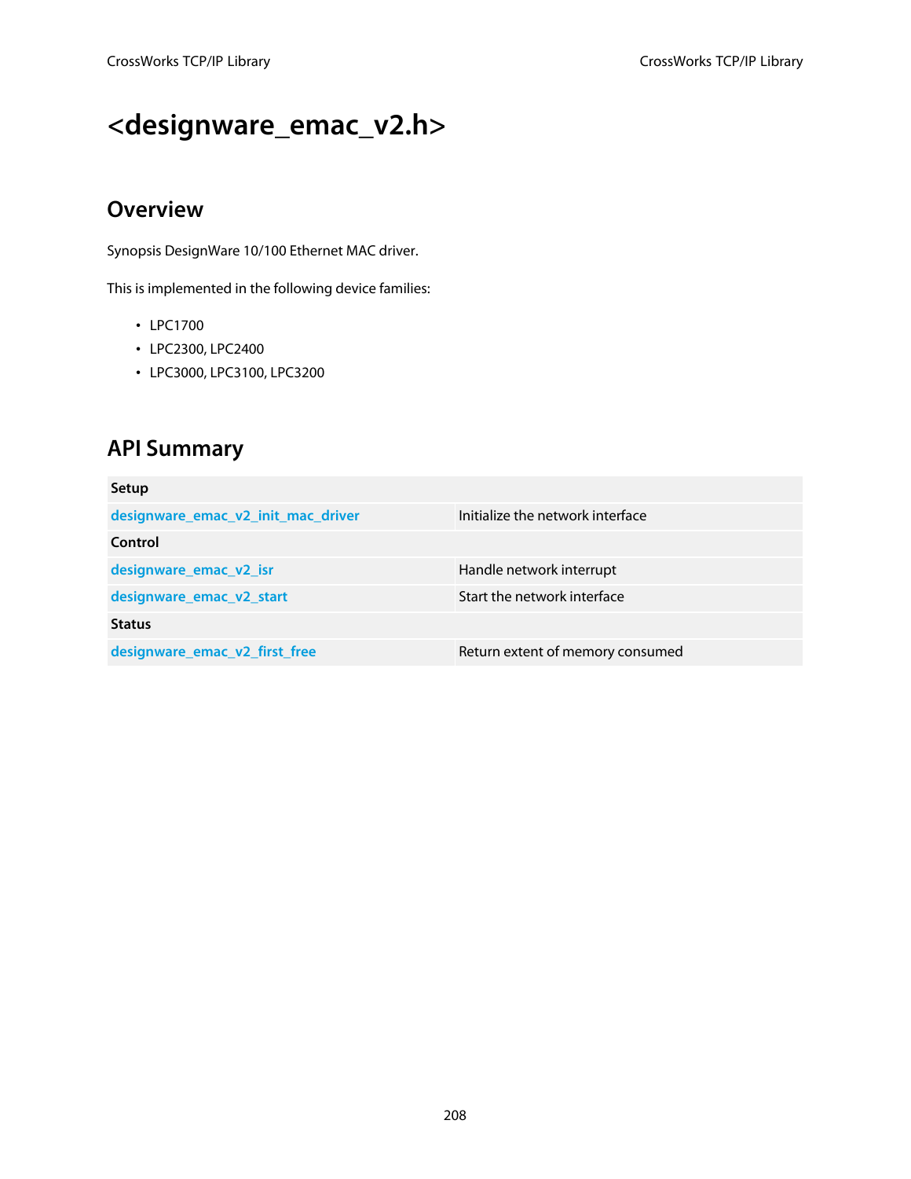# <designware_emac_v2.h>

## Overview

Synopsis DesignWare 10/100 Ethernet MAC driver.

This is implemented in the following device families:

- LPC1700
- LPC2300, LPC2400
- LPC3000, LPC3100, LPC3200

## API Summary

| Setup | |
|---|---|
| designware_emac_v2_init_mac_driver | Initialize the network interface |
| **Control** | |
| designware_emac_v2_isr | Handle network interrupt |
| designware_emac_v2_start | Start the network interface |
| **Status** | |
| designware_emac_v2_first_free | Return extent of memory consumed |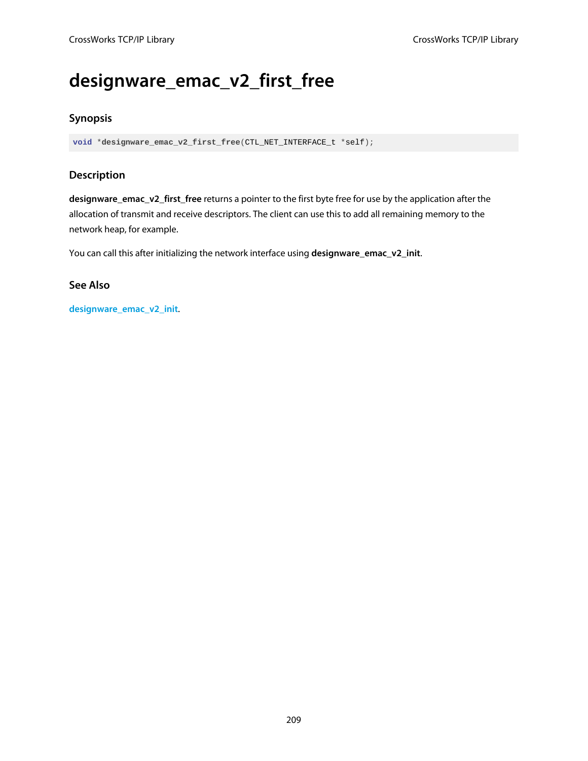# designware_emac_v2_first_free

## Synopsis

```
void *designware_emac_v2_first_free(CTL_NET_INTERFACE_t *self);
```

## Description

**designware_emac_v2_first_free** returns a pointer to the first byte free for use by the application after the allocation of transmit and receive descriptors. The client can use this to add all remaining memory to the network heap, for example.

You can call this after initializing the network interface using **designware_emac_v2_init**.

## See Also

designware_emac_v2_init.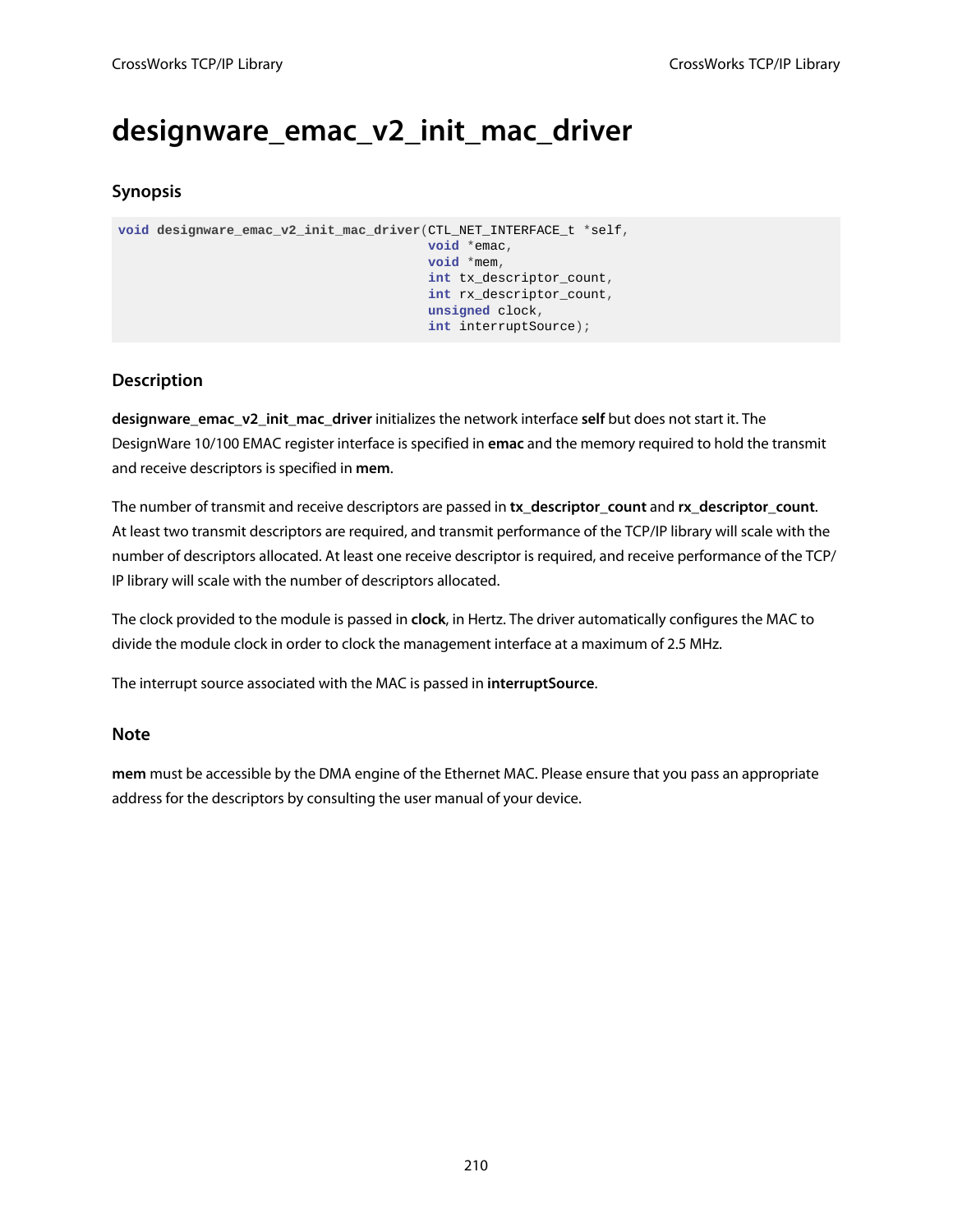# designware_emac_v2_init_mac_driver

## Synopsis

```
void designware_emac_v2_init_mac_driver(CTL_NET_INTERFACE_t *self,
                                        void *emac,
                                        void *mem,
                                        int tx_descriptor_count,
                                        int rx_descriptor_count,
                                        unsigned clock,
                                        int interruptSource);
```

## Description

**designware_emac_v2_init_mac_driver** initializes the network interface **self** but does not start it. The DesignWare 10/100 EMAC register interface is specified in **emac** and the memory required to hold the transmit and receive descriptors is specified in **mem**.

The number of transmit and receive descriptors are passed in **tx_descriptor_count** and **rx_descriptor_count**. At least two transmit descriptors are required, and transmit performance of the TCP/IP library will scale with the number of descriptors allocated. At least one receive descriptor is required, and receive performance of the TCP/IP library will scale with the number of descriptors allocated.

The clock provided to the module is passed in **clock**, in Hertz. The driver automatically configures the MAC to divide the module clock in order to clock the management interface at a maximum of 2.5 MHz.

The interrupt source associated with the MAC is passed in **interruptSource**.

## Note

**mem** must be accessible by the DMA engine of the Ethernet MAC. Please ensure that you pass an appropriate address for the descriptors by consulting the user manual of your device.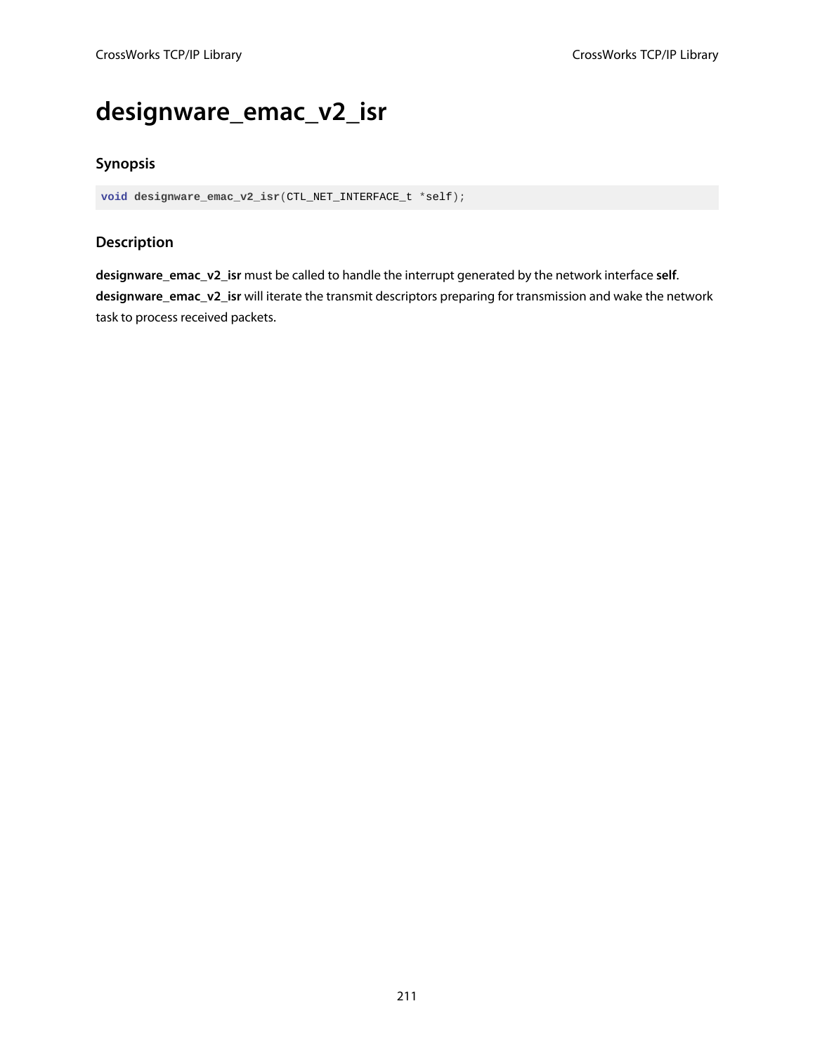# designware_emac_v2_isr

## Synopsis

```
void designware_emac_v2_isr(CTL_NET_INTERFACE_t *self);
```

## Description

**designware_emac_v2_isr** must be called to handle the interrupt generated by the network interface **self**. **designware_emac_v2_isr** will iterate the transmit descriptors preparing for transmission and wake the network task to process received packets.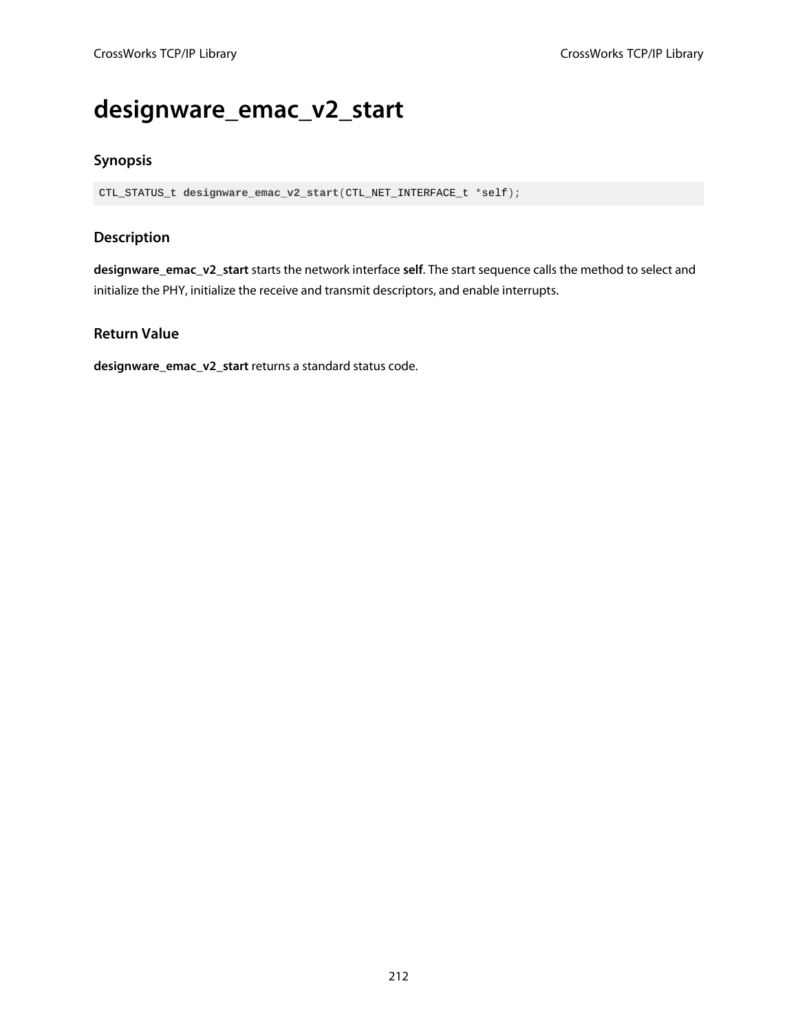# designware_emac_v2_start

## Synopsis

```
CTL_STATUS_t designware_emac_v2_start(CTL_NET_INTERFACE_t *self);
```

## Description

**designware_emac_v2_start** starts the network interface **self**. The start sequence calls the method to select and initialize the PHY, initialize the receive and transmit descriptors, and enable interrupts.

## Return Value

**designware_emac_v2_start** returns a standard status code.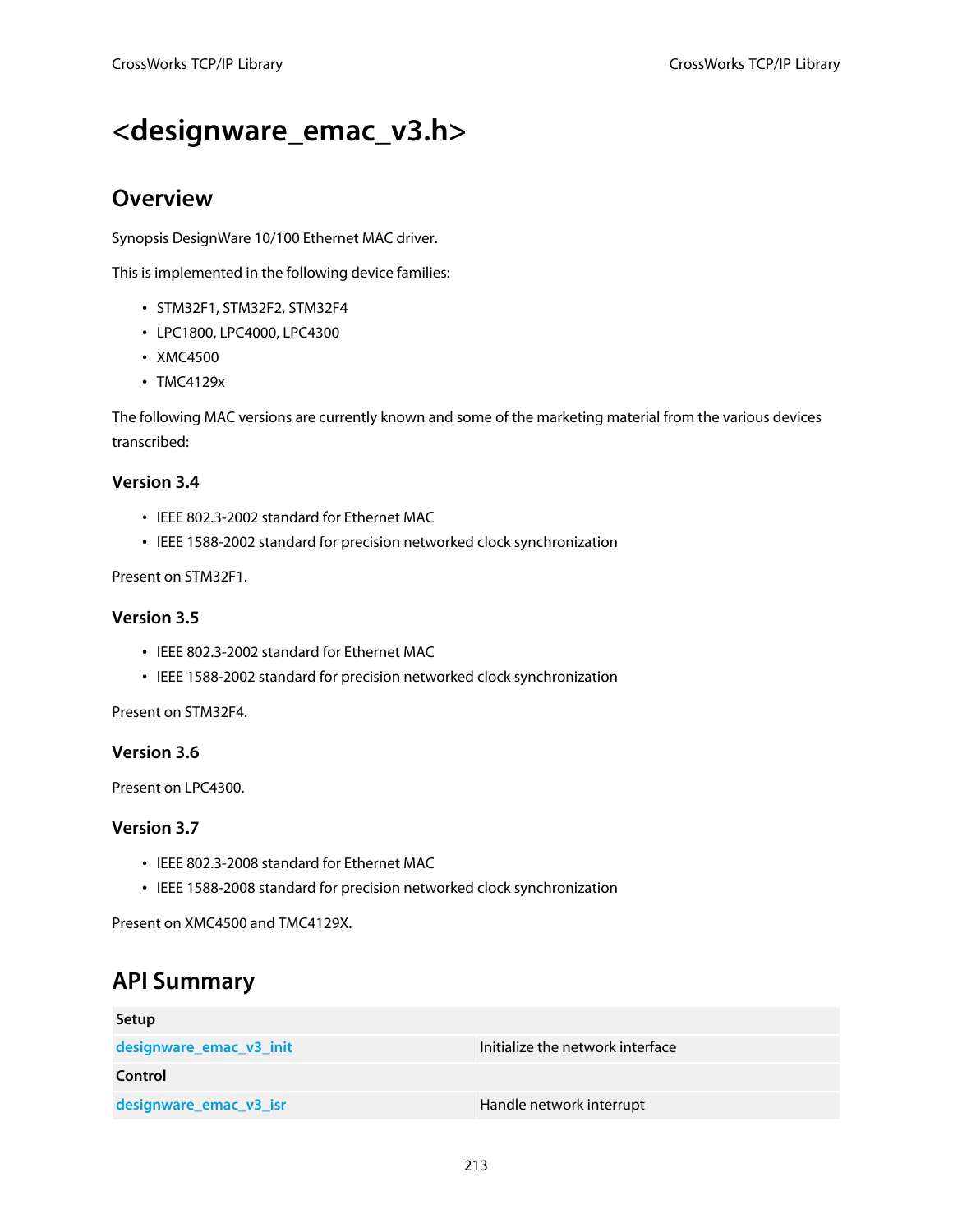# <designware_emac_v3.h>

## Overview

Synopsis DesignWare 10/100 Ethernet MAC driver.

This is implemented in the following device families:

- STM32F1, STM32F2, STM32F4
- LPC1800, LPC4000, LPC4300
- XMC4500
- TMC4129x

The following MAC versions are currently known and some of the marketing material from the various devices transcribed:

### Version 3.4

- IEEE 802.3-2002 standard for Ethernet MAC
- IEEE 1588-2002 standard for precision networked clock synchronization

Present on STM32F1.

### Version 3.5

- IEEE 802.3-2002 standard for Ethernet MAC
- IEEE 1588-2002 standard for precision networked clock synchronization

Present on STM32F4.

### Version 3.6

Present on LPC4300.

### Version 3.7

- IEEE 802.3-2008 standard for Ethernet MAC
- IEEE 1588-2008 standard for precision networked clock synchronization

Present on XMC4500 and TMC4129X.

## API Summary

| Setup | |
|---|---|
| designware_emac_v3_init | Initialize the network interface |
| **Control** | |
| designware_emac_v3_isr | Handle network interrupt |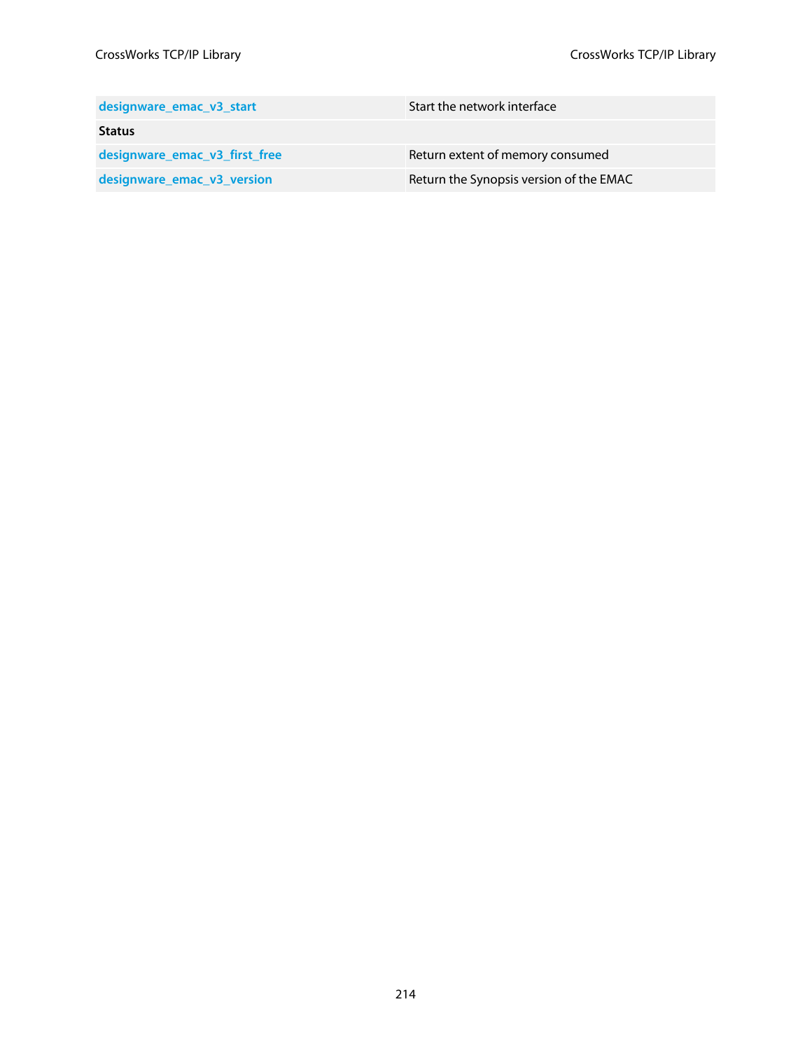| | |
|---|---|
| **designware_emac_v3_start** | Start the network interface |
| **Status** | |
| **designware_emac_v3_first_free** | Return extent of memory consumed |
| **designware_emac_v3_version** | Return the Synopsis version of the EMAC |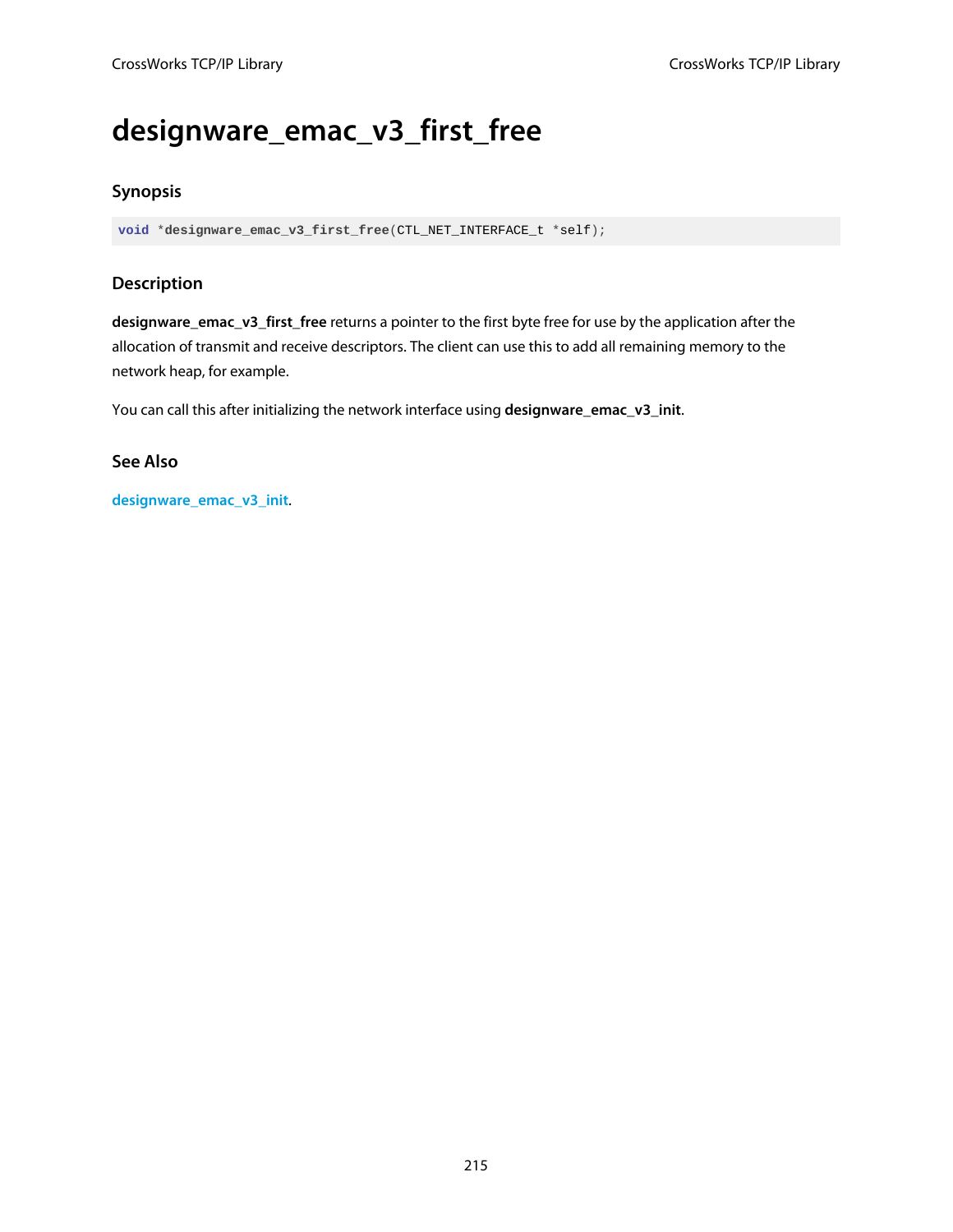# designware_emac_v3_first_free

## Synopsis

```
void *designware_emac_v3_first_free(CTL_NET_INTERFACE_t *self);
```

## Description

**designware_emac_v3_first_free** returns a pointer to the first byte free for use by the application after the allocation of transmit and receive descriptors. The client can use this to add all remaining memory to the network heap, for example.

You can call this after initializing the network interface using **designware_emac_v3_init**.

## See Also

designware_emac_v3_init.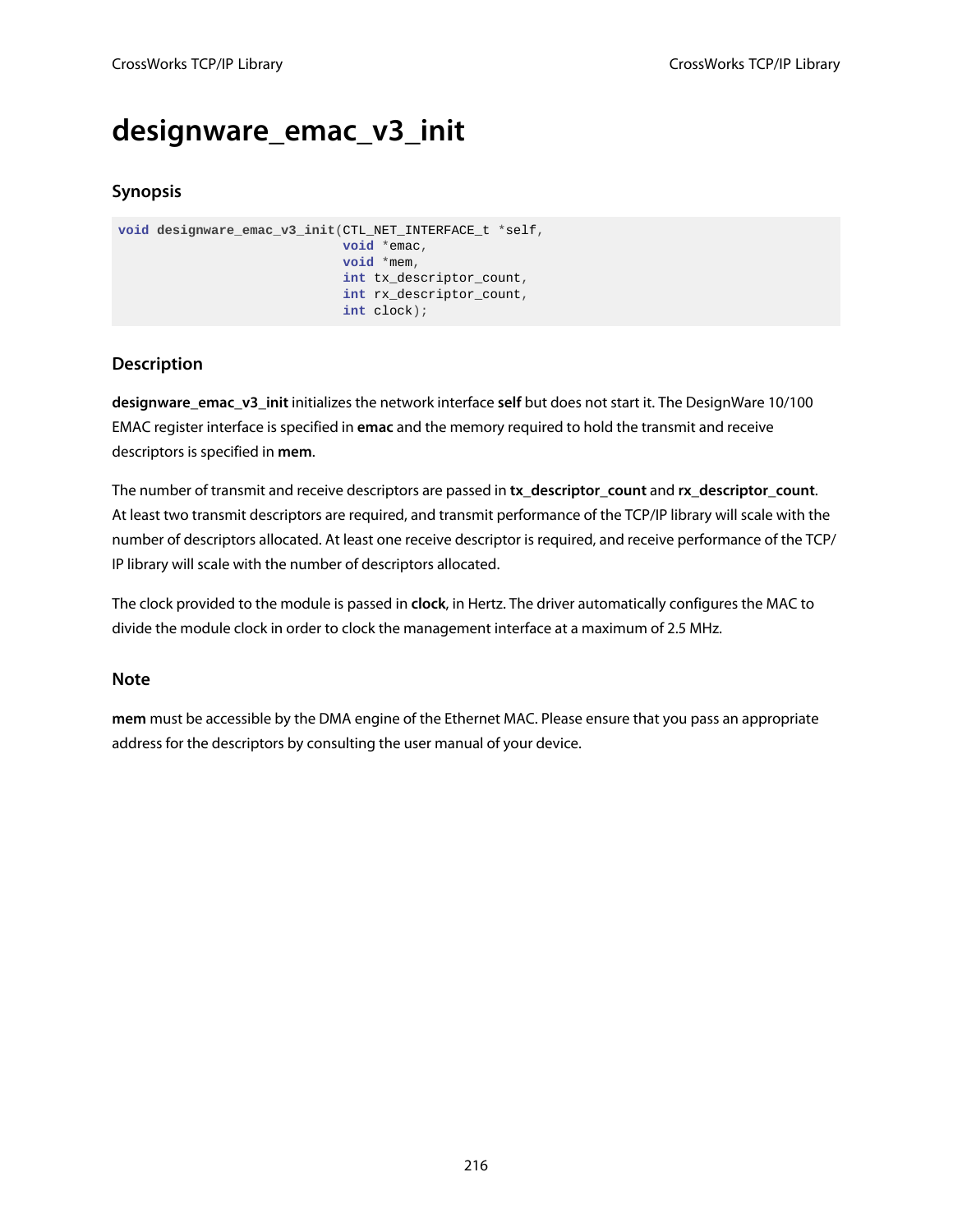# designware_emac_v3_init

## Synopsis

```
void designware_emac_v3_init(CTL_NET_INTERFACE_t *self,
                             void *emac,
                             void *mem,
                             int tx_descriptor_count,
                             int rx_descriptor_count,
                             int clock);
```

## Description

**designware_emac_v3_init** initializes the network interface **self** but does not start it. The DesignWare 10/100 EMAC register interface is specified in **emac** and the memory required to hold the transmit and receive descriptors is specified in **mem**.

The number of transmit and receive descriptors are passed in **tx_descriptor_count** and **rx_descriptor_count**. At least two transmit descriptors are required, and transmit performance of the TCP/IP library will scale with the number of descriptors allocated. At least one receive descriptor is required, and receive performance of the TCP/IP library will scale with the number of descriptors allocated.

The clock provided to the module is passed in **clock**, in Hertz. The driver automatically configures the MAC to divide the module clock in order to clock the management interface at a maximum of 2.5 MHz.

## Note

**mem** must be accessible by the DMA engine of the Ethernet MAC. Please ensure that you pass an appropriate address for the descriptors by consulting the user manual of your device.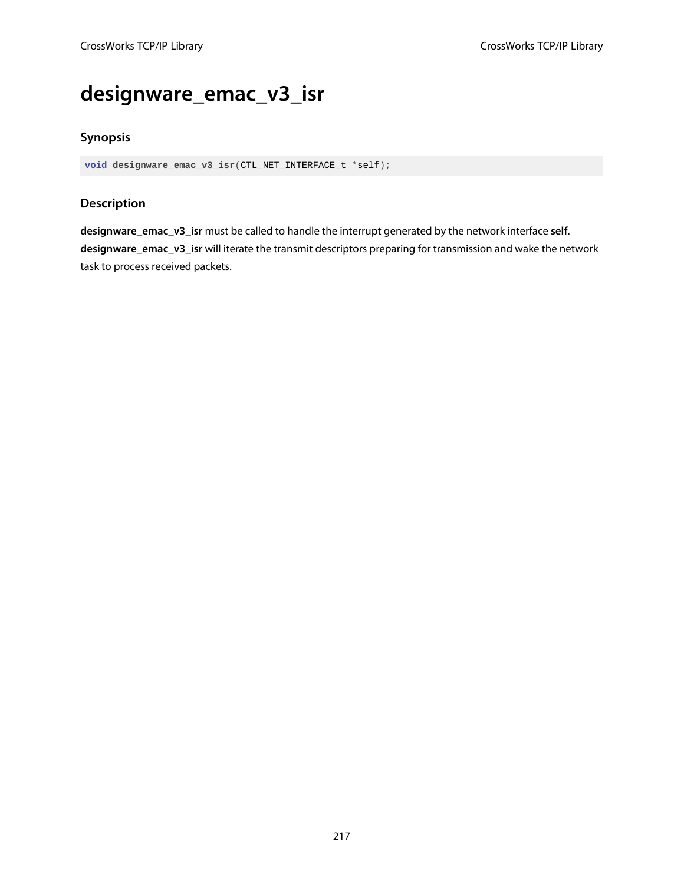# designware_emac_v3_isr

## Synopsis

```
void designware_emac_v3_isr(CTL_NET_INTERFACE_t *self);
```

## Description

**designware_emac_v3_isr** must be called to handle the interrupt generated by the network interface **self**. **designware_emac_v3_isr** will iterate the transmit descriptors preparing for transmission and wake the network task to process received packets.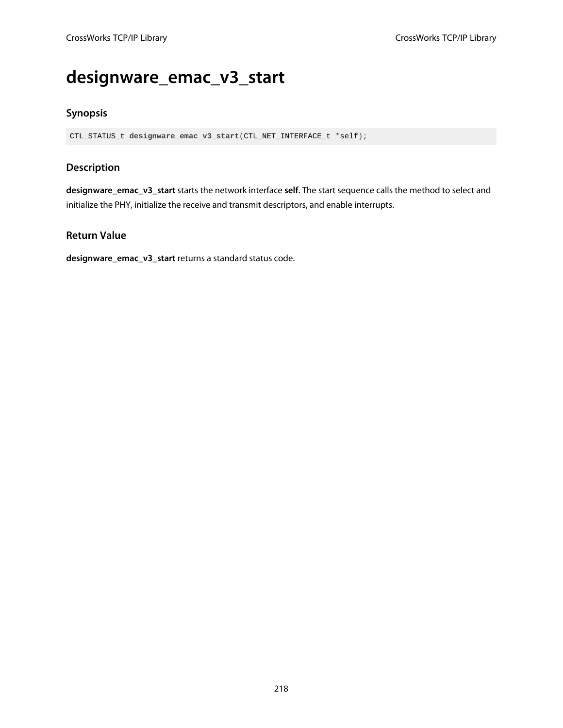# designware_emac_v3_start

## Synopsis

```
CTL_STATUS_t designware_emac_v3_start(CTL_NET_INTERFACE_t *self);
```

## Description

**designware_emac_v3_start** starts the network interface **self**. The start sequence calls the method to select and initialize the PHY, initialize the receive and transmit descriptors, and enable interrupts.

## Return Value

**designware_emac_v3_start** returns a standard status code.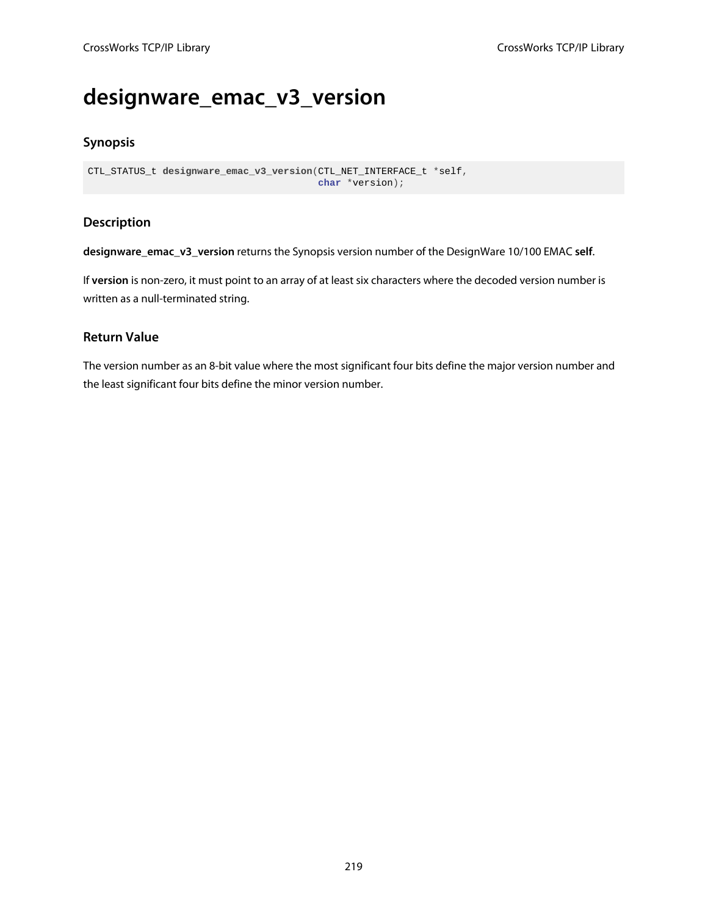# designware_emac_v3_version

## Synopsis

```
CTL_STATUS_t designware_emac_v3_version(CTL_NET_INTERFACE_t *self,
                                        char *version);
```

## Description

**designware_emac_v3_version** returns the Synopsis version number of the DesignWare 10/100 EMAC **self**.

If **version** is non-zero, it must point to an array of at least six characters where the decoded version number is written as a null-terminated string.

## Return Value

The version number as an 8-bit value where the most significant four bits define the major version number and the least significant four bits define the minor version number.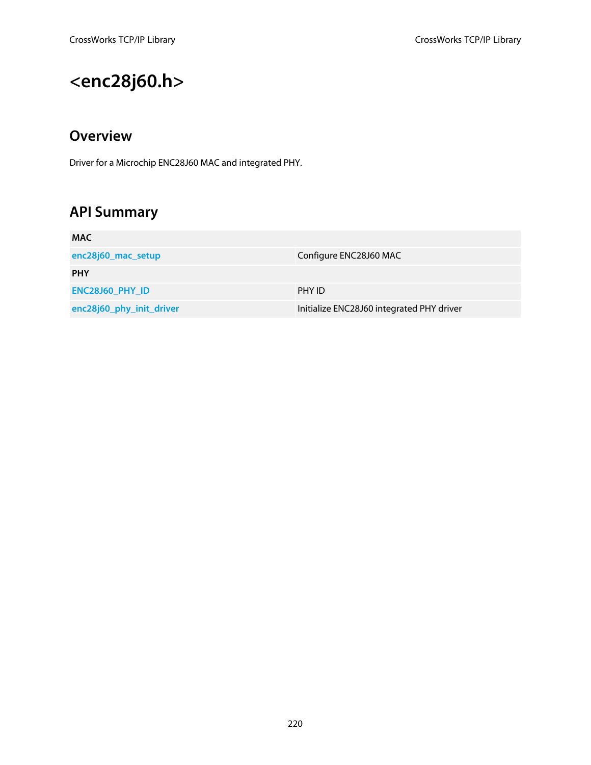# <enc28j60.h>

## Overview

Driver for a Microchip ENC28J60 MAC and integrated PHY.

## API Summary

| MAC | |
|---|---|
| enc28j60_mac_setup | Configure ENC28J60 MAC |
| **PHY** | |
| ENC28J60_PHY_ID | PHY ID |
| enc28j60_phy_init_driver | Initialize ENC28J60 integrated PHY driver |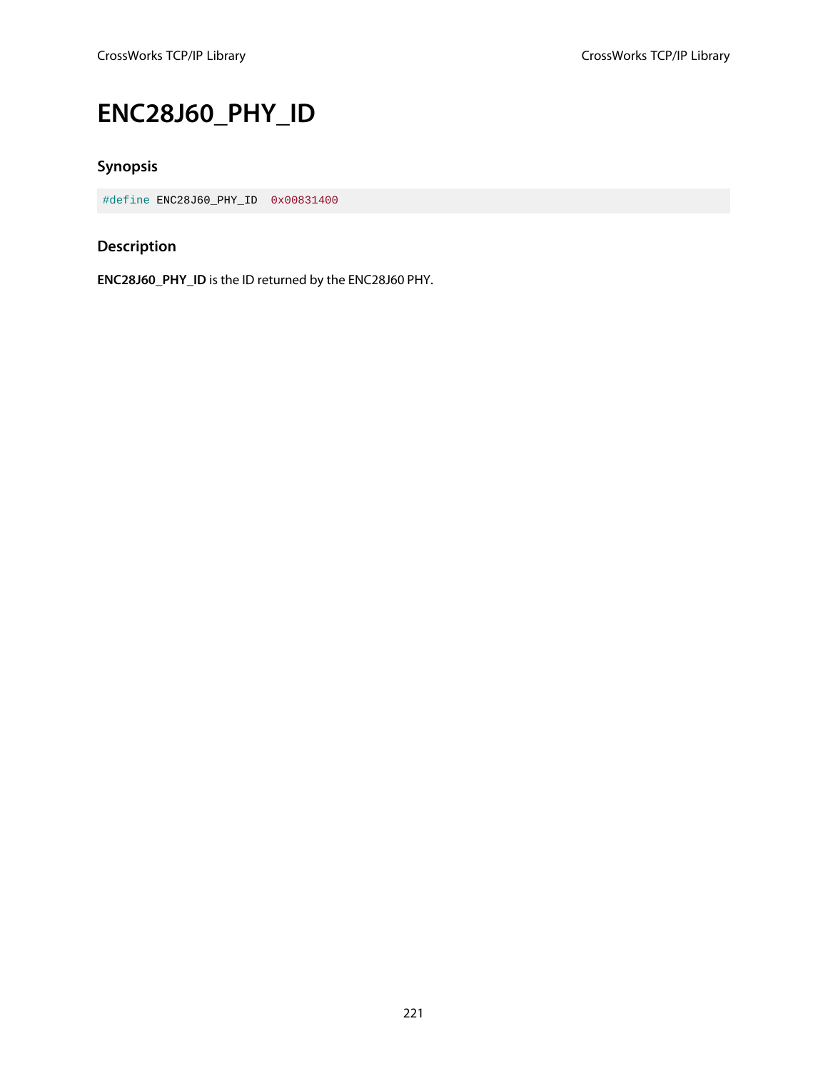# ENC28J60_PHY_ID

## Synopsis

```
#define ENC28J60_PHY_ID  0x00831400
```

## Description

**ENC28J60_PHY_ID** is the ID returned by the ENC28J60 PHY.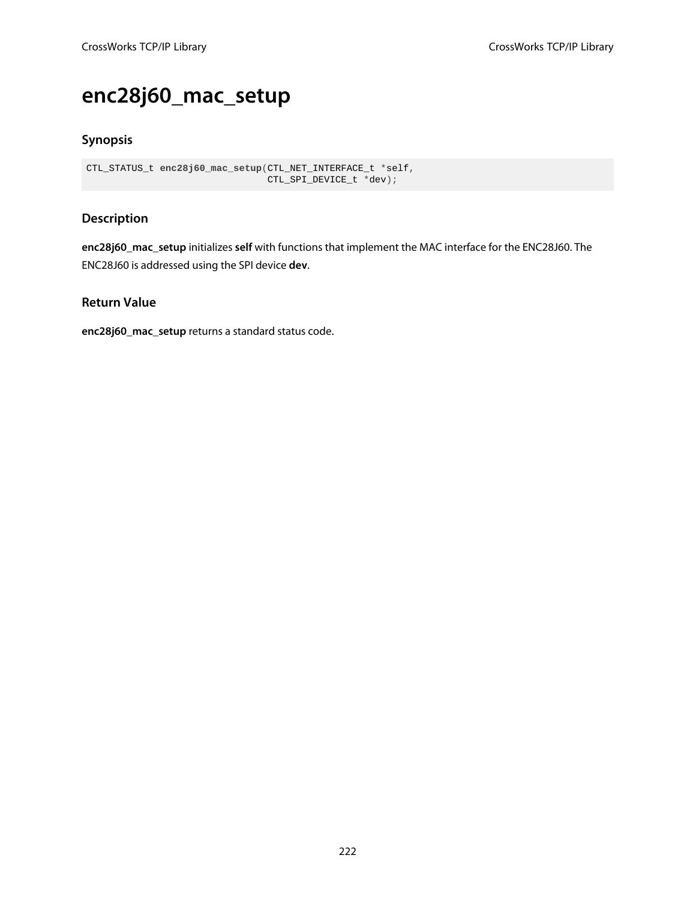# enc28j60_mac_setup

## Synopsis

```
CTL_STATUS_t enc28j60_mac_setup(CTL_NET_INTERFACE_t *self,
                                CTL_SPI_DEVICE_t *dev);
```

## Description

**enc28j60_mac_setup** initializes **self** with functions that implement the MAC interface for the ENC28J60. The ENC28J60 is addressed using the SPI device **dev**.

## Return Value

**enc28j60_mac_setup** returns a standard status code.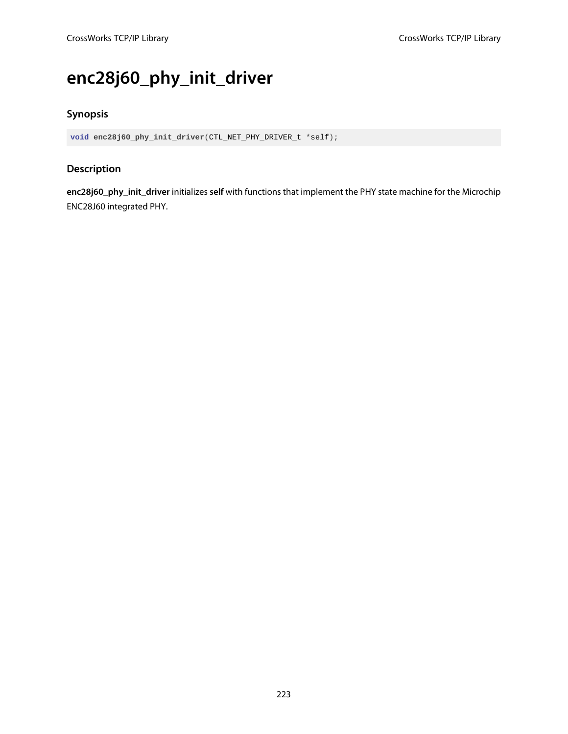# enc28j60_phy_init_driver

## Synopsis

```
void enc28j60_phy_init_driver(CTL_NET_PHY_DRIVER_t *self);
```

## Description

**enc28j60_phy_init_driver** initializes **self** with functions that implement the PHY state machine for the Microchip ENC28J60 integrated PHY.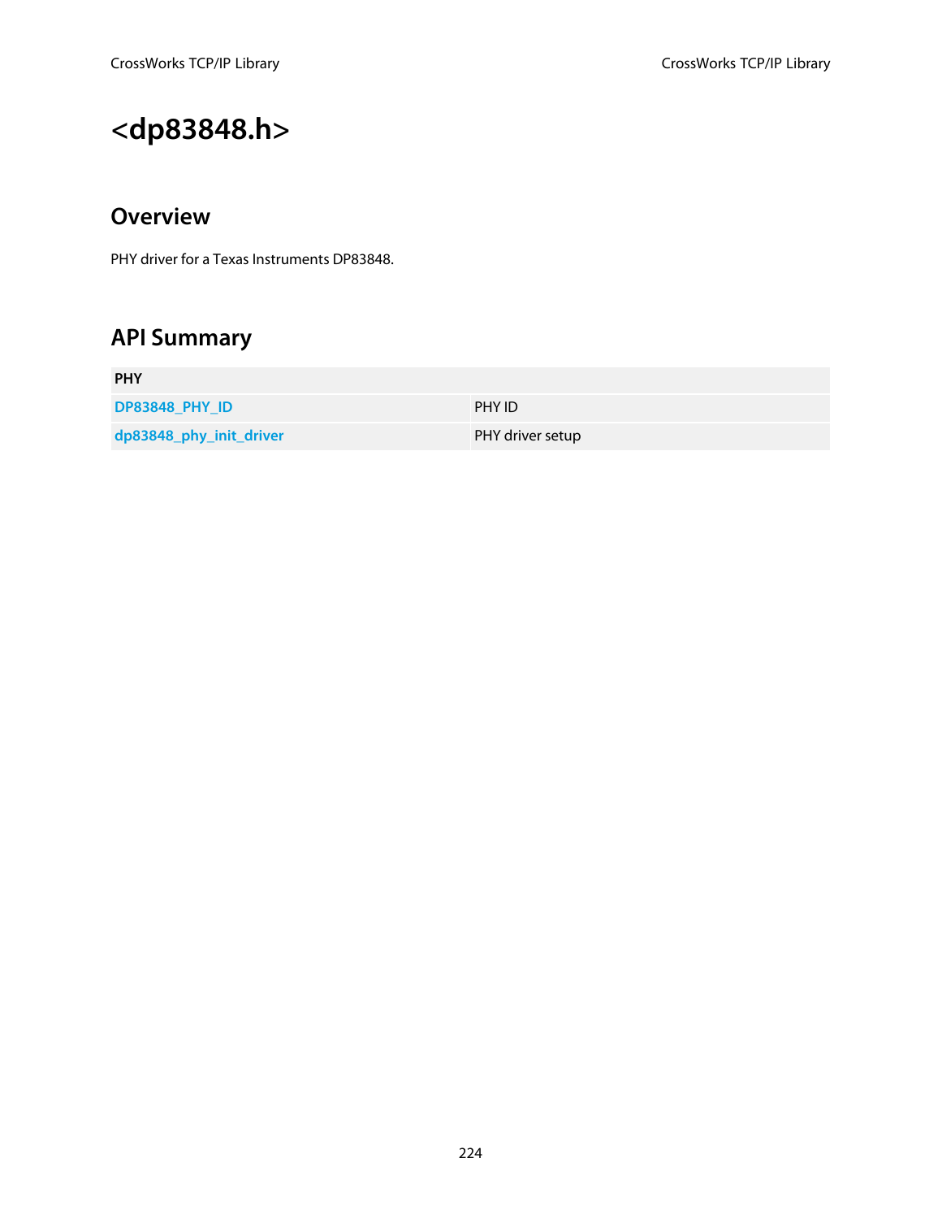# <dp83848.h>

## Overview

PHY driver for a Texas Instruments DP83848.

## API Summary

| PHY | |
|---|---|
| **DP83848_PHY_ID** | PHY ID |
| **dp83848_phy_init_driver** | PHY driver setup |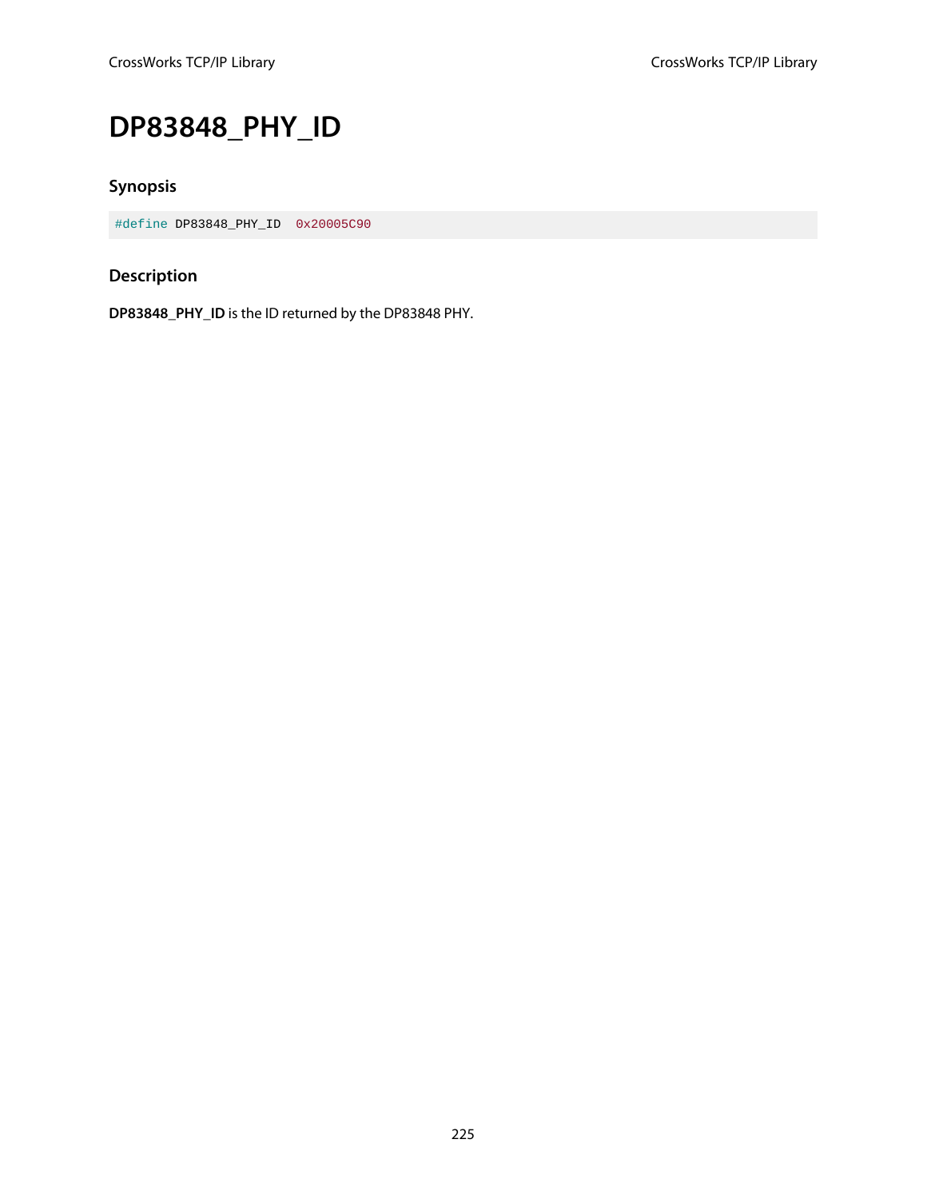# DP83848_PHY_ID

## Synopsis

```
#define DP83848_PHY_ID  0x20005C90
```

## Description

**DP83848_PHY_ID** is the ID returned by the DP83848 PHY.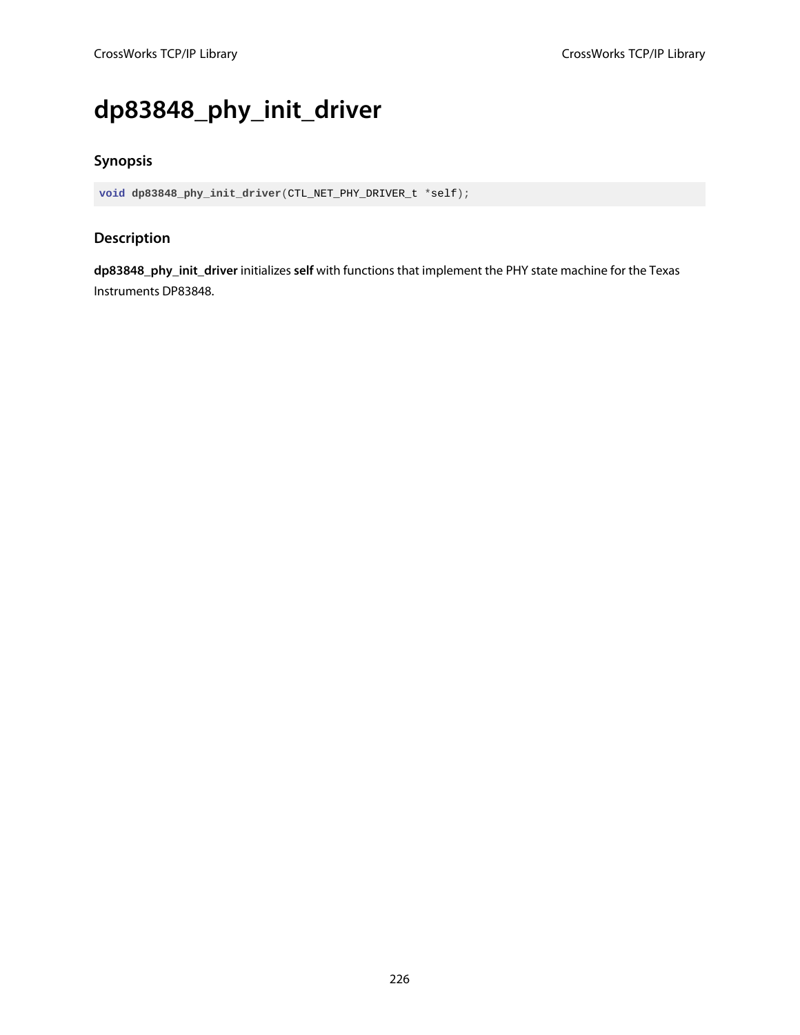# dp83848_phy_init_driver

## Synopsis

```
void dp83848_phy_init_driver(CTL_NET_PHY_DRIVER_t *self);
```

## Description

**dp83848_phy_init_driver** initializes **self** with functions that implement the PHY state machine for the Texas Instruments DP83848.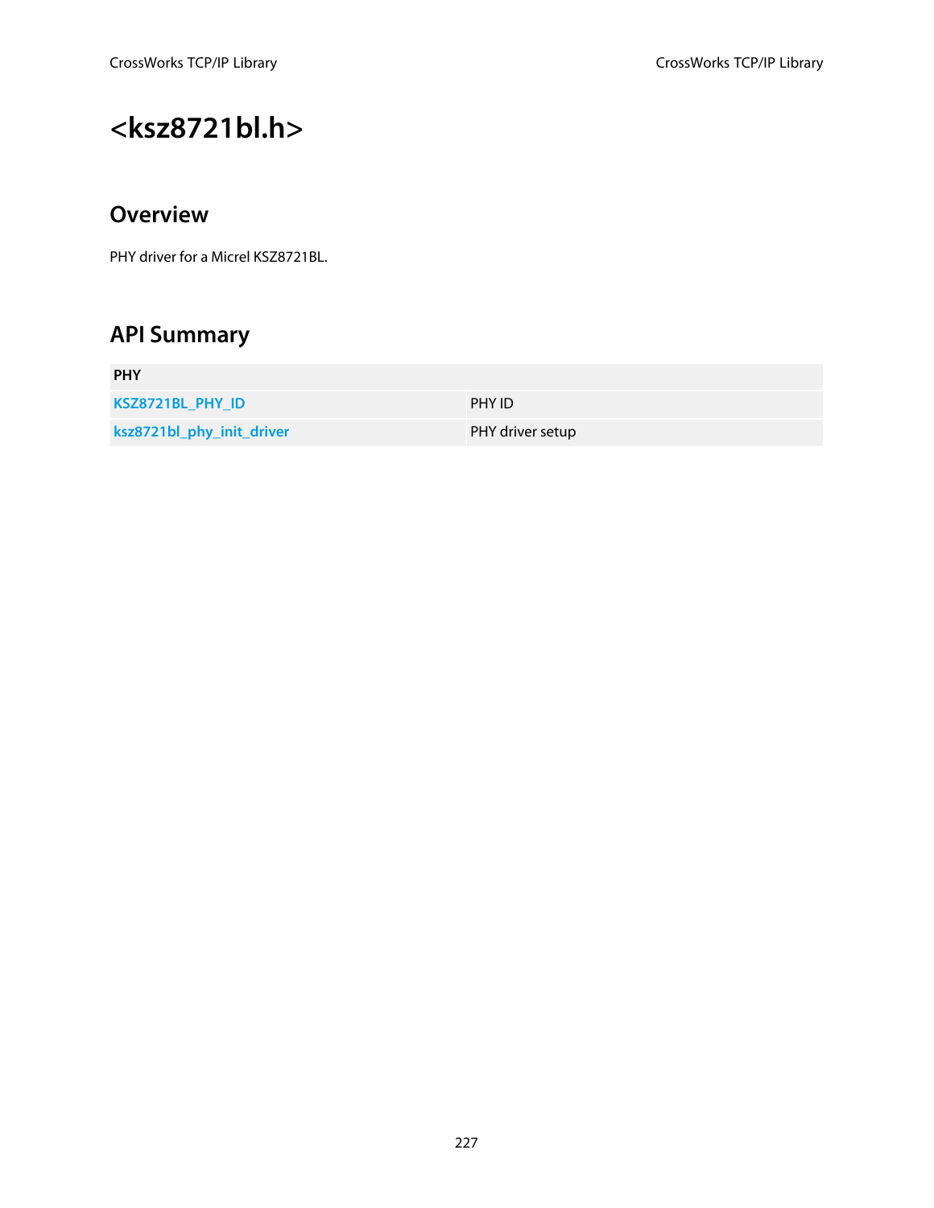# <ksz8721bl.h>

## Overview

PHY driver for a Micrel KSZ8721BL.

## API Summary

| PHY | |
|---|---|
| **KSZ8721BL_PHY_ID** | PHY ID |
| **ksz8721bl_phy_init_driver** | PHY driver setup |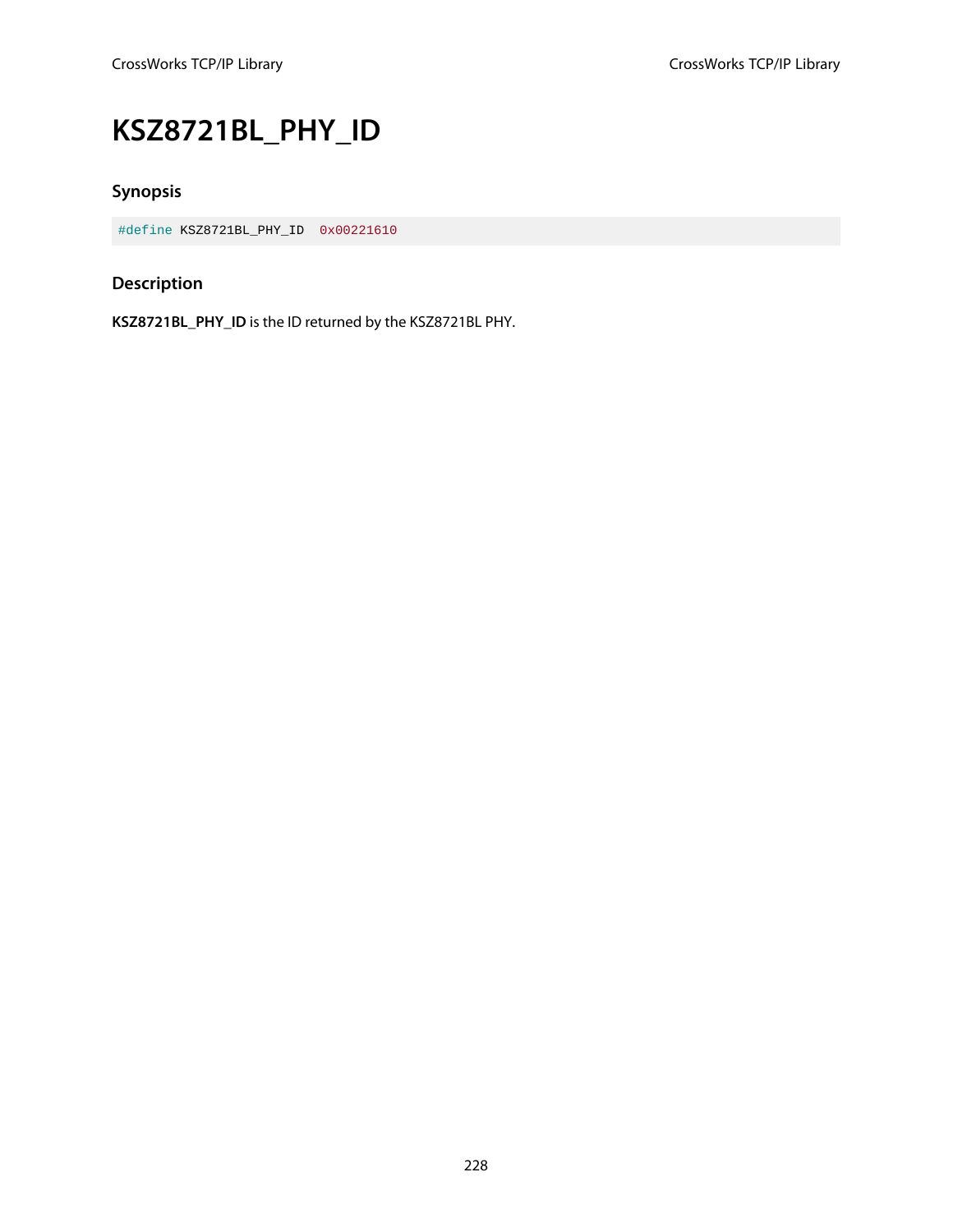# KSZ8721BL_PHY_ID

## Synopsis

```
#define KSZ8721BL_PHY_ID  0x00221610
```

## Description

**KSZ8721BL_PHY_ID** is the ID returned by the KSZ8721BL PHY.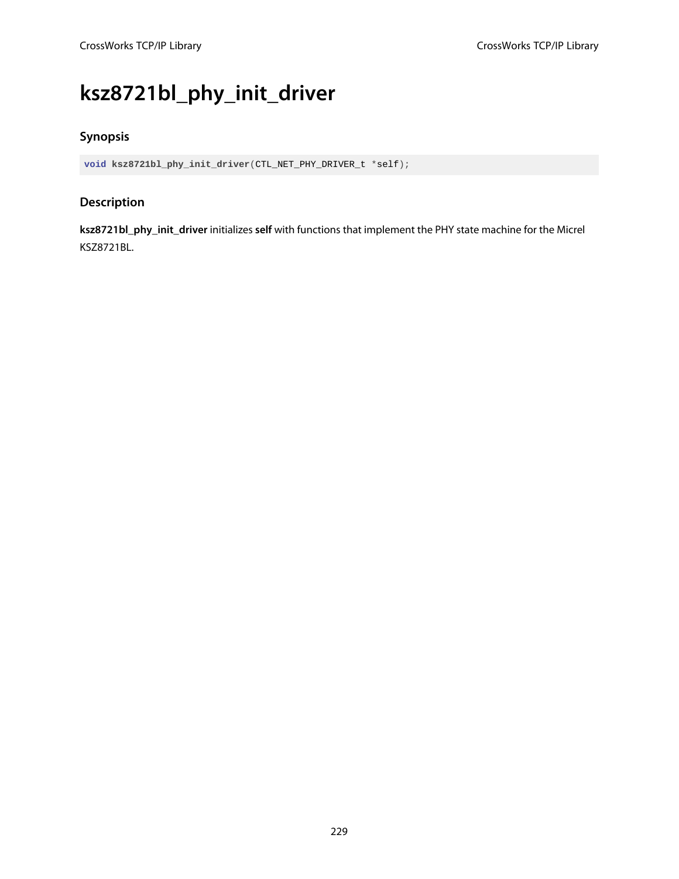# ksz8721bl_phy_init_driver

## Synopsis

```
void ksz8721bl_phy_init_driver(CTL_NET_PHY_DRIVER_t *self);
```

## Description

**ksz8721bl_phy_init_driver** initializes **self** with functions that implement the PHY state machine for the Micrel KSZ8721BL.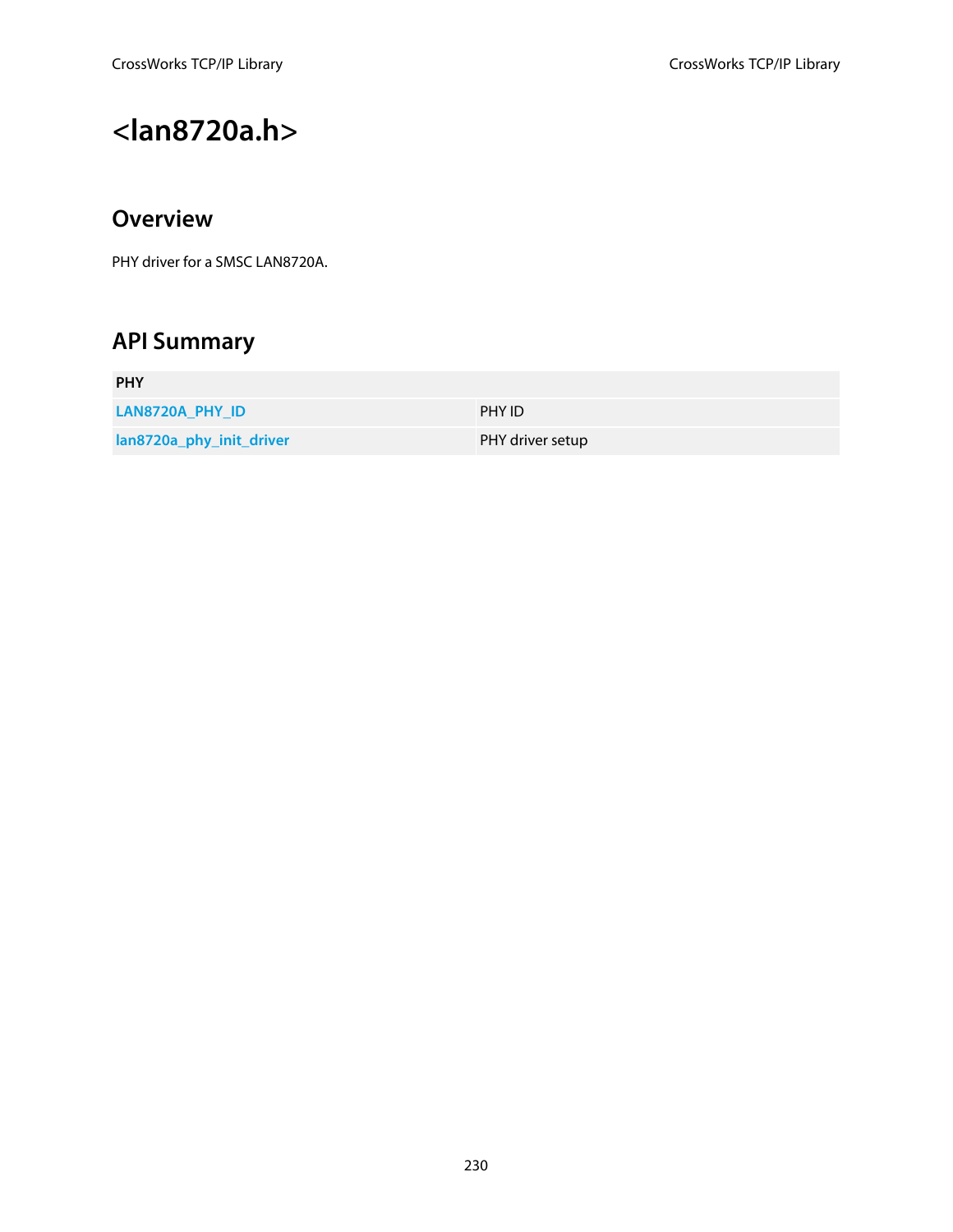# <lan8720a.h>

## Overview

PHY driver for a SMSC LAN8720A.

## API Summary

| PHY | |
|---|---|
| **LAN8720A_PHY_ID** | PHY ID |
| **lan8720a_phy_init_driver** | PHY driver setup |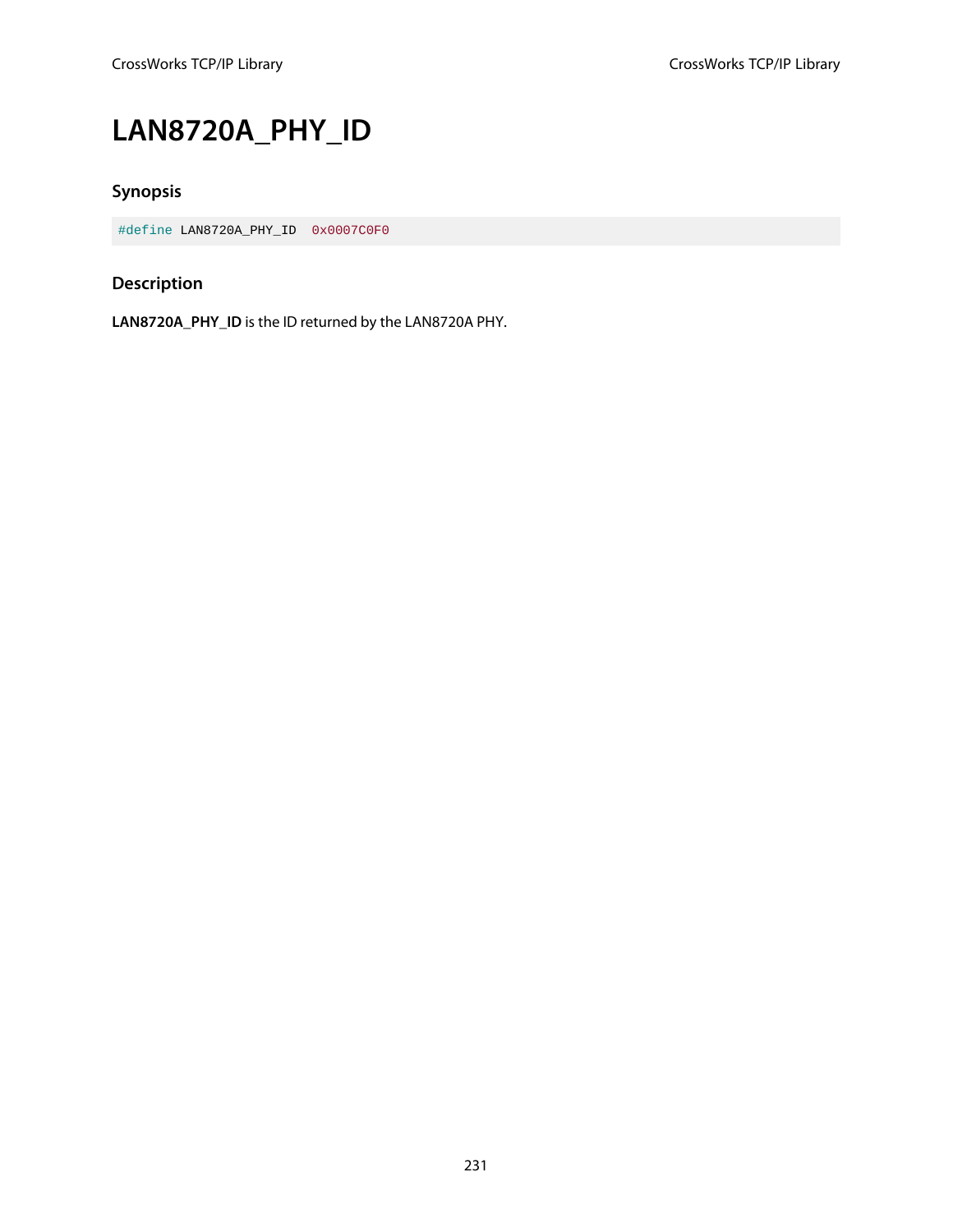# LAN8720A_PHY_ID

### Synopsis

```
#define LAN8720A_PHY_ID  0x0007C0F0
```

### Description

**LAN8720A_PHY_ID** is the ID returned by the LAN8720A PHY.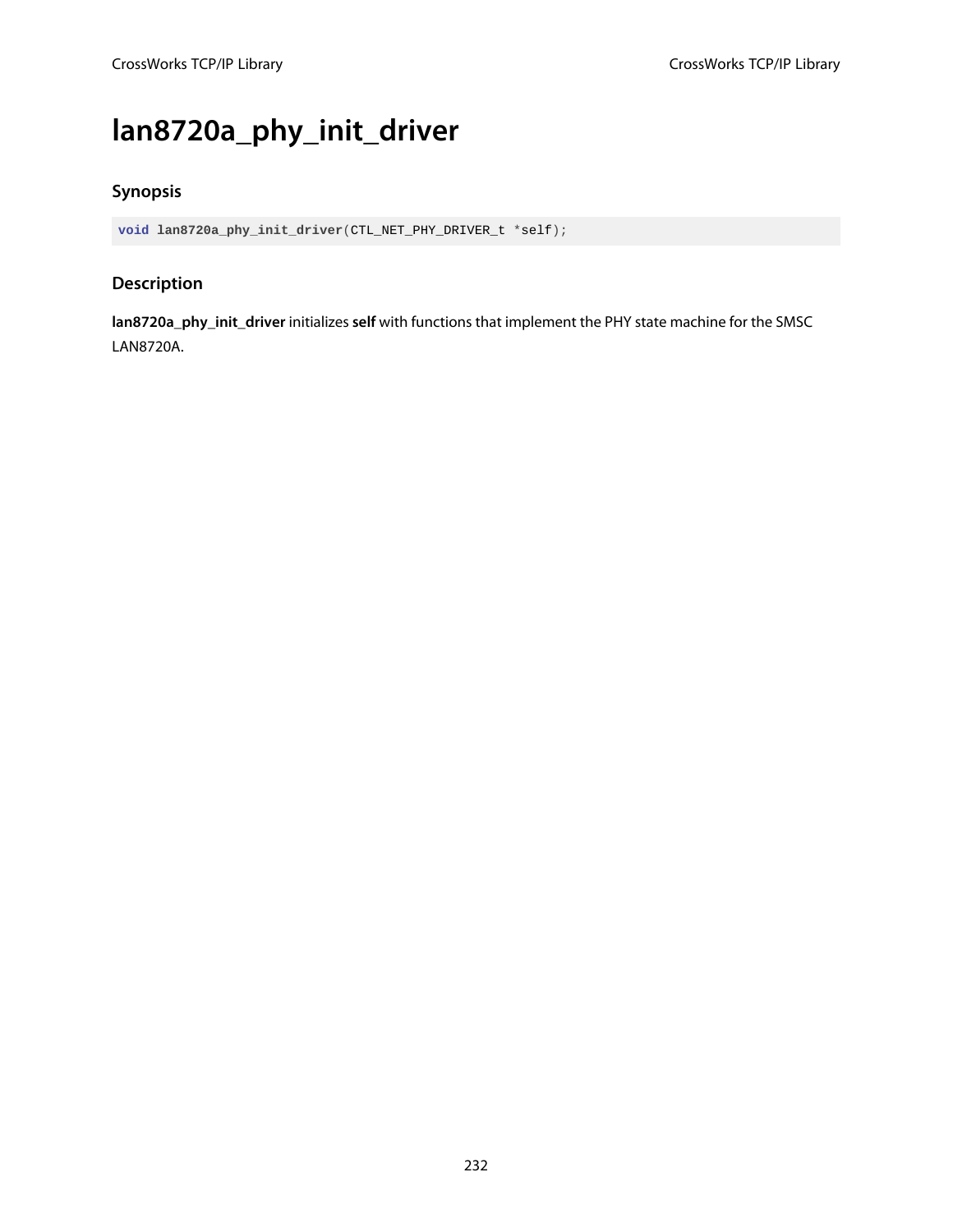# lan8720a_phy_init_driver

## Synopsis

```
void lan8720a_phy_init_driver(CTL_NET_PHY_DRIVER_t *self);
```

## Description

**lan8720a_phy_init_driver** initializes **self** with functions that implement the PHY state machine for the SMSC LAN8720A.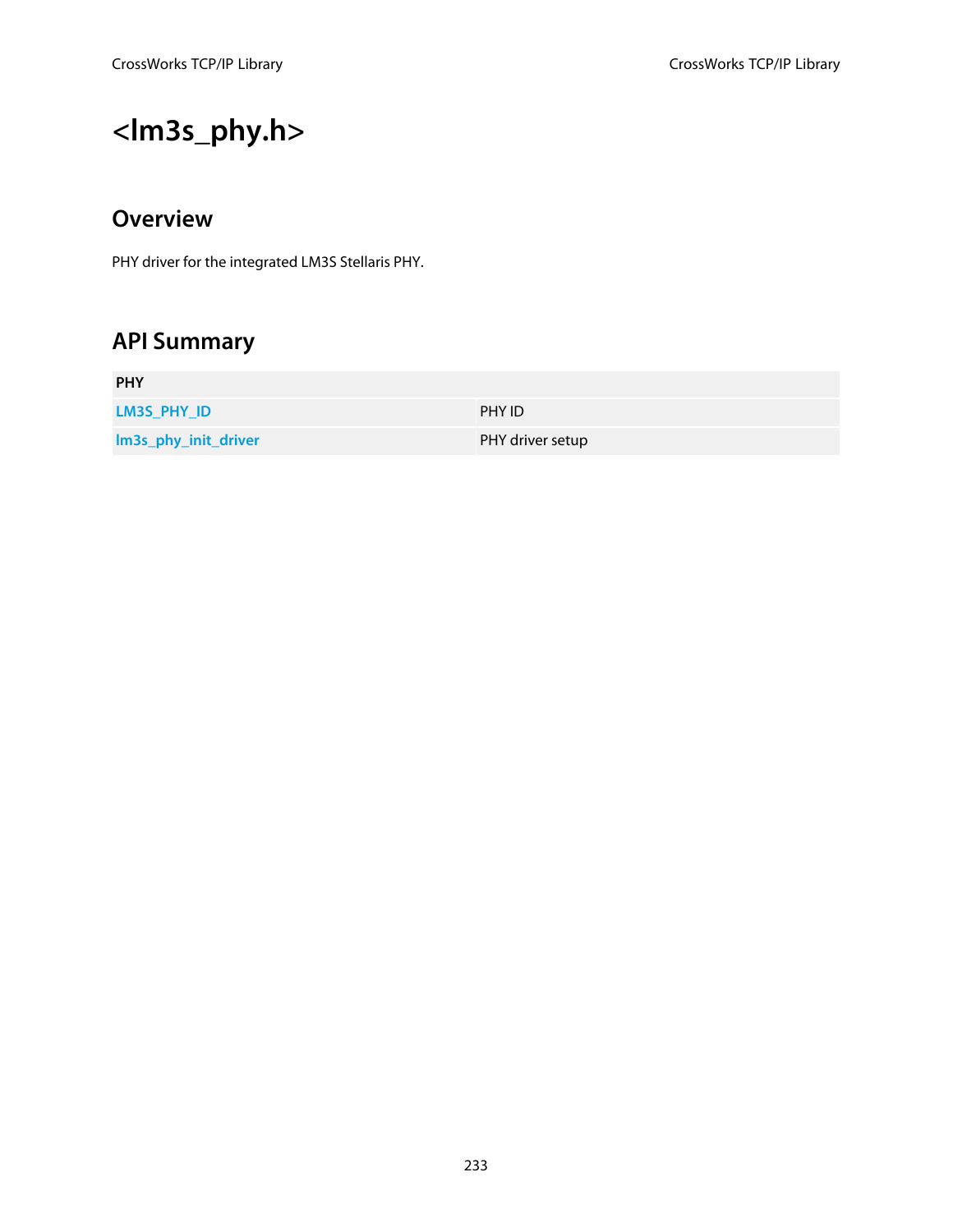# <lm3s_phy.h>

## Overview

PHY driver for the integrated LM3S Stellaris PHY.

## API Summary

| PHY | |
|---|---|
| LM3S_PHY_ID | PHY ID |
| lm3s_phy_init_driver | PHY driver setup |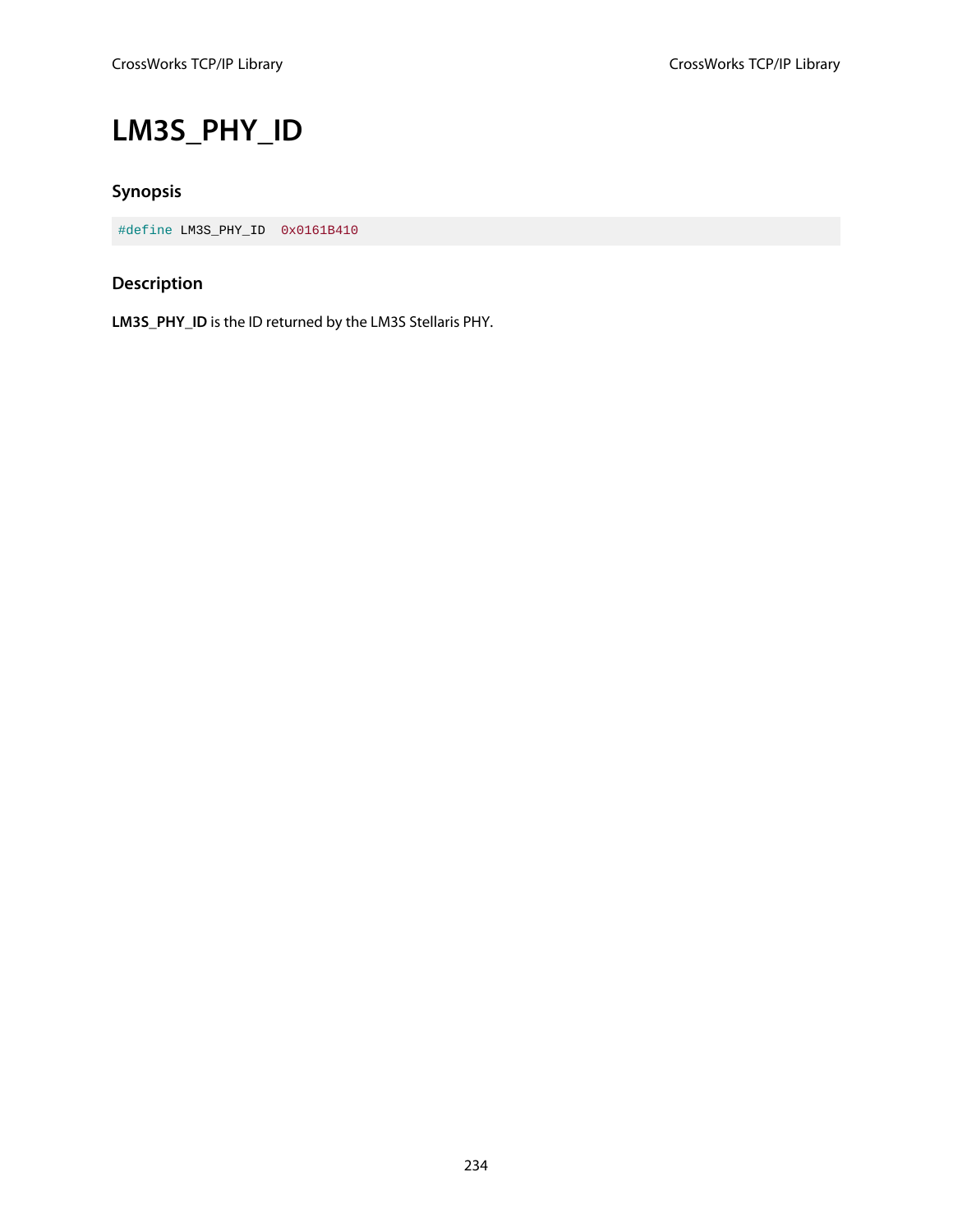# LM3S_PHY_ID

## Synopsis

```
#define LM3S_PHY_ID  0x0161B410
```

## Description

**LM3S_PHY_ID** is the ID returned by the LM3S Stellaris PHY.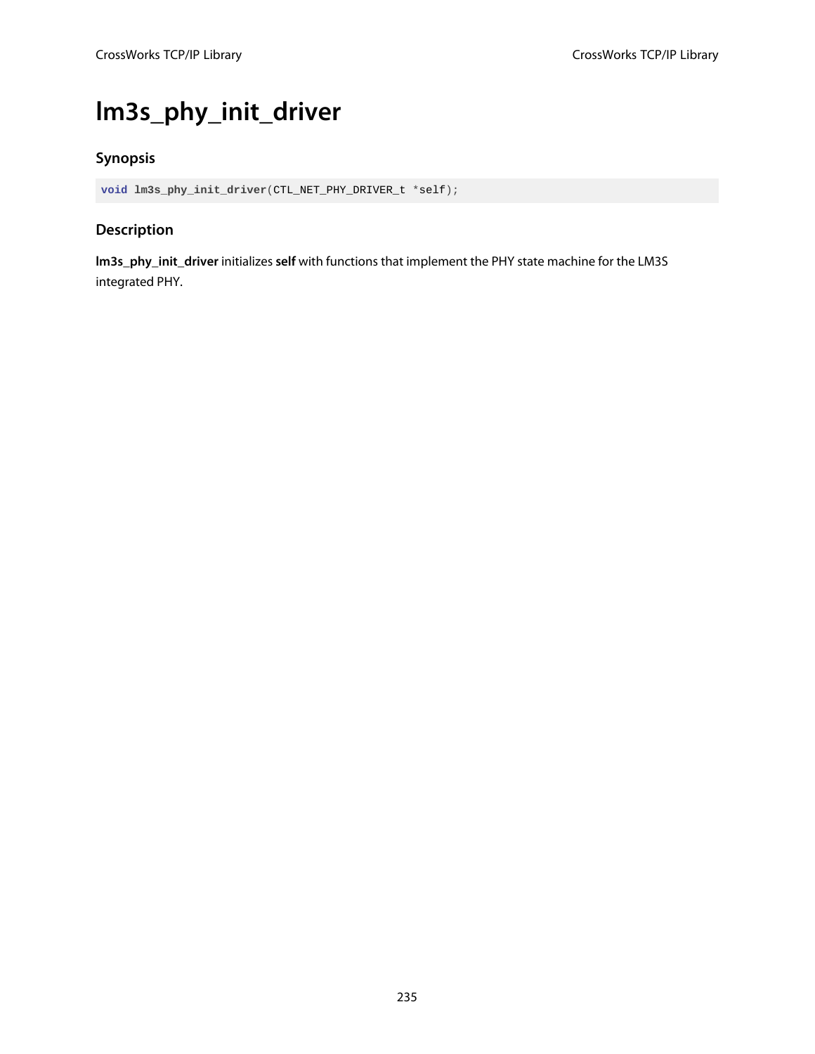# lm3s_phy_init_driver

## Synopsis

```
void lm3s_phy_init_driver(CTL_NET_PHY_DRIVER_t *self);
```

## Description

**lm3s_phy_init_driver** initializes **self** with functions that implement the PHY state machine for the LM3S integrated PHY.